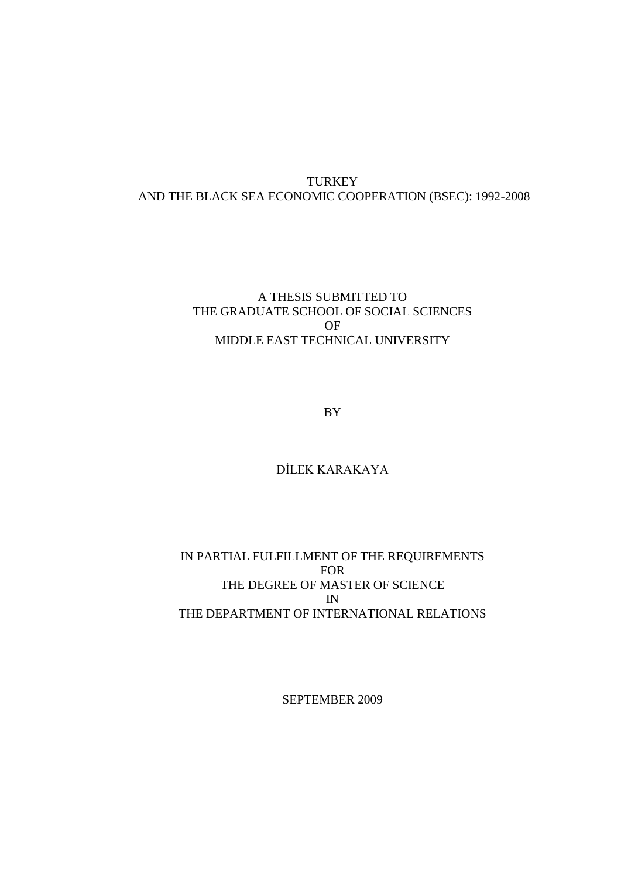# TURKEY
# AND THE BLACK SEA ECONOMIC COOPERATION (BSEC): 1992-2008

A THESIS SUBMITTED TO
THE GRADUATE SCHOOL OF SOCIAL SCIENCES
OF
MIDDLE EAST TECHNICAL UNIVERSITY

BY

DİLEK KARAKAYA

IN PARTIAL FULFILLMENT OF THE REQUIREMENTS
FOR
THE DEGREE OF MASTER OF SCIENCE
IN
THE DEPARTMENT OF INTERNATIONAL RELATIONS

SEPTEMBER 2009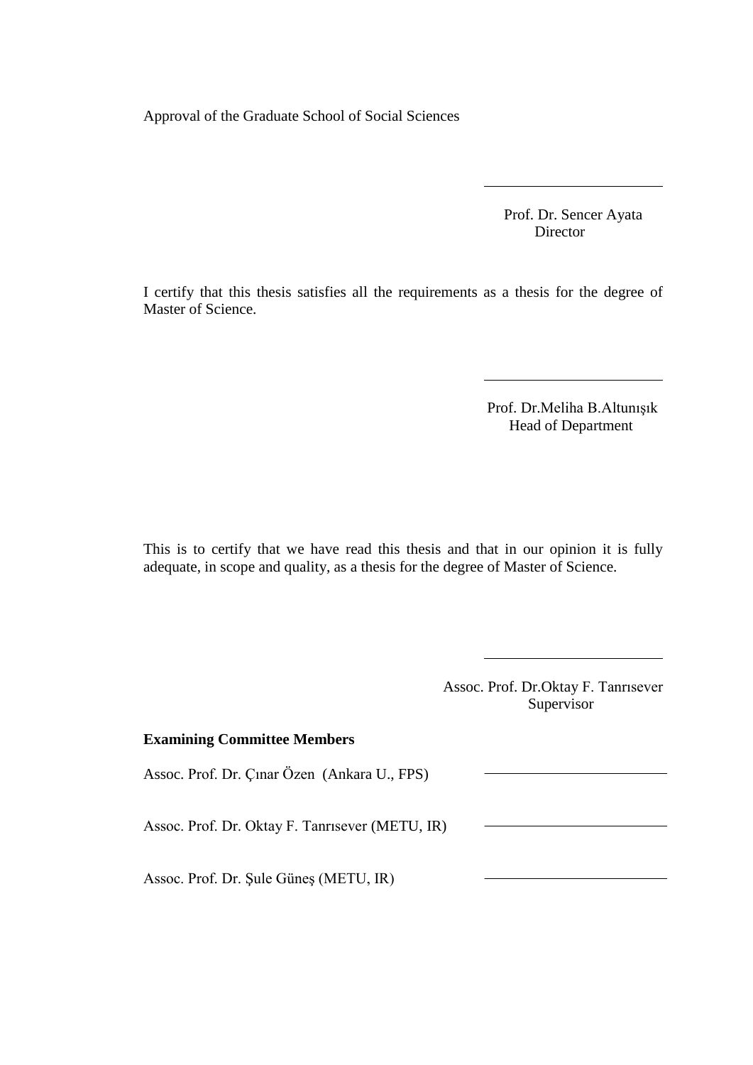Approval of the Graduate School of Social Sciences

Prof. Dr. Sencer Ayata
Director

I certify that this thesis satisfies all the requirements as a thesis for the degree of Master of Science.

Prof. Dr.Meliha B.Altunışık
Head of Department

This is to certify that we have read this thesis and that in our opinion it is fully adequate, in scope and quality, as a thesis for the degree of Master of Science.

Assoc. Prof. Dr.Oktay F. Tanrısever
Supervisor

**Examining Committee Members**

Assoc. Prof. Dr. Çınar Özen (Ankara U., FPS)

Assoc. Prof. Dr. Oktay F. Tanrısever (METU, IR)

Assoc. Prof. Dr. Şule Güneş (METU, IR)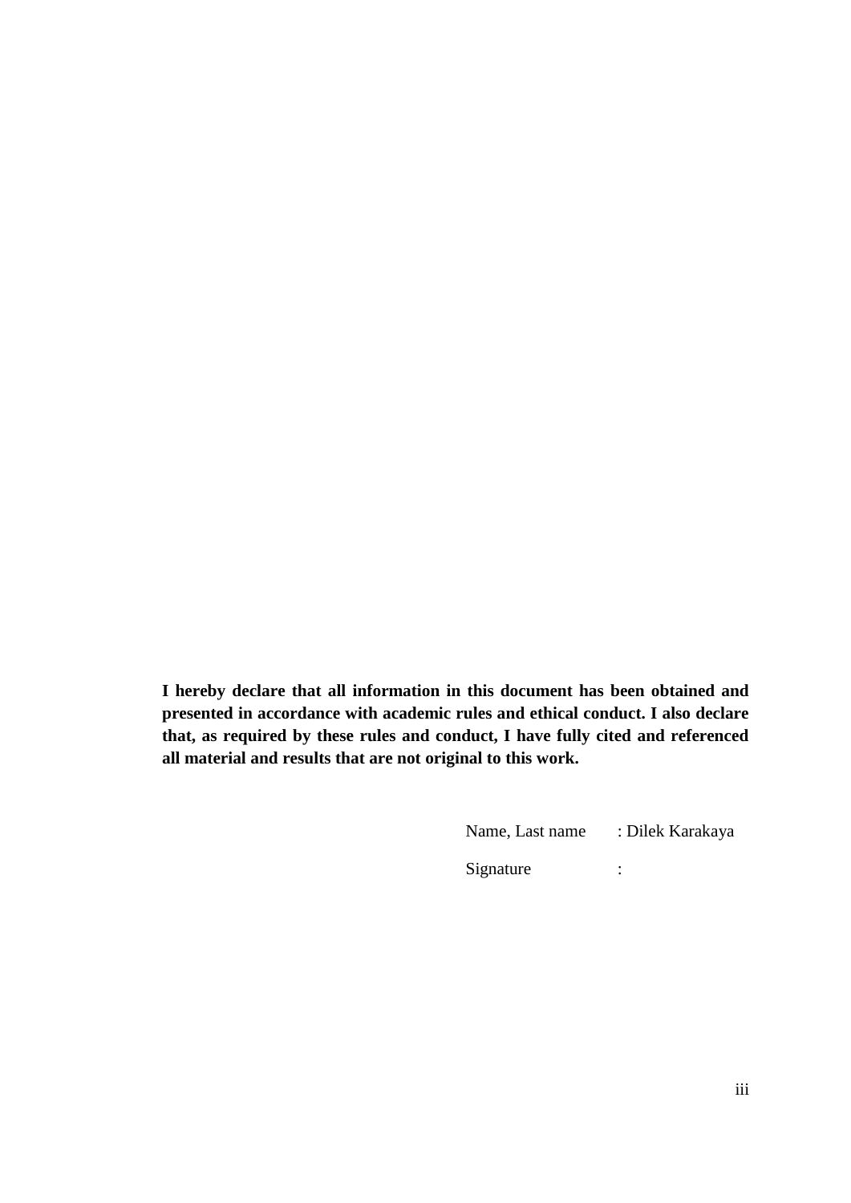**I hereby declare that all information in this document has been obtained and presented in accordance with academic rules and ethical conduct. I also declare that, as required by these rules and conduct, I have fully cited and referenced all material and results that are not original to this work.**

Name, Last name : Dilek Karakaya

Signature :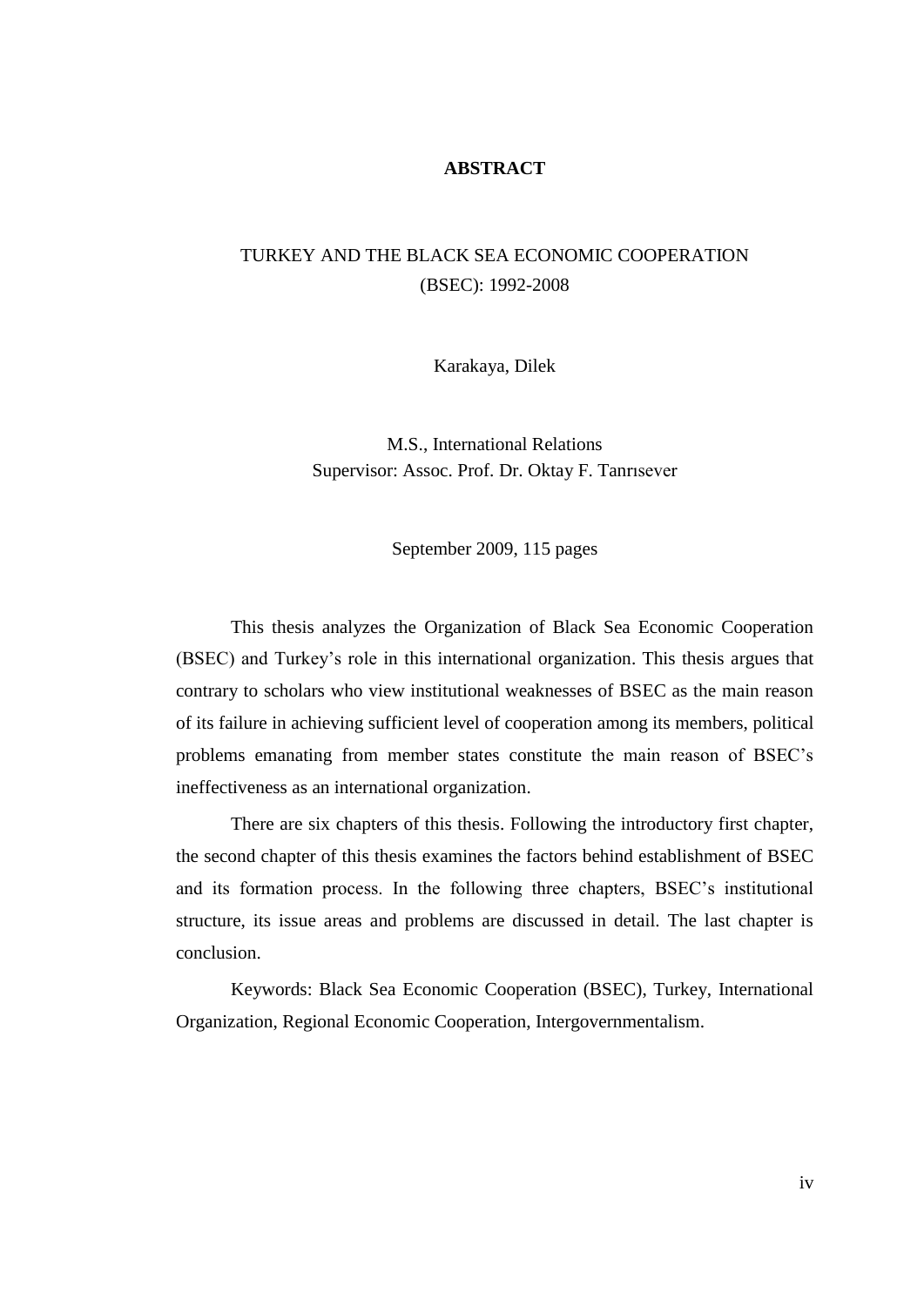# ABSTRACT

TURKEY AND THE BLACK SEA ECONOMIC COOPERATION (BSEC): 1992-2008

Karakaya, Dilek

M.S., International Relations
Supervisor: Assoc. Prof. Dr. Oktay F. Tanrısever

September 2009, 115 pages

This thesis analyzes the Organization of Black Sea Economic Cooperation (BSEC) and Turkey's role in this international organization. This thesis argues that contrary to scholars who view institutional weaknesses of BSEC as the main reason of its failure in achieving sufficient level of cooperation among its members, political problems emanating from member states constitute the main reason of BSEC's ineffectiveness as an international organization.

There are six chapters of this thesis. Following the introductory first chapter, the second chapter of this thesis examines the factors behind establishment of BSEC and its formation process. In the following three chapters, BSEC's institutional structure, its issue areas and problems are discussed in detail. The last chapter is conclusion.

Keywords: Black Sea Economic Cooperation (BSEC), Turkey, International Organization, Regional Economic Cooperation, Intergovernmentalism.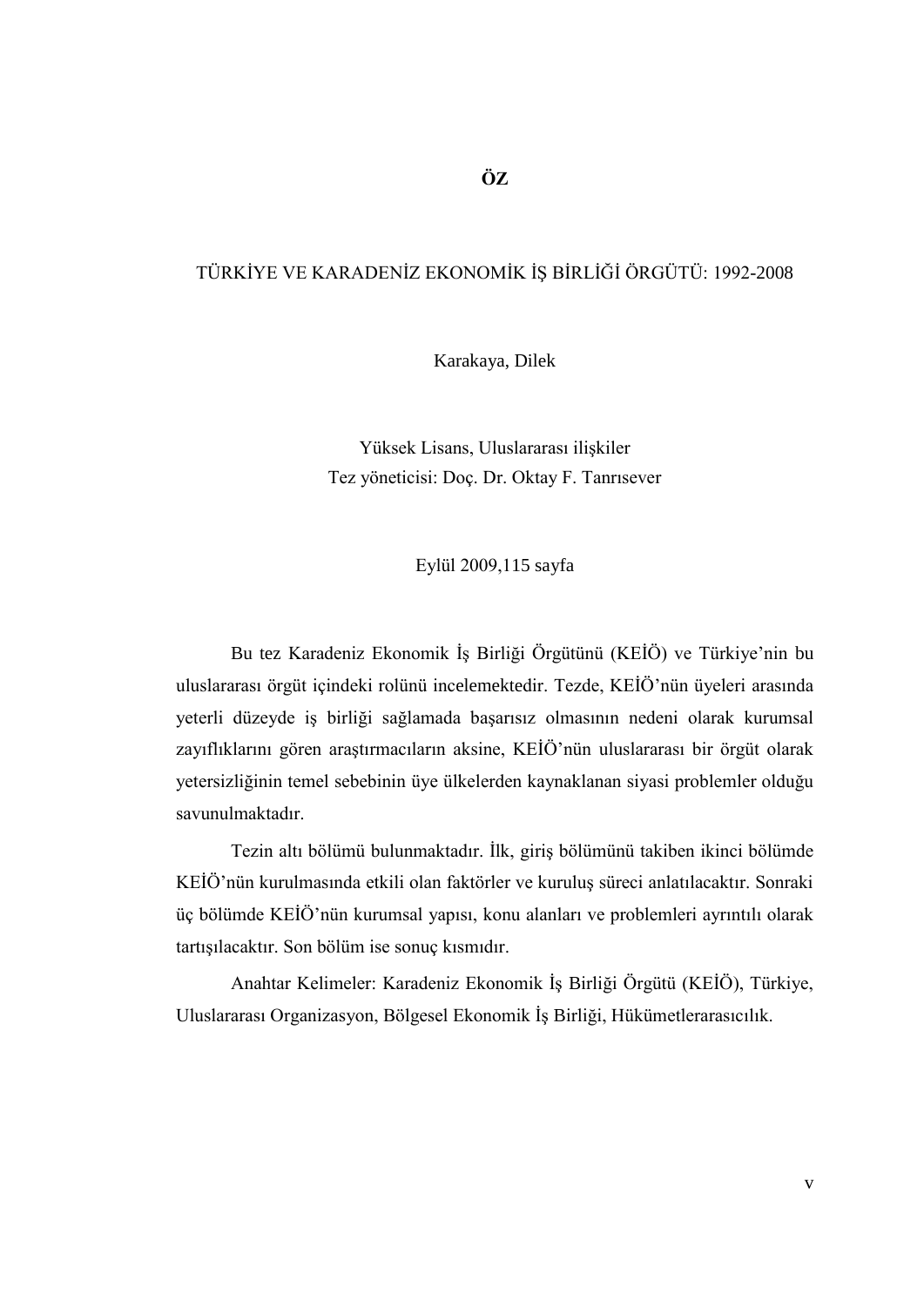# ÖZ

TÜRKİYE VE KARADENİZ EKONOMİK İŞ BİRLİĞİ ÖRGÜTÜ: 1992-2008

Karakaya, Dilek

Yüksek Lisans, Uluslararası ilişkiler
Tez yöneticisi: Doç. Dr. Oktay F. Tanrısever

Eylül 2009,115 sayfa

Bu tez Karadeniz Ekonomik İş Birliği Örgütünü (KEİÖ) ve Türkiye'nin bu uluslararası örgüt içindeki rolünü incelemektedir. Tezde, KEİÖ'nün üyeleri arasında yeterli düzeyde iş birliği sağlamada başarısız olmasının nedeni olarak kurumsal zayıflıklarını gören araştırmacıların aksine, KEİÖ'nün uluslararası bir örgüt olarak yetersizliğinin temel sebebinin üye ülkelerden kaynaklanan siyasi problemler olduğu savunulmaktadır.

Tezin altı bölümü bulunmaktadır. İlk, giriş bölümünü takiben ikinci bölümde KEİÖ'nün kurulmasında etkili olan faktörler ve kuruluş süreci anlatılacaktır. Sonraki üç bölümde KEİÖ'nün kurumsal yapısı, konu alanları ve problemleri ayrıntılı olarak tartışılacaktır. Son bölüm ise sonuç kısmıdır.

Anahtar Kelimeler: Karadeniz Ekonomik İş Birliği Örgütü (KEİÖ), Türkiye, Uluslararası Organizasyon, Bölgesel Ekonomik İş Birliği, Hükümetlerarasıcılık.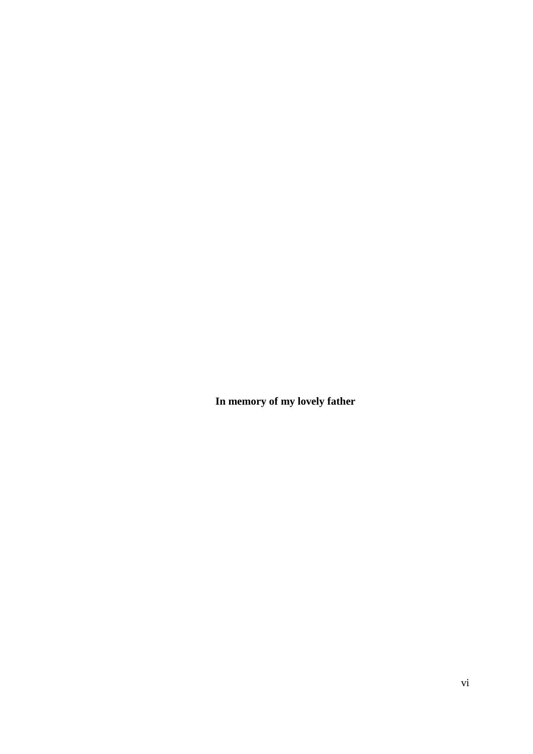**In memory of my lovely father**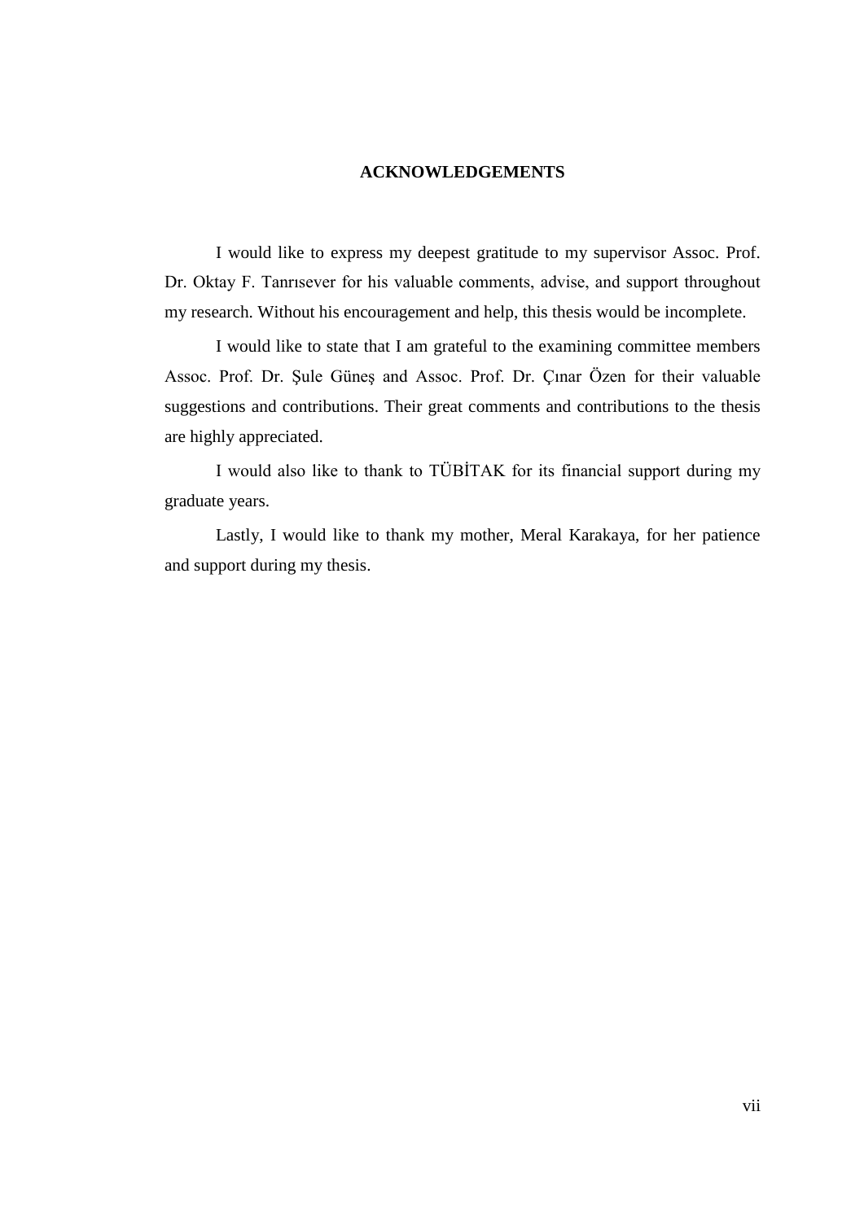# ACKNOWLEDGEMENTS

I would like to express my deepest gratitude to my supervisor Assoc. Prof. Dr. Oktay F. Tanrısever for his valuable comments, advise, and support throughout my research. Without his encouragement and help, this thesis would be incomplete.

I would like to state that I am grateful to the examining committee members Assoc. Prof. Dr. Şule Güneş and Assoc. Prof. Dr. Çınar Özen for their valuable suggestions and contributions. Their great comments and contributions to the thesis are highly appreciated.

I would also like to thank to TÜBİTAK for its financial support during my graduate years.

Lastly, I would like to thank my mother, Meral Karakaya, for her patience and support during my thesis.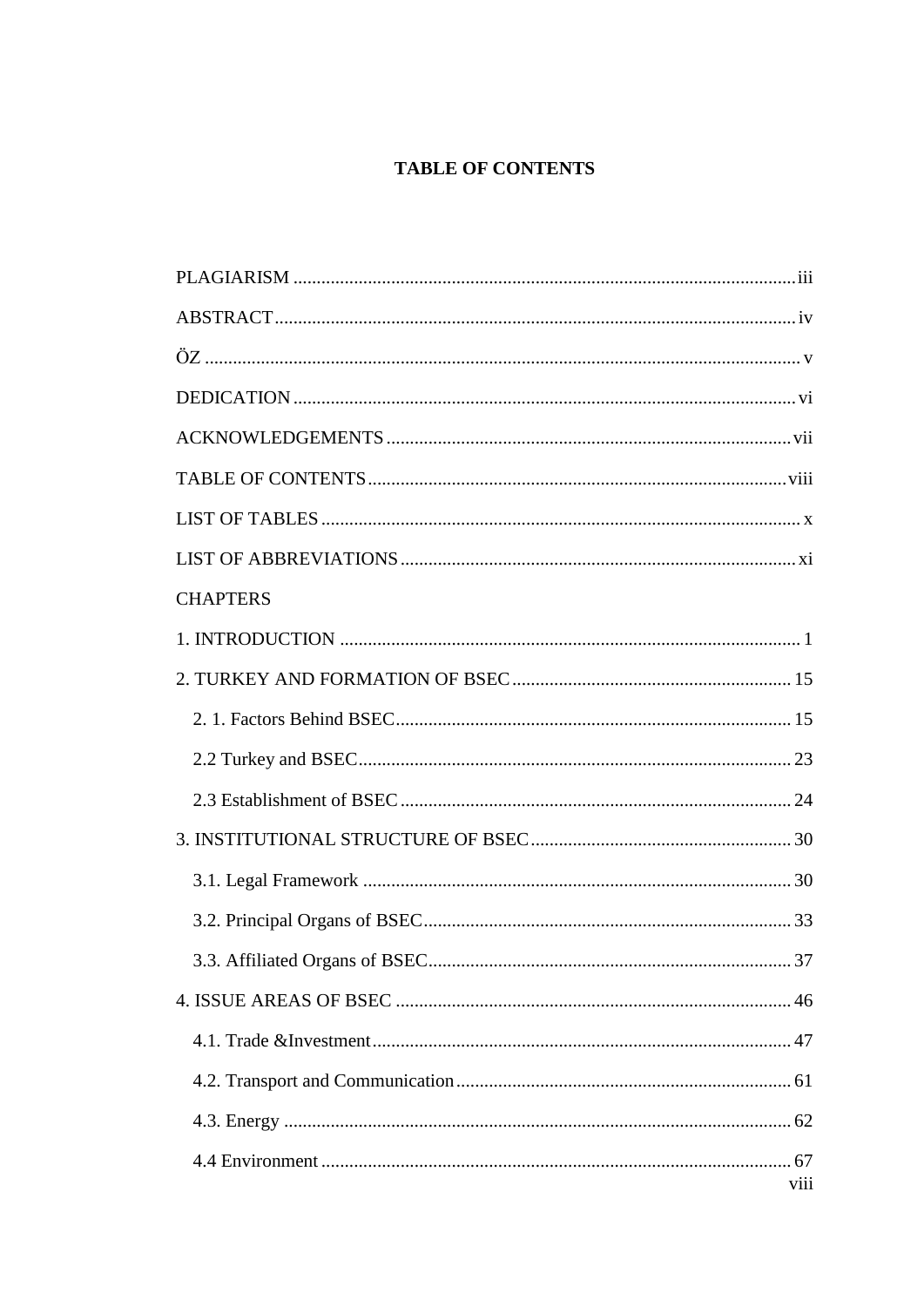# TABLE OF CONTENTS

PLAGIARISM ........................................................................................................iii

ABSTRACT............................................................................................................iv

ÖZ ...........................................................................................................................v

DEDICATION ........................................................................................................vi

ACKNOWLEDGEMENTS ...................................................................................vii

TABLE OF CONTENTS......................................................................................viii

LIST OF TABLES ...................................................................................................x

LIST OF ABBREVIATIONS.................................................................................xi

CHAPTERS

1. INTRODUCTION ................................................................................................ 1

2. TURKEY AND FORMATION OF BSEC.......................................................... 15

    2. 1. Factors Behind BSEC................................................................................... 15

    2.2 Turkey and BSEC.......................................................................................... 23

    2.3 Establishment of BSEC ................................................................................. 24

3. INSTITUTIONAL STRUCTURE OF BSEC...................................................... 30

    3.1. Legal Framework ......................................................................................... 30

    3.2. Principal Organs of BSEC............................................................................ 33

    3.3. Affiliated Organs of BSEC........................................................................... 37

4. ISSUE AREAS OF BSEC .................................................................................. 46

    4.1. Trade &Investment....................................................................................... 47

    4.2. Transport and Communication..................................................................... 61

    4.3. Energy .......................................................................................................... 62

    4.4 Environment ................................................................................................. 67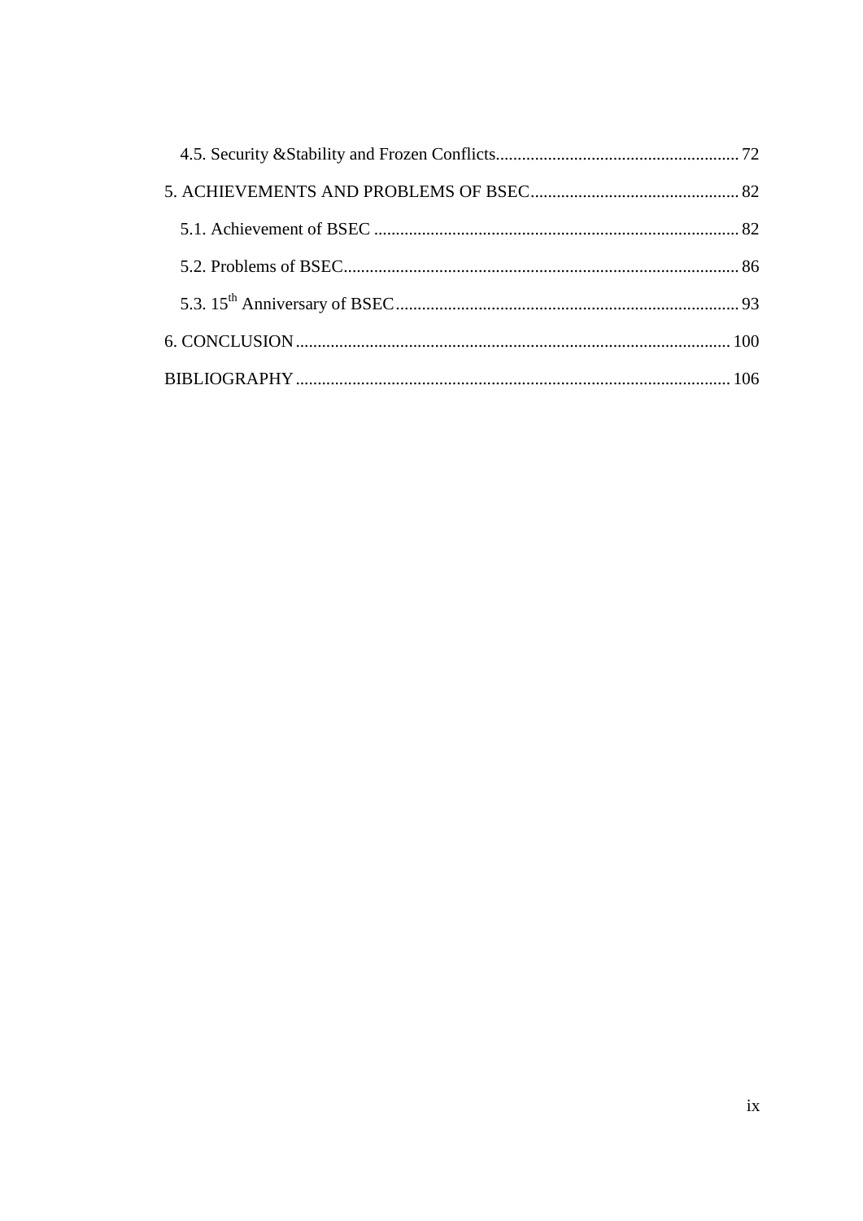4.5. Security &Stability and Frozen Conflicts........................................................ 72

5. ACHIEVEMENTS AND PROBLEMS OF BSEC................................................ 82

5.1. Achievement of BSEC .................................................................................... 82

5.2. Problems of BSEC........................................................................................... 86

5.3. 15th Anniversary of BSEC............................................................................... 93

6. CONCLUSION.................................................................................................... 100

BIBLIOGRAPHY .................................................................................................... 106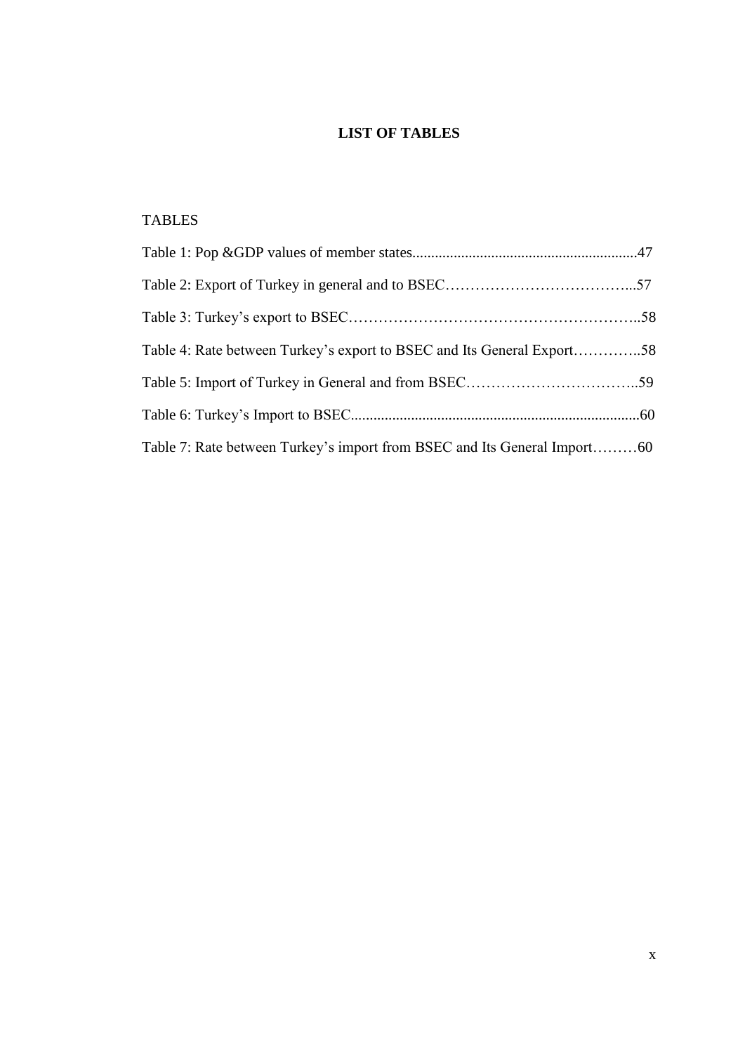# LIST OF TABLES

TABLES

Table 1: Pop &GDP values of member states............................................................47

Table 2: Export of Turkey in general and to BSEC………………………………...57

Table 3: Turkey's export to BSEC…………………………………………………..58

Table 4: Rate between Turkey's export to BSEC and Its General Export…………..58

Table 5: Import of Turkey in General and from BSEC……………………………..59

Table 6: Turkey's Import to BSEC.............................................................................60

Table 7: Rate between Turkey's import from BSEC and Its General Import………60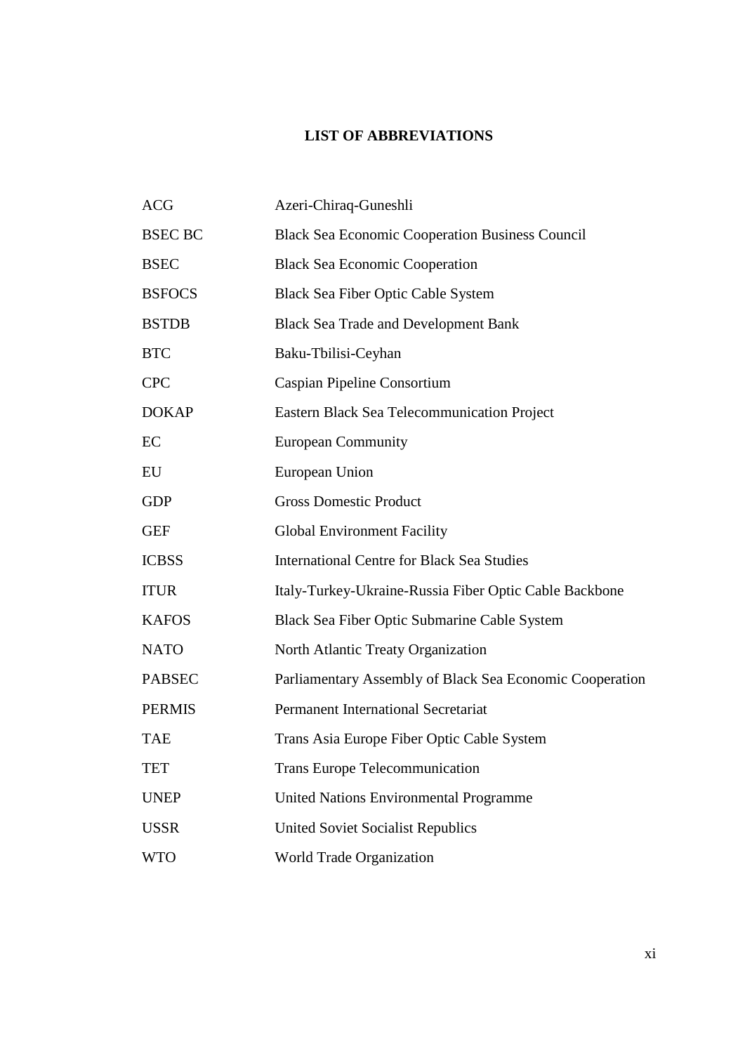# LIST OF ABBREVIATIONS

| | |
|---|---|
| ACG | Azeri-Chiraq-Guneshli |
| BSEC BC | Black Sea Economic Cooperation Business Council |
| BSEC | Black Sea Economic Cooperation |
| BSFOCS | Black Sea Fiber Optic Cable System |
| BSTDB | Black Sea Trade and Development Bank |
| BTC | Baku-Tbilisi-Ceyhan |
| CPC | Caspian Pipeline Consortium |
| DOKAP | Eastern Black Sea Telecommunication Project |
| EC | European Community |
| EU | European Union |
| GDP | Gross Domestic Product |
| GEF | Global Environment Facility |
| ICBSS | International Centre for Black Sea Studies |
| ITUR | Italy-Turkey-Ukraine-Russia Fiber Optic Cable Backbone |
| KAFOS | Black Sea Fiber Optic Submarine Cable System |
| NATO | North Atlantic Treaty Organization |
| PABSEC | Parliamentary Assembly of Black Sea Economic Cooperation |
| PERMIS | Permanent International Secretariat |
| TAE | Trans Asia Europe Fiber Optic Cable System |
| TET | Trans Europe Telecommunication |
| UNEP | United Nations Environmental Programme |
| USSR | United Soviet Socialist Republics |
| WTO | World Trade Organization |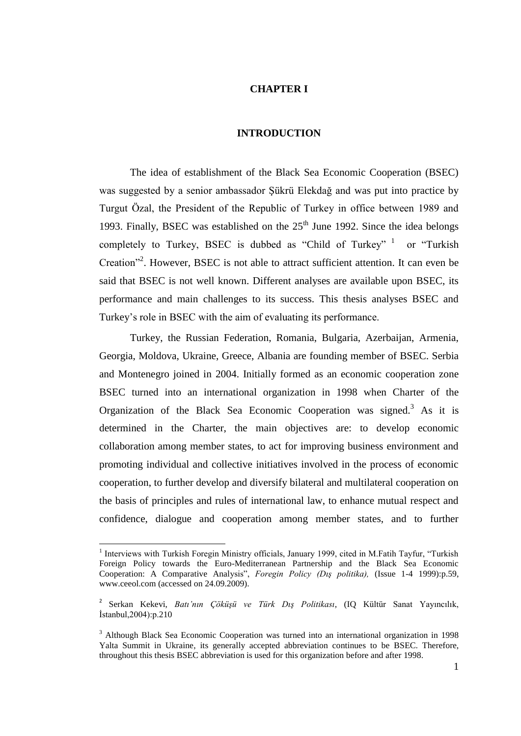# CHAPTER I

## INTRODUCTION

The idea of establishment of the Black Sea Economic Cooperation (BSEC) was suggested by a senior ambassador Şükrü Elekdağ and was put into practice by Turgut Özal, the President of the Republic of Turkey in office between 1989 and 1993. Finally, BSEC was established on the 25th June 1992. Since the idea belongs completely to Turkey, BSEC is dubbed as "Child of Turkey" [1] or "Turkish Creation"[2]. However, BSEC is not able to attract sufficient attention. It can even be said that BSEC is not well known. Different analyses are available upon BSEC, its performance and main challenges to its success. This thesis analyses BSEC and Turkey's role in BSEC with the aim of evaluating its performance.

Turkey, the Russian Federation, Romania, Bulgaria, Azerbaijan, Armenia, Georgia, Moldova, Ukraine, Greece, Albania are founding member of BSEC. Serbia and Montenegro joined in 2004. Initially formed as an economic cooperation zone BSEC turned into an international organization in 1998 when Charter of the Organization of the Black Sea Economic Cooperation was signed.[3] As it is determined in the Charter, the main objectives are: to develop economic collaboration among member states, to act for improving business environment and promoting individual and collective initiatives involved in the process of economic cooperation, to further develop and diversify bilateral and multilateral cooperation on the basis of principles and rules of international law, to enhance mutual respect and confidence, dialogue and cooperation among member states, and to further

---

[1] Interviews with Turkish Foregin Ministry officials, January 1999, cited in M.Fatih Tayfur, "Turkish Foreign Policy towards the Euro-Mediterranean Partnership and the Black Sea Economic Cooperation: A Comparative Analysis", *Foregin Policy (Dış politika),* (Issue 1-4 1999):p.59, www.ceeol.com (accessed on 24.09.2009).

[2] Serkan Kekevi, *Batı'nın Çöküşü ve Türk Dış Politikası*, (IQ Kültür Sanat Yayıncılık, İstanbul,2004):p.210

[3] Although Black Sea Economic Cooperation was turned into an international organization in 1998 Yalta Summit in Ukraine, its generally accepted abbreviation continues to be BSEC. Therefore, throughout this thesis BSEC abbreviation is used for this organization before and after 1998.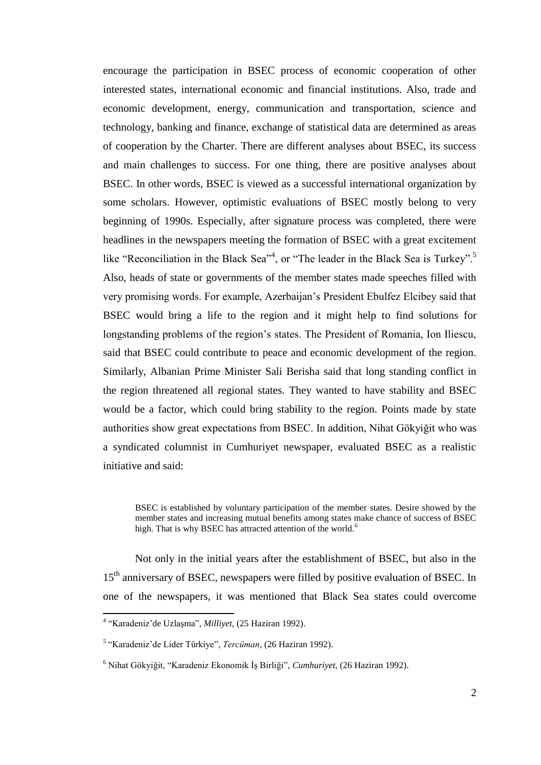encourage the participation in BSEC process of economic cooperation of other interested states, international economic and financial institutions. Also, trade and economic development, energy, communication and transportation, science and technology, banking and finance, exchange of statistical data are determined as areas of cooperation by the Charter. There are different analyses about BSEC, its success and main challenges to success. For one thing, there are positive analyses about BSEC. In other words, BSEC is viewed as a successful international organization by some scholars. However, optimistic evaluations of BSEC mostly belong to very beginning of 1990s. Especially, after signature process was completed, there were headlines in the newspapers meeting the formation of BSEC with a great excitement like "Reconciliation in the Black Sea"[4], or "The leader in the Black Sea is Turkey".[5] Also, heads of state or governments of the member states made speeches filled with very promising words. For example, Azerbaijan's President Ebulfez Elcibey said that BSEC would bring a life to the region and it might help to find solutions for longstanding problems of the region's states. The President of Romania, Ion Iliescu, said that BSEC could contribute to peace and economic development of the region. Similarly, Albanian Prime Minister Sali Berisha said that long standing conflict in the region threatened all regional states. They wanted to have stability and BSEC would be a factor, which could bring stability to the region. Points made by state authorities show great expectations from BSEC. In addition, Nihat Gökyiğit who was a syndicated columnist in Cumhuriyet newspaper, evaluated BSEC as a realistic initiative and said:

> BSEC is established by voluntary participation of the member states. Desire showed by the member states and increasing mutual benefits among states make chance of success of BSEC high. That is why BSEC has attracted attention of the world.[6]

Not only in the initial years after the establishment of BSEC, but also in the 15th anniversary of BSEC, newspapers were filled by positive evaluation of BSEC. In one of the newspapers, it was mentioned that Black Sea states could overcome

---

[4] "Karadeniz'de Uzlaşma", *Milliyet*, (25 Haziran 1992).

[5] "Karadeniz'de Lider Türkiye", *Tercüman*, (26 Haziran 1992).

[6] Nihat Gökyiğit, "Karadeniz Ekonomik İş Birliği", *Cumhuriyet,* (26 Haziran 1992).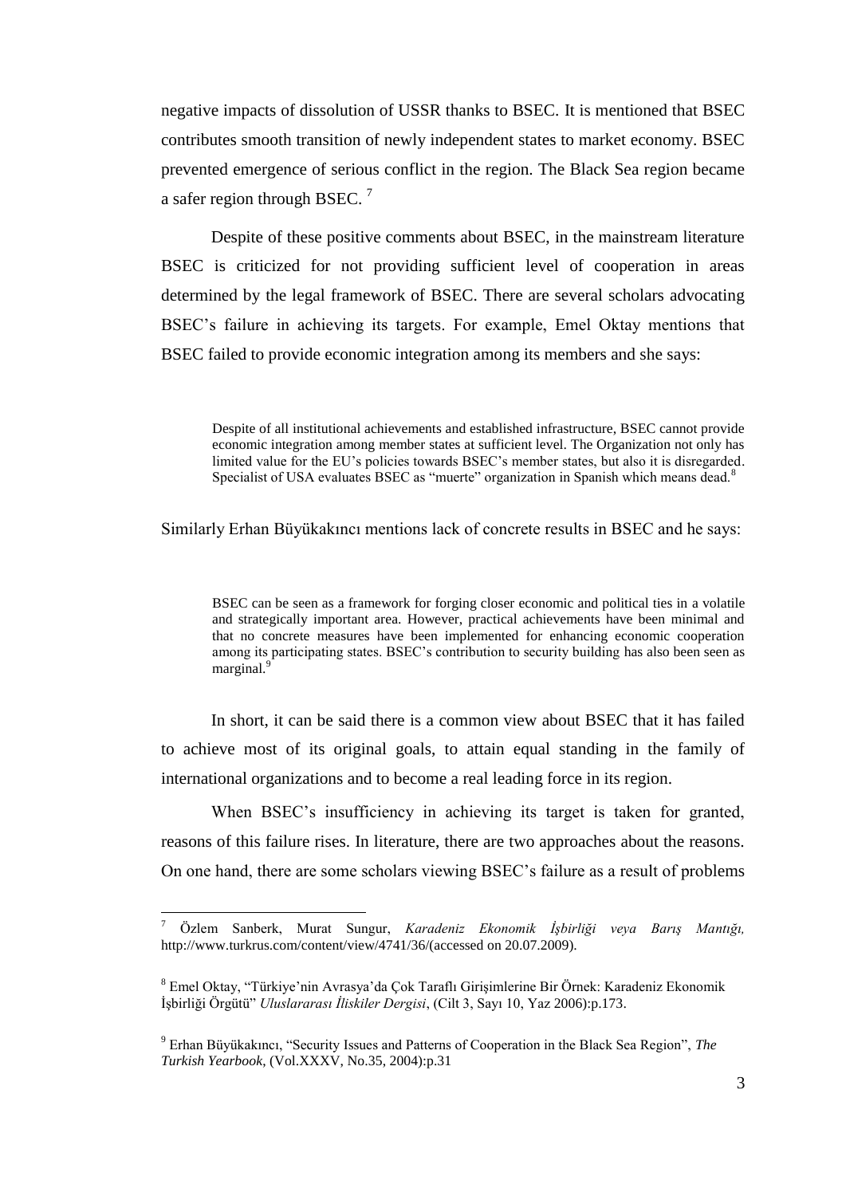negative impacts of dissolution of USSR thanks to BSEC. It is mentioned that BSEC contributes smooth transition of newly independent states to market economy. BSEC prevented emergence of serious conflict in the region. The Black Sea region became a safer region through BSEC. [7]

Despite of these positive comments about BSEC, in the mainstream literature BSEC is criticized for not providing sufficient level of cooperation in areas determined by the legal framework of BSEC. There are several scholars advocating BSEC's failure in achieving its targets. For example, Emel Oktay mentions that BSEC failed to provide economic integration among its members and she says:

> Despite of all institutional achievements and established infrastructure, BSEC cannot provide economic integration among member states at sufficient level. The Organization not only has limited value for the EU's policies towards BSEC's member states, but also it is disregarded. Specialist of USA evaluates BSEC as "muerte" organization in Spanish which means dead.[8]

Similarly Erhan Büyükakıncı mentions lack of concrete results in BSEC and he says:

> BSEC can be seen as a framework for forging closer economic and political ties in a volatile and strategically important area. However, practical achievements have been minimal and that no concrete measures have been implemented for enhancing economic cooperation among its participating states. BSEC's contribution to security building has also been seen as marginal.[9]

In short, it can be said there is a common view about BSEC that it has failed to achieve most of its original goals, to attain equal standing in the family of international organizations and to become a real leading force in its region.

When BSEC's insufficiency in achieving its target is taken for granted, reasons of this failure rises. In literature, there are two approaches about the reasons. On one hand, there are some scholars viewing BSEC's failure as a result of problems

---

[7] Özlem Sanberk, Murat Sungur, *Karadeniz Ekonomik İşbirliği veya Barış Mantığı,* http://www.turkrus.com/content/view/4741/36/(accessed on 20.07.2009).

[8] Emel Oktay, "Türkiye'nin Avrasya'da Çok Taraflı Girişimlerine Bir Örnek: Karadeniz Ekonomik İşbirliği Örgütü" *Uluslararası İliskiler Dergisi*, (Cilt 3, Sayı 10, Yaz 2006):p.173.

[9] Erhan Büyükakıncı, "Security Issues and Patterns of Cooperation in the Black Sea Region", *The Turkish Yearbook*, (Vol.XXXV, No.35, 2004):p.31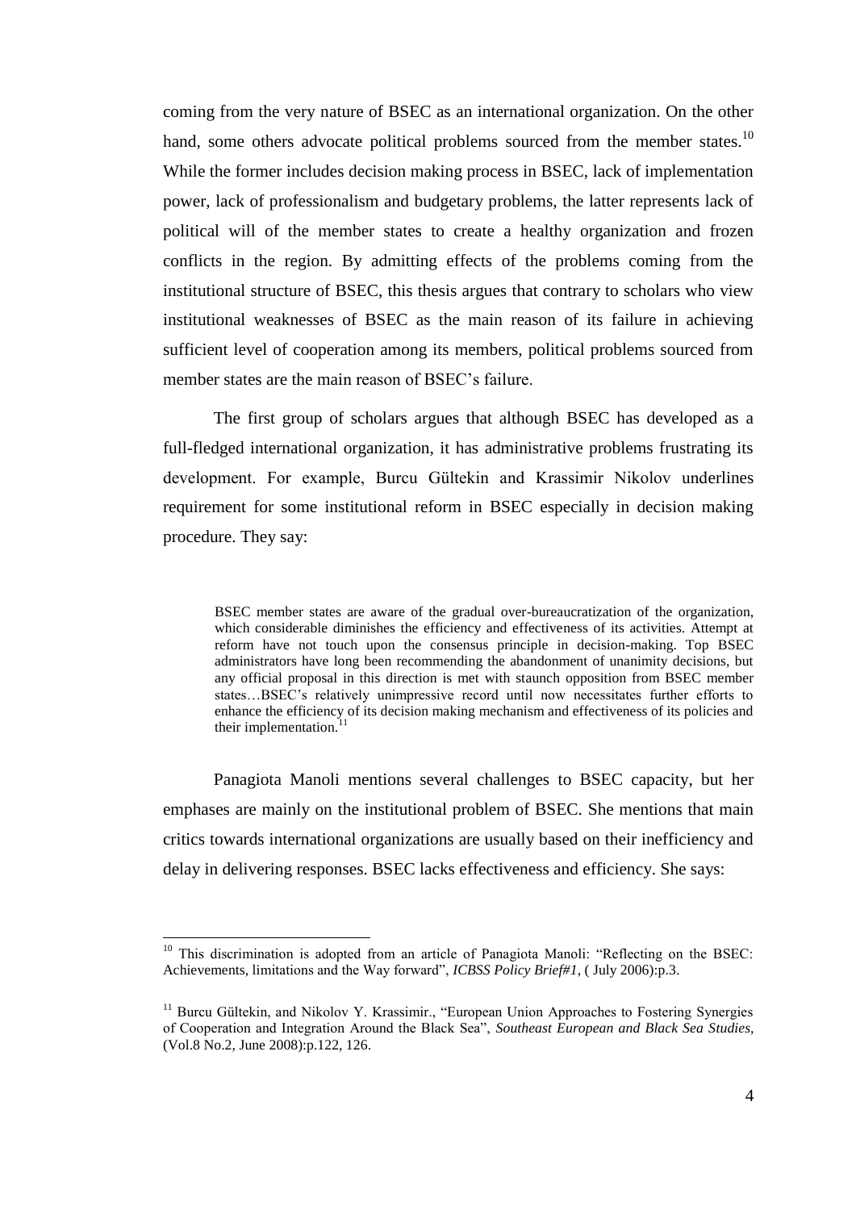coming from the very nature of BSEC as an international organization. On the other hand, some others advocate political problems sourced from the member states.[10] While the former includes decision making process in BSEC, lack of implementation power, lack of professionalism and budgetary problems, the latter represents lack of political will of the member states to create a healthy organization and frozen conflicts in the region. By admitting effects of the problems coming from the institutional structure of BSEC, this thesis argues that contrary to scholars who view institutional weaknesses of BSEC as the main reason of its failure in achieving sufficient level of cooperation among its members, political problems sourced from member states are the main reason of BSEC's failure.

The first group of scholars argues that although BSEC has developed as a full-fledged international organization, it has administrative problems frustrating its development. For example, Burcu Gültekin and Krassimir Nikolov underlines requirement for some institutional reform in BSEC especially in decision making procedure. They say:

> BSEC member states are aware of the gradual over-bureaucratization of the organization, which considerable diminishes the efficiency and effectiveness of its activities. Attempt at reform have not touch upon the consensus principle in decision-making. Top BSEC administrators have long been recommending the abandonment of unanimity decisions, but any official proposal in this direction is met with staunch opposition from BSEC member states…BSEC's relatively unimpressive record until now necessitates further efforts to enhance the efficiency of its decision making mechanism and effectiveness of its policies and their implementation.[11]

Panagiota Manoli mentions several challenges to BSEC capacity, but her emphases are mainly on the institutional problem of BSEC. She mentions that main critics towards international organizations are usually based on their inefficiency and delay in delivering responses. BSEC lacks effectiveness and efficiency. She says:

---

[10] This discrimination is adopted from an article of Panagiota Manoli: "Reflecting on the BSEC: Achievements, limitations and the Way forward", *ICBSS Policy Brief#1*, ( July 2006):p.3.

[11] Burcu Gültekin, and Nikolov Y. Krassimir., "European Union Approaches to Fostering Synergies of Cooperation and Integration Around the Black Sea", *Southeast European and Black Sea Studies*, (Vol.8 No.2, June 2008):p.122, 126.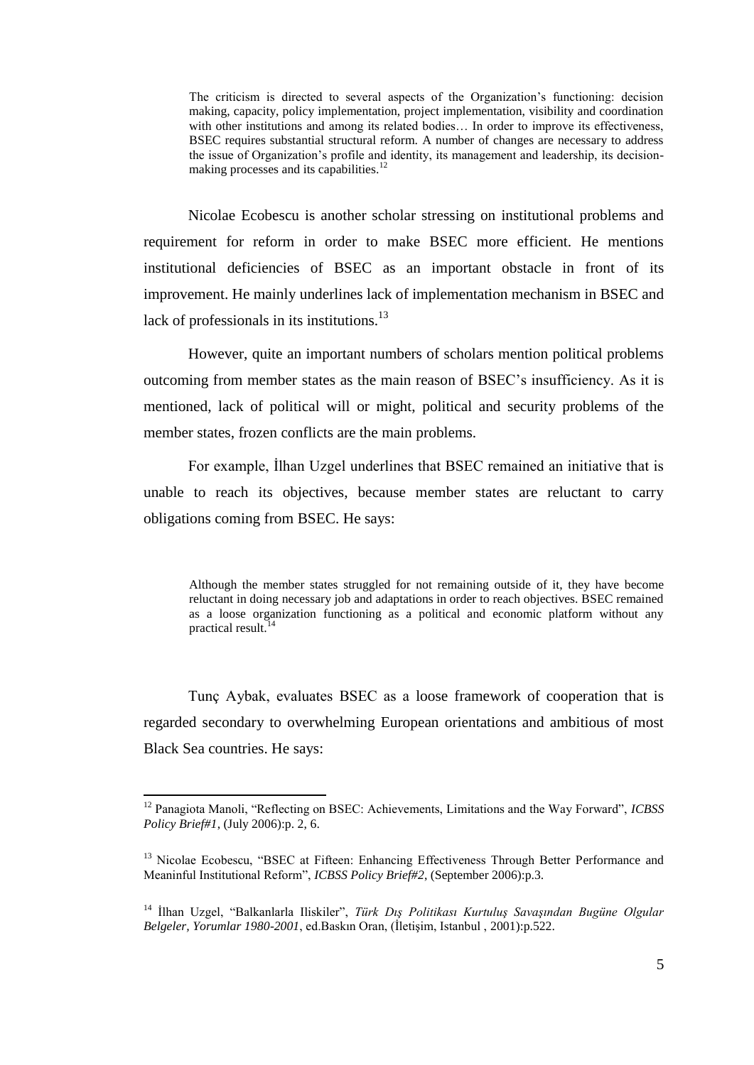> The criticism is directed to several aspects of the Organization's functioning: decision making, capacity, policy implementation, project implementation, visibility and coordination with other institutions and among its related bodies… In order to improve its effectiveness, BSEC requires substantial structural reform. A number of changes are necessary to address the issue of Organization's profile and identity, its management and leadership, its decision-making processes and its capabilities.[12]

Nicolae Ecobescu is another scholar stressing on institutional problems and requirement for reform in order to make BSEC more efficient. He mentions institutional deficiencies of BSEC as an important obstacle in front of its improvement. He mainly underlines lack of implementation mechanism in BSEC and lack of professionals in its institutions.[13]

However, quite an important numbers of scholars mention political problems outcoming from member states as the main reason of BSEC's insufficiency. As it is mentioned, lack of political will or might, political and security problems of the member states, frozen conflicts are the main problems.

For example, İlhan Uzgel underlines that BSEC remained an initiative that is unable to reach its objectives, because member states are reluctant to carry obligations coming from BSEC. He says:

> Although the member states struggled for not remaining outside of it, they have become reluctant in doing necessary job and adaptations in order to reach objectives. BSEC remained as a loose organization functioning as a political and economic platform without any practical result.[14]

Tunç Aybak, evaluates BSEC as a loose framework of cooperation that is regarded secondary to overwhelming European orientations and ambitious of most Black Sea countries. He says:

---

[12] Panagiota Manoli, "Reflecting on BSEC: Achievements, Limitations and the Way Forward", *ICBSS Policy Brief#1*, (July 2006):p. 2, 6.

[13] Nicolae Ecobescu, "BSEC at Fifteen: Enhancing Effectiveness Through Better Performance and Meaninful Institutional Reform", *ICBSS Policy Brief#2*, (September 2006):p.3.

[14] İlhan Uzgel, "Balkanlarla Iliskiler", *Türk Dış Politikası Kurtuluş Savaşından Bugüne Olgular Belgeler, Yorumlar 1980-2001*, ed.Baskın Oran, (İletişim, Istanbul , 2001):p.522.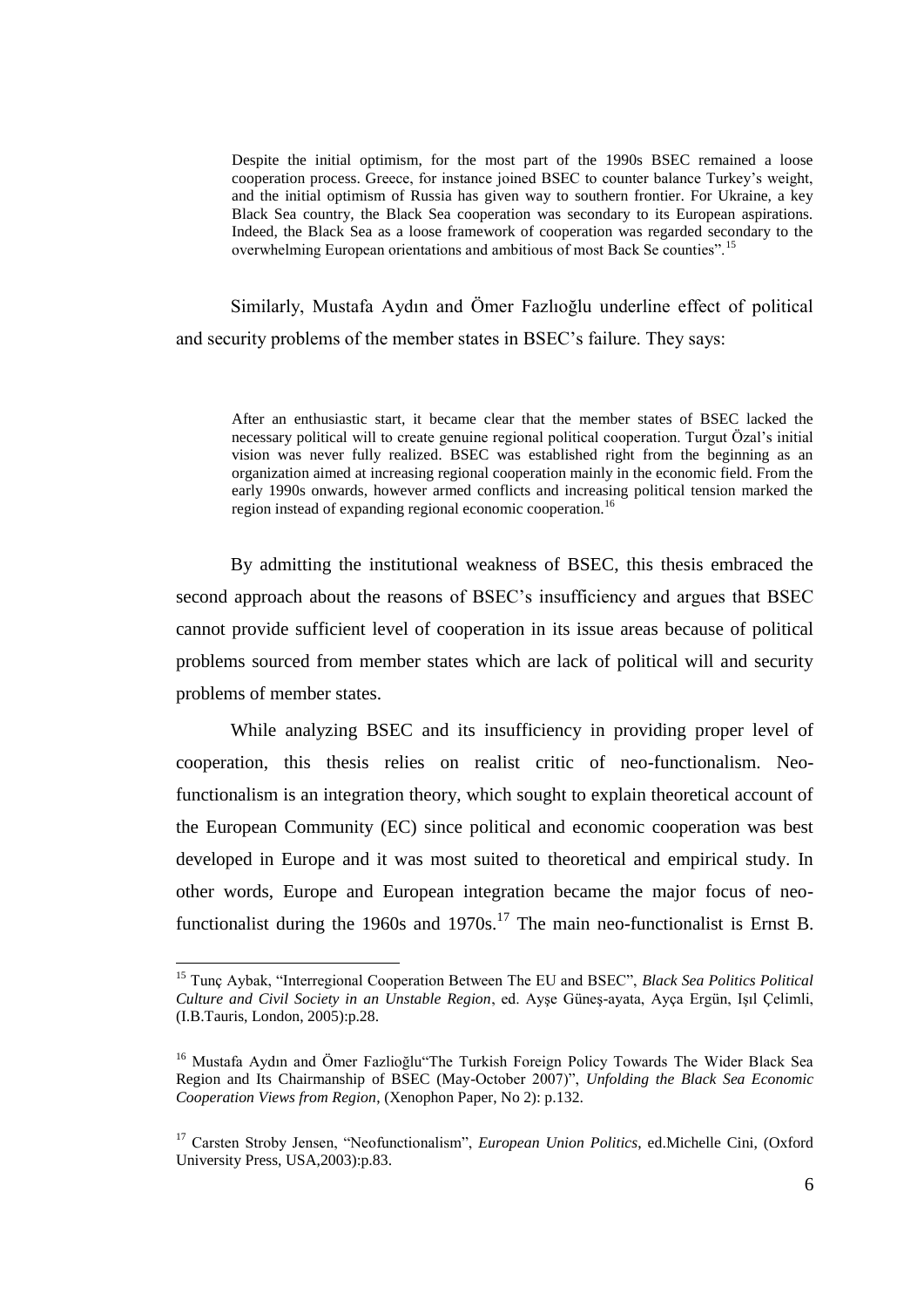> Despite the initial optimism, for the most part of the 1990s BSEC remained a loose cooperation process. Greece, for instance joined BSEC to counter balance Turkey's weight, and the initial optimism of Russia has given way to southern frontier. For Ukraine, a key Black Sea country, the Black Sea cooperation was secondary to its European aspirations. Indeed, the Black Sea as a loose framework of cooperation was regarded secondary to the overwhelming European orientations and ambitious of most Back Se counties".[15]

Similarly, Mustafa Aydın and Ömer Fazlıoğlu underline effect of political and security problems of the member states in BSEC's failure. They says:

> After an enthusiastic start, it became clear that the member states of BSEC lacked the necessary political will to create genuine regional political cooperation. Turgut Özal's initial vision was never fully realized. BSEC was established right from the beginning as an organization aimed at increasing regional cooperation mainly in the economic field. From the early 1990s onwards, however armed conflicts and increasing political tension marked the region instead of expanding regional economic cooperation.[16]

By admitting the institutional weakness of BSEC, this thesis embraced the second approach about the reasons of BSEC's insufficiency and argues that BSEC cannot provide sufficient level of cooperation in its issue areas because of political problems sourced from member states which are lack of political will and security problems of member states.

While analyzing BSEC and its insufficiency in providing proper level of cooperation, this thesis relies on realist critic of neo-functionalism. Neo-functionalism is an integration theory, which sought to explain theoretical account of the European Community (EC) since political and economic cooperation was best developed in Europe and it was most suited to theoretical and empirical study. In other words, Europe and European integration became the major focus of neo-functionalist during the 1960s and 1970s.[17] The main neo-functionalist is Ernst B.

---

[15] Tunç Aybak, "Interregional Cooperation Between The EU and BSEC", *Black Sea Politics Political Culture and Civil Society in an Unstable Region*, ed. Ayşe Güneş-ayata, Ayça Ergün, Işıl Çelimli, (I.B.Tauris, London, 2005):p.28.

[16] Mustafa Aydın and Ömer Fazlioğlu"The Turkish Foreign Policy Towards The Wider Black Sea Region and Its Chairmanship of BSEC (May-October 2007)", *Unfolding the Black Sea Economic Cooperation Views from Region*, (Xenophon Paper, No 2): p.132.

[17] Carsten Stroby Jensen, "Neofunctionalism", *European Union Politics*, ed.Michelle Cini, (Oxford University Press, USA,2003):p.83.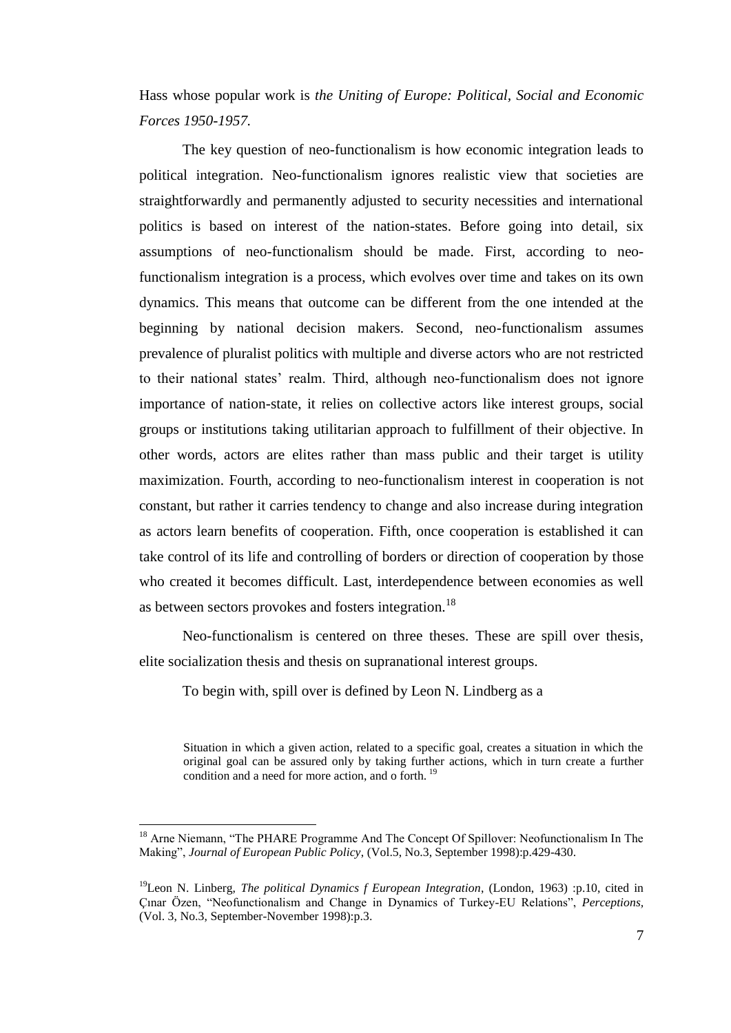Hass whose popular work is *the Uniting of Europe: Political, Social and Economic Forces 1950-1957.*

The key question of neo-functionalism is how economic integration leads to political integration. Neo-functionalism ignores realistic view that societies are straightforwardly and permanently adjusted to security necessities and international politics is based on interest of the nation-states. Before going into detail, six assumptions of neo-functionalism should be made. First, according to neo-functionalism integration is a process, which evolves over time and takes on its own dynamics. This means that outcome can be different from the one intended at the beginning by national decision makers. Second, neo-functionalism assumes prevalence of pluralist politics with multiple and diverse actors who are not restricted to their national states' realm. Third, although neo-functionalism does not ignore importance of nation-state, it relies on collective actors like interest groups, social groups or institutions taking utilitarian approach to fulfillment of their objective. In other words, actors are elites rather than mass public and their target is utility maximization. Fourth, according to neo-functionalism interest in cooperation is not constant, but rather it carries tendency to change and also increase during integration as actors learn benefits of cooperation. Fifth, once cooperation is established it can take control of its life and controlling of borders or direction of cooperation by those who created it becomes difficult. Last, interdependence between economies as well as between sectors provokes and fosters integration.[18]

Neo-functionalism is centered on three theses. These are spill over thesis, elite socialization thesis and thesis on supranational interest groups.

To begin with, spill over is defined by Leon N. Lindberg as a

> Situation in which a given action, related to a specific goal, creates a situation in which the original goal can be assured only by taking further actions, which in turn create a further condition and a need for more action, and o forth. [19]

---

[18] Arne Niemann, "The PHARE Programme And The Concept Of Spillover: Neofunctionalism In The Making", *Journal of European Public Policy*, (Vol.5, No.3, September 1998):p.429-430.

[19] Leon N. Linberg, *The political Dynamics f European Integration*, (London, 1963) :p.10, cited in Çınar Özen, "Neofunctionalism and Change in Dynamics of Turkey-EU Relations", *Perceptions*, (Vol. 3, No.3, September-November 1998):p.3.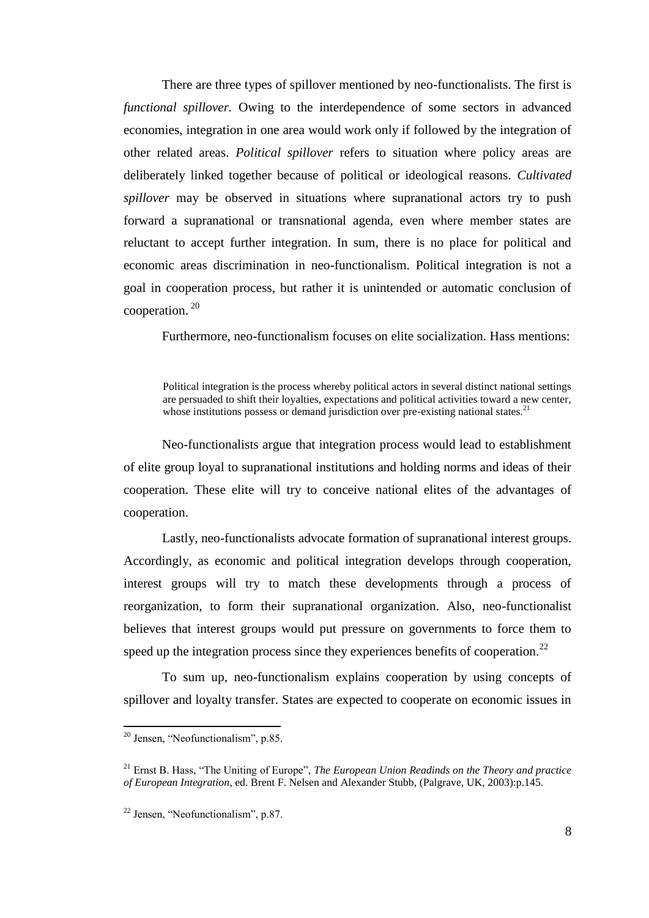There are three types of spillover mentioned by neo-functionalists. The first is *functional spillover.* Owing to the interdependence of some sectors in advanced economies, integration in one area would work only if followed by the integration of other related areas. *Political spillover* refers to situation where policy areas are deliberately linked together because of political or ideological reasons. *Cultivated spillover* may be observed in situations where supranational actors try to push forward a supranational or transnational agenda, even where member states are reluctant to accept further integration. In sum, there is no place for political and economic areas discrimination in neo-functionalism. Political integration is not a goal in cooperation process, but rather it is unintended or automatic conclusion of cooperation. [20]

Furthermore, neo-functionalism focuses on elite socialization. Hass mentions:

> Political integration is the process whereby political actors in several distinct national settings are persuaded to shift their loyalties, expectations and political activities toward a new center, whose institutions possess or demand jurisdiction over pre-existing national states.[21]

Neo-functionalists argue that integration process would lead to establishment of elite group loyal to supranational institutions and holding norms and ideas of their cooperation. These elite will try to conceive national elites of the advantages of cooperation.

Lastly, neo-functionalists advocate formation of supranational interest groups. Accordingly, as economic and political integration develops through cooperation, interest groups will try to match these developments through a process of reorganization, to form their supranational organization. Also, neo-functionalist believes that interest groups would put pressure on governments to force them to speed up the integration process since they experiences benefits of cooperation.[22]

To sum up, neo-functionalism explains cooperation by using concepts of spillover and loyalty transfer. States are expected to cooperate on economic issues in

---

[20] Jensen, "Neofunctionalism", p.85.

[21] Ernst B. Hass, "The Uniting of Europe", *The European Union Readinds on the Theory and practice of European Integration*, ed. Brent F. Nelsen and Alexander Stubb, (Palgrave, UK, 2003):p.145.

[22] Jensen, "Neofunctionalism", p.87.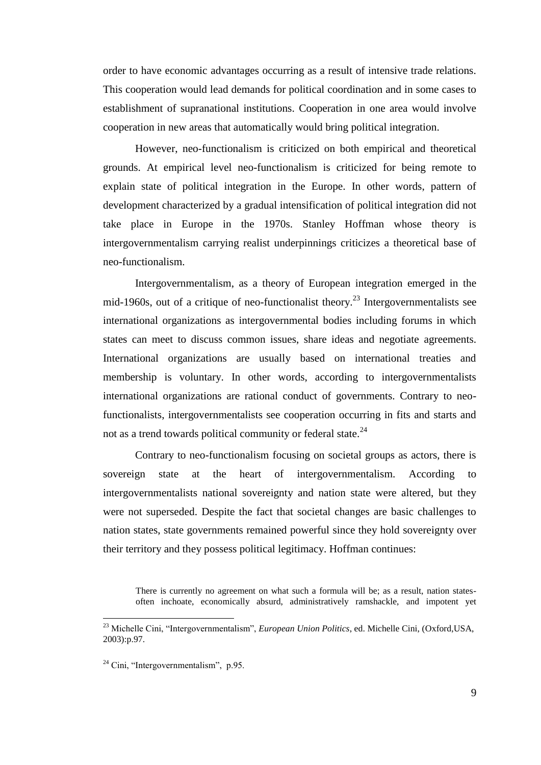order to have economic advantages occurring as a result of intensive trade relations. This cooperation would lead demands for political coordination and in some cases to establishment of supranational institutions. Cooperation in one area would involve cooperation in new areas that automatically would bring political integration.

However, neo-functionalism is criticized on both empirical and theoretical grounds. At empirical level neo-functionalism is criticized for being remote to explain state of political integration in the Europe. In other words, pattern of development characterized by a gradual intensification of political integration did not take place in Europe in the 1970s. Stanley Hoffman whose theory is intergovernmentalism carrying realist underpinnings criticizes a theoretical base of neo-functionalism.

Intergovernmentalism, as a theory of European integration emerged in the mid-1960s, out of a critique of neo-functionalist theory.[23] Intergovernmentalists see international organizations as intergovernmental bodies including forums in which states can meet to discuss common issues, share ideas and negotiate agreements. International organizations are usually based on international treaties and membership is voluntary. In other words, according to intergovernmentalists international organizations are rational conduct of governments. Contrary to neo-functionalists, intergovernmentalists see cooperation occurring in fits and starts and not as a trend towards political community or federal state.[24]

Contrary to neo-functionalism focusing on societal groups as actors, there is sovereign state at the heart of intergovernmentalism. According to intergovernmentalists national sovereignty and nation state were altered, but they were not superseded. Despite the fact that societal changes are basic challenges to nation states, state governments remained powerful since they hold sovereignty over their territory and they possess political legitimacy. Hoffman continues:

> There is currently no agreement on what such a formula will be; as a result, nation states-often inchoate, economically absurd, administratively ramshackle, and impotent yet

---

[23] Michelle Cini, "Intergovernmentalism", *European Union Politics*, ed. Michelle Cini, (Oxford,USA, 2003):p.97.

[24] Cini, "Intergovernmentalism", p.95.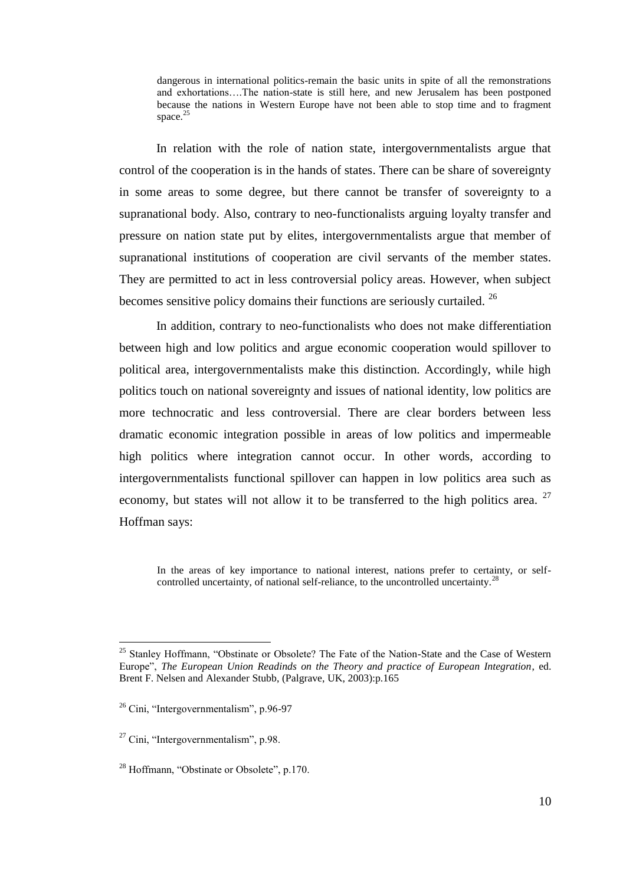> dangerous in international politics-remain the basic units in spite of all the remonstrations and exhortations….The nation-state is still here, and new Jerusalem has been postponed because the nations in Western Europe have not been able to stop time and to fragment space.[25]

In relation with the role of nation state, intergovernmentalists argue that control of the cooperation is in the hands of states. There can be share of sovereignty in some areas to some degree, but there cannot be transfer of sovereignty to a supranational body. Also, contrary to neo-functionalists arguing loyalty transfer and pressure on nation state put by elites, intergovernmentalists argue that member of supranational institutions of cooperation are civil servants of the member states. They are permitted to act in less controversial policy areas. However, when subject becomes sensitive policy domains their functions are seriously curtailed. [26]

In addition, contrary to neo-functionalists who does not make differentiation between high and low politics and argue economic cooperation would spillover to political area, intergovernmentalists make this distinction. Accordingly, while high politics touch on national sovereignty and issues of national identity, low politics are more technocratic and less controversial. There are clear borders between less dramatic economic integration possible in areas of low politics and impermeable high politics where integration cannot occur. In other words, according to intergovernmentalists functional spillover can happen in low politics area such as economy, but states will not allow it to be transferred to the high politics area. [27] Hoffman says:

> In the areas of key importance to national interest, nations prefer to certainty, or self-controlled uncertainty, of national self-reliance, to the uncontrolled uncertainty.[28]

---

[25] Stanley Hoffmann, "Obstinate or Obsolete? The Fate of the Nation-State and the Case of Western Europe", *The European Union Readinds on the Theory and practice of European Integration*, ed. Brent F. Nelsen and Alexander Stubb, (Palgrave, UK, 2003):p.165

[26] Cini, "Intergovernmentalism", p.96-97

[27] Cini, "Intergovernmentalism", p.98.

[28] Hoffmann, "Obstinate or Obsolete", p.170.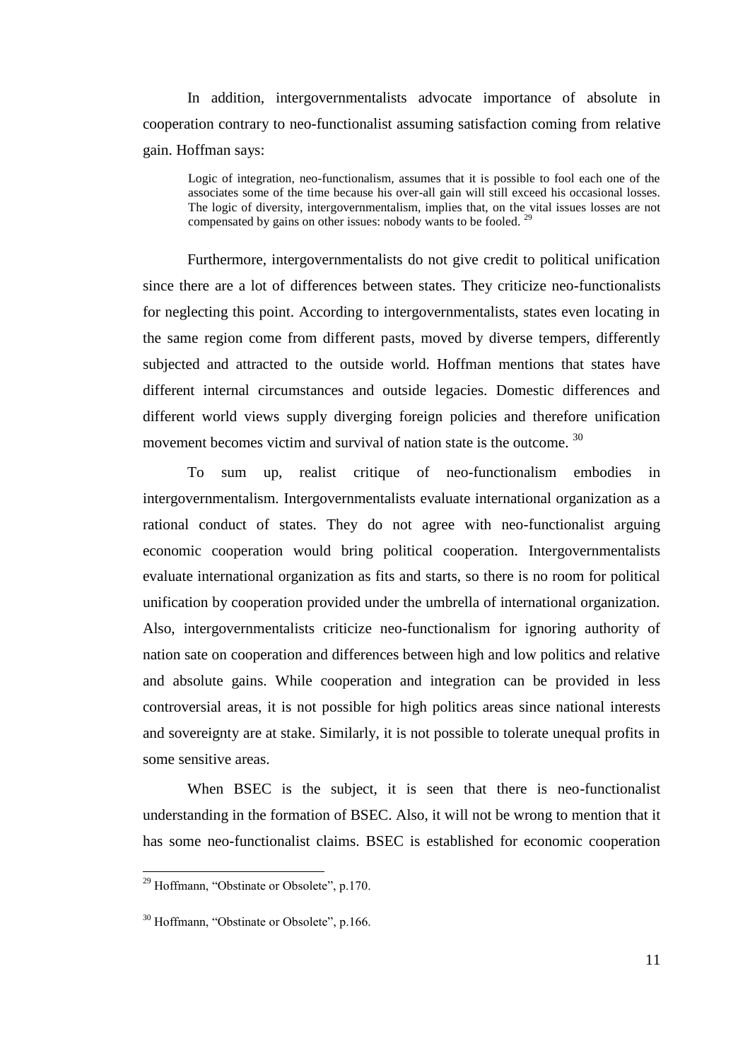In addition, intergovernmentalists advocate importance of absolute in cooperation contrary to neo-functionalist assuming satisfaction coming from relative gain. Hoffman says:

> Logic of integration, neo-functionalism, assumes that it is possible to fool each one of the associates some of the time because his over-all gain will still exceed his occasional losses. The logic of diversity, intergovernmentalism, implies that, on the vital issues losses are not compensated by gains on other issues: nobody wants to be fooled. [29]

Furthermore, intergovernmentalists do not give credit to political unification since there are a lot of differences between states. They criticize neo-functionalists for neglecting this point. According to intergovernmentalists, states even locating in the same region come from different pasts, moved by diverse tempers, differently subjected and attracted to the outside world. Hoffman mentions that states have different internal circumstances and outside legacies. Domestic differences and different world views supply diverging foreign policies and therefore unification movement becomes victim and survival of nation state is the outcome. [30]

To sum up, realist critique of neo-functionalism embodies in intergovernmentalism. Intergovernmentalists evaluate international organization as a rational conduct of states. They do not agree with neo-functionalist arguing economic cooperation would bring political cooperation. Intergovernmentalists evaluate international organization as fits and starts, so there is no room for political unification by cooperation provided under the umbrella of international organization. Also, intergovernmentalists criticize neo-functionalism for ignoring authority of nation sate on cooperation and differences between high and low politics and relative and absolute gains. While cooperation and integration can be provided in less controversial areas, it is not possible for high politics areas since national interests and sovereignty are at stake. Similarly, it is not possible to tolerate unequal profits in some sensitive areas.

When BSEC is the subject, it is seen that there is neo-functionalist understanding in the formation of BSEC. Also, it will not be wrong to mention that it has some neo-functionalist claims. BSEC is established for economic cooperation

---

[29] Hoffmann, "Obstinate or Obsolete", p.170.

[30] Hoffmann, "Obstinate or Obsolete", p.166.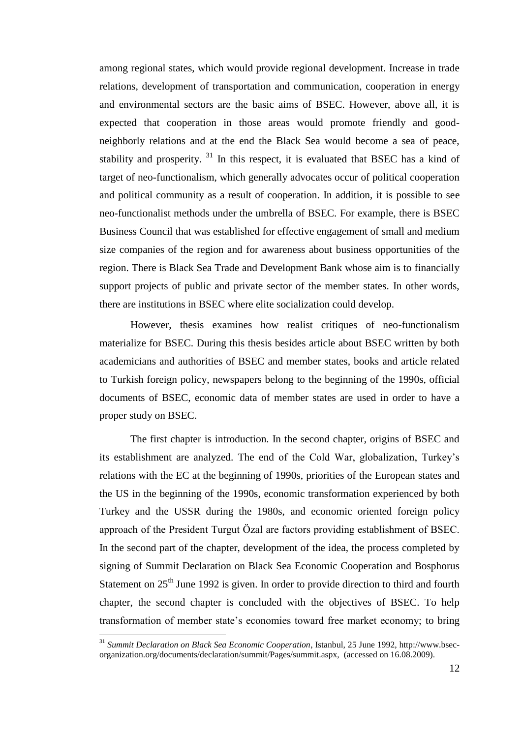among regional states, which would provide regional development. Increase in trade relations, development of transportation and communication, cooperation in energy and environmental sectors are the basic aims of BSEC. However, above all, it is expected that cooperation in those areas would promote friendly and good-neighborly relations and at the end the Black Sea would become a sea of peace, stability and prosperity. [31] In this respect, it is evaluated that BSEC has a kind of target of neo-functionalism, which generally advocates occur of political cooperation and political community as a result of cooperation. In addition, it is possible to see neo-functionalist methods under the umbrella of BSEC. For example, there is BSEC Business Council that was established for effective engagement of small and medium size companies of the region and for awareness about business opportunities of the region. There is Black Sea Trade and Development Bank whose aim is to financially support projects of public and private sector of the member states. In other words, there are institutions in BSEC where elite socialization could develop.

However, thesis examines how realist critiques of neo-functionalism materialize for BSEC. During this thesis besides article about BSEC written by both academicians and authorities of BSEC and member states, books and article related to Turkish foreign policy, newspapers belong to the beginning of the 1990s, official documents of BSEC, economic data of member states are used in order to have a proper study on BSEC.

The first chapter is introduction. In the second chapter, origins of BSEC and its establishment are analyzed. The end of the Cold War, globalization, Turkey's relations with the EC at the beginning of 1990s, priorities of the European states and the US in the beginning of the 1990s, economic transformation experienced by both Turkey and the USSR during the 1980s, and economic oriented foreign policy approach of the President Turgut Özal are factors providing establishment of BSEC. In the second part of the chapter, development of the idea, the process completed by signing of Summit Declaration on Black Sea Economic Cooperation and Bosphorus Statement on 25th June 1992 is given. In order to provide direction to third and fourth chapter, the second chapter is concluded with the objectives of BSEC. To help transformation of member state's economies toward free market economy; to bring

---

[31] *Summit Declaration on Black Sea Economic Cooperation*, Istanbul, 25 June 1992, http://www.bsec-organization.org/documents/declaration/summit/Pages/summit.aspx, (accessed on 16.08.2009).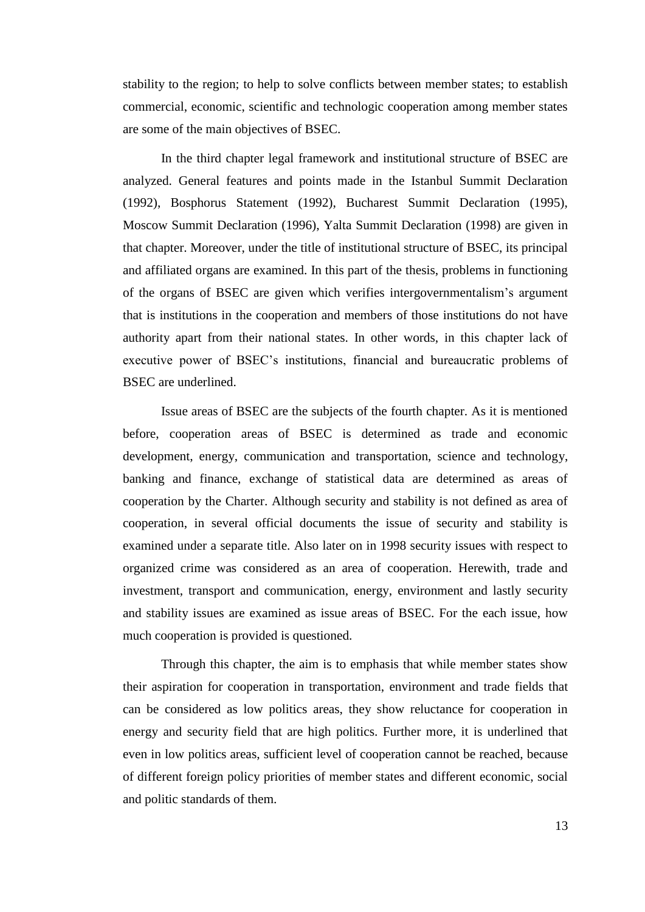stability to the region; to help to solve conflicts between member states; to establish commercial, economic, scientific and technologic cooperation among member states are some of the main objectives of BSEC.

In the third chapter legal framework and institutional structure of BSEC are analyzed. General features and points made in the Istanbul Summit Declaration (1992), Bosphorus Statement (1992), Bucharest Summit Declaration (1995), Moscow Summit Declaration (1996), Yalta Summit Declaration (1998) are given in that chapter. Moreover, under the title of institutional structure of BSEC, its principal and affiliated organs are examined. In this part of the thesis, problems in functioning of the organs of BSEC are given which verifies intergovernmentalism's argument that is institutions in the cooperation and members of those institutions do not have authority apart from their national states. In other words, in this chapter lack of executive power of BSEC's institutions, financial and bureaucratic problems of BSEC are underlined.

Issue areas of BSEC are the subjects of the fourth chapter. As it is mentioned before, cooperation areas of BSEC is determined as trade and economic development, energy, communication and transportation, science and technology, banking and finance, exchange of statistical data are determined as areas of cooperation by the Charter. Although security and stability is not defined as area of cooperation, in several official documents the issue of security and stability is examined under a separate title. Also later on in 1998 security issues with respect to organized crime was considered as an area of cooperation. Herewith, trade and investment, transport and communication, energy, environment and lastly security and stability issues are examined as issue areas of BSEC. For the each issue, how much cooperation is provided is questioned.

Through this chapter, the aim is to emphasis that while member states show their aspiration for cooperation in transportation, environment and trade fields that can be considered as low politics areas, they show reluctance for cooperation in energy and security field that are high politics. Further more, it is underlined that even in low politics areas, sufficient level of cooperation cannot be reached, because of different foreign policy priorities of member states and different economic, social and politic standards of them.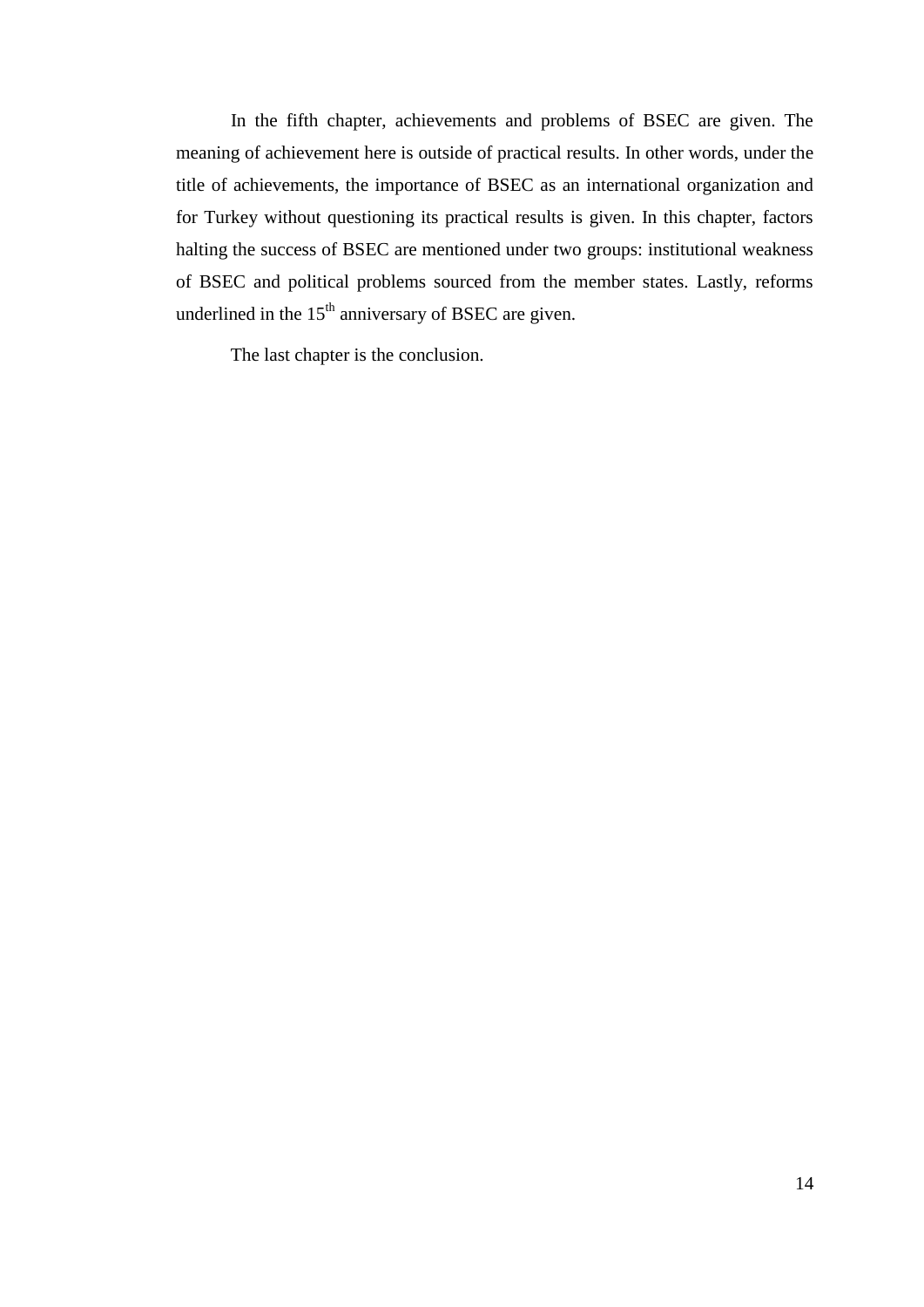In the fifth chapter, achievements and problems of BSEC are given. The meaning of achievement here is outside of practical results. In other words, under the title of achievements, the importance of BSEC as an international organization and for Turkey without questioning its practical results is given. In this chapter, factors halting the success of BSEC are mentioned under two groups: institutional weakness of BSEC and political problems sourced from the member states. Lastly, reforms underlined in the $15^{th}$ anniversary of BSEC are given.

The last chapter is the conclusion.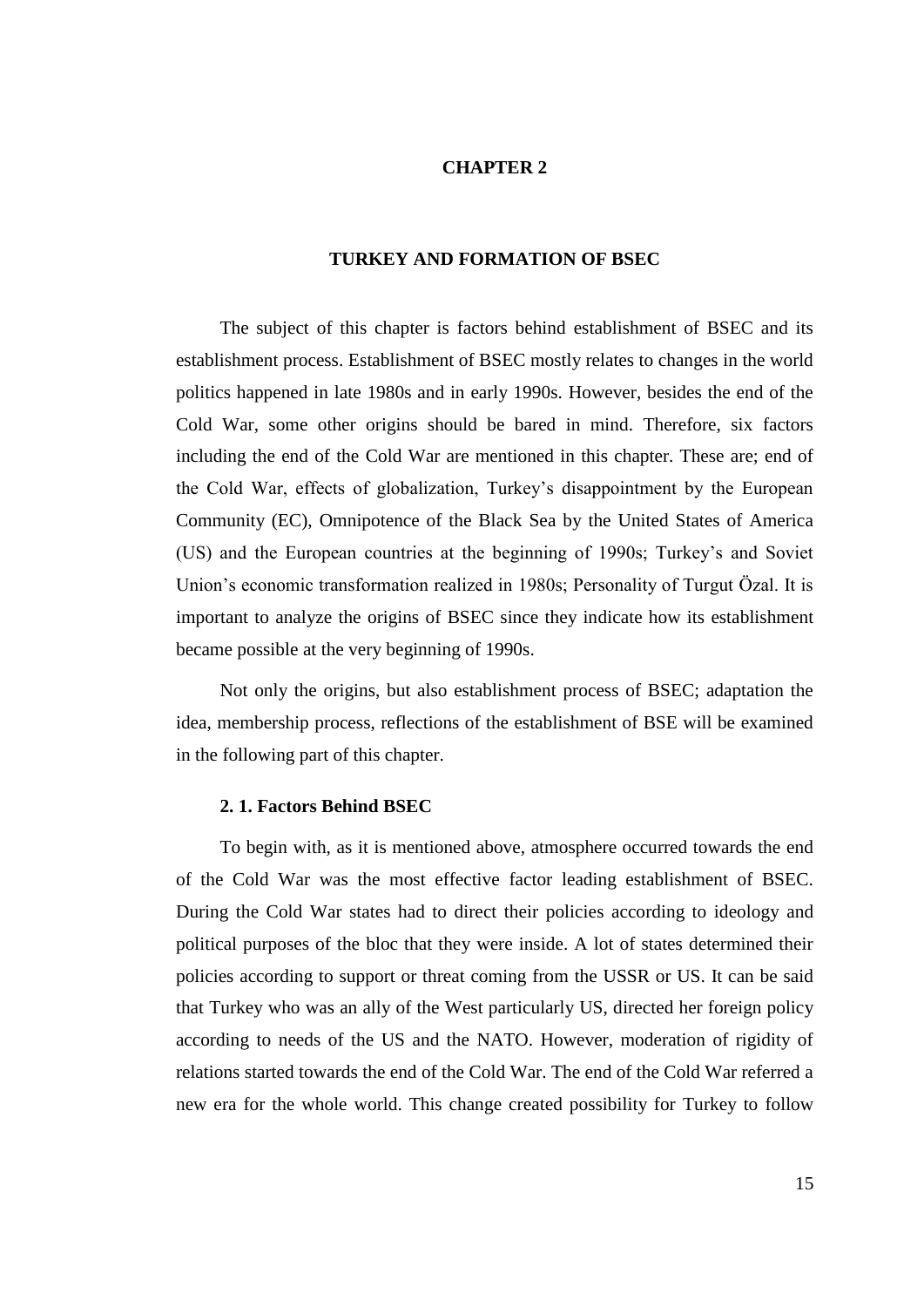# CHAPTER 2

## TURKEY AND FORMATION OF BSEC

The subject of this chapter is factors behind establishment of BSEC and its establishment process. Establishment of BSEC mostly relates to changes in the world politics happened in late 1980s and in early 1990s. However, besides the end of the Cold War, some other origins should be bared in mind. Therefore, six factors including the end of the Cold War are mentioned in this chapter. These are; end of the Cold War, effects of globalization, Turkey's disappointment by the European Community (EC), Omnipotence of the Black Sea by the United States of America (US) and the European countries at the beginning of 1990s; Turkey's and Soviet Union's economic transformation realized in 1980s; Personality of Turgut Özal. It is important to analyze the origins of BSEC since they indicate how its establishment became possible at the very beginning of 1990s.

Not only the origins, but also establishment process of BSEC; adaptation the idea, membership process, reflections of the establishment of BSE will be examined in the following part of this chapter.

### 2. 1. Factors Behind BSEC

To begin with, as it is mentioned above, atmosphere occurred towards the end of the Cold War was the most effective factor leading establishment of BSEC. During the Cold War states had to direct their policies according to ideology and political purposes of the bloc that they were inside. A lot of states determined their policies according to support or threat coming from the USSR or US. It can be said that Turkey who was an ally of the West particularly US, directed her foreign policy according to needs of the US and the NATO. However, moderation of rigidity of relations started towards the end of the Cold War. The end of the Cold War referred a new era for the whole world. This change created possibility for Turkey to follow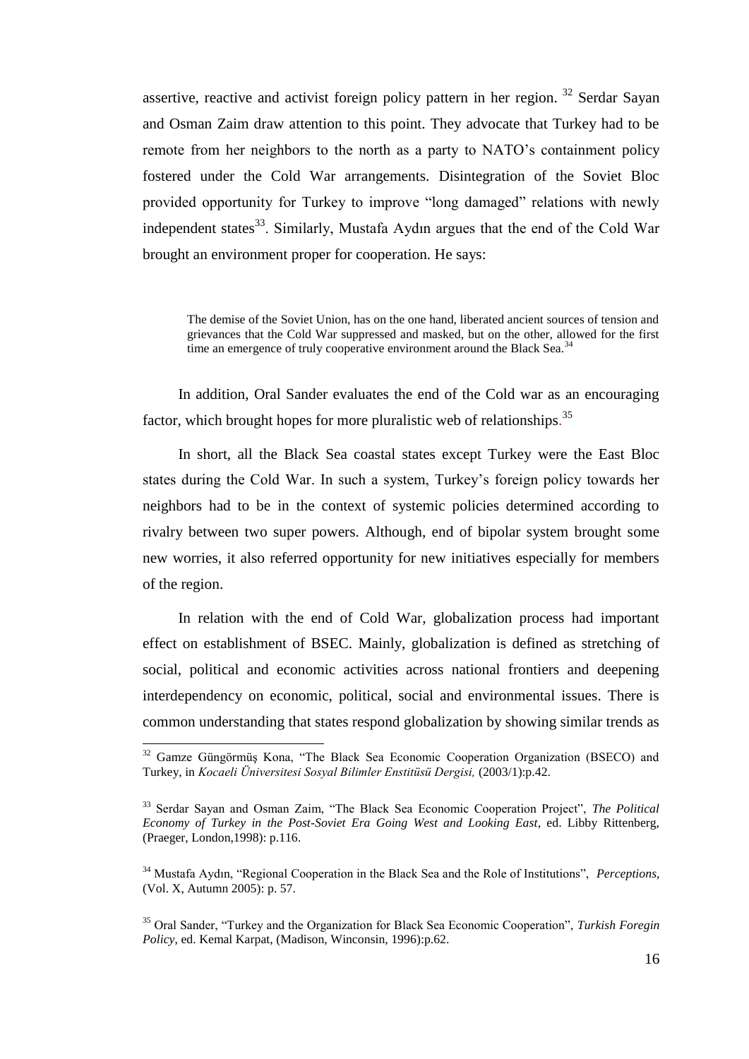assertive, reactive and activist foreign policy pattern in her region. [32] Serdar Sayan and Osman Zaim draw attention to this point. They advocate that Turkey had to be remote from her neighbors to the north as a party to NATO's containment policy fostered under the Cold War arrangements. Disintegration of the Soviet Bloc provided opportunity for Turkey to improve "long damaged" relations with newly independent states[33]. Similarly, Mustafa Aydın argues that the end of the Cold War brought an environment proper for cooperation. He says:

> The demise of the Soviet Union, has on the one hand, liberated ancient sources of tension and grievances that the Cold War suppressed and masked, but on the other, allowed for the first time an emergence of truly cooperative environment around the Black Sea.[34]

In addition, Oral Sander evaluates the end of the Cold war as an encouraging factor, which brought hopes for more pluralistic web of relationships.[35]

In short, all the Black Sea coastal states except Turkey were the East Bloc states during the Cold War. In such a system, Turkey's foreign policy towards her neighbors had to be in the context of systemic policies determined according to rivalry between two super powers. Although, end of bipolar system brought some new worries, it also referred opportunity for new initiatives especially for members of the region.

In relation with the end of Cold War, globalization process had important effect on establishment of BSEC. Mainly, globalization is defined as stretching of social, political and economic activities across national frontiers and deepening interdependency on economic, political, social and environmental issues. There is common understanding that states respond globalization by showing similar trends as

---

[32] Gamze Güngörmüş Kona, "The Black Sea Economic Cooperation Organization (BSECO) and Turkey, in *Kocaeli Üniversitesi Sosyal Bilimler Enstitüsü Dergisi,* (2003/1):p.42.

[33] Serdar Sayan and Osman Zaim, "The Black Sea Economic Cooperation Project", *The Political Economy of Turkey in the Post-Soviet Era Going West and Looking East*, ed. Libby Rittenberg, (Praeger, London,1998): p.116.

[34] Mustafa Aydın, "Regional Cooperation in the Black Sea and the Role of Institutions", *Perceptions*, (Vol. X, Autumn 2005): p. 57.

[35] Oral Sander, "Turkey and the Organization for Black Sea Economic Cooperation", *Turkish Foregin Policy*, ed. Kemal Karpat, (Madison, Winconsin, 1996):p.62.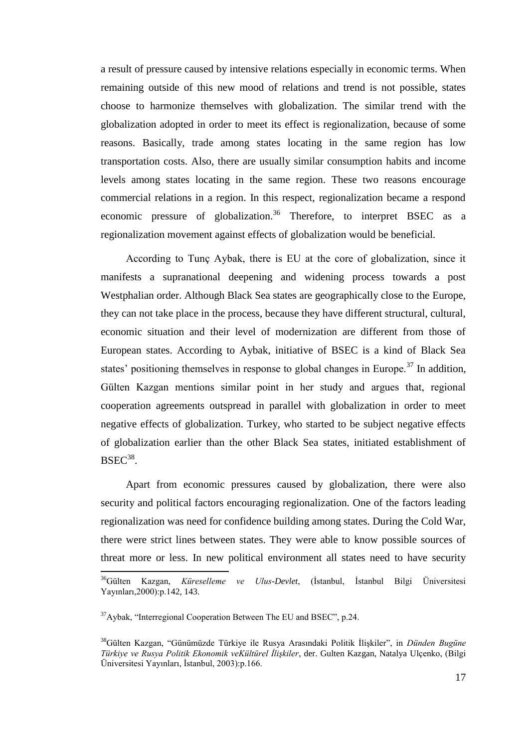a result of pressure caused by intensive relations especially in economic terms. When remaining outside of this new mood of relations and trend is not possible, states choose to harmonize themselves with globalization. The similar trend with the globalization adopted in order to meet its effect is regionalization, because of some reasons. Basically, trade among states locating in the same region has low transportation costs. Also, there are usually similar consumption habits and income levels among states locating in the same region. These two reasons encourage commercial relations in a region. In this respect, regionalization became a respond economic pressure of globalization.[36] Therefore, to interpret BSEC as a regionalization movement against effects of globalization would be beneficial.

According to Tunç Aybak, there is EU at the core of globalization, since it manifests a supranational deepening and widening process towards a post Westphalian order. Although Black Sea states are geographically close to the Europe, they can not take place in the process, because they have different structural, cultural, economic situation and their level of modernization are different from those of European states. According to Aybak, initiative of BSEC is a kind of Black Sea states' positioning themselves in response to global changes in Europe.[37] In addition, Gülten Kazgan mentions similar point in her study and argues that, regional cooperation agreements outspread in parallel with globalization in order to meet negative effects of globalization. Turkey, who started to be subject negative effects of globalization earlier than the other Black Sea states, initiated establishment of BSEC[38].

Apart from economic pressures caused by globalization, there were also security and political factors encouraging regionalization. One of the factors leading regionalization was need for confidence building among states. During the Cold War, there were strict lines between states. They were able to know possible sources of threat more or less. In new political environment all states need to have security

---

[36]Gülten Kazgan, *Küreselleme ve Ulus-Devlet*, (İstanbul, İstanbul Bilgi Üniversitesi Yayınları,2000):p.142, 143.

[37]Aybak, "Interregional Cooperation Between The EU and BSEC", p.24.

[38]Gülten Kazgan, "Günümüzde Türkiye ile Rusya Arasındaki Politik İlişkiler", in *Dünden Bugüne Türkiye ve Rusya Politik Ekonomik veKültürel İlişkiler*, der. Gulten Kazgan, Natalya Ulçenko, (Bilgi Üniversitesi Yayınları, İstanbul, 2003):p.166.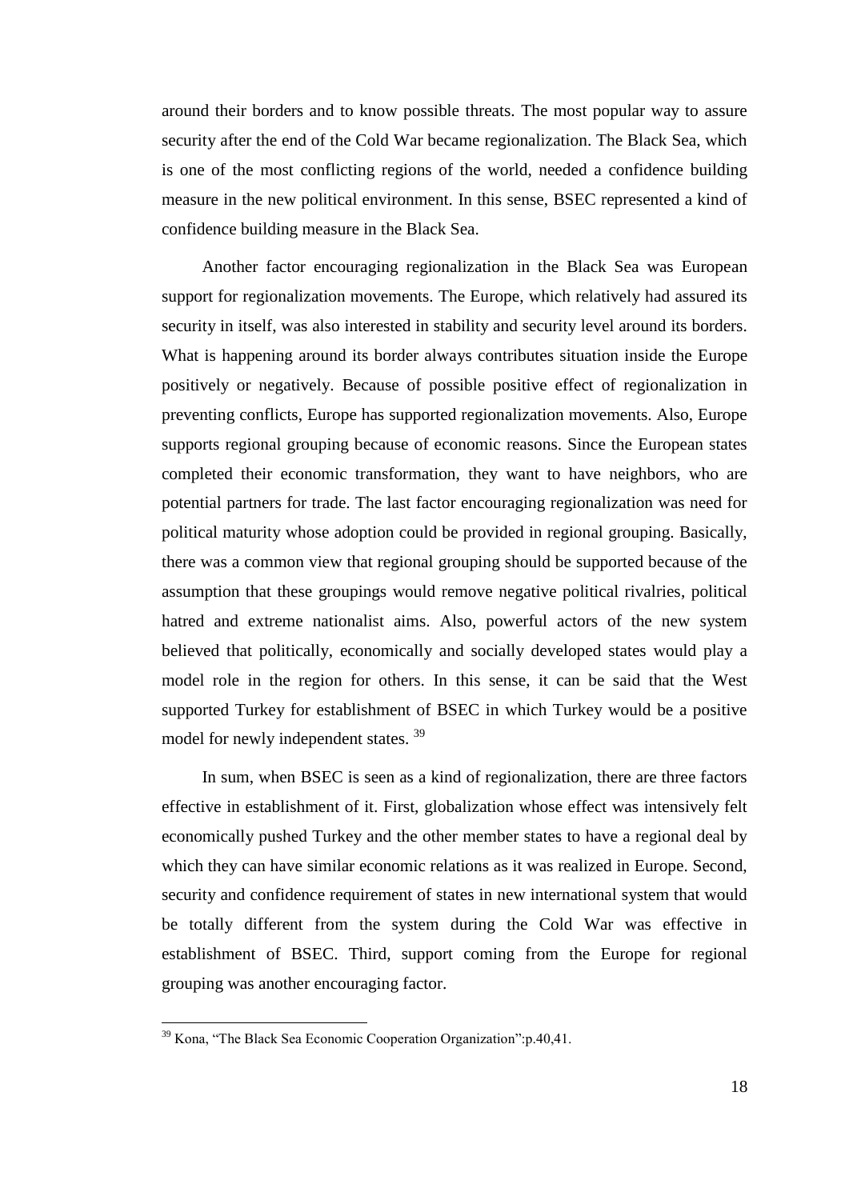around their borders and to know possible threats. The most popular way to assure security after the end of the Cold War became regionalization. The Black Sea, which is one of the most conflicting regions of the world, needed a confidence building measure in the new political environment. In this sense, BSEC represented a kind of confidence building measure in the Black Sea.

Another factor encouraging regionalization in the Black Sea was European support for regionalization movements. The Europe, which relatively had assured its security in itself, was also interested in stability and security level around its borders. What is happening around its border always contributes situation inside the Europe positively or negatively. Because of possible positive effect of regionalization in preventing conflicts, Europe has supported regionalization movements. Also, Europe supports regional grouping because of economic reasons. Since the European states completed their economic transformation, they want to have neighbors, who are potential partners for trade. The last factor encouraging regionalization was need for political maturity whose adoption could be provided in regional grouping. Basically, there was a common view that regional grouping should be supported because of the assumption that these groupings would remove negative political rivalries, political hatred and extreme nationalist aims. Also, powerful actors of the new system believed that politically, economically and socially developed states would play a model role in the region for others. In this sense, it can be said that the West supported Turkey for establishment of BSEC in which Turkey would be a positive model for newly independent states. [39]

In sum, when BSEC is seen as a kind of regionalization, there are three factors effective in establishment of it. First, globalization whose effect was intensively felt economically pushed Turkey and the other member states to have a regional deal by which they can have similar economic relations as it was realized in Europe. Second, security and confidence requirement of states in new international system that would be totally different from the system during the Cold War was effective in establishment of BSEC. Third, support coming from the Europe for regional grouping was another encouraging factor.

---

[39] Kona, "The Black Sea Economic Cooperation Organization":p.40,41.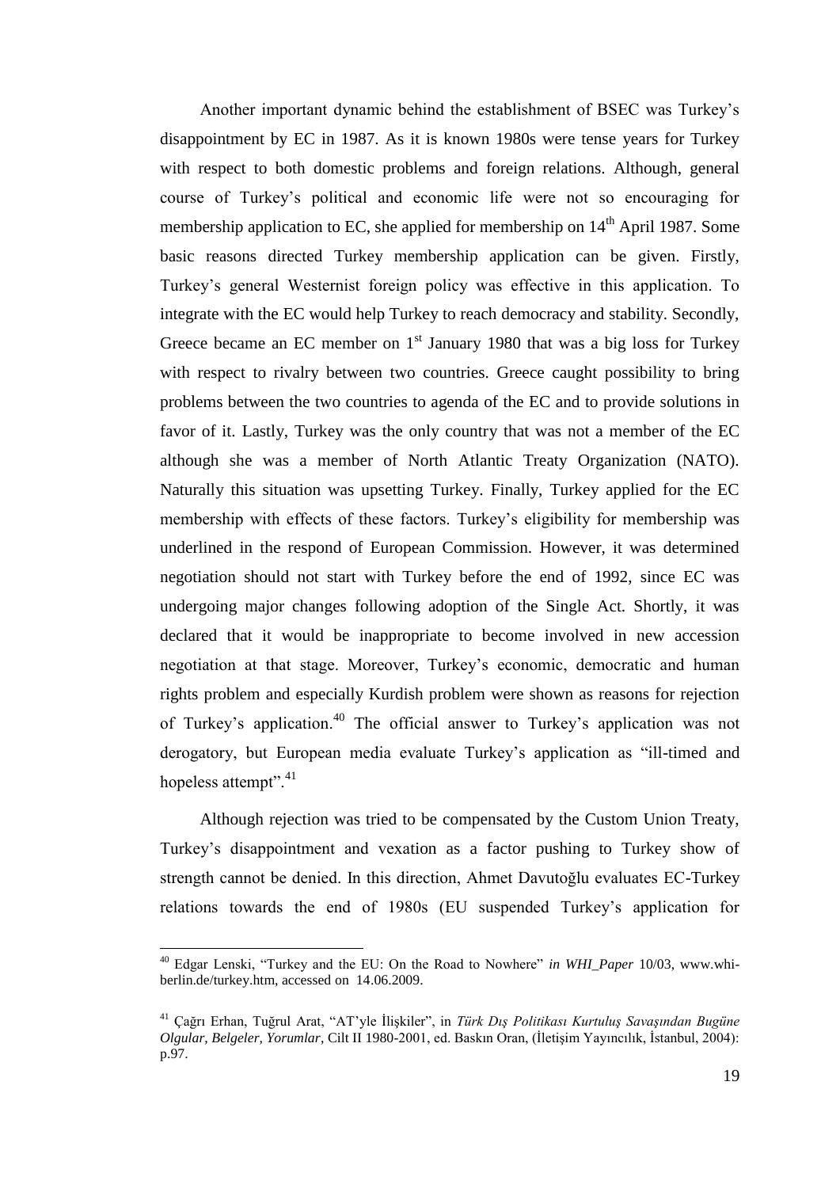Another important dynamic behind the establishment of BSEC was Turkey's disappointment by EC in 1987. As it is known 1980s were tense years for Turkey with respect to both domestic problems and foreign relations. Although, general course of Turkey's political and economic life were not so encouraging for membership application to EC, she applied for membership on 14th April 1987. Some basic reasons directed Turkey membership application can be given. Firstly, Turkey's general Westernist foreign policy was effective in this application. To integrate with the EC would help Turkey to reach democracy and stability. Secondly, Greece became an EC member on 1st January 1980 that was a big loss for Turkey with respect to rivalry between two countries. Greece caught possibility to bring problems between the two countries to agenda of the EC and to provide solutions in favor of it. Lastly, Turkey was the only country that was not a member of the EC although she was a member of North Atlantic Treaty Organization (NATO). Naturally this situation was upsetting Turkey. Finally, Turkey applied for the EC membership with effects of these factors. Turkey's eligibility for membership was underlined in the respond of European Commission. However, it was determined negotiation should not start with Turkey before the end of 1992, since EC was undergoing major changes following adoption of the Single Act. Shortly, it was declared that it would be inappropriate to become involved in new accession negotiation at that stage. Moreover, Turkey's economic, democratic and human rights problem and especially Kurdish problem were shown as reasons for rejection of Turkey's application.[40] The official answer to Turkey's application was not derogatory, but European media evaluate Turkey's application as "ill-timed and hopeless attempt".[41]

Although rejection was tried to be compensated by the Custom Union Treaty, Turkey's disappointment and vexation as a factor pushing to Turkey show of strength cannot be denied. In this direction, Ahmet Davutoğlu evaluates EC-Turkey relations towards the end of 1980s (EU suspended Turkey's application for

---

[40] Edgar Lenski, "Turkey and the EU: On the Road to Nowhere" *in WHI_Paper* 10/03, www.whi-berlin.de/turkey.htm, accessed on 14.06.2009.

[41] Çağrı Erhan, Tuğrul Arat, "AT'yle İlişkiler", in *Türk Dış Politikası Kurtuluş Savaşından Bugüne Olgular, Belgeler, Yorumlar*, Cilt II 1980-2001, ed. Baskın Oran, (İletişim Yayıncılık, İstanbul, 2004): p.97.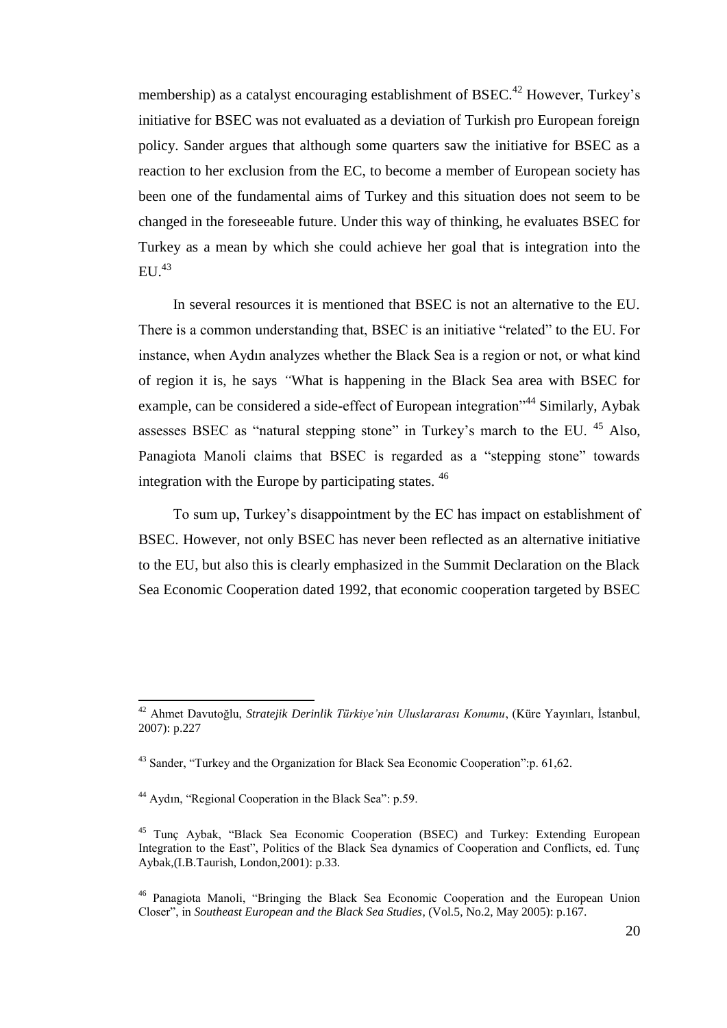membership) as a catalyst encouraging establishment of BSEC.[42] However, Turkey's initiative for BSEC was not evaluated as a deviation of Turkish pro European foreign policy. Sander argues that although some quarters saw the initiative for BSEC as a reaction to her exclusion from the EC, to become a member of European society has been one of the fundamental aims of Turkey and this situation does not seem to be changed in the foreseeable future. Under this way of thinking, he evaluates BSEC for Turkey as a mean by which she could achieve her goal that is integration into the EU.[43]

In several resources it is mentioned that BSEC is not an alternative to the EU. There is a common understanding that, BSEC is an initiative "related" to the EU. For instance, when Aydın analyzes whether the Black Sea is a region or not, or what kind of region it is, he says *"*What is happening in the Black Sea area with BSEC for example, can be considered a side-effect of European integration"[44] Similarly, Aybak assesses BSEC as "natural stepping stone" in Turkey's march to the EU. [45] Also, Panagiota Manoli claims that BSEC is regarded as a "stepping stone" towards integration with the Europe by participating states. [46]

To sum up, Turkey's disappointment by the EC has impact on establishment of BSEC. However, not only BSEC has never been reflected as an alternative initiative to the EU, but also this is clearly emphasized in the Summit Declaration on the Black Sea Economic Cooperation dated 1992, that economic cooperation targeted by BSEC

---

[42] Ahmet Davutoğlu, *Stratejik Derinlik Türkiye'nin Uluslararası Konumu*, (Küre Yayınları, İstanbul, 2007): p.227

[43] Sander, "Turkey and the Organization for Black Sea Economic Cooperation":p. 61,62.

[44] Aydın, "Regional Cooperation in the Black Sea": p.59.

[45] Tunç Aybak, "Black Sea Economic Cooperation (BSEC) and Turkey: Extending European Integration to the East", Politics of the Black Sea dynamics of Cooperation and Conflicts, ed. Tunç Aybak,(I.B.Taurish, London,2001): p.33.

[46] Panagiota Manoli, "Bringing the Black Sea Economic Cooperation and the European Union Closer", in *Southeast European and the Black Sea Studies*, (Vol.5, No.2, May 2005): p.167.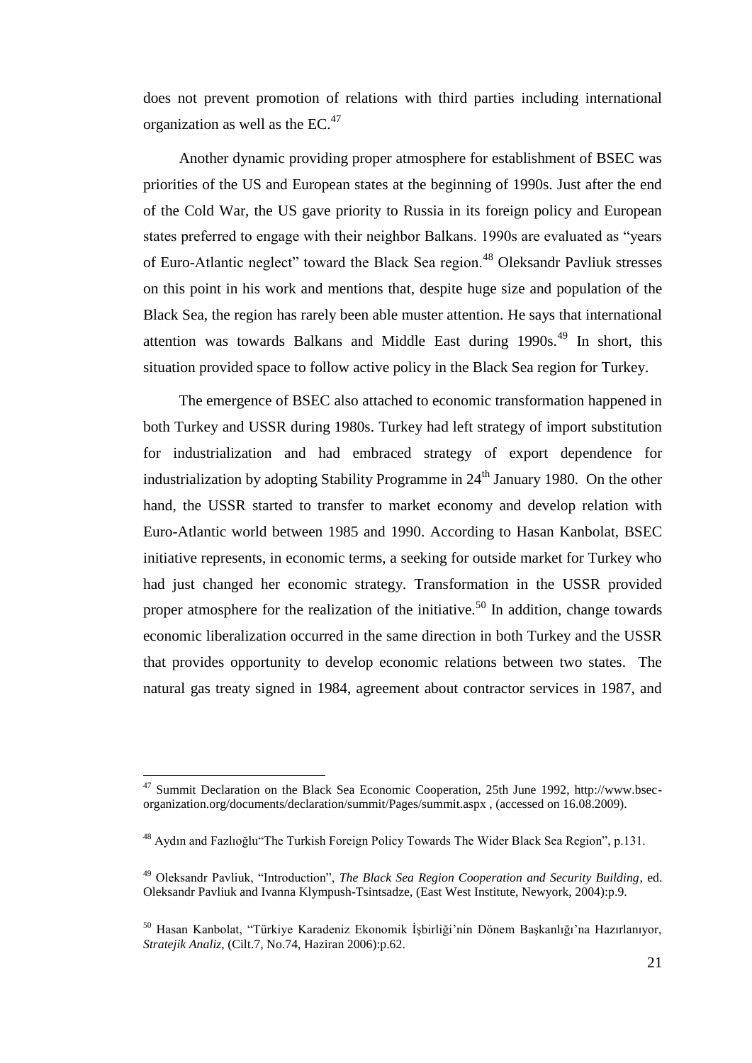does not prevent promotion of relations with third parties including international organization as well as the EC.[47]

Another dynamic providing proper atmosphere for establishment of BSEC was priorities of the US and European states at the beginning of 1990s. Just after the end of the Cold War, the US gave priority to Russia in its foreign policy and European states preferred to engage with their neighbor Balkans. 1990s are evaluated as "years of Euro-Atlantic neglect" toward the Black Sea region.[48] Oleksandr Pavliuk stresses on this point in his work and mentions that, despite huge size and population of the Black Sea, the region has rarely been able muster attention. He says that international attention was towards Balkans and Middle East during 1990s.[49] In short, this situation provided space to follow active policy in the Black Sea region for Turkey.

The emergence of BSEC also attached to economic transformation happened in both Turkey and USSR during 1980s. Turkey had left strategy of import substitution for industrialization and had embraced strategy of export dependence for industrialization by adopting Stability Programme in 24th January 1980. On the other hand, the USSR started to transfer to market economy and develop relation with Euro-Atlantic world between 1985 and 1990. According to Hasan Kanbolat, BSEC initiative represents, in economic terms, a seeking for outside market for Turkey who had just changed her economic strategy. Transformation in the USSR provided proper atmosphere for the realization of the initiative.[50] In addition, change towards economic liberalization occurred in the same direction in both Turkey and the USSR that provides opportunity to develop economic relations between two states. The natural gas treaty signed in 1984, agreement about contractor services in 1987, and

---

[47] Summit Declaration on the Black Sea Economic Cooperation, 25th June 1992, http://www.bsec-organization.org/documents/declaration/summit/Pages/summit.aspx , (accessed on 16.08.2009).

[48] Aydın and Fazlıoğlu"The Turkish Foreign Policy Towards The Wider Black Sea Region", p.131.

[49] Oleksandr Pavliuk, "Introduction", *The Black Sea Region Cooperation and Security Building*, ed. Oleksandr Pavliuk and Ivanna Klympush-Tsintsadze, (East West Institute, Newyork, 2004):p.9.

[50] Hasan Kanbolat, "Türkiye Karadeniz Ekonomik İşbirliği'nin Dönem Başkanlığı'na Hazırlanıyor, *Stratejik Analiz*, (Cilt.7, No.74, Haziran 2006):p.62.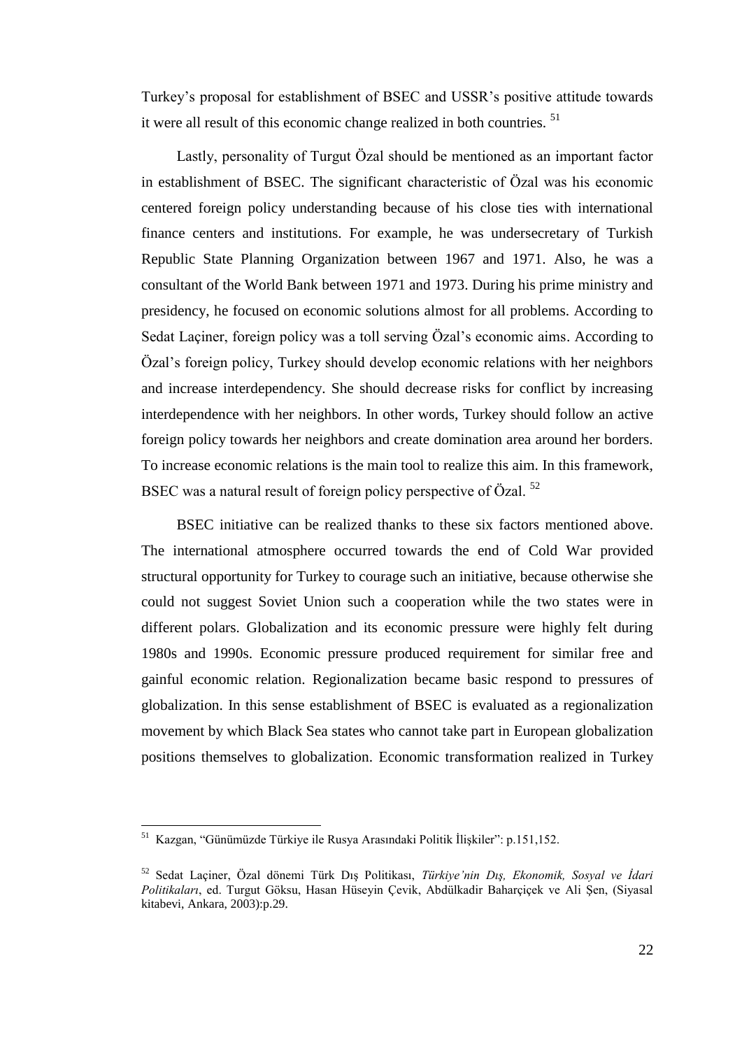Turkey's proposal for establishment of BSEC and USSR's positive attitude towards it were all result of this economic change realized in both countries. [51]

Lastly, personality of Turgut Özal should be mentioned as an important factor in establishment of BSEC. The significant characteristic of Özal was his economic centered foreign policy understanding because of his close ties with international finance centers and institutions. For example, he was undersecretary of Turkish Republic State Planning Organization between 1967 and 1971. Also, he was a consultant of the World Bank between 1971 and 1973. During his prime ministry and presidency, he focused on economic solutions almost for all problems. According to Sedat Laçiner, foreign policy was a toll serving Özal's economic aims. According to Özal's foreign policy, Turkey should develop economic relations with her neighbors and increase interdependency. She should decrease risks for conflict by increasing interdependence with her neighbors. In other words, Turkey should follow an active foreign policy towards her neighbors and create domination area around her borders. To increase economic relations is the main tool to realize this aim. In this framework, BSEC was a natural result of foreign policy perspective of Özal. [52]

BSEC initiative can be realized thanks to these six factors mentioned above. The international atmosphere occurred towards the end of Cold War provided structural opportunity for Turkey to courage such an initiative, because otherwise she could not suggest Soviet Union such a cooperation while the two states were in different polars. Globalization and its economic pressure were highly felt during 1980s and 1990s. Economic pressure produced requirement for similar free and gainful economic relation. Regionalization became basic respond to pressures of globalization. In this sense establishment of BSEC is evaluated as a regionalization movement by which Black Sea states who cannot take part in European globalization positions themselves to globalization. Economic transformation realized in Turkey

---

[51] Kazgan, "Günümüzde Türkiye ile Rusya Arasındaki Politik İlişkiler": p.151,152.

[52] Sedat Laçiner, Özal dönemi Türk Dış Politikası, *Türkiye'nin Dış, Ekonomik, Sosyal ve İdari Politikaları*, ed. Turgut Göksu, Hasan Hüseyin Çevik, Abdülkadir Baharçiçek ve Ali Şen, (Siyasal kitabevi, Ankara, 2003):p.29.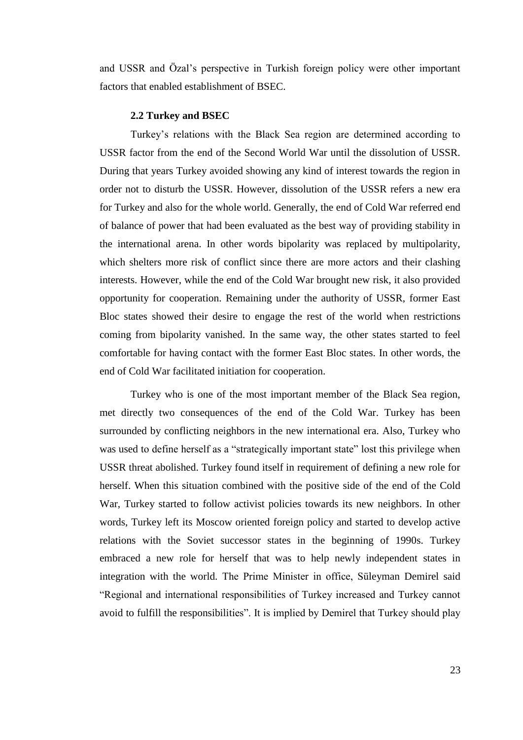and USSR and Özal's perspective in Turkish foreign policy were other important factors that enabled establishment of BSEC.

### 2.2 Turkey and BSEC

Turkey's relations with the Black Sea region are determined according to USSR factor from the end of the Second World War until the dissolution of USSR. During that years Turkey avoided showing any kind of interest towards the region in order not to disturb the USSR. However, dissolution of the USSR refers a new era for Turkey and also for the whole world. Generally, the end of Cold War referred end of balance of power that had been evaluated as the best way of providing stability in the international arena. In other words bipolarity was replaced by multipolarity, which shelters more risk of conflict since there are more actors and their clashing interests. However, while the end of the Cold War brought new risk, it also provided opportunity for cooperation. Remaining under the authority of USSR, former East Bloc states showed their desire to engage the rest of the world when restrictions coming from bipolarity vanished. In the same way, the other states started to feel comfortable for having contact with the former East Bloc states. In other words, the end of Cold War facilitated initiation for cooperation.

Turkey who is one of the most important member of the Black Sea region, met directly two consequences of the end of the Cold War. Turkey has been surrounded by conflicting neighbors in the new international era. Also, Turkey who was used to define herself as a "strategically important state" lost this privilege when USSR threat abolished. Turkey found itself in requirement of defining a new role for herself. When this situation combined with the positive side of the end of the Cold War, Turkey started to follow activist policies towards its new neighbors. In other words, Turkey left its Moscow oriented foreign policy and started to develop active relations with the Soviet successor states in the beginning of 1990s. Turkey embraced a new role for herself that was to help newly independent states in integration with the world. The Prime Minister in office, Süleyman Demirel said "Regional and international responsibilities of Turkey increased and Turkey cannot avoid to fulfill the responsibilities". It is implied by Demirel that Turkey should play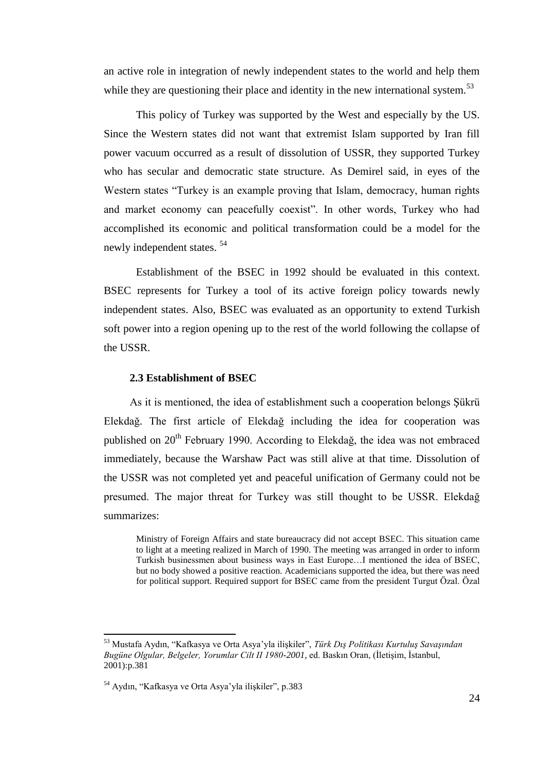an active role in integration of newly independent states to the world and help them while they are questioning their place and identity in the new international system.[53]

This policy of Turkey was supported by the West and especially by the US. Since the Western states did not want that extremist Islam supported by Iran fill power vacuum occurred as a result of dissolution of USSR, they supported Turkey who has secular and democratic state structure. As Demirel said, in eyes of the Western states "Turkey is an example proving that Islam, democracy, human rights and market economy can peacefully coexist". In other words, Turkey who had accomplished its economic and political transformation could be a model for the newly independent states. [54]

Establishment of the BSEC in 1992 should be evaluated in this context. BSEC represents for Turkey a tool of its active foreign policy towards newly independent states. Also, BSEC was evaluated as an opportunity to extend Turkish soft power into a region opening up to the rest of the world following the collapse of the USSR.

### 2.3 Establishment of BSEC

As it is mentioned, the idea of establishment such a cooperation belongs Şükrü Elekdağ. The first article of Elekdağ including the idea for cooperation was published on 20th February 1990. According to Elekdağ, the idea was not embraced immediately, because the Warshaw Pact was still alive at that time. Dissolution of the USSR was not completed yet and peaceful unification of Germany could not be presumed. The major threat for Turkey was still thought to be USSR. Elekdağ summarizes:

> Ministry of Foreign Affairs and state bureaucracy did not accept BSEC. This situation came to light at a meeting realized in March of 1990. The meeting was arranged in order to inform Turkish businessmen about business ways in East Europe…I mentioned the idea of BSEC, but no body showed a positive reaction. Academicians supported the idea, but there was need for political support. Required support for BSEC came from the president Turgut Özal. Özal

---

[53] Mustafa Aydın, "Kafkasya ve Orta Asya'yla ilişkiler", *Türk Dış Politikası Kurtuluş Savaşından Bugüne Olgular, Belgeler, Yorumlar Cilt II 1980-2001,* ed. Baskın Oran, (İletişim, İstanbul, 2001):p.381

[54] Aydın, "Kafkasya ve Orta Asya'yla ilişkiler", p.383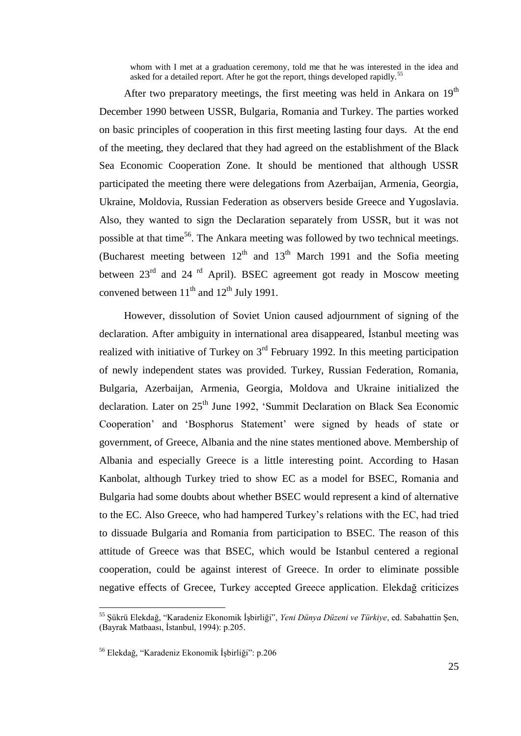> whom with I met at a graduation ceremony, told me that he was interested in the idea and asked for a detailed report. After he got the report, things developed rapidly.[55]

After two preparatory meetings, the first meeting was held in Ankara on 19th December 1990 between USSR, Bulgaria, Romania and Turkey. The parties worked on basic principles of cooperation in this first meeting lasting four days. At the end of the meeting, they declared that they had agreed on the establishment of the Black Sea Economic Cooperation Zone. It should be mentioned that although USSR participated the meeting there were delegations from Azerbaijan, Armenia, Georgia, Ukraine, Moldovia, Russian Federation as observers beside Greece and Yugoslavia. Also, they wanted to sign the Declaration separately from USSR, but it was not possible at that time[56]. The Ankara meeting was followed by two technical meetings. (Bucharest meeting between 12th and 13th March 1991 and the Sofia meeting between 23rd and 24 rd April). BSEC agreement got ready in Moscow meeting convened between 11th and 12th July 1991.

However, dissolution of Soviet Union caused adjournment of signing of the declaration. After ambiguity in international area disappeared, İstanbul meeting was realized with initiative of Turkey on 3rd February 1992. In this meeting participation of newly independent states was provided. Turkey, Russian Federation, Romania, Bulgaria, Azerbaijan, Armenia, Georgia, Moldova and Ukraine initialized the declaration. Later on 25th June 1992, 'Summit Declaration on Black Sea Economic Cooperation' and 'Bosphorus Statement' were signed by heads of state or government, of Greece, Albania and the nine states mentioned above. Membership of Albania and especially Greece is a little interesting point. According to Hasan Kanbolat, although Turkey tried to show EC as a model for BSEC, Romania and Bulgaria had some doubts about whether BSEC would represent a kind of alternative to the EC. Also Greece, who had hampered Turkey's relations with the EC, had tried to dissuade Bulgaria and Romania from participation to BSEC. The reason of this attitude of Greece was that BSEC, which would be Istanbul centered a regional cooperation, could be against interest of Greece. In order to eliminate possible negative effects of Grecee, Turkey accepted Greece application. Elekdağ criticizes

---

[55] Şükrü Elekdağ, "Karadeniz Ekonomik İşbirliği", *Yeni Dünya Düzeni ve Türkiye*, ed. Sabahattin Şen, (Bayrak Matbaası, İstanbul, 1994): p.205.

[56] Elekdağ, "Karadeniz Ekonomik İşbirliği": p.206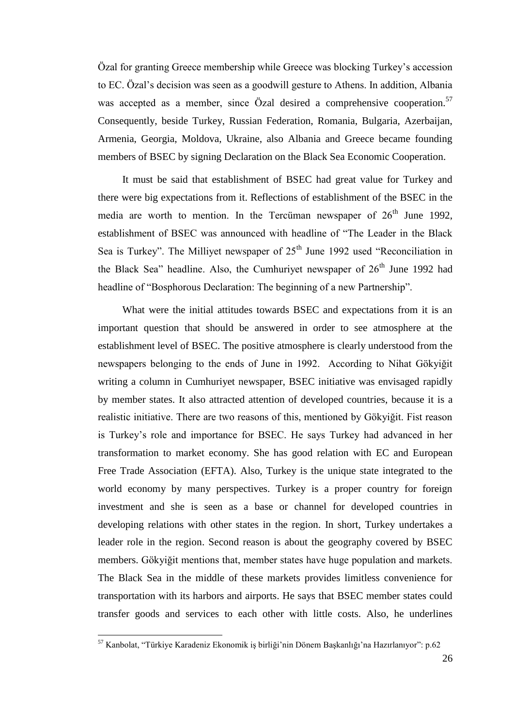Özal for granting Greece membership while Greece was blocking Turkey's accession to EC. Özal's decision was seen as a goodwill gesture to Athens. In addition, Albania was accepted as a member, since Özal desired a comprehensive cooperation.[57] Consequently, beside Turkey, Russian Federation, Romania, Bulgaria, Azerbaijan, Armenia, Georgia, Moldova, Ukraine, also Albania and Greece became founding members of BSEC by signing Declaration on the Black Sea Economic Cooperation.

It must be said that establishment of BSEC had great value for Turkey and there were big expectations from it. Reflections of establishment of the BSEC in the media are worth to mention. In the Tercüman newspaper of 26th June 1992, establishment of BSEC was announced with headline of "The Leader in the Black Sea is Turkey". The Milliyet newspaper of 25th June 1992 used "Reconciliation in the Black Sea" headline. Also, the Cumhuriyet newspaper of 26th June 1992 had headline of "Bosphorous Declaration: The beginning of a new Partnership".

What were the initial attitudes towards BSEC and expectations from it is an important question that should be answered in order to see atmosphere at the establishment level of BSEC. The positive atmosphere is clearly understood from the newspapers belonging to the ends of June in 1992. According to Nihat Gökyiğit writing a column in Cumhuriyet newspaper, BSEC initiative was envisaged rapidly by member states. It also attracted attention of developed countries, because it is a realistic initiative. There are two reasons of this, mentioned by Gökyiğit. Fist reason is Turkey's role and importance for BSEC. He says Turkey had advanced in her transformation to market economy. She has good relation with EC and European Free Trade Association (EFTA). Also, Turkey is the unique state integrated to the world economy by many perspectives. Turkey is a proper country for foreign investment and she is seen as a base or channel for developed countries in developing relations with other states in the region. In short, Turkey undertakes a leader role in the region. Second reason is about the geography covered by BSEC members. Gökyiğit mentions that, member states have huge population and markets. The Black Sea in the middle of these markets provides limitless convenience for transportation with its harbors and airports. He says that BSEC member states could transfer goods and services to each other with little costs. Also, he underlines

---

[57] Kanbolat, "Türkiye Karadeniz Ekonomik iş birliği'nin Dönem Başkanlığı'na Hazırlanıyor": p.62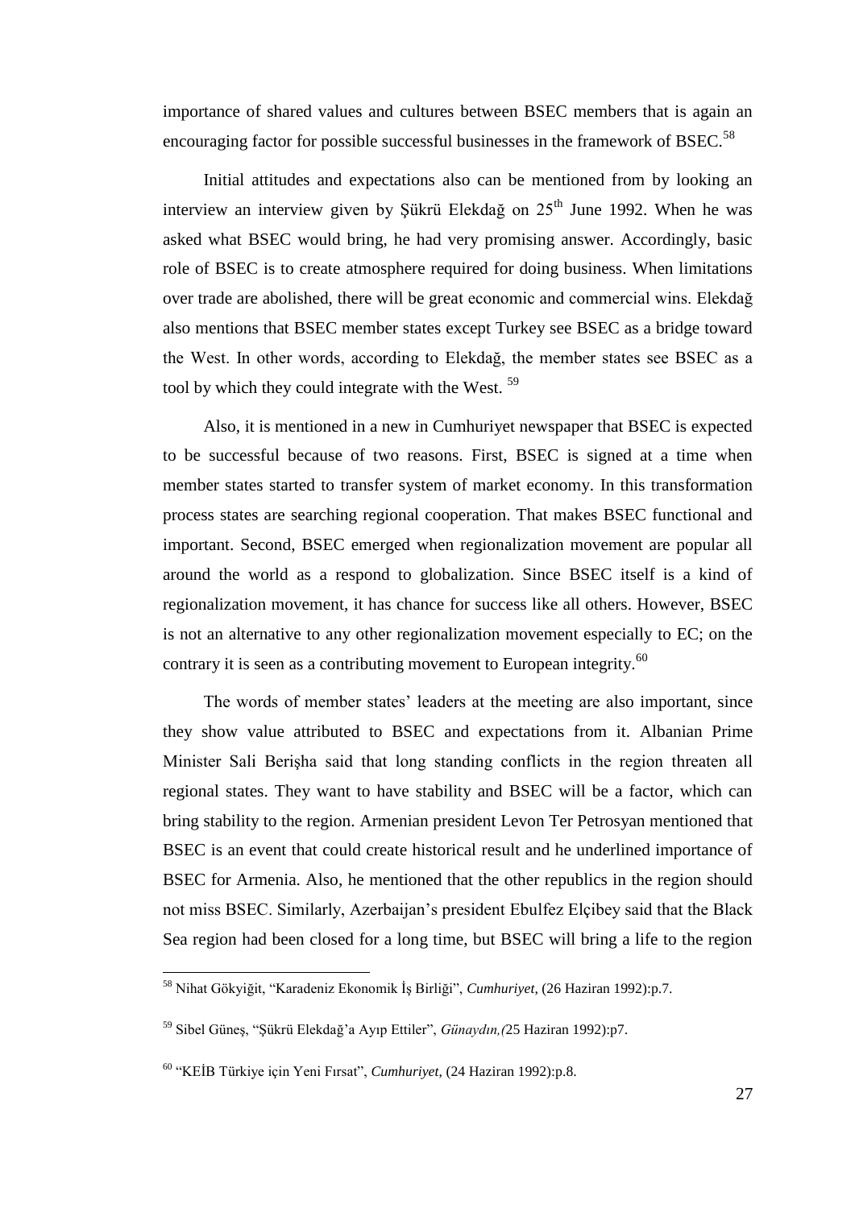importance of shared values and cultures between BSEC members that is again an encouraging factor for possible successful businesses in the framework of BSEC.[58]

Initial attitudes and expectations also can be mentioned from by looking an interview an interview given by Şükrü Elekdağ on 25th June 1992. When he was asked what BSEC would bring, he had very promising answer. Accordingly, basic role of BSEC is to create atmosphere required for doing business. When limitations over trade are abolished, there will be great economic and commercial wins. Elekdağ also mentions that BSEC member states except Turkey see BSEC as a bridge toward the West. In other words, according to Elekdağ, the member states see BSEC as a tool by which they could integrate with the West. [59]

Also, it is mentioned in a new in Cumhuriyet newspaper that BSEC is expected to be successful because of two reasons. First, BSEC is signed at a time when member states started to transfer system of market economy. In this transformation process states are searching regional cooperation. That makes BSEC functional and important. Second, BSEC emerged when regionalization movement are popular all around the world as a respond to globalization. Since BSEC itself is a kind of regionalization movement, it has chance for success like all others. However, BSEC is not an alternative to any other regionalization movement especially to EC; on the contrary it is seen as a contributing movement to European integrity.[60]

The words of member states' leaders at the meeting are also important, since they show value attributed to BSEC and expectations from it. Albanian Prime Minister Sali Berişha said that long standing conflicts in the region threaten all regional states. They want to have stability and BSEC will be a factor, which can bring stability to the region. Armenian president Levon Ter Petrosyan mentioned that BSEC is an event that could create historical result and he underlined importance of BSEC for Armenia. Also, he mentioned that the other republics in the region should not miss BSEC. Similarly, Azerbaijan's president Ebulfez Elçibey said that the Black Sea region had been closed for a long time, but BSEC will bring a life to the region

---

[58] Nihat Gökyiğit, "Karadeniz Ekonomik İş Birliği", *Cumhuriyet*, (26 Haziran 1992):p.7.

[59] Sibel Güneş, "Şükrü Elekdağ'a Ayıp Ettiler", *Günaydın,(*25 Haziran 1992):p7.

[60] "KEİB Türkiye için Yeni Fırsat", *Cumhuriyet,* (24 Haziran 1992):p.8.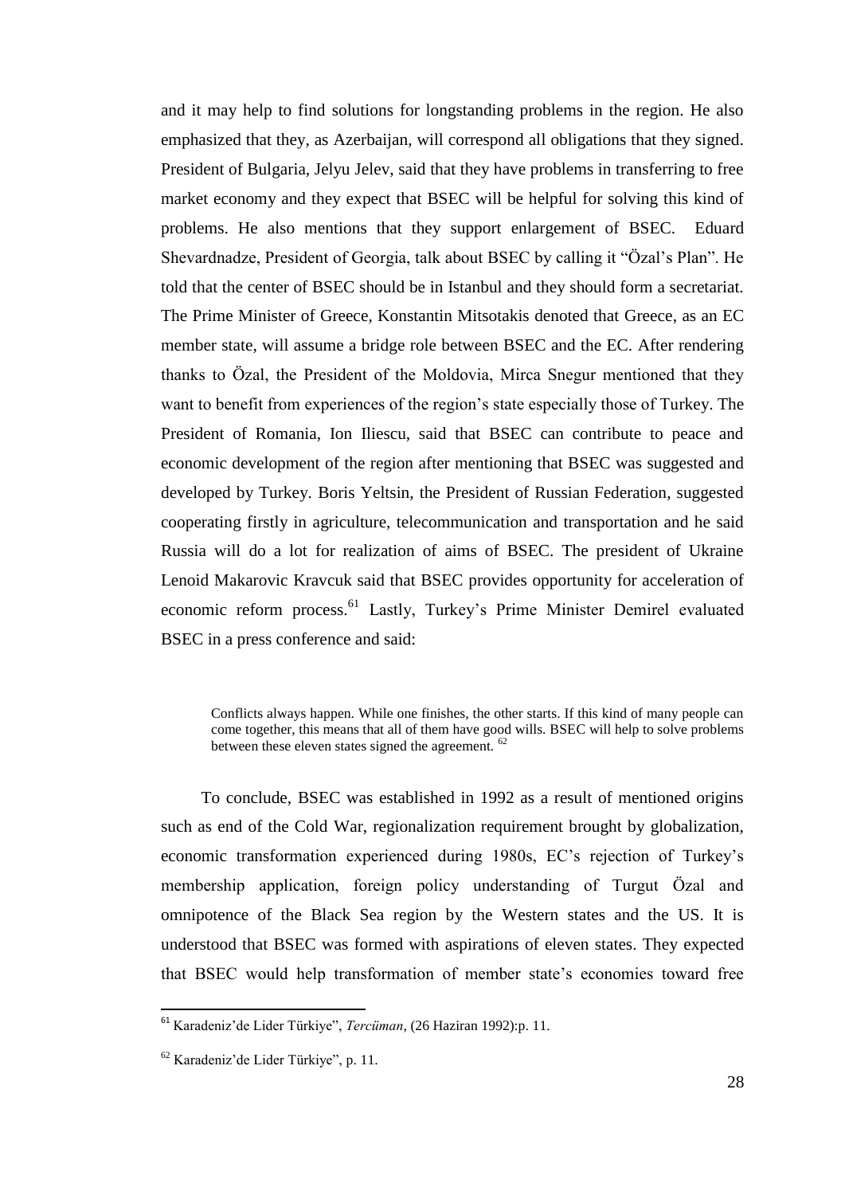and it may help to find solutions for longstanding problems in the region. He also emphasized that they, as Azerbaijan, will correspond all obligations that they signed. President of Bulgaria, Jelyu Jelev, said that they have problems in transferring to free market economy and they expect that BSEC will be helpful for solving this kind of problems. He also mentions that they support enlargement of BSEC. Eduard Shevardnadze, President of Georgia, talk about BSEC by calling it "Özal's Plan". He told that the center of BSEC should be in Istanbul and they should form a secretariat. The Prime Minister of Greece, Konstantin Mitsotakis denoted that Greece, as an EC member state, will assume a bridge role between BSEC and the EC. After rendering thanks to Özal, the President of the Moldovia, Mirca Snegur mentioned that they want to benefit from experiences of the region's state especially those of Turkey. The President of Romania, Ion Iliescu, said that BSEC can contribute to peace and economic development of the region after mentioning that BSEC was suggested and developed by Turkey. Boris Yeltsin, the President of Russian Federation, suggested cooperating firstly in agriculture, telecommunication and transportation and he said Russia will do a lot for realization of aims of BSEC. The president of Ukraine Lenoid Makarovic Kravcuk said that BSEC provides opportunity for acceleration of economic reform process.[61] Lastly, Turkey's Prime Minister Demirel evaluated BSEC in a press conference and said:

> Conflicts always happen. While one finishes, the other starts. If this kind of many people can come together, this means that all of them have good wills. BSEC will help to solve problems between these eleven states signed the agreement. [62]

To conclude, BSEC was established in 1992 as a result of mentioned origins such as end of the Cold War, regionalization requirement brought by globalization, economic transformation experienced during 1980s, EC's rejection of Turkey's membership application, foreign policy understanding of Turgut Özal and omnipotence of the Black Sea region by the Western states and the US. It is understood that BSEC was formed with aspirations of eleven states. They expected that BSEC would help transformation of member state's economies toward free

---

[61] Karadeniz'de Lider Türkiye", *Tercüman*, (26 Haziran 1992):p. 11.

[62] Karadeniz'de Lider Türkiye", p. 11.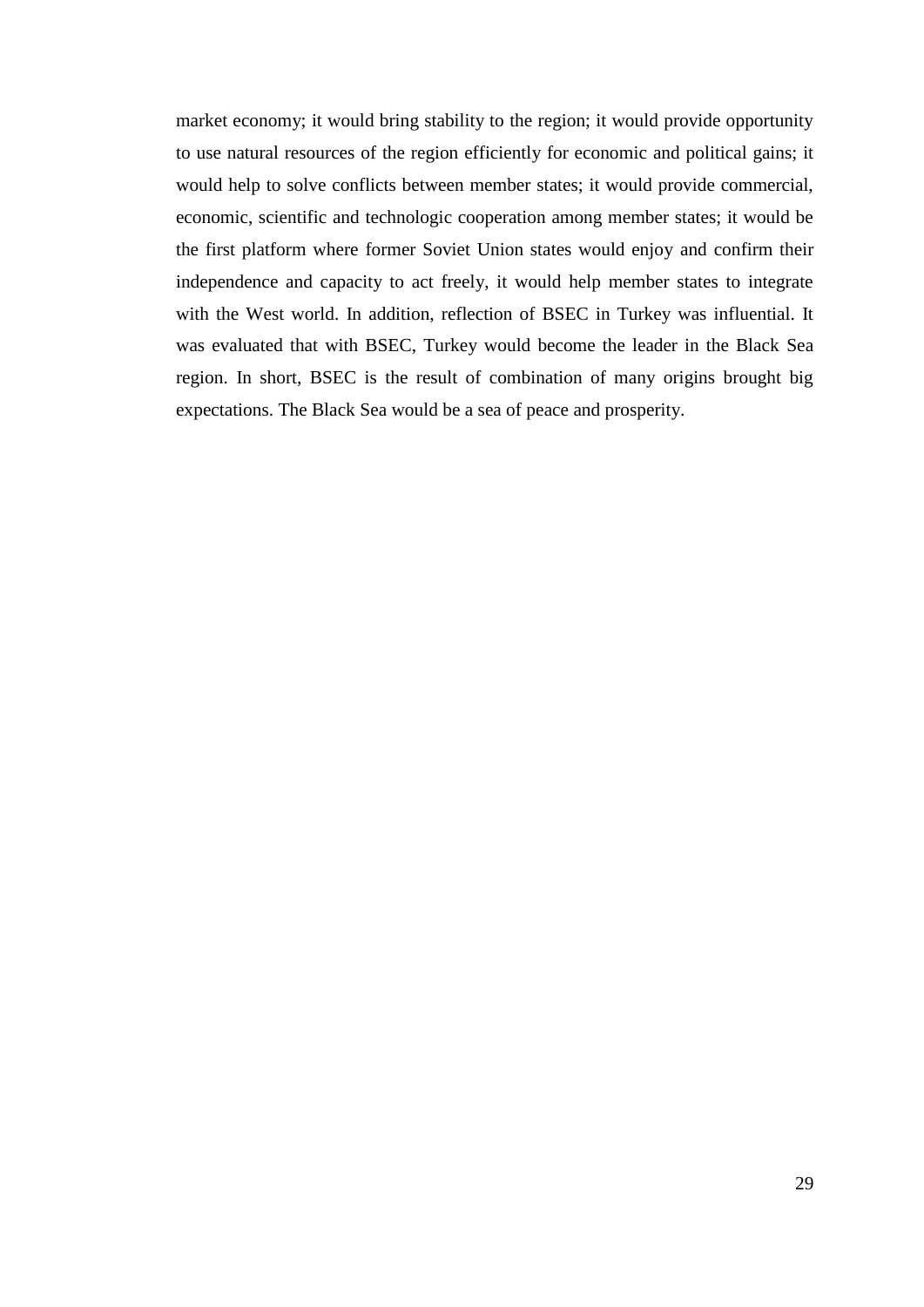market economy; it would bring stability to the region; it would provide opportunity to use natural resources of the region efficiently for economic and political gains; it would help to solve conflicts between member states; it would provide commercial, economic, scientific and technologic cooperation among member states; it would be the first platform where former Soviet Union states would enjoy and confirm their independence and capacity to act freely, it would help member states to integrate with the West world. In addition, reflection of BSEC in Turkey was influential. It was evaluated that with BSEC, Turkey would become the leader in the Black Sea region. In short, BSEC is the result of combination of many origins brought big expectations. The Black Sea would be a sea of peace and prosperity.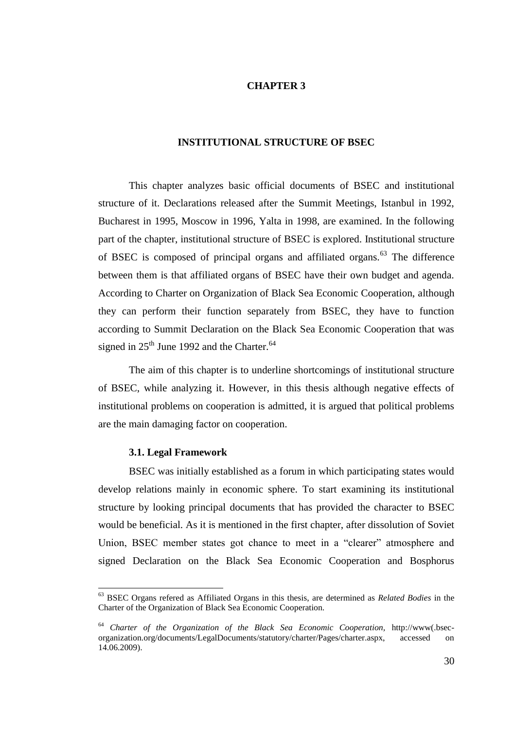# CHAPTER 3

## INSTITUTIONAL STRUCTURE OF BSEC

This chapter analyzes basic official documents of BSEC and institutional structure of it. Declarations released after the Summit Meetings, Istanbul in 1992, Bucharest in 1995, Moscow in 1996, Yalta in 1998, are examined. In the following part of the chapter, institutional structure of BSEC is explored. Institutional structure of BSEC is composed of principal organs and affiliated organs.[63] The difference between them is that affiliated organs of BSEC have their own budget and agenda. According to Charter on Organization of Black Sea Economic Cooperation, although they can perform their function separately from BSEC, they have to function according to Summit Declaration on the Black Sea Economic Cooperation that was signed in 25$^{th}$ June 1992 and the Charter.[64]

The aim of this chapter is to underline shortcomings of institutional structure of BSEC, while analyzing it. However, in this thesis although negative effects of institutional problems on cooperation is admitted, it is argued that political problems are the main damaging factor on cooperation.

### 3.1. Legal Framework

BSEC was initially established as a forum in which participating states would develop relations mainly in economic sphere. To start examining its institutional structure by looking principal documents that has provided the character to BSEC would be beneficial. As it is mentioned in the first chapter, after dissolution of Soviet Union, BSEC member states got chance to meet in a "clearer" atmosphere and signed Declaration on the Black Sea Economic Cooperation and Bosphorus

---

[63] BSEC Organs refered as Affiliated Organs in this thesis, are determined as *Related Bodies* in the Charter of the Organization of Black Sea Economic Cooperation.

[64] *Charter of the Organization of the Black Sea Economic Cooperation*, http://www(.bsec-organization.org/documents/LegalDocuments/statutory/charter/Pages/charter.aspx, accessed on 14.06.2009).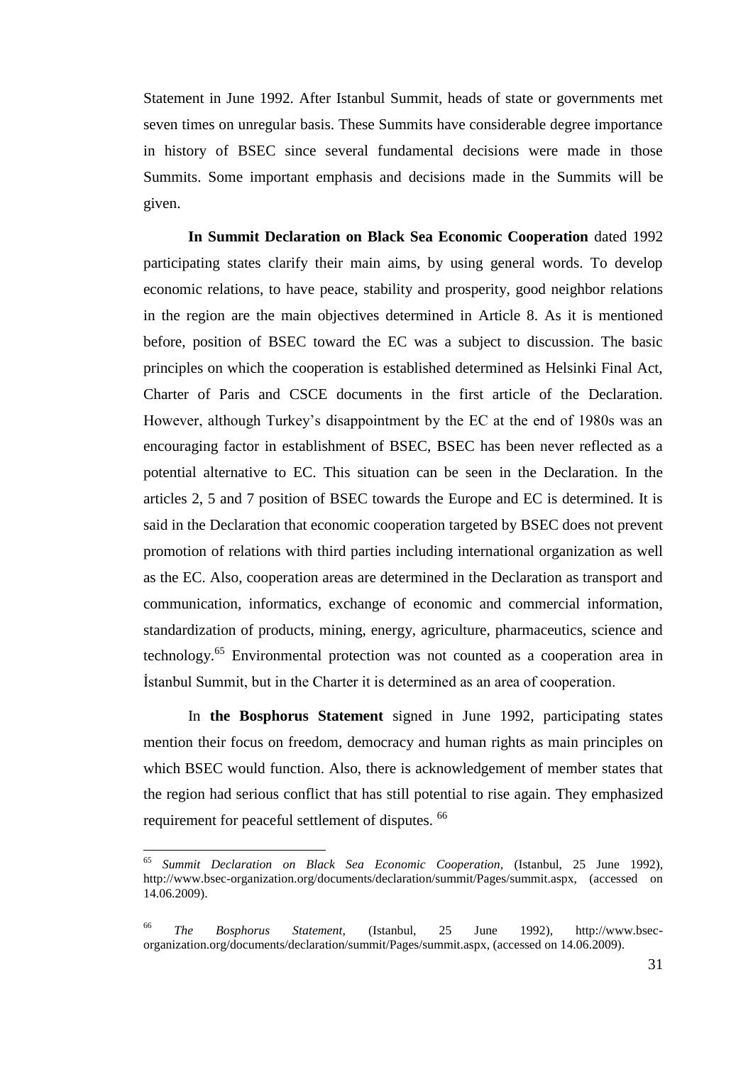Statement in June 1992. After Istanbul Summit, heads of state or governments met seven times on unregular basis. These Summits have considerable degree importance in history of BSEC since several fundamental decisions were made in those Summits. Some important emphasis and decisions made in the Summits will be given.

**In Summit Declaration on Black Sea Economic Cooperation** dated 1992 participating states clarify their main aims, by using general words. To develop economic relations, to have peace, stability and prosperity, good neighbor relations in the region are the main objectives determined in Article 8. As it is mentioned before, position of BSEC toward the EC was a subject to discussion. The basic principles on which the cooperation is established determined as Helsinki Final Act, Charter of Paris and CSCE documents in the first article of the Declaration. However, although Turkey's disappointment by the EC at the end of 1980s was an encouraging factor in establishment of BSEC, BSEC has been never reflected as a potential alternative to EC. This situation can be seen in the Declaration. In the articles 2, 5 and 7 position of BSEC towards the Europe and EC is determined. It is said in the Declaration that economic cooperation targeted by BSEC does not prevent promotion of relations with third parties including international organization as well as the EC. Also, cooperation areas are determined in the Declaration as transport and communication, informatics, exchange of economic and commercial information, standardization of products, mining, energy, agriculture, pharmaceutics, science and technology.[65] Environmental protection was not counted as a cooperation area in İstanbul Summit, but in the Charter it is determined as an area of cooperation.

In **the Bosphorus Statement** signed in June 1992, participating states mention their focus on freedom, democracy and human rights as main principles on which BSEC would function. Also, there is acknowledgement of member states that the region had serious conflict that has still potential to rise again. They emphasized requirement for peaceful settlement of disputes. [66]

---

[65] *Summit Declaration on Black Sea Economic Cooperation*, (Istanbul, 25 June 1992), http://www.bsec-organization.org/documents/declaration/summit/Pages/summit.aspx, (accessed on 14.06.2009).

[66] *The Bosphorus Statement*, (Istanbul, 25 June 1992), http://www.bsec-organization.org/documents/declaration/summit/Pages/summit.aspx, (accessed on 14.06.2009).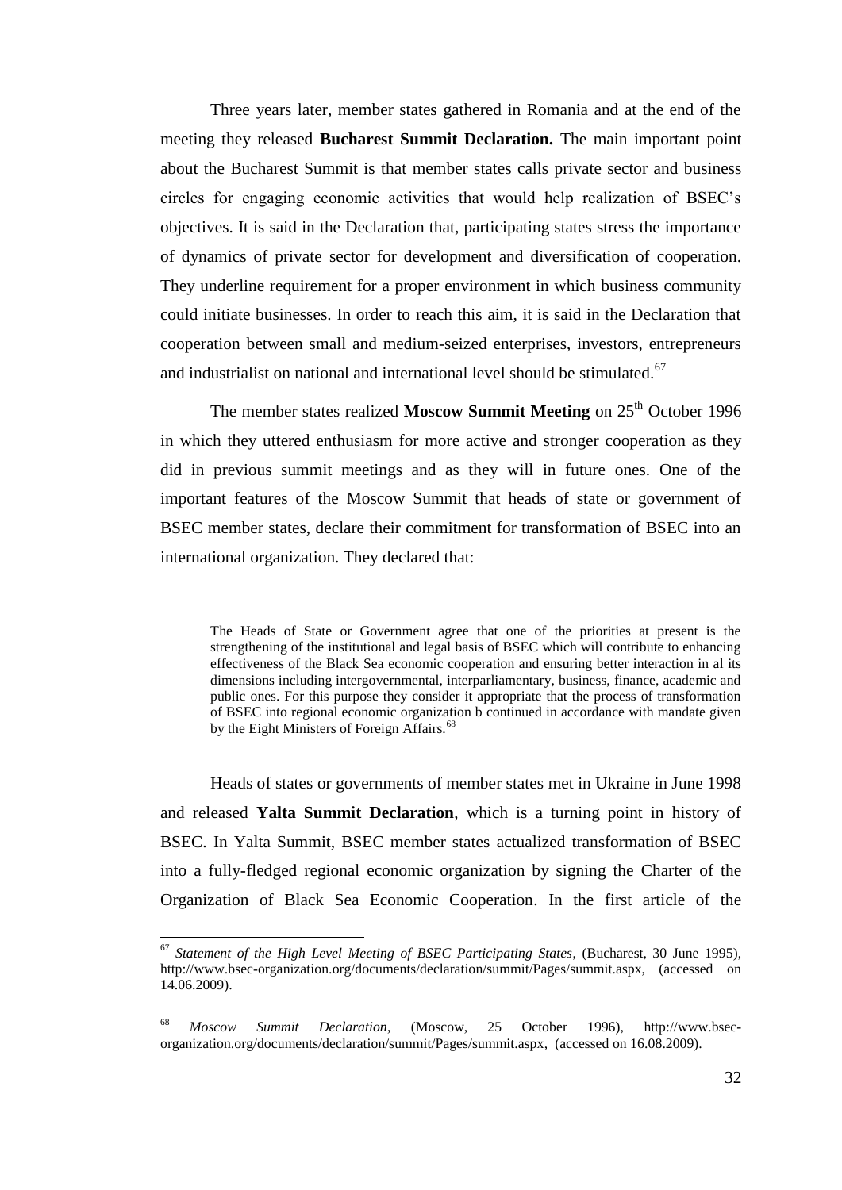Three years later, member states gathered in Romania and at the end of the meeting they released **Bucharest Summit Declaration.** The main important point about the Bucharest Summit is that member states calls private sector and business circles for engaging economic activities that would help realization of BSEC's objectives. It is said in the Declaration that, participating states stress the importance of dynamics of private sector for development and diversification of cooperation. They underline requirement for a proper environment in which business community could initiate businesses. In order to reach this aim, it is said in the Declaration that cooperation between small and medium-seized enterprises, investors, entrepreneurs and industrialist on national and international level should be stimulated.[67]

The member states realized **Moscow Summit Meeting** on 25th October 1996 in which they uttered enthusiasm for more active and stronger cooperation as they did in previous summit meetings and as they will in future ones. One of the important features of the Moscow Summit that heads of state or government of BSEC member states, declare their commitment for transformation of BSEC into an international organization. They declared that:

> The Heads of State or Government agree that one of the priorities at present is the strengthening of the institutional and legal basis of BSEC which will contribute to enhancing effectiveness of the Black Sea economic cooperation and ensuring better interaction in al its dimensions including intergovernmental, interparliamentary, business, finance, academic and public ones. For this purpose they consider it appropriate that the process of transformation of BSEC into regional economic organization b continued in accordance with mandate given by the Eight Ministers of Foreign Affairs.[68]

Heads of states or governments of member states met in Ukraine in June 1998 and released **Yalta Summit Declaration**, which is a turning point in history of BSEC. In Yalta Summit, BSEC member states actualized transformation of BSEC into a fully-fledged regional economic organization by signing the Charter of the Organization of Black Sea Economic Cooperation. In the first article of the

---

[67] *Statement of the High Level Meeting of BSEC Participating States*, (Bucharest, 30 June 1995), http://www.bsec-organization.org/documents/declaration/summit/Pages/summit.aspx, (accessed on 14.06.2009).

[68] *Moscow Summit Declaration*, (Moscow, 25 October 1996), http://www.bsec-organization.org/documents/declaration/summit/Pages/summit.aspx, (accessed on 16.08.2009).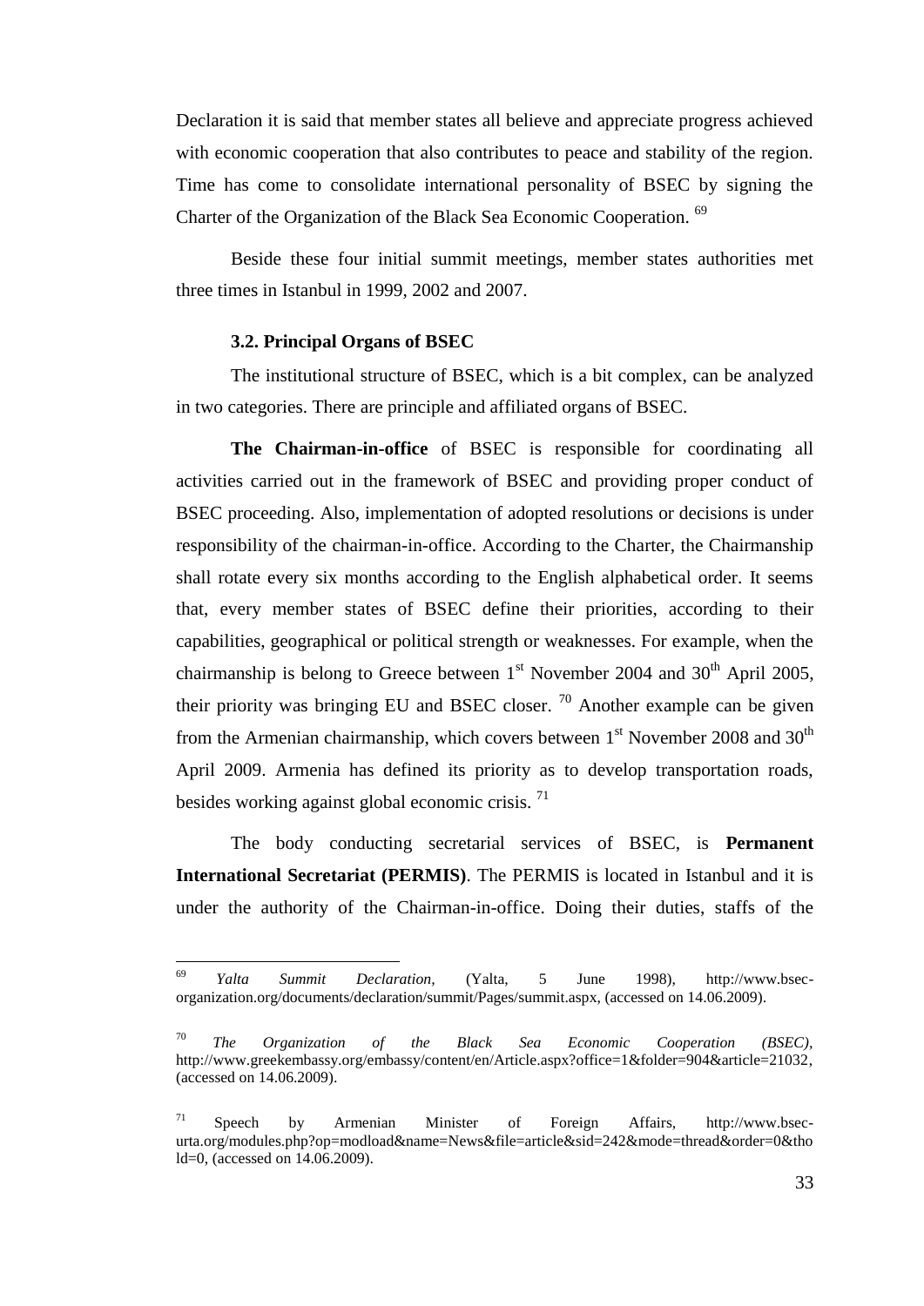Declaration it is said that member states all believe and appreciate progress achieved with economic cooperation that also contributes to peace and stability of the region. Time has come to consolidate international personality of BSEC by signing the Charter of the Organization of the Black Sea Economic Cooperation. [69]

Beside these four initial summit meetings, member states authorities met three times in Istanbul in 1999, 2002 and 2007.

### 3.2. Principal Organs of BSEC

The institutional structure of BSEC, which is a bit complex, can be analyzed in two categories. There are principle and affiliated organs of BSEC.

**The Chairman-in-office** of BSEC is responsible for coordinating all activities carried out in the framework of BSEC and providing proper conduct of BSEC proceeding. Also, implementation of adopted resolutions or decisions is under responsibility of the chairman-in-office. According to the Charter, the Chairmanship shall rotate every six months according to the English alphabetical order. It seems that, every member states of BSEC define their priorities, according to their capabilities, geographical or political strength or weaknesses. For example, when the chairmanship is belong to Greece between 1st November 2004 and 30th April 2005, their priority was bringing EU and BSEC closer. [70] Another example can be given from the Armenian chairmanship, which covers between 1st November 2008 and 30th April 2009. Armenia has defined its priority as to develop transportation roads, besides working against global economic crisis. [71]

The body conducting secretarial services of BSEC, is **Permanent International Secretariat (PERMIS)**. The PERMIS is located in Istanbul and it is under the authority of the Chairman-in-office. Doing their duties, staffs of the

---

[69] *Yalta Summit Declaration,* (Yalta, 5 June 1998), http://www.bsec-organization.org/documents/declaration/summit/Pages/summit.aspx, (accessed on 14.06.2009).

[70] *The Organization of the Black Sea Economic Cooperation (BSEC),* http://www.greekembassy.org/embassy/content/en/Article.aspx?office=1&folder=904&article=21032, (accessed on 14.06.2009).

[71] Speech by Armenian Minister of Foreign Affairs, http://www.bsec-urta.org/modules.php?op=modload&name=News&file=article&sid=242&mode=thread&order=0&thold=0, (accessed on 14.06.2009).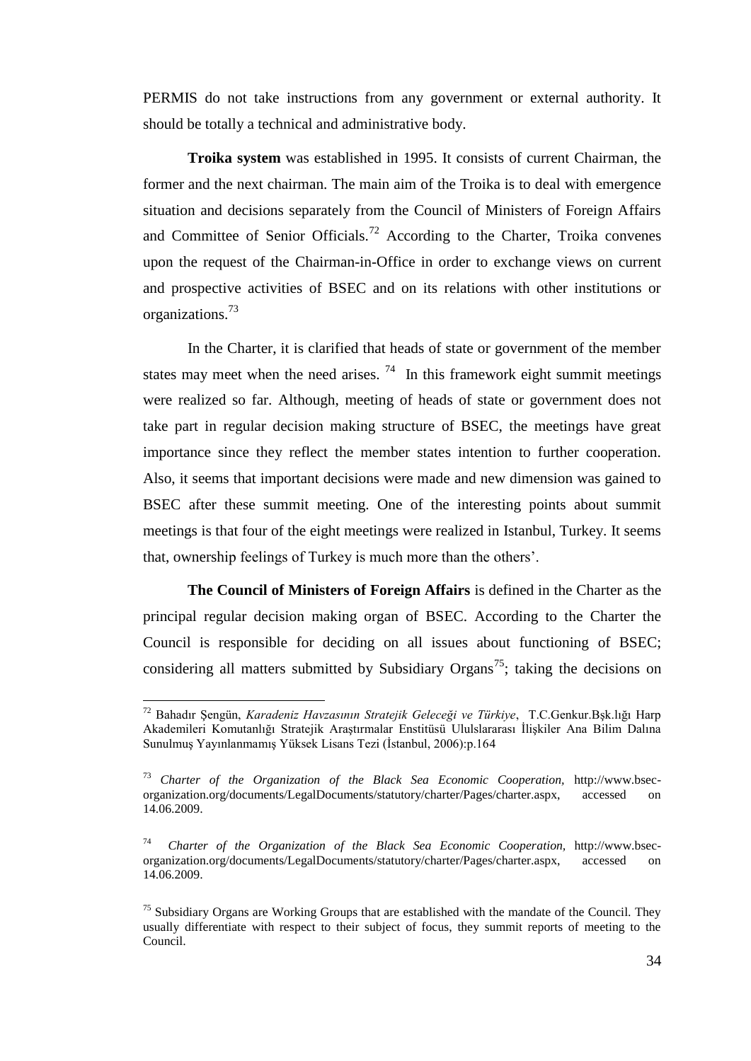PERMIS do not take instructions from any government or external authority. It should be totally a technical and administrative body.

**Troika system** was established in 1995. It consists of current Chairman, the former and the next chairman. The main aim of the Troika is to deal with emergence situation and decisions separately from the Council of Ministers of Foreign Affairs and Committee of Senior Officials.[72] According to the Charter, Troika convenes upon the request of the Chairman-in-Office in order to exchange views on current and prospective activities of BSEC and on its relations with other institutions or organizations.[73]

In the Charter, it is clarified that heads of state or government of the member states may meet when the need arises. [74] In this framework eight summit meetings were realized so far. Although, meeting of heads of state or government does not take part in regular decision making structure of BSEC, the meetings have great importance since they reflect the member states intention to further cooperation. Also, it seems that important decisions were made and new dimension was gained to BSEC after these summit meeting. One of the interesting points about summit meetings is that four of the eight meetings were realized in Istanbul, Turkey. It seems that, ownership feelings of Turkey is much more than the others'.

**The Council of Ministers of Foreign Affairs** is defined in the Charter as the principal regular decision making organ of BSEC. According to the Charter the Council is responsible for deciding on all issues about functioning of BSEC; considering all matters submitted by Subsidiary Organs[75]; taking the decisions on

---

[72] Bahadır Şengün, *Karadeniz Havzasının Stratejik Geleceği ve Türkiye*, T.C.Genkur.Bşk.lığı Harp Akademileri Komutanlığı Stratejik Araştırmalar Enstitüsü Ululslararası İlişkiler Ana Bilim Dalına Sunulmuş Yayınlanmamış Yüksek Lisans Tezi (İstanbul, 2006):p.164

[73] *Charter of the Organization of the Black Sea Economic Cooperation*, http://www.bsec-organization.org/documents/LegalDocuments/statutory/charter/Pages/charter.aspx, accessed on 14.06.2009.

[74] *Charter of the Organization of the Black Sea Economic Cooperation*, http://www.bsec-organization.org/documents/LegalDocuments/statutory/charter/Pages/charter.aspx, accessed on 14.06.2009.

[75] Subsidiary Organs are Working Groups that are established with the mandate of the Council. They usually differentiate with respect to their subject of focus, they summit reports of meeting to the Council.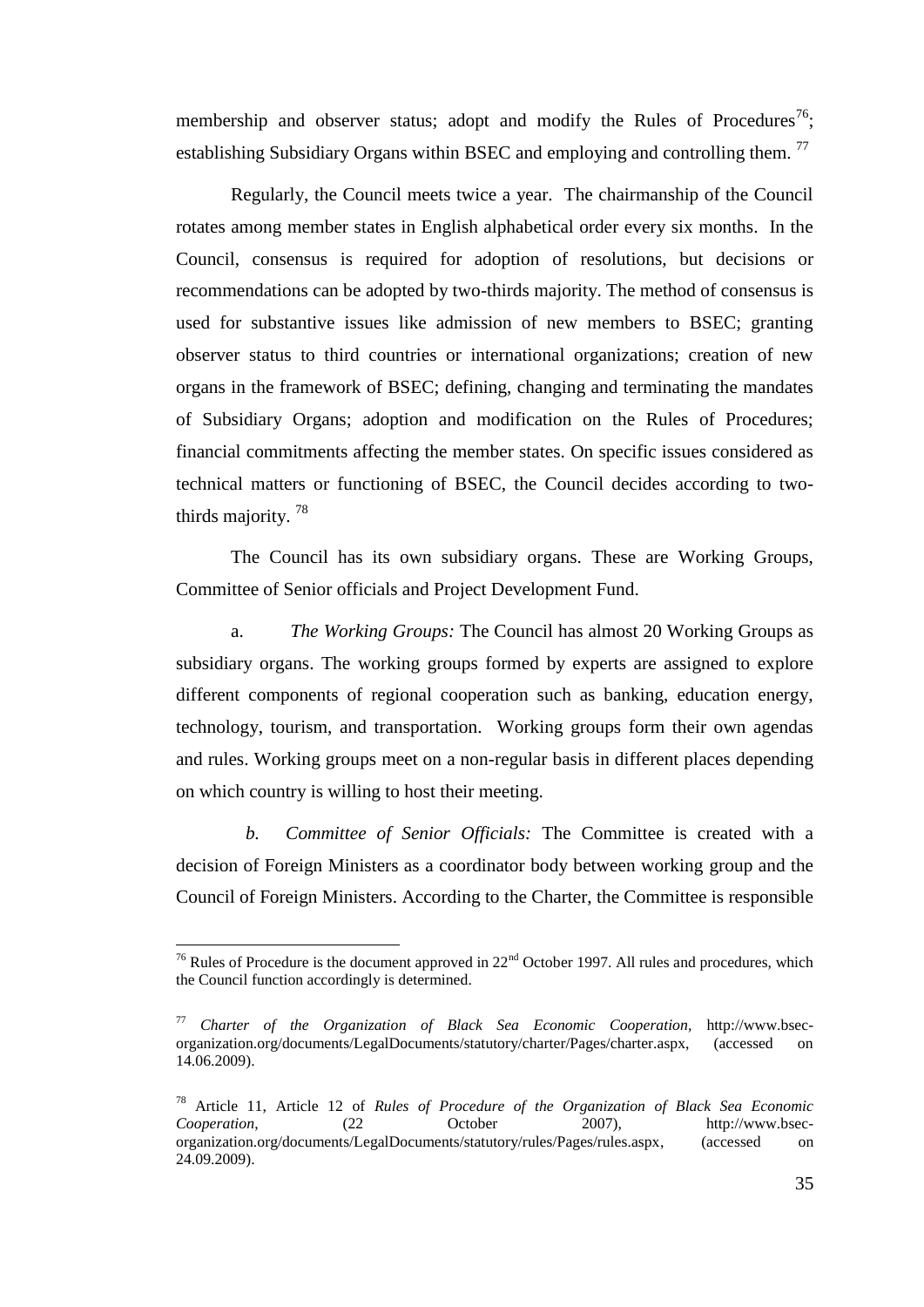membership and observer status; adopt and modify the Rules of Procedures[76]; establishing Subsidiary Organs within BSEC and employing and controlling them. [77]

Regularly, the Council meets twice a year. The chairmanship of the Council rotates among member states in English alphabetical order every six months. In the Council, consensus is required for adoption of resolutions, but decisions or recommendations can be adopted by two-thirds majority. The method of consensus is used for substantive issues like admission of new members to BSEC; granting observer status to third countries or international organizations; creation of new organs in the framework of BSEC; defining, changing and terminating the mandates of Subsidiary Organs; adoption and modification on the Rules of Procedures; financial commitments affecting the member states. On specific issues considered as technical matters or functioning of BSEC, the Council decides according to two-thirds majority. [78]

The Council has its own subsidiary organs. These are Working Groups, Committee of Senior officials and Project Development Fund.

a. *The Working Groups:* The Council has almost 20 Working Groups as subsidiary organs. The working groups formed by experts are assigned to explore different components of regional cooperation such as banking, education energy, technology, tourism, and transportation. Working groups form their own agendas and rules. Working groups meet on a non-regular basis in different places depending on which country is willing to host their meeting.

*b. Committee of Senior Officials:* The Committee is created with a decision of Foreign Ministers as a coordinator body between working group and the Council of Foreign Ministers. According to the Charter, the Committee is responsible

---

[76] Rules of Procedure is the document approved in 22nd October 1997. All rules and procedures, which the Council function accordingly is determined.

[77] *Charter of the Organization of Black Sea Economic Cooperation,* http://www.bsec-organization.org/documents/LegalDocuments/statutory/charter/Pages/charter.aspx, (accessed on 14.06.2009).

[78] Article 11, Article 12 of *Rules of Procedure of the Organization of Black Sea Economic Cooperation*, (22 October 2007), http://www.bsec-organization.org/documents/LegalDocuments/statutory/rules/Pages/rules.aspx, (accessed on 24.09.2009).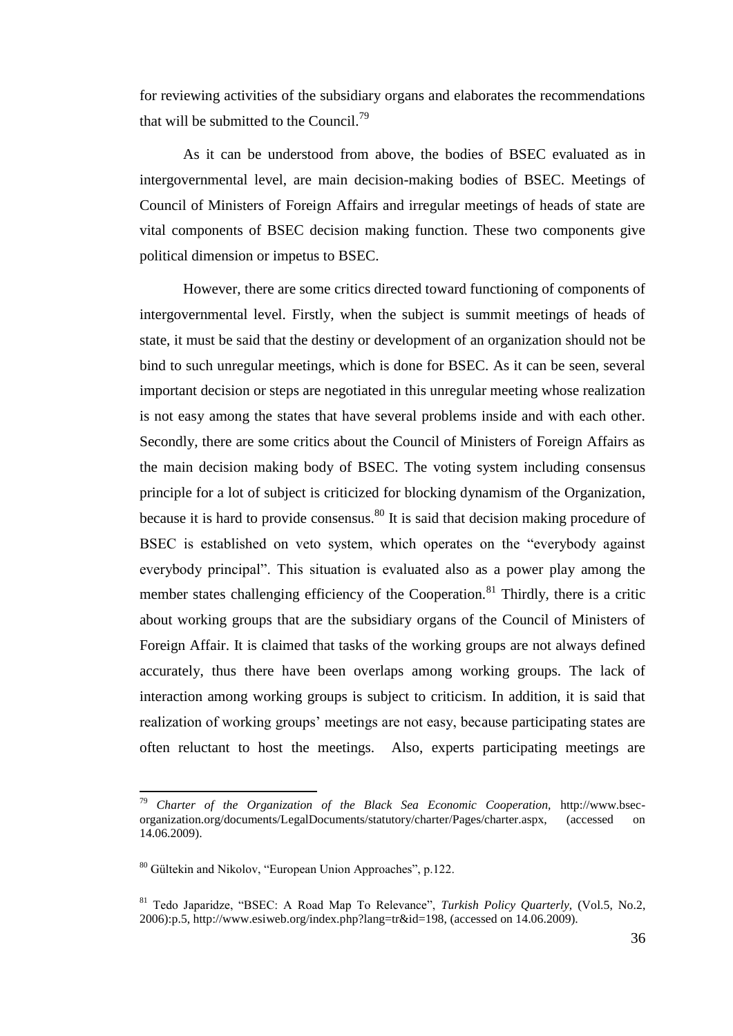for reviewing activities of the subsidiary organs and elaborates the recommendations that will be submitted to the Council.[79]

As it can be understood from above, the bodies of BSEC evaluated as in intergovernmental level, are main decision-making bodies of BSEC. Meetings of Council of Ministers of Foreign Affairs and irregular meetings of heads of state are vital components of BSEC decision making function. These two components give political dimension or impetus to BSEC.

However, there are some critics directed toward functioning of components of intergovernmental level. Firstly, when the subject is summit meetings of heads of state, it must be said that the destiny or development of an organization should not be bind to such unregular meetings, which is done for BSEC. As it can be seen, several important decision or steps are negotiated in this unregular meeting whose realization is not easy among the states that have several problems inside and with each other. Secondly, there are some critics about the Council of Ministers of Foreign Affairs as the main decision making body of BSEC. The voting system including consensus principle for a lot of subject is criticized for blocking dynamism of the Organization, because it is hard to provide consensus.[80] It is said that decision making procedure of BSEC is established on veto system, which operates on the "everybody against everybody principal". This situation is evaluated also as a power play among the member states challenging efficiency of the Cooperation.[81] Thirdly, there is a critic about working groups that are the subsidiary organs of the Council of Ministers of Foreign Affair. It is claimed that tasks of the working groups are not always defined accurately, thus there have been overlaps among working groups. The lack of interaction among working groups is subject to criticism. In addition, it is said that realization of working groups' meetings are not easy, because participating states are often reluctant to host the meetings. Also, experts participating meetings are

---

[79] *Charter of the Organization of the Black Sea Economic Cooperation,* http://www.bsec-organization.org/documents/LegalDocuments/statutory/charter/Pages/charter.aspx, (accessed on 14.06.2009).

[80] Gültekin and Nikolov, "European Union Approaches", p.122.

[81] Tedo Japaridze, "BSEC: A Road Map To Relevance", *Turkish Policy Quarterly,* (Vol.5, No.2, 2006):p.5, http://www.esiweb.org/index.php?lang=tr&id=198, (accessed on 14.06.2009).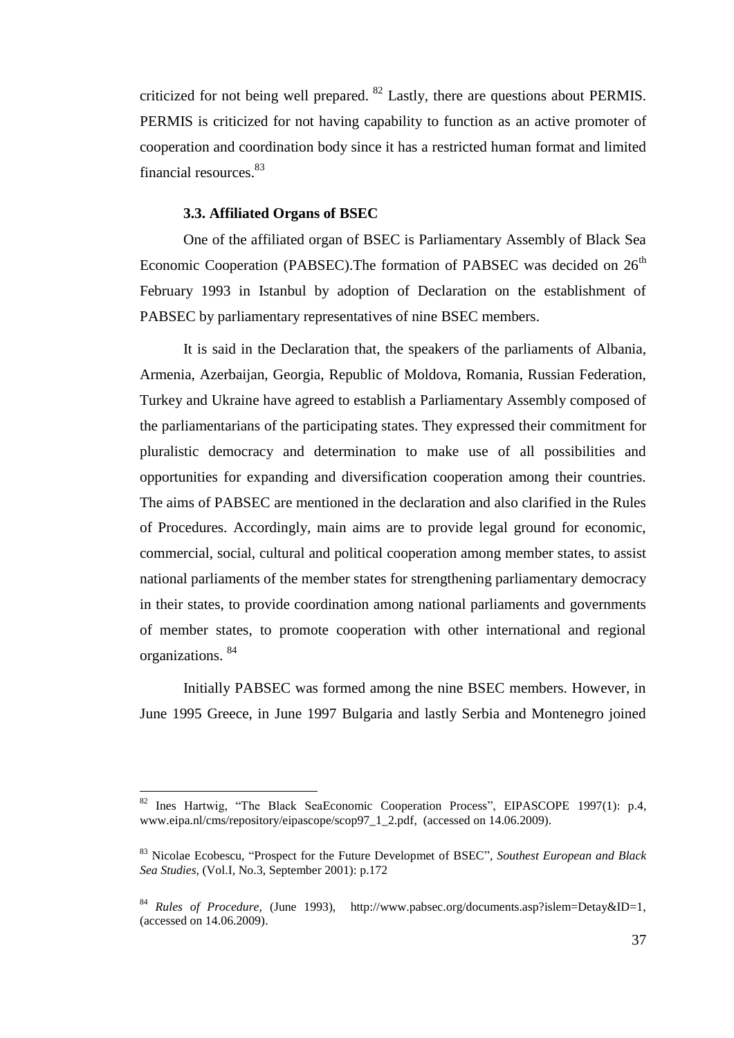criticized for not being well prepared. [82] Lastly, there are questions about PERMIS. PERMIS is criticized for not having capability to function as an active promoter of cooperation and coordination body since it has a restricted human format and limited financial resources.[83]

### 3.3. Affiliated Organs of BSEC

One of the affiliated organ of BSEC is Parliamentary Assembly of Black Sea Economic Cooperation (PABSEC).The formation of PABSEC was decided on 26th February 1993 in Istanbul by adoption of Declaration on the establishment of PABSEC by parliamentary representatives of nine BSEC members.

It is said in the Declaration that, the speakers of the parliaments of Albania, Armenia, Azerbaijan, Georgia, Republic of Moldova, Romania, Russian Federation, Turkey and Ukraine have agreed to establish a Parliamentary Assembly composed of the parliamentarians of the participating states. They expressed their commitment for pluralistic democracy and determination to make use of all possibilities and opportunities for expanding and diversification cooperation among their countries. The aims of PABSEC are mentioned in the declaration and also clarified in the Rules of Procedures. Accordingly, main aims are to provide legal ground for economic, commercial, social, cultural and political cooperation among member states, to assist national parliaments of the member states for strengthening parliamentary democracy in their states, to provide coordination among national parliaments and governments of member states, to promote cooperation with other international and regional organizations. [84]

Initially PABSEC was formed among the nine BSEC members. However, in June 1995 Greece, in June 1997 Bulgaria and lastly Serbia and Montenegro joined

---

[82] Ines Hartwig, "The Black SeaEconomic Cooperation Process", EIPASCOPE 1997(1): p.4, www.eipa.nl/cms/repository/eipascope/scop97_1_2.pdf, (accessed on 14.06.2009).

[83] Nicolae Ecobescu, "Prospect for the Future Developmet of BSEC", *Southest European and Black Sea Studies*, (Vol.I, No.3, September 2001): p.172

[84] *Rules of Procedure*, (June 1993), http://www.pabsec.org/documents.asp?islem=Detay&ID=1, (accessed on 14.06.2009).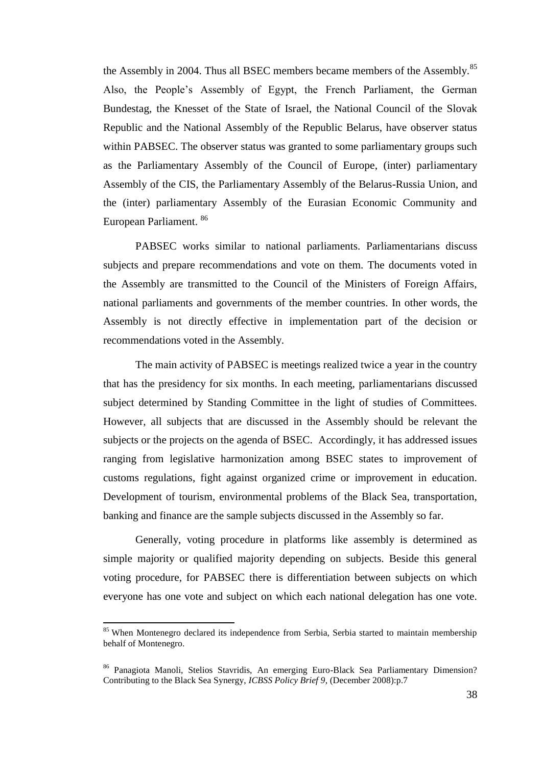the Assembly in 2004. Thus all BSEC members became members of the Assembly.[85] Also, the People's Assembly of Egypt, the French Parliament, the German Bundestag, the Knesset of the State of Israel, the National Council of the Slovak Republic and the National Assembly of the Republic Belarus, have observer status within PABSEC. The observer status was granted to some parliamentary groups such as the Parliamentary Assembly of the Council of Europe, (inter) parliamentary Assembly of the CIS, the Parliamentary Assembly of the Belarus-Russia Union, and the (inter) parliamentary Assembly of the Eurasian Economic Community and European Parliament. [86]

PABSEC works similar to national parliaments. Parliamentarians discuss subjects and prepare recommendations and vote on them. The documents voted in the Assembly are transmitted to the Council of the Ministers of Foreign Affairs, national parliaments and governments of the member countries. In other words, the Assembly is not directly effective in implementation part of the decision or recommendations voted in the Assembly.

The main activity of PABSEC is meetings realized twice a year in the country that has the presidency for six months. In each meeting, parliamentarians discussed subject determined by Standing Committee in the light of studies of Committees. However, all subjects that are discussed in the Assembly should be relevant the subjects or the projects on the agenda of BSEC. Accordingly, it has addressed issues ranging from legislative harmonization among BSEC states to improvement of customs regulations, fight against organized crime or improvement in education. Development of tourism, environmental problems of the Black Sea, transportation, banking and finance are the sample subjects discussed in the Assembly so far.

Generally, voting procedure in platforms like assembly is determined as simple majority or qualified majority depending on subjects. Beside this general voting procedure, for PABSEC there is differentiation between subjects on which everyone has one vote and subject on which each national delegation has one vote.

---

[85] When Montenegro declared its independence from Serbia, Serbia started to maintain membership behalf of Montenegro.

[86] Panagiota Manoli, Stelios Stavridis, An emerging Euro-Black Sea Parliamentary Dimension? Contributing to the Black Sea Synergy, *ICBSS Policy Brief 9*, (December 2008):p.7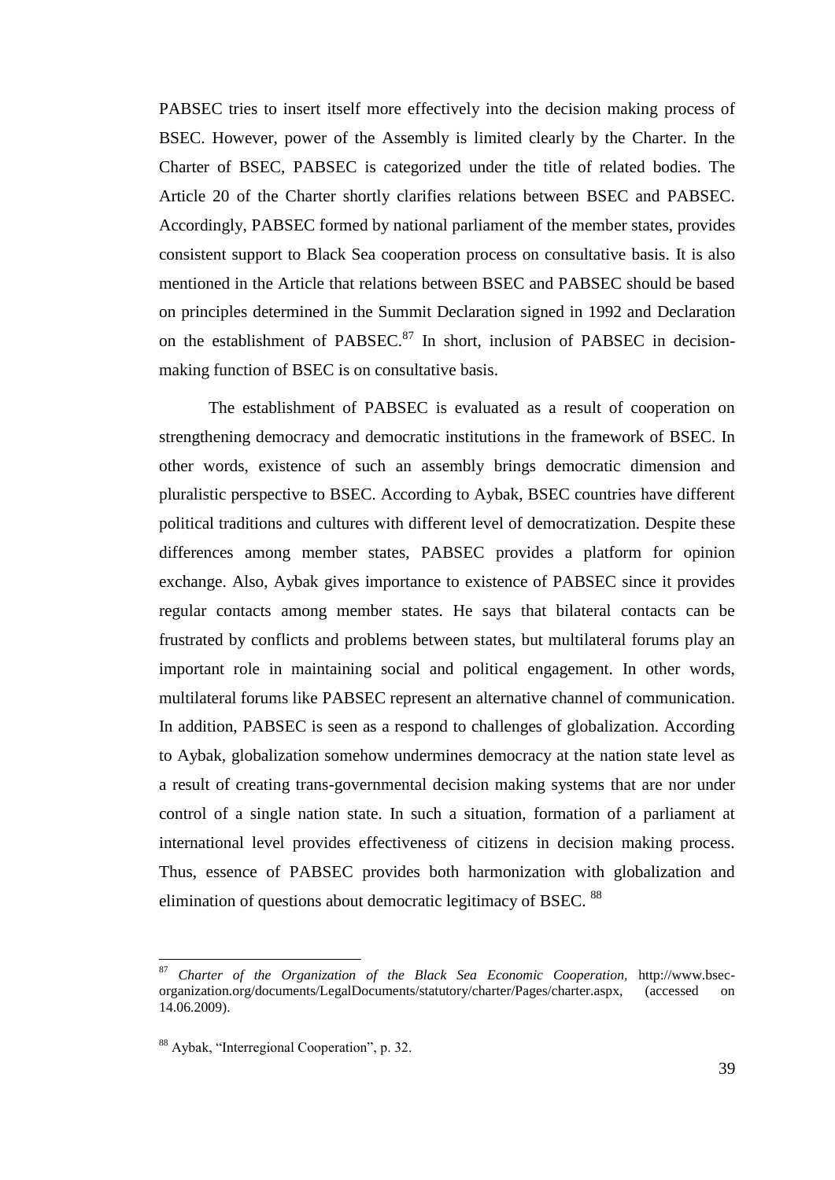PABSEC tries to insert itself more effectively into the decision making process of BSEC. However, power of the Assembly is limited clearly by the Charter. In the Charter of BSEC, PABSEC is categorized under the title of related bodies. The Article 20 of the Charter shortly clarifies relations between BSEC and PABSEC. Accordingly, PABSEC formed by national parliament of the member states, provides consistent support to Black Sea cooperation process on consultative basis. It is also mentioned in the Article that relations between BSEC and PABSEC should be based on principles determined in the Summit Declaration signed in 1992 and Declaration on the establishment of PABSEC.[87] In short, inclusion of PABSEC in decision-making function of BSEC is on consultative basis.

The establishment of PABSEC is evaluated as a result of cooperation on strengthening democracy and democratic institutions in the framework of BSEC. In other words, existence of such an assembly brings democratic dimension and pluralistic perspective to BSEC. According to Aybak, BSEC countries have different political traditions and cultures with different level of democratization. Despite these differences among member states, PABSEC provides a platform for opinion exchange. Also, Aybak gives importance to existence of PABSEC since it provides regular contacts among member states. He says that bilateral contacts can be frustrated by conflicts and problems between states, but multilateral forums play an important role in maintaining social and political engagement. In other words, multilateral forums like PABSEC represent an alternative channel of communication. In addition, PABSEC is seen as a respond to challenges of globalization. According to Aybak, globalization somehow undermines democracy at the nation state level as a result of creating trans-governmental decision making systems that are nor under control of a single nation state. In such a situation, formation of a parliament at international level provides effectiveness of citizens in decision making process. Thus, essence of PABSEC provides both harmonization with globalization and elimination of questions about democratic legitimacy of BSEC. [88]

---

[87] *Charter of the Organization of the Black Sea Economic Cooperation*, http://www.bsec-organization.org/documents/LegalDocuments/statutory/charter/Pages/charter.aspx, (accessed on 14.06.2009).

[88] Aybak, "Interregional Cooperation", p. 32.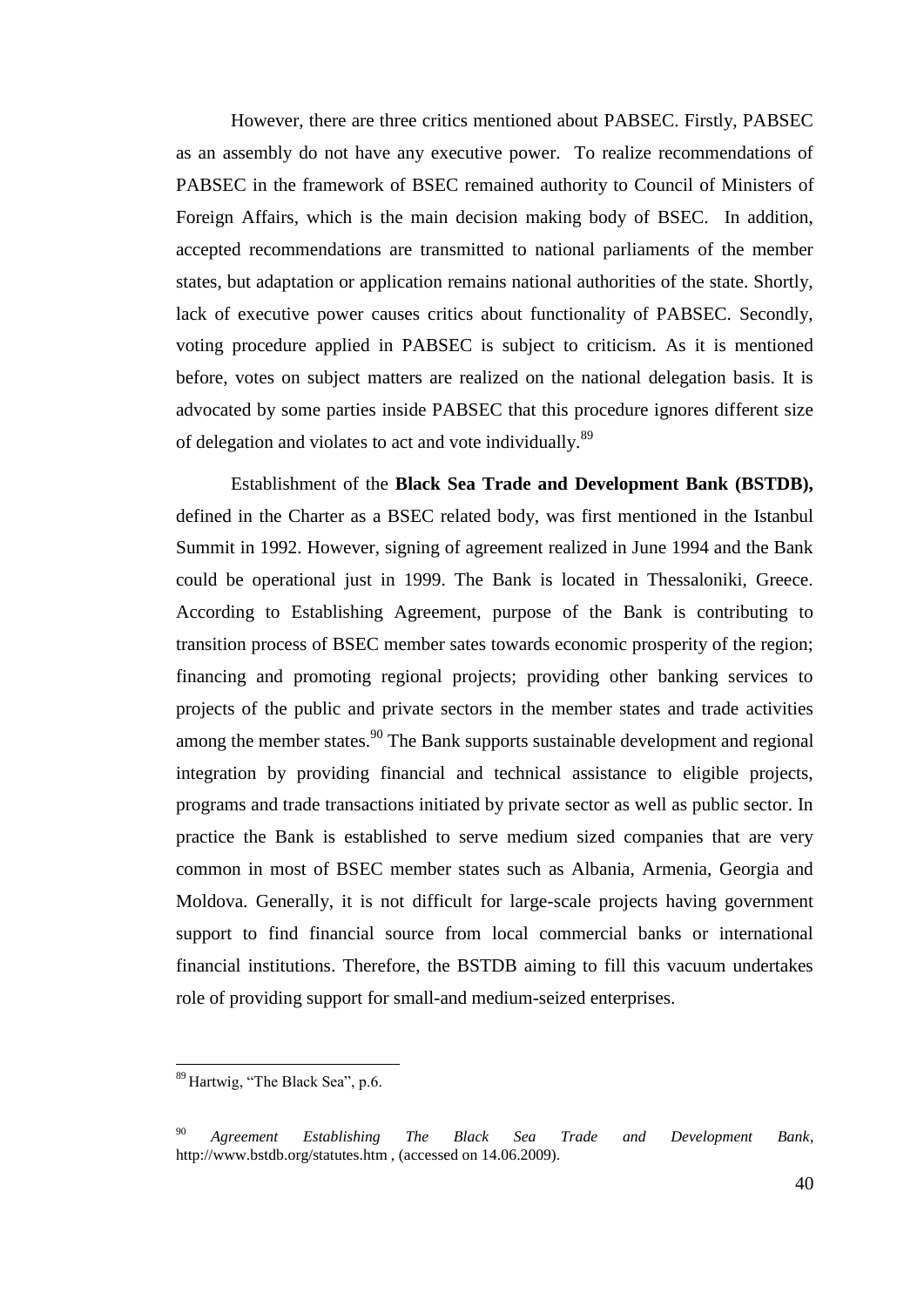However, there are three critics mentioned about PABSEC. Firstly, PABSEC as an assembly do not have any executive power. To realize recommendations of PABSEC in the framework of BSEC remained authority to Council of Ministers of Foreign Affairs, which is the main decision making body of BSEC. In addition, accepted recommendations are transmitted to national parliaments of the member states, but adaptation or application remains national authorities of the state. Shortly, lack of executive power causes critics about functionality of PABSEC. Secondly, voting procedure applied in PABSEC is subject to criticism. As it is mentioned before, votes on subject matters are realized on the national delegation basis. It is advocated by some parties inside PABSEC that this procedure ignores different size of delegation and violates to act and vote individually.[89]

Establishment of the **Black Sea Trade and Development Bank (BSTDB),** defined in the Charter as a BSEC related body, was first mentioned in the Istanbul Summit in 1992. However, signing of agreement realized in June 1994 and the Bank could be operational just in 1999. The Bank is located in Thessaloniki, Greece. According to Establishing Agreement, purpose of the Bank is contributing to transition process of BSEC member sates towards economic prosperity of the region; financing and promoting regional projects; providing other banking services to projects of the public and private sectors in the member states and trade activities among the member states.[90] The Bank supports sustainable development and regional integration by providing financial and technical assistance to eligible projects, programs and trade transactions initiated by private sector as well as public sector. In practice the Bank is established to serve medium sized companies that are very common in most of BSEC member states such as Albania, Armenia, Georgia and Moldova. Generally, it is not difficult for large-scale projects having government support to find financial source from local commercial banks or international financial institutions. Therefore, the BSTDB aiming to fill this vacuum undertakes role of providing support for small-and medium-seized enterprises.

---

[89] Hartwig, "The Black Sea", p.6.

[90] *Agreement Establishing The Black Sea Trade and Development Bank*, http://www.bstdb.org/statutes.htm , (accessed on 14.06.2009).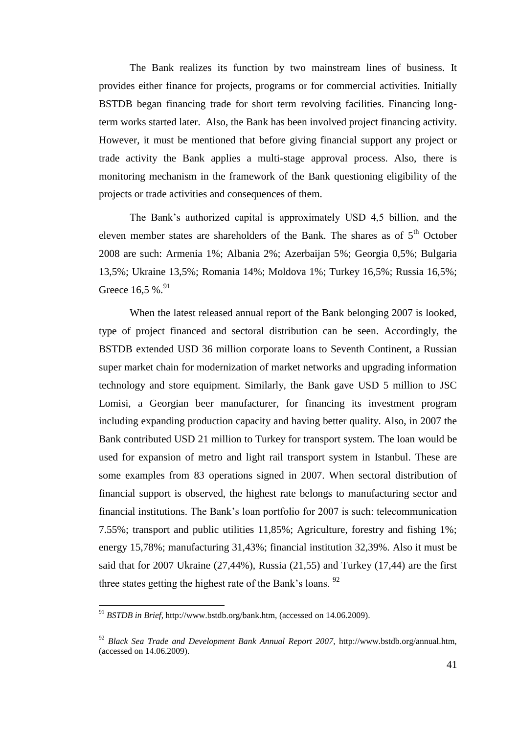The Bank realizes its function by two mainstream lines of business. It provides either finance for projects, programs or for commercial activities. Initially BSTDB began financing trade for short term revolving facilities. Financing long-term works started later. Also, the Bank has been involved project financing activity. However, it must be mentioned that before giving financial support any project or trade activity the Bank applies a multi-stage approval process. Also, there is monitoring mechanism in the framework of the Bank questioning eligibility of the projects or trade activities and consequences of them.

The Bank's authorized capital is approximately USD 4,5 billion, and the eleven member states are shareholders of the Bank. The shares as of 5th October 2008 are such: Armenia 1%; Albania 2%; Azerbaijan 5%; Georgia 0,5%; Bulgaria 13,5%; Ukraine 13,5%; Romania 14%; Moldova 1%; Turkey 16,5%; Russia 16,5%; Greece 16,5 %.[91]

When the latest released annual report of the Bank belonging 2007 is looked, type of project financed and sectoral distribution can be seen. Accordingly, the BSTDB extended USD 36 million corporate loans to Seventh Continent, a Russian super market chain for modernization of market networks and upgrading information technology and store equipment. Similarly, the Bank gave USD 5 million to JSC Lomisi, a Georgian beer manufacturer, for financing its investment program including expanding production capacity and having better quality. Also, in 2007 the Bank contributed USD 21 million to Turkey for transport system. The loan would be used for expansion of metro and light rail transport system in Istanbul. These are some examples from 83 operations signed in 2007. When sectoral distribution of financial support is observed, the highest rate belongs to manufacturing sector and financial institutions. The Bank's loan portfolio for 2007 is such: telecommunication 7.55%; transport and public utilities 11,85%; Agriculture, forestry and fishing 1%; energy 15,78%; manufacturing 31,43%; financial institution 32,39%. Also it must be said that for 2007 Ukraine (27,44%), Russia (21,55) and Turkey (17,44) are the first three states getting the highest rate of the Bank's loans. [92]

---

[91] *BSTDB in Brief*, http://www.bstdb.org/bank.htm, (accessed on 14.06.2009).

[92] *Black Sea Trade and Development Bank Annual Report 2007*, http://www.bstdb.org/annual.htm, (accessed on 14.06.2009).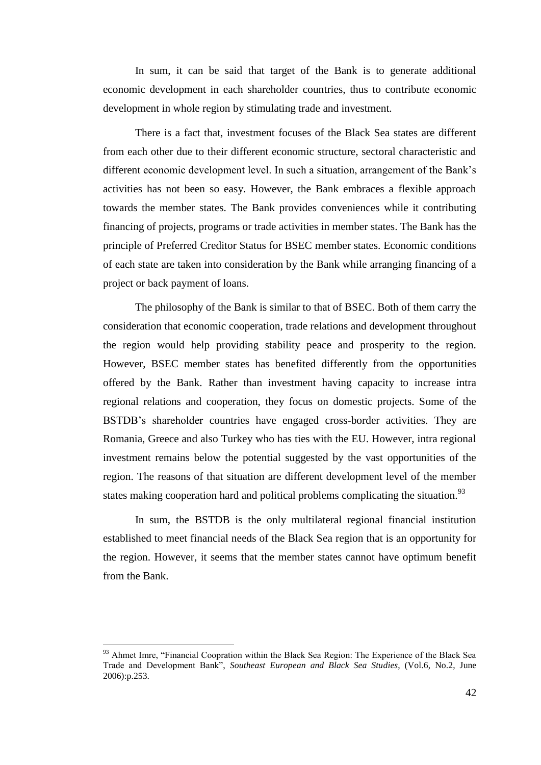In sum, it can be said that target of the Bank is to generate additional economic development in each shareholder countries, thus to contribute economic development in whole region by stimulating trade and investment.

There is a fact that, investment focuses of the Black Sea states are different from each other due to their different economic structure, sectoral characteristic and different economic development level. In such a situation, arrangement of the Bank's activities has not been so easy. However, the Bank embraces a flexible approach towards the member states. The Bank provides conveniences while it contributing financing of projects, programs or trade activities in member states. The Bank has the principle of Preferred Creditor Status for BSEC member states. Economic conditions of each state are taken into consideration by the Bank while arranging financing of a project or back payment of loans.

The philosophy of the Bank is similar to that of BSEC. Both of them carry the consideration that economic cooperation, trade relations and development throughout the region would help providing stability peace and prosperity to the region. However, BSEC member states has benefited differently from the opportunities offered by the Bank. Rather than investment having capacity to increase intra regional relations and cooperation, they focus on domestic projects. Some of the BSTDB's shareholder countries have engaged cross-border activities. They are Romania, Greece and also Turkey who has ties with the EU. However, intra regional investment remains below the potential suggested by the vast opportunities of the region. The reasons of that situation are different development level of the member states making cooperation hard and political problems complicating the situation.[93]

In sum, the BSTDB is the only multilateral regional financial institution established to meet financial needs of the Black Sea region that is an opportunity for the region. However, it seems that the member states cannot have optimum benefit from the Bank.

---

[93] Ahmet Imre, "Financial Coopration within the Black Sea Region: The Experience of the Black Sea Trade and Development Bank", *Southeast European and Black Sea Studies*, (Vol.6, No.2, June 2006):p.253.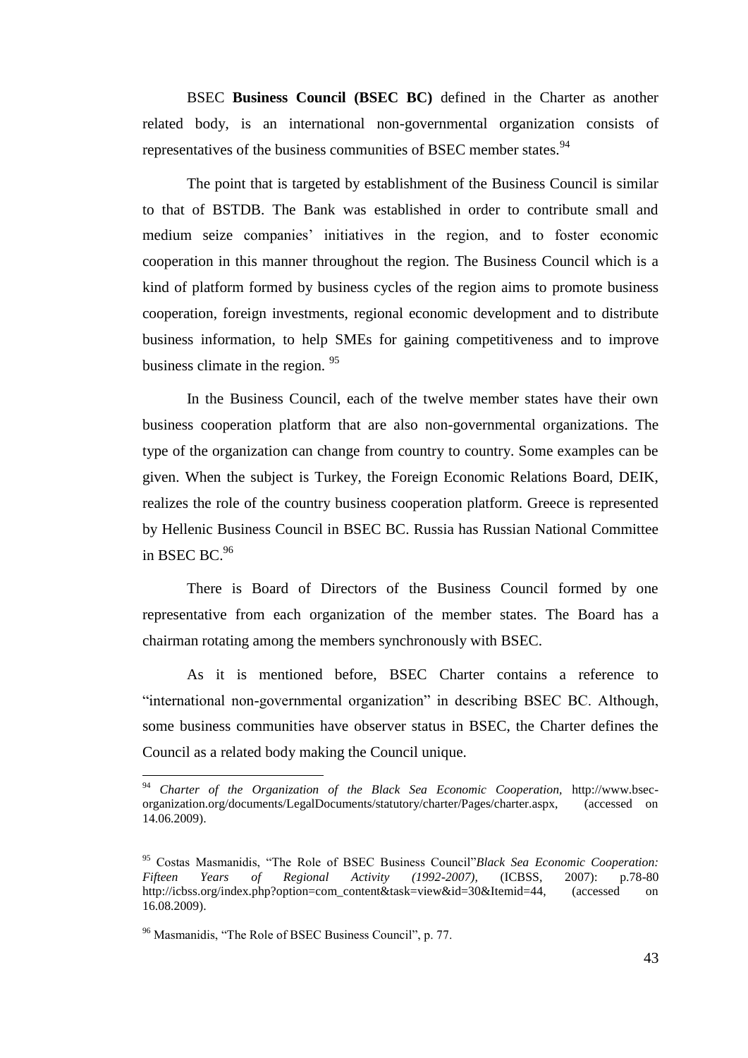BSEC **Business Council (BSEC BC)** defined in the Charter as another related body, is an international non-governmental organization consists of representatives of the business communities of BSEC member states.[94]

The point that is targeted by establishment of the Business Council is similar to that of BSTDB. The Bank was established in order to contribute small and medium seize companies' initiatives in the region, and to foster economic cooperation in this manner throughout the region. The Business Council which is a kind of platform formed by business cycles of the region aims to promote business cooperation, foreign investments, regional economic development and to distribute business information, to help SMEs for gaining competitiveness and to improve business climate in the region. [95]

In the Business Council, each of the twelve member states have their own business cooperation platform that are also non-governmental organizations. The type of the organization can change from country to country. Some examples can be given. When the subject is Turkey, the Foreign Economic Relations Board, DEIK, realizes the role of the country business cooperation platform. Greece is represented by Hellenic Business Council in BSEC BC. Russia has Russian National Committee in BSEC BC.[96]

There is Board of Directors of the Business Council formed by one representative from each organization of the member states. The Board has a chairman rotating among the members synchronously with BSEC.

As it is mentioned before, BSEC Charter contains a reference to "international non-governmental organization" in describing BSEC BC. Although, some business communities have observer status in BSEC, the Charter defines the Council as a related body making the Council unique.

---

[94] *Charter of the Organization of the Black Sea Economic Cooperation,* http://www.bsec-organization.org/documents/LegalDocuments/statutory/charter/Pages/charter.aspx, (accessed on 14.06.2009).

[95] Costas Masmanidis, "The Role of BSEC Business Council"*Black Sea Economic Cooperation: Fifteen Years of Regional Activity (1992-2007),* (ICBSS, 2007): p.78-80 http://icbss.org/index.php?option=com_content&task=view&id=30&Itemid=44, (accessed on 16.08.2009).

[96] Masmanidis, "The Role of BSEC Business Council", p. 77.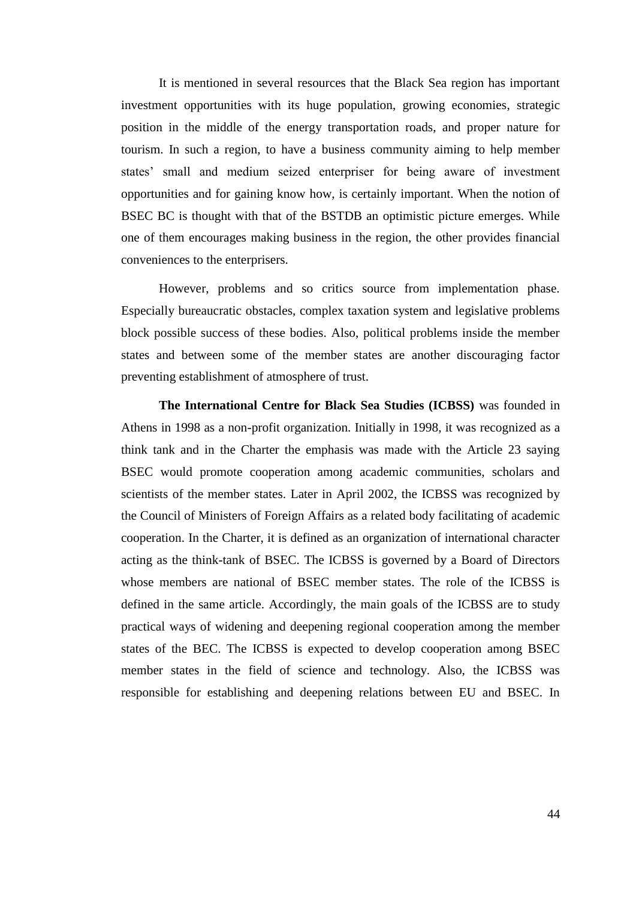It is mentioned in several resources that the Black Sea region has important investment opportunities with its huge population, growing economies, strategic position in the middle of the energy transportation roads, and proper nature for tourism. In such a region, to have a business community aiming to help member states' small and medium seized enterpriser for being aware of investment opportunities and for gaining know how, is certainly important. When the notion of BSEC BC is thought with that of the BSTDB an optimistic picture emerges. While one of them encourages making business in the region, the other provides financial conveniences to the enterprisers.

However, problems and so critics source from implementation phase. Especially bureaucratic obstacles, complex taxation system and legislative problems block possible success of these bodies. Also, political problems inside the member states and between some of the member states are another discouraging factor preventing establishment of atmosphere of trust.

**The International Centre for Black Sea Studies (ICBSS)** was founded in Athens in 1998 as a non-profit organization. Initially in 1998, it was recognized as a think tank and in the Charter the emphasis was made with the Article 23 saying BSEC would promote cooperation among academic communities, scholars and scientists of the member states. Later in April 2002, the ICBSS was recognized by the Council of Ministers of Foreign Affairs as a related body facilitating of academic cooperation. In the Charter, it is defined as an organization of international character acting as the think-tank of BSEC. The ICBSS is governed by a Board of Directors whose members are national of BSEC member states. The role of the ICBSS is defined in the same article. Accordingly, the main goals of the ICBSS are to study practical ways of widening and deepening regional cooperation among the member states of the BEC. The ICBSS is expected to develop cooperation among BSEC member states in the field of science and technology. Also, the ICBSS was responsible for establishing and deepening relations between EU and BSEC. In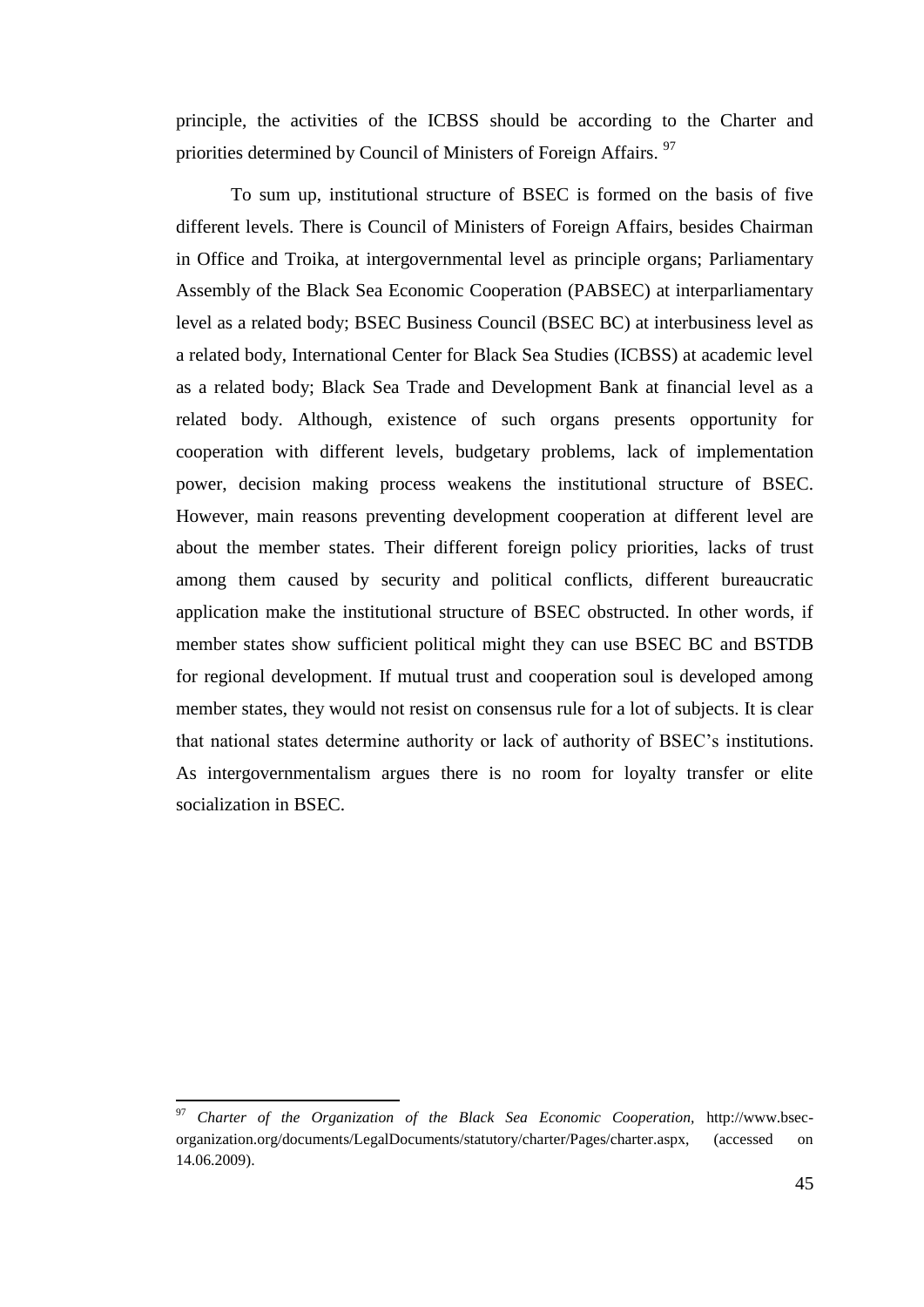principle, the activities of the ICBSS should be according to the Charter and priorities determined by Council of Ministers of Foreign Affairs. [97]

To sum up, institutional structure of BSEC is formed on the basis of five different levels. There is Council of Ministers of Foreign Affairs, besides Chairman in Office and Troika, at intergovernmental level as principle organs; Parliamentary Assembly of the Black Sea Economic Cooperation (PABSEC) at interparliamentary level as a related body; BSEC Business Council (BSEC BC) at interbusiness level as a related body, International Center for Black Sea Studies (ICBSS) at academic level as a related body; Black Sea Trade and Development Bank at financial level as a related body. Although, existence of such organs presents opportunity for cooperation with different levels, budgetary problems, lack of implementation power, decision making process weakens the institutional structure of BSEC. However, main reasons preventing development cooperation at different level are about the member states. Their different foreign policy priorities, lacks of trust among them caused by security and political conflicts, different bureaucratic application make the institutional structure of BSEC obstructed. In other words, if member states show sufficient political might they can use BSEC BC and BSTDB for regional development. If mutual trust and cooperation soul is developed among member states, they would not resist on consensus rule for a lot of subjects. It is clear that national states determine authority or lack of authority of BSEC's institutions. As intergovernmentalism argues there is no room for loyalty transfer or elite socialization in BSEC.

---

[97] *Charter of the Organization of the Black Sea Economic Cooperation*, http://www.bsec-organization.org/documents/LegalDocuments/statutory/charter/Pages/charter.aspx, (accessed on 14.06.2009).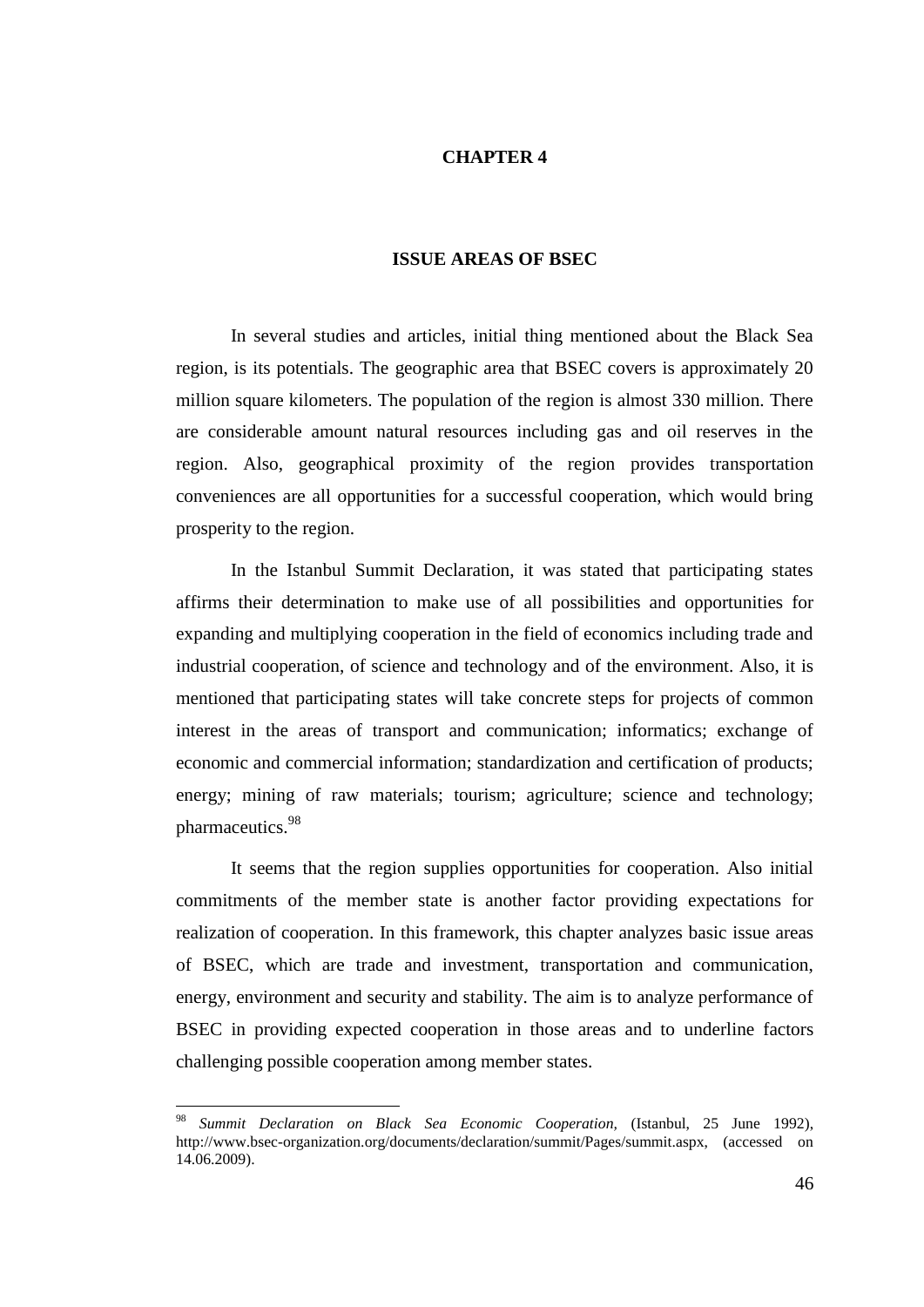# CHAPTER 4

## ISSUE AREAS OF BSEC

In several studies and articles, initial thing mentioned about the Black Sea region, is its potentials. The geographic area that BSEC covers is approximately 20 million square kilometers. The population of the region is almost 330 million. There are considerable amount natural resources including gas and oil reserves in the region. Also, geographical proximity of the region provides transportation conveniences are all opportunities for a successful cooperation, which would bring prosperity to the region.

In the Istanbul Summit Declaration, it was stated that participating states affirms their determination to make use of all possibilities and opportunities for expanding and multiplying cooperation in the field of economics including trade and industrial cooperation, of science and technology and of the environment. Also, it is mentioned that participating states will take concrete steps for projects of common interest in the areas of transport and communication; informatics; exchange of economic and commercial information; standardization and certification of products; energy; mining of raw materials; tourism; agriculture; science and technology; pharmaceutics.[98]

It seems that the region supplies opportunities for cooperation. Also initial commitments of the member state is another factor providing expectations for realization of cooperation. In this framework, this chapter analyzes basic issue areas of BSEC, which are trade and investment, transportation and communication, energy, environment and security and stability. The aim is to analyze performance of BSEC in providing expected cooperation in those areas and to underline factors challenging possible cooperation among member states.

---

[98] *Summit Declaration on Black Sea Economic Cooperation,* (Istanbul, 25 June 1992), http://www.bsec-organization.org/documents/declaration/summit/Pages/summit.aspx, (accessed on 14.06.2009).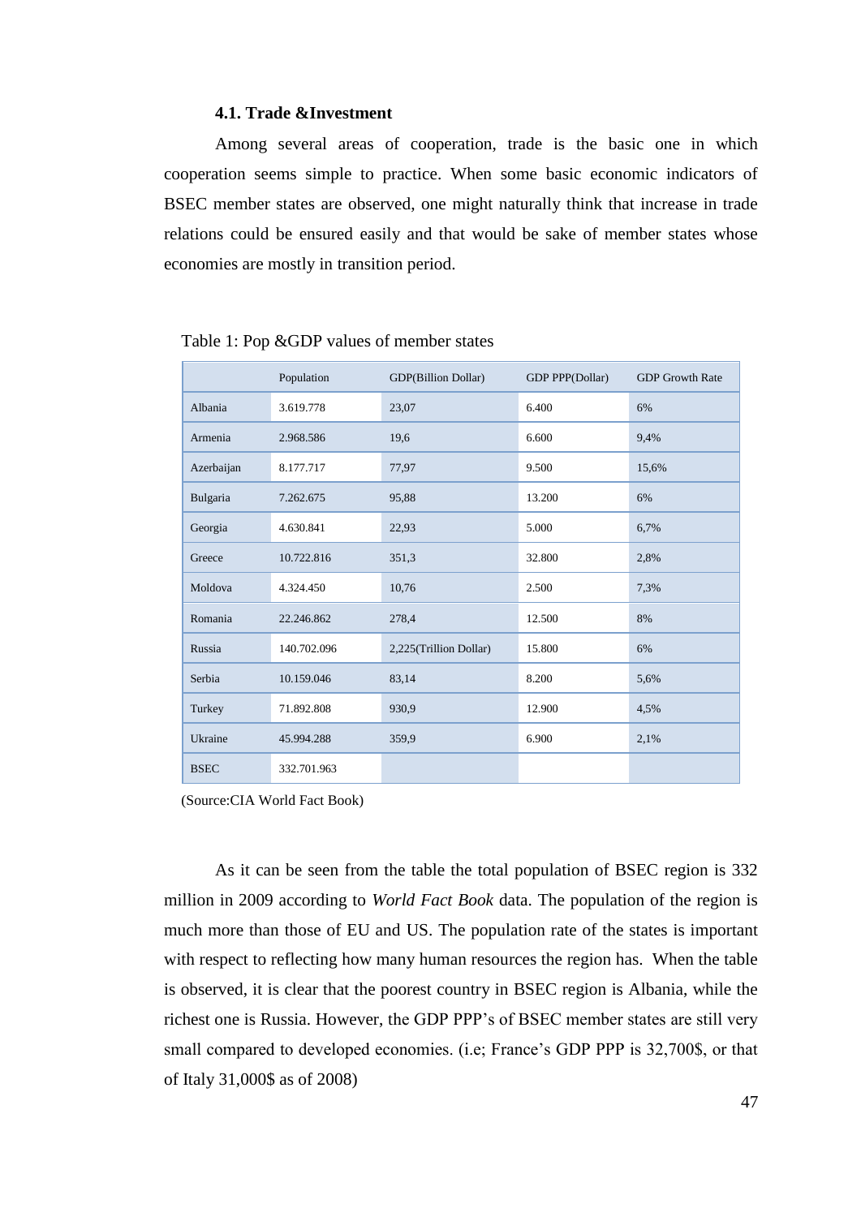### 4.1. Trade &Investment

Among several areas of cooperation, trade is the basic one in which cooperation seems simple to practice. When some basic economic indicators of BSEC member states are observed, one might naturally think that increase in trade relations could be ensured easily and that would be sake of member states whose economies are mostly in transition period.

Table 1: Pop &GDP values of member states

| | Population | GDP(Billion Dollar) | GDP PPP(Dollar) | GDP Growth Rate |
|---|---|---|---|---|
| Albania | 3.619.778 | 23,07 | 6.400 | 6% |
| Armenia | 2.968.586 | 19,6 | 6.600 | 9,4% |
| Azerbaijan | 8.177.717 | 77,97 | 9.500 | 15,6% |
| Bulgaria | 7.262.675 | 95,88 | 13.200 | 6% |
| Georgia | 4.630.841 | 22,93 | 5.000 | 6,7% |
| Greece | 10.722.816 | 351,3 | 32.800 | 2,8% |
| Moldova | 4.324.450 | 10,76 | 2.500 | 7,3% |
| Romania | 22.246.862 | 278,4 | 12.500 | 8% |
| Russia | 140.702.096 | 2,225(Trillion Dollar) | 15.800 | 6% |
| Serbia | 10.159.046 | 83,14 | 8.200 | 5,6% |
| Turkey | 71.892.808 | 930,9 | 12.900 | 4,5% |
| Ukraine | 45.994.288 | 359,9 | 6.900 | 2,1% |
| BSEC | 332.701.963 | | | |

(Source:CIA World Fact Book)

As it can be seen from the table the total population of BSEC region is 332 million in 2009 according to *World Fact Book* data. The population of the region is much more than those of EU and US. The population rate of the states is important with respect to reflecting how many human resources the region has. When the table is observed, it is clear that the poorest country in BSEC region is Albania, while the richest one is Russia. However, the GDP PPP's of BSEC member states are still very small compared to developed economies. (i.e; France's GDP PPP is 32,700$, or that of Italy 31,000$ as of 2008)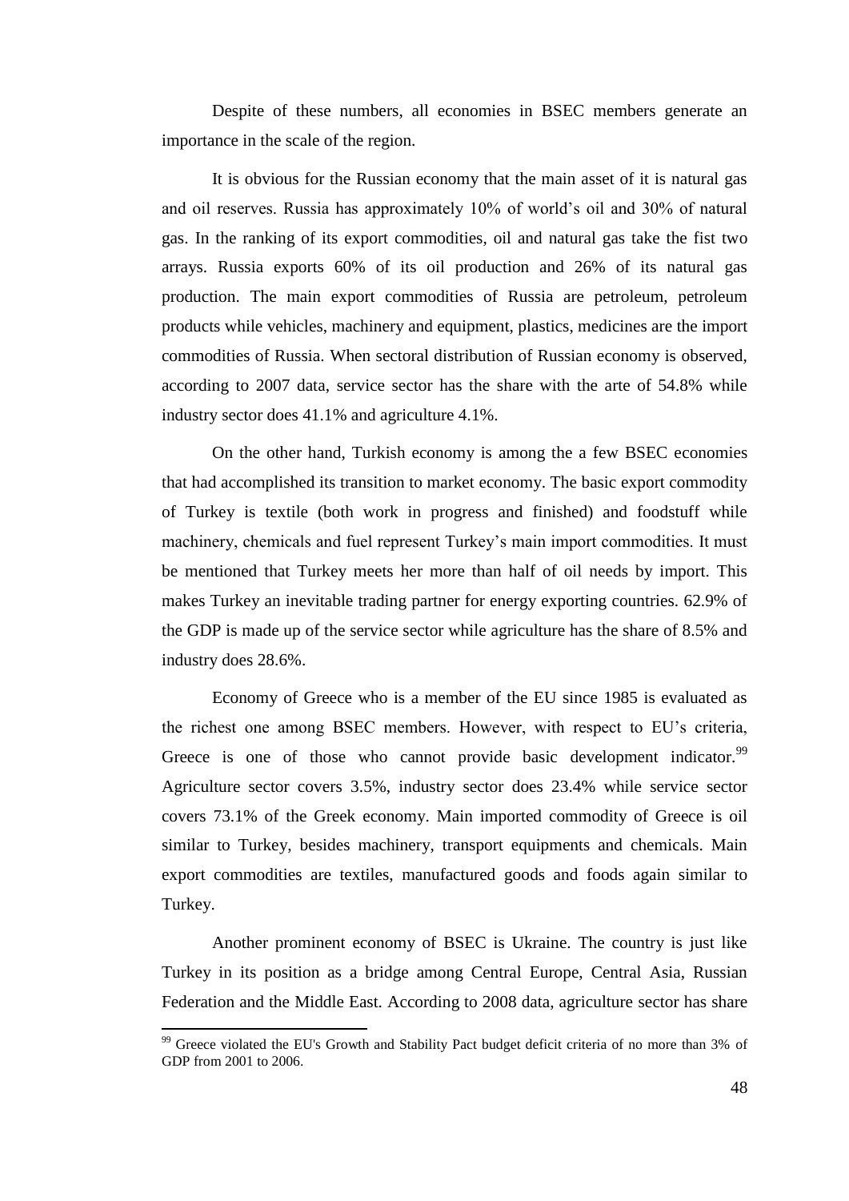Despite of these numbers, all economies in BSEC members generate an importance in the scale of the region.

It is obvious for the Russian economy that the main asset of it is natural gas and oil reserves. Russia has approximately 10% of world's oil and 30% of natural gas. In the ranking of its export commodities, oil and natural gas take the fist two arrays. Russia exports 60% of its oil production and 26% of its natural gas production. The main export commodities of Russia are petroleum, petroleum products while vehicles, machinery and equipment, plastics, medicines are the import commodities of Russia. When sectoral distribution of Russian economy is observed, according to 2007 data, service sector has the share with the arte of 54.8% while industry sector does 41.1% and agriculture 4.1%.

On the other hand, Turkish economy is among the a few BSEC economies that had accomplished its transition to market economy. The basic export commodity of Turkey is textile (both work in progress and finished) and foodstuff while machinery, chemicals and fuel represent Turkey's main import commodities. It must be mentioned that Turkey meets her more than half of oil needs by import. This makes Turkey an inevitable trading partner for energy exporting countries. 62.9% of the GDP is made up of the service sector while agriculture has the share of 8.5% and industry does 28.6%.

Economy of Greece who is a member of the EU since 1985 is evaluated as the richest one among BSEC members. However, with respect to EU's criteria, Greece is one of those who cannot provide basic development indicator.[99] Agriculture sector covers 3.5%, industry sector does 23.4% while service sector covers 73.1% of the Greek economy. Main imported commodity of Greece is oil similar to Turkey, besides machinery, transport equipments and chemicals. Main export commodities are textiles, manufactured goods and foods again similar to Turkey.

Another prominent economy of BSEC is Ukraine. The country is just like Turkey in its position as a bridge among Central Europe, Central Asia, Russian Federation and the Middle East. According to 2008 data, agriculture sector has share

[99] Greece violated the EU's Growth and Stability Pact budget deficit criteria of no more than 3% of GDP from 2001 to 2006.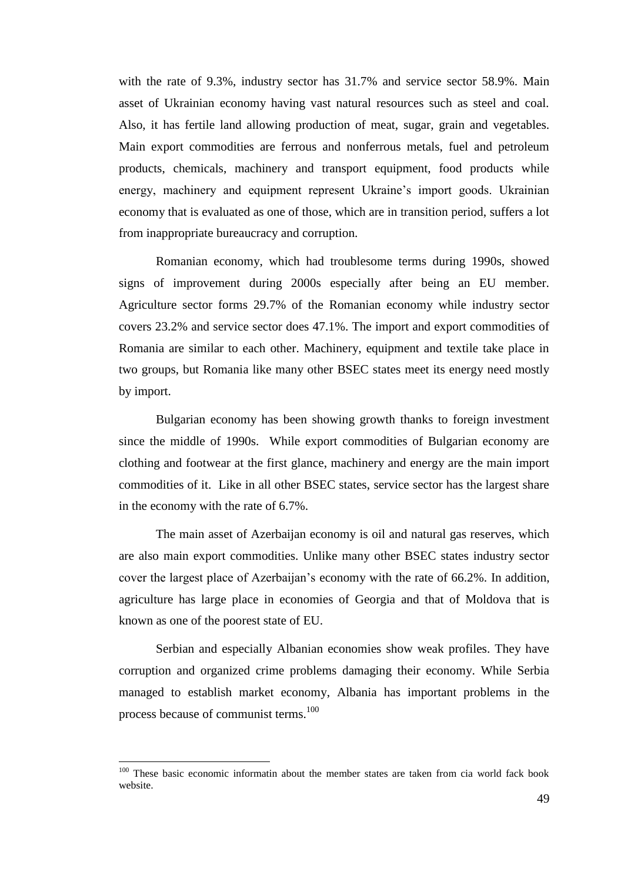with the rate of 9.3%, industry sector has 31.7% and service sector 58.9%. Main asset of Ukrainian economy having vast natural resources such as steel and coal. Also, it has fertile land allowing production of meat, sugar, grain and vegetables. Main export commodities are ferrous and nonferrous metals, fuel and petroleum products, chemicals, machinery and transport equipment, food products while energy, machinery and equipment represent Ukraine's import goods. Ukrainian economy that is evaluated as one of those, which are in transition period, suffers a lot from inappropriate bureaucracy and corruption.

Romanian economy, which had troublesome terms during 1990s, showed signs of improvement during 2000s especially after being an EU member. Agriculture sector forms 29.7% of the Romanian economy while industry sector covers 23.2% and service sector does 47.1%. The import and export commodities of Romania are similar to each other. Machinery, equipment and textile take place in two groups, but Romania like many other BSEC states meet its energy need mostly by import.

Bulgarian economy has been showing growth thanks to foreign investment since the middle of 1990s. While export commodities of Bulgarian economy are clothing and footwear at the first glance, machinery and energy are the main import commodities of it. Like in all other BSEC states, service sector has the largest share in the economy with the rate of 6.7%.

The main asset of Azerbaijan economy is oil and natural gas reserves, which are also main export commodities. Unlike many other BSEC states industry sector cover the largest place of Azerbaijan's economy with the rate of 66.2%. In addition, agriculture has large place in economies of Georgia and that of Moldova that is known as one of the poorest state of EU.

Serbian and especially Albanian economies show weak profiles. They have corruption and organized crime problems damaging their economy. While Serbia managed to establish market economy, Albania has important problems in the process because of communist terms.[100]

---

[100] These basic economic informatin about the member states are taken from cia world fack book website.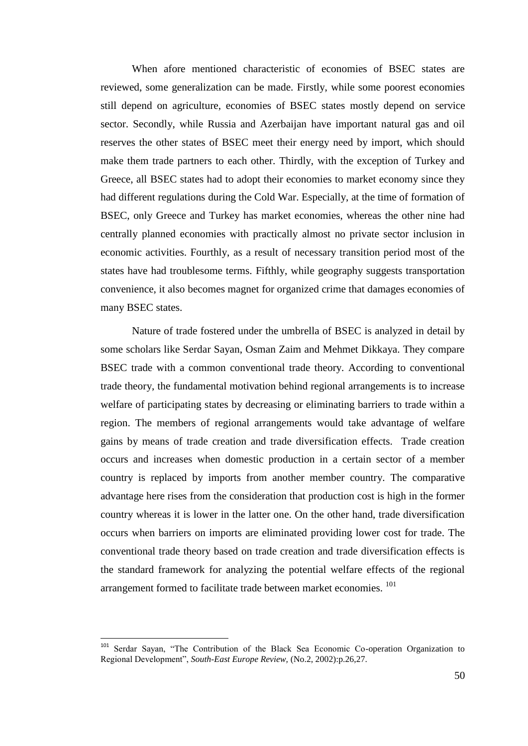When afore mentioned characteristic of economies of BSEC states are reviewed, some generalization can be made. Firstly, while some poorest economies still depend on agriculture, economies of BSEC states mostly depend on service sector. Secondly, while Russia and Azerbaijan have important natural gas and oil reserves the other states of BSEC meet their energy need by import, which should make them trade partners to each other. Thirdly, with the exception of Turkey and Greece, all BSEC states had to adopt their economies to market economy since they had different regulations during the Cold War. Especially, at the time of formation of BSEC, only Greece and Turkey has market economies, whereas the other nine had centrally planned economies with practically almost no private sector inclusion in economic activities. Fourthly, as a result of necessary transition period most of the states have had troublesome terms. Fifthly, while geography suggests transportation convenience, it also becomes magnet for organized crime that damages economies of many BSEC states.

Nature of trade fostered under the umbrella of BSEC is analyzed in detail by some scholars like Serdar Sayan, Osman Zaim and Mehmet Dikkaya. They compare BSEC trade with a common conventional trade theory. According to conventional trade theory, the fundamental motivation behind regional arrangements is to increase welfare of participating states by decreasing or eliminating barriers to trade within a region. The members of regional arrangements would take advantage of welfare gains by means of trade creation and trade diversification effects. Trade creation occurs and increases when domestic production in a certain sector of a member country is replaced by imports from another member country. The comparative advantage here rises from the consideration that production cost is high in the former country whereas it is lower in the latter one. On the other hand, trade diversification occurs when barriers on imports are eliminated providing lower cost for trade. The conventional trade theory based on trade creation and trade diversification effects is the standard framework for analyzing the potential welfare effects of the regional arrangement formed to facilitate trade between market economies. [101]

---

[101] Serdar Sayan, "The Contribution of the Black Sea Economic Co-operation Organization to Regional Development", *South-East Europe Review,* (No.2, 2002):p.26,27.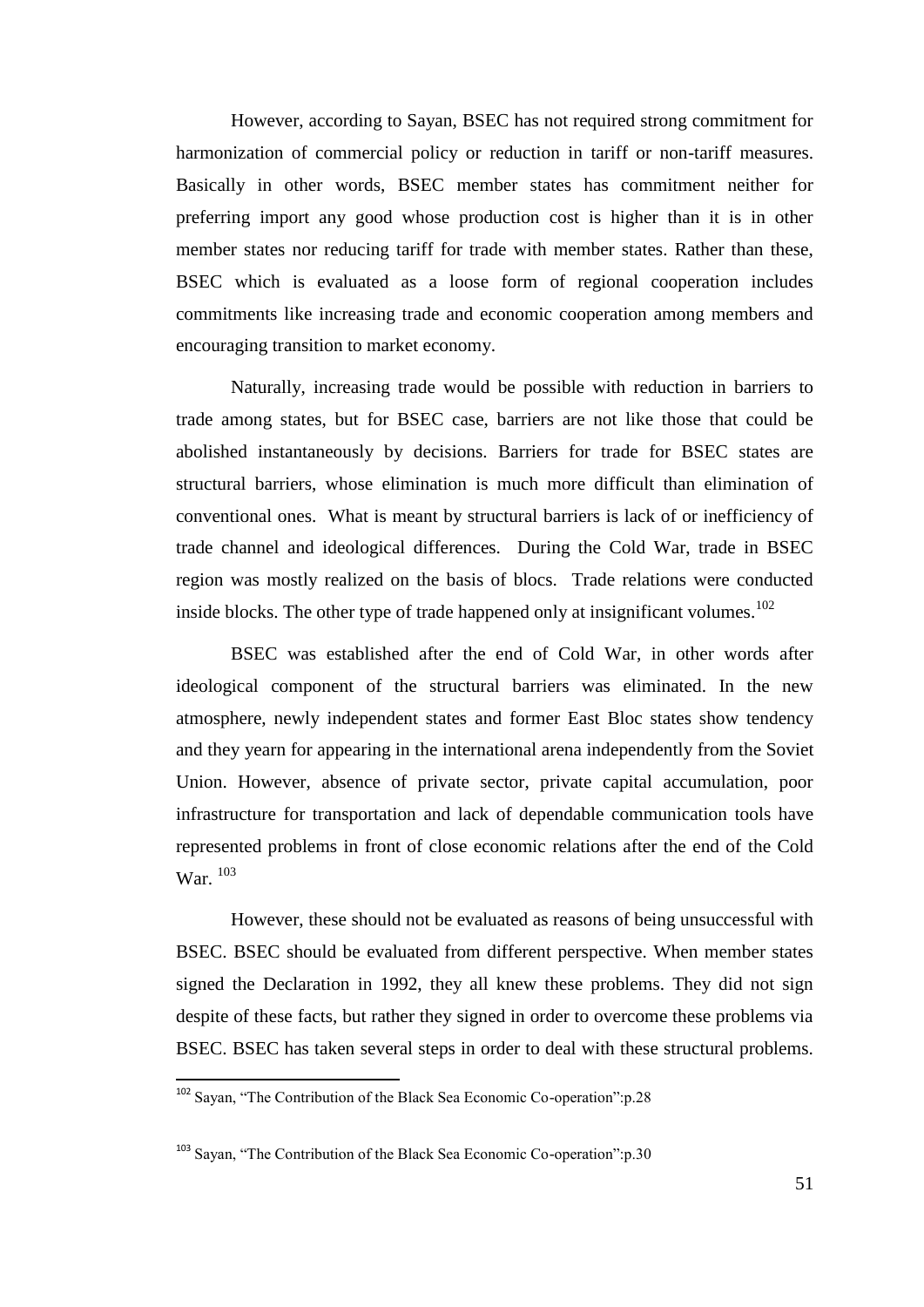However, according to Sayan, BSEC has not required strong commitment for harmonization of commercial policy or reduction in tariff or non-tariff measures. Basically in other words, BSEC member states has commitment neither for preferring import any good whose production cost is higher than it is in other member states nor reducing tariff for trade with member states. Rather than these, BSEC which is evaluated as a loose form of regional cooperation includes commitments like increasing trade and economic cooperation among members and encouraging transition to market economy.

Naturally, increasing trade would be possible with reduction in barriers to trade among states, but for BSEC case, barriers are not like those that could be abolished instantaneously by decisions. Barriers for trade for BSEC states are structural barriers, whose elimination is much more difficult than elimination of conventional ones. What is meant by structural barriers is lack of or inefficiency of trade channel and ideological differences. During the Cold War, trade in BSEC region was mostly realized on the basis of blocs. Trade relations were conducted inside blocks. The other type of trade happened only at insignificant volumes.[102]

BSEC was established after the end of Cold War, in other words after ideological component of the structural barriers was eliminated. In the new atmosphere, newly independent states and former East Bloc states show tendency and they yearn for appearing in the international arena independently from the Soviet Union. However, absence of private sector, private capital accumulation, poor infrastructure for transportation and lack of dependable communication tools have represented problems in front of close economic relations after the end of the Cold War. [103]

However, these should not be evaluated as reasons of being unsuccessful with BSEC. BSEC should be evaluated from different perspective. When member states signed the Declaration in 1992, they all knew these problems. They did not sign despite of these facts, but rather they signed in order to overcome these problems via BSEC. BSEC has taken several steps in order to deal with these structural problems.

---

[102] Sayan, "The Contribution of the Black Sea Economic Co-operation":p.28

[103] Sayan, "The Contribution of the Black Sea Economic Co-operation":p.30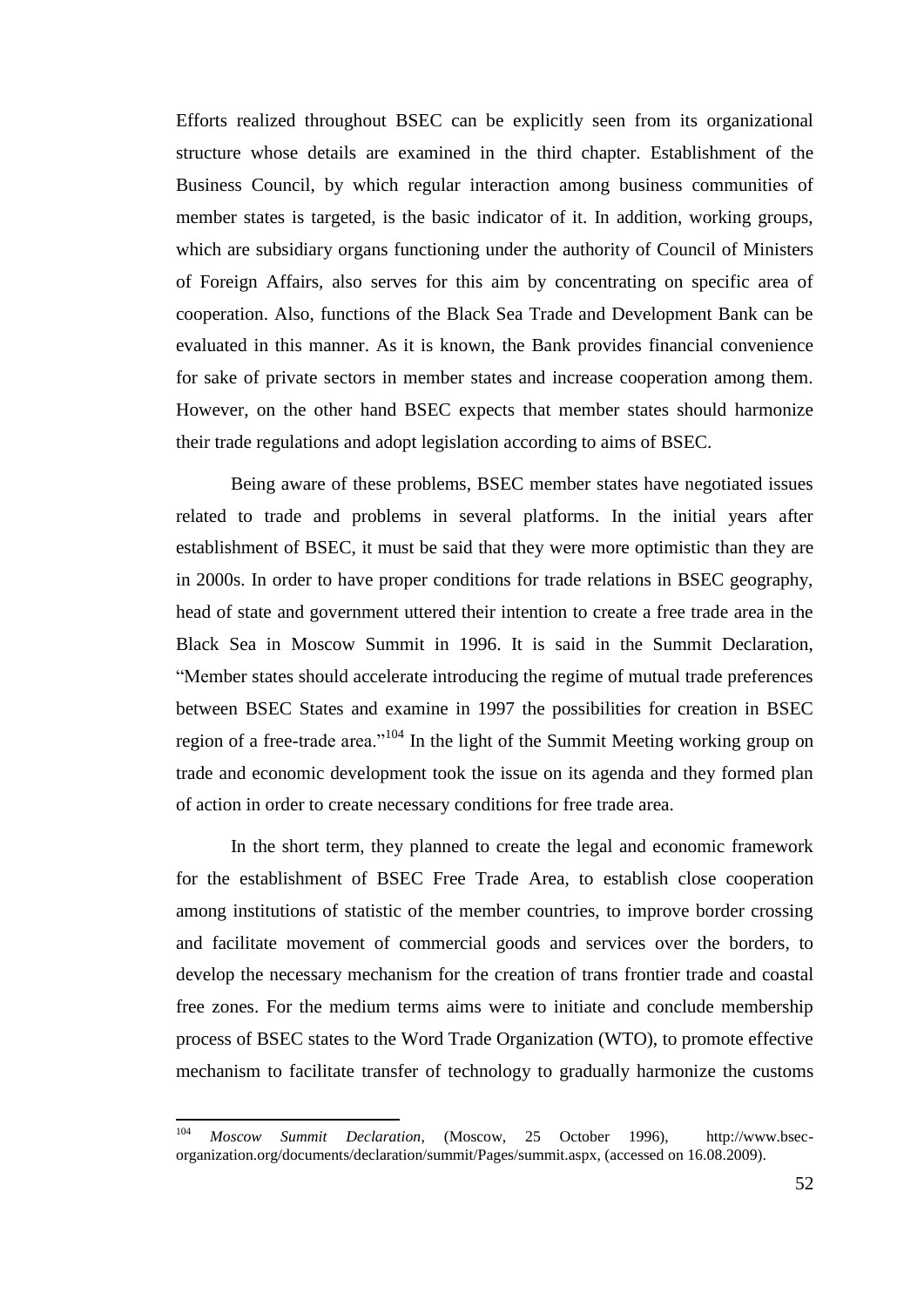Efforts realized throughout BSEC can be explicitly seen from its organizational structure whose details are examined in the third chapter. Establishment of the Business Council, by which regular interaction among business communities of member states is targeted, is the basic indicator of it. In addition, working groups, which are subsidiary organs functioning under the authority of Council of Ministers of Foreign Affairs, also serves for this aim by concentrating on specific area of cooperation. Also, functions of the Black Sea Trade and Development Bank can be evaluated in this manner. As it is known, the Bank provides financial convenience for sake of private sectors in member states and increase cooperation among them. However, on the other hand BSEC expects that member states should harmonize their trade regulations and adopt legislation according to aims of BSEC.

Being aware of these problems, BSEC member states have negotiated issues related to trade and problems in several platforms. In the initial years after establishment of BSEC, it must be said that they were more optimistic than they are in 2000s. In order to have proper conditions for trade relations in BSEC geography, head of state and government uttered their intention to create a free trade area in the Black Sea in Moscow Summit in 1996. It is said in the Summit Declaration, "Member states should accelerate introducing the regime of mutual trade preferences between BSEC States and examine in 1997 the possibilities for creation in BSEC region of a free-trade area."[104] In the light of the Summit Meeting working group on trade and economic development took the issue on its agenda and they formed plan of action in order to create necessary conditions for free trade area.

In the short term, they planned to create the legal and economic framework for the establishment of BSEC Free Trade Area, to establish close cooperation among institutions of statistic of the member countries, to improve border crossing and facilitate movement of commercial goods and services over the borders, to develop the necessary mechanism for the creation of trans frontier trade and coastal free zones. For the medium terms aims were to initiate and conclude membership process of BSEC states to the Word Trade Organization (WTO), to promote effective mechanism to facilitate transfer of technology to gradually harmonize the customs

---

[104] *Moscow Summit Declaration*, (Moscow, 25 October 1996), http://www.bsec-organization.org/documents/declaration/summit/Pages/summit.aspx, (accessed on 16.08.2009).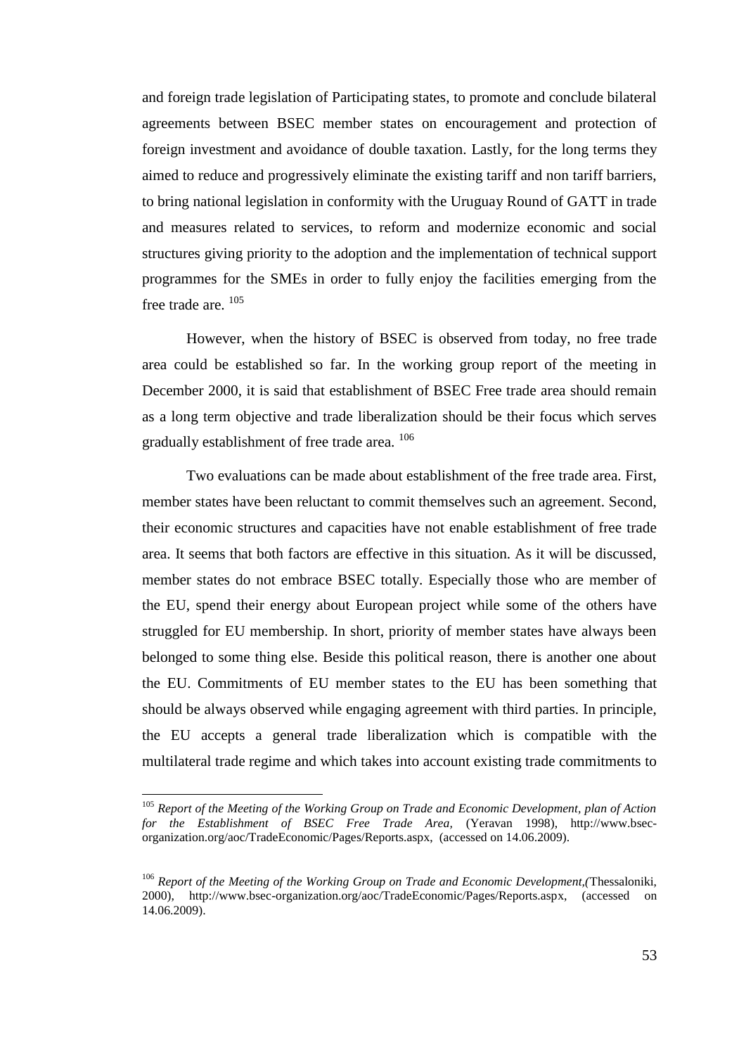and foreign trade legislation of Participating states, to promote and conclude bilateral agreements between BSEC member states on encouragement and protection of foreign investment and avoidance of double taxation. Lastly, for the long terms they aimed to reduce and progressively eliminate the existing tariff and non tariff barriers, to bring national legislation in conformity with the Uruguay Round of GATT in trade and measures related to services, to reform and modernize economic and social structures giving priority to the adoption and the implementation of technical support programmes for the SMEs in order to fully enjoy the facilities emerging from the free trade are. [105]

However, when the history of BSEC is observed from today, no free trade area could be established so far. In the working group report of the meeting in December 2000, it is said that establishment of BSEC Free trade area should remain as a long term objective and trade liberalization should be their focus which serves gradually establishment of free trade area. [106]

Two evaluations can be made about establishment of the free trade area. First, member states have been reluctant to commit themselves such an agreement. Second, their economic structures and capacities have not enable establishment of free trade area. It seems that both factors are effective in this situation. As it will be discussed, member states do not embrace BSEC totally. Especially those who are member of the EU, spend their energy about European project while some of the others have struggled for EU membership. In short, priority of member states have always been belonged to some thing else. Beside this political reason, there is another one about the EU. Commitments of EU member states to the EU has been something that should be always observed while engaging agreement with third parties. In principle, the EU accepts a general trade liberalization which is compatible with the multilateral trade regime and which takes into account existing trade commitments to

---

[105] *Report of the Meeting of the Working Group on Trade and Economic Development, plan of Action for the Establishment of BSEC Free Trade Area,* (Yeravan 1998), http://www.bsec-organization.org/aoc/TradeEconomic/Pages/Reports.aspx, (accessed on 14.06.2009).

[106] *Report of the Meeting of the Working Group on Trade and Economic Development,*(Thessaloniki, 2000), http://www.bsec-organization.org/aoc/TradeEconomic/Pages/Reports.aspx, (accessed on 14.06.2009).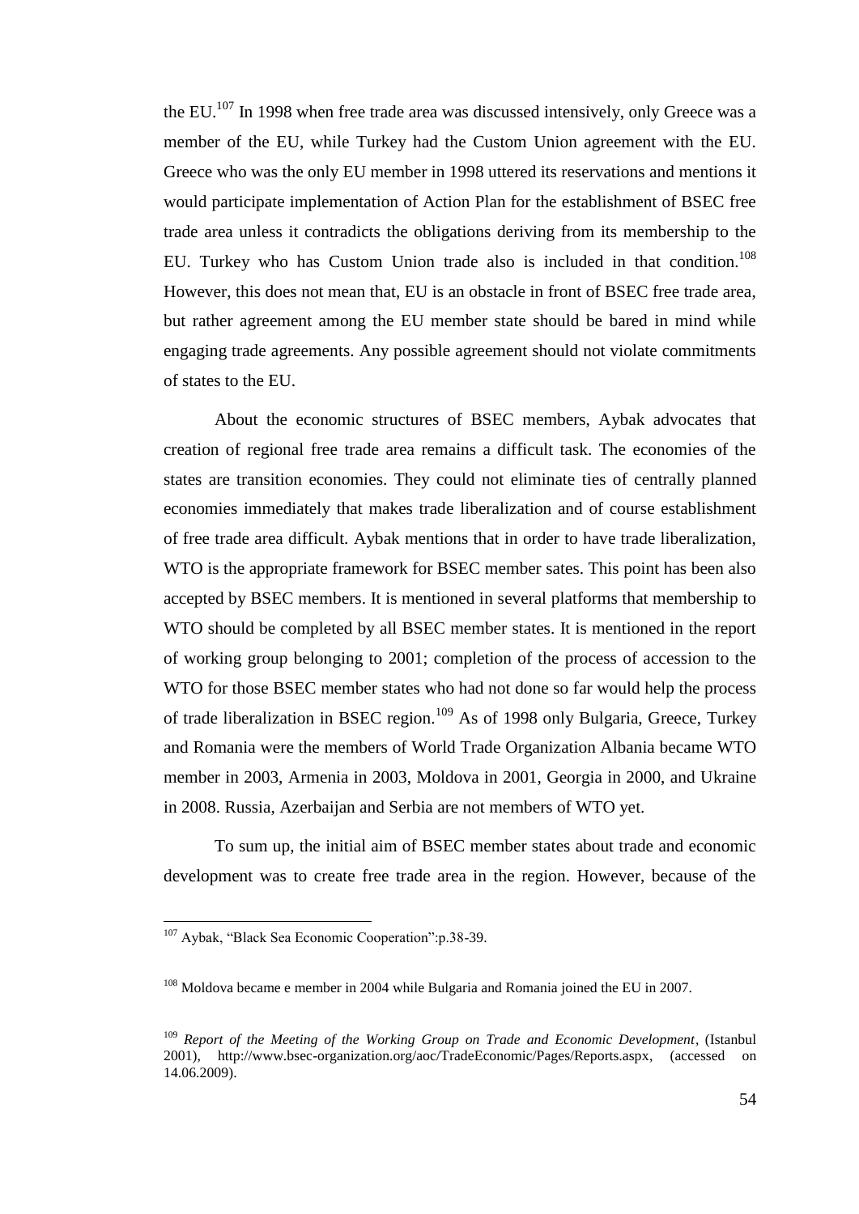the EU.[107] In 1998 when free trade area was discussed intensively, only Greece was a member of the EU, while Turkey had the Custom Union agreement with the EU. Greece who was the only EU member in 1998 uttered its reservations and mentions it would participate implementation of Action Plan for the establishment of BSEC free trade area unless it contradicts the obligations deriving from its membership to the EU. Turkey who has Custom Union trade also is included in that condition.[108] However, this does not mean that, EU is an obstacle in front of BSEC free trade area, but rather agreement among the EU member state should be bared in mind while engaging trade agreements. Any possible agreement should not violate commitments of states to the EU.

About the economic structures of BSEC members, Aybak advocates that creation of regional free trade area remains a difficult task. The economies of the states are transition economies. They could not eliminate ties of centrally planned economies immediately that makes trade liberalization and of course establishment of free trade area difficult. Aybak mentions that in order to have trade liberalization, WTO is the appropriate framework for BSEC member sates. This point has been also accepted by BSEC members. It is mentioned in several platforms that membership to WTO should be completed by all BSEC member states. It is mentioned in the report of working group belonging to 2001; completion of the process of accession to the WTO for those BSEC member states who had not done so far would help the process of trade liberalization in BSEC region.[109] As of 1998 only Bulgaria, Greece, Turkey and Romania were the members of World Trade Organization Albania became WTO member in 2003, Armenia in 2003, Moldova in 2001, Georgia in 2000, and Ukraine in 2008. Russia, Azerbaijan and Serbia are not members of WTO yet.

To sum up, the initial aim of BSEC member states about trade and economic development was to create free trade area in the region. However, because of the

---

[107] Aybak, "Black Sea Economic Cooperation":p.38-39.

[108] Moldova became e member in 2004 while Bulgaria and Romania joined the EU in 2007.

[109] *Report of the Meeting of the Working Group on Trade and Economic Development*, (Istanbul 2001), http://www.bsec-organization.org/aoc/TradeEconomic/Pages/Reports.aspx, (accessed on 14.06.2009).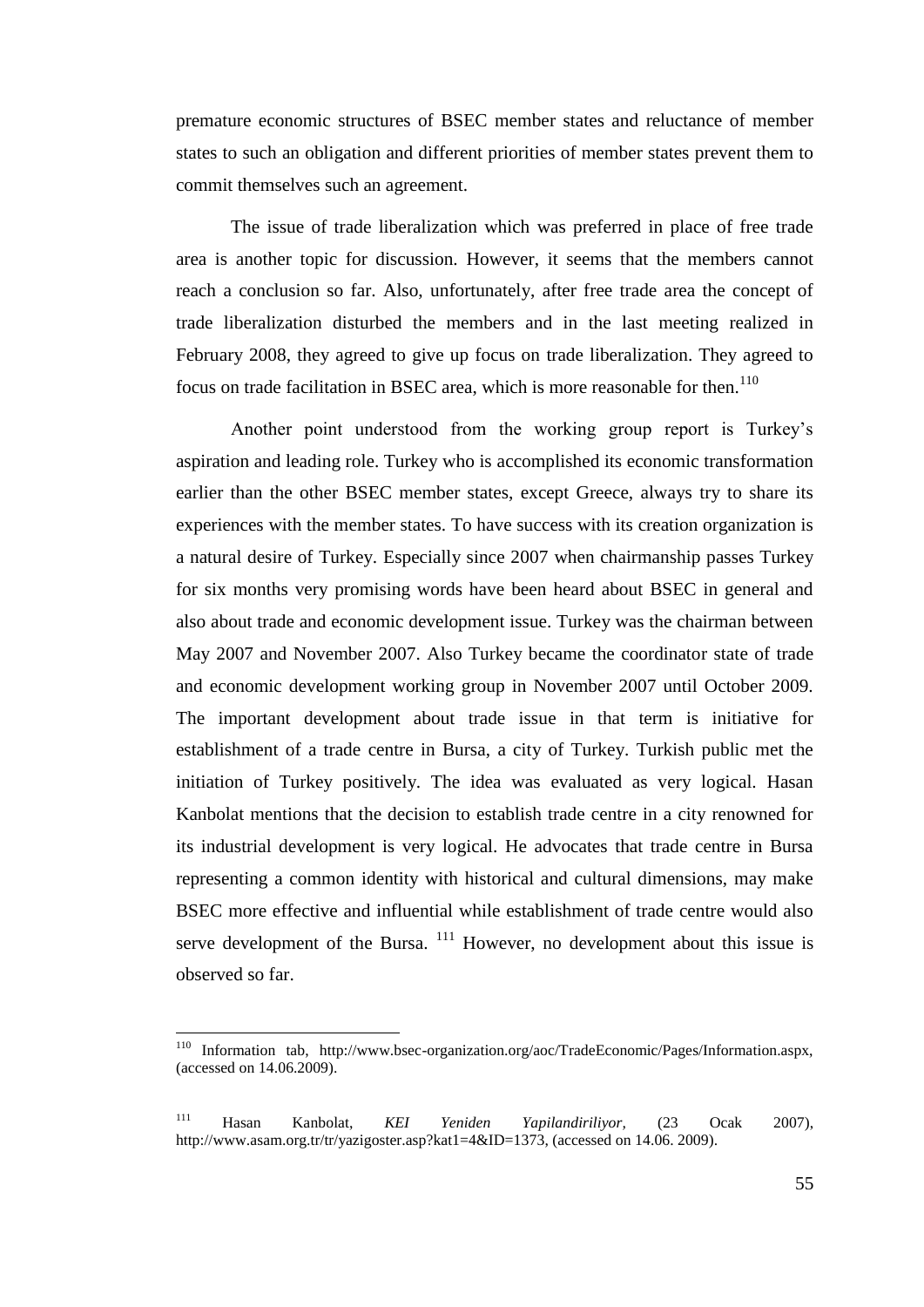premature economic structures of BSEC member states and reluctance of member states to such an obligation and different priorities of member states prevent them to commit themselves such an agreement.

The issue of trade liberalization which was preferred in place of free trade area is another topic for discussion. However, it seems that the members cannot reach a conclusion so far. Also, unfortunately, after free trade area the concept of trade liberalization disturbed the members and in the last meeting realized in February 2008, they agreed to give up focus on trade liberalization. They agreed to focus on trade facilitation in BSEC area, which is more reasonable for then.[110]

Another point understood from the working group report is Turkey's aspiration and leading role. Turkey who is accomplished its economic transformation earlier than the other BSEC member states, except Greece, always try to share its experiences with the member states. To have success with its creation organization is a natural desire of Turkey. Especially since 2007 when chairmanship passes Turkey for six months very promising words have been heard about BSEC in general and also about trade and economic development issue. Turkey was the chairman between May 2007 and November 2007. Also Turkey became the coordinator state of trade and economic development working group in November 2007 until October 2009. The important development about trade issue in that term is initiative for establishment of a trade centre in Bursa, a city of Turkey. Turkish public met the initiation of Turkey positively. The idea was evaluated as very logical. Hasan Kanbolat mentions that the decision to establish trade centre in a city renowned for its industrial development is very logical. He advocates that trade centre in Bursa representing a common identity with historical and cultural dimensions, may make BSEC more effective and influential while establishment of trade centre would also serve development of the Bursa. [111] However, no development about this issue is observed so far.

---

[110] Information tab, http://www.bsec-organization.org/aoc/TradeEconomic/Pages/Information.aspx, (accessed on 14.06.2009).

[111] Hasan Kanbolat, *KEI Yeniden Yapilandiriliyor,* (23 Ocak 2007), http://www.asam.org.tr/tr/yazigoster.asp?kat1=4&ID=1373, (accessed on 14.06. 2009).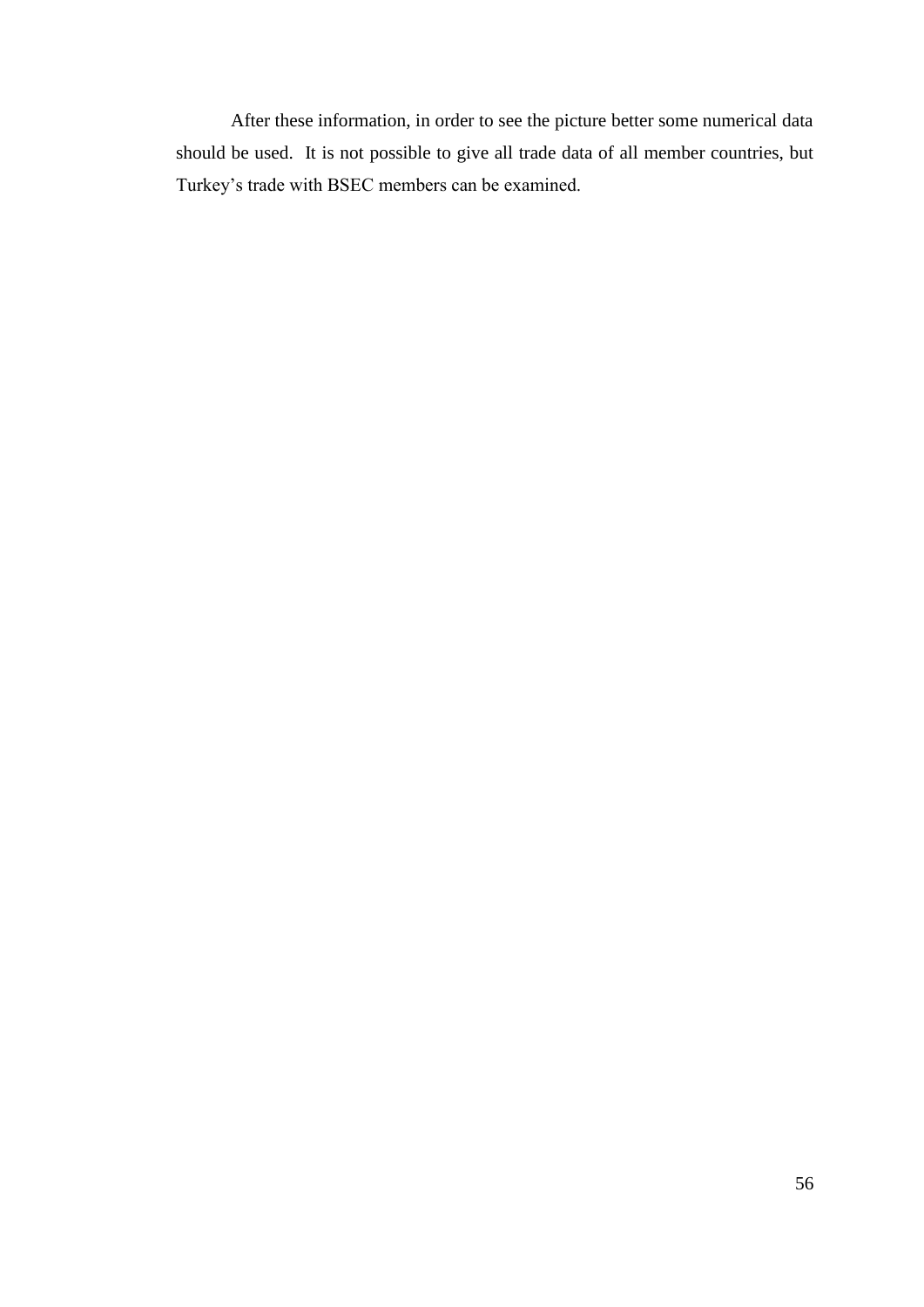After these information, in order to see the picture better some numerical data should be used. It is not possible to give all trade data of all member countries, but Turkey's trade with BSEC members can be examined.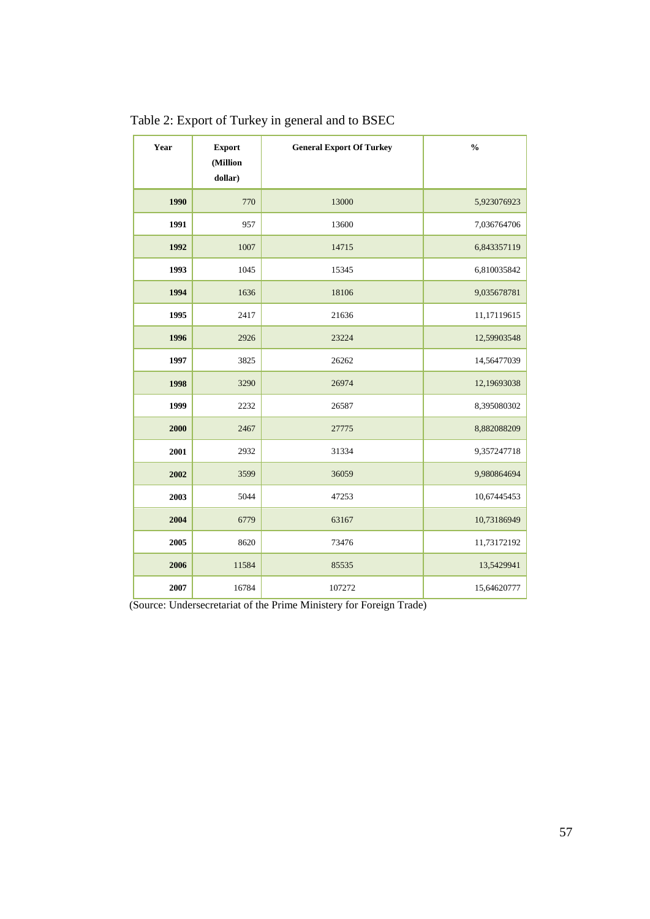Table 2: Export of Turkey in general and to BSEC

| Year | Export (Million dollar) | General Export Of Turkey | % |
|---|---|---|---|
| 1990 | 770 | 13000 | 5,923076923 |
| 1991 | 957 | 13600 | 7,036764706 |
| 1992 | 1007 | 14715 | 6,843357119 |
| 1993 | 1045 | 15345 | 6,810035842 |
| 1994 | 1636 | 18106 | 9,035678781 |
| 1995 | 2417 | 21636 | 11,17119615 |
| 1996 | 2926 | 23224 | 12,59903548 |
| 1997 | 3825 | 26262 | 14,56477039 |
| 1998 | 3290 | 26974 | 12,19693038 |
| 1999 | 2232 | 26587 | 8,395080302 |
| 2000 | 2467 | 27775 | 8,882088209 |
| 2001 | 2932 | 31334 | 9,357247718 |
| 2002 | 3599 | 36059 | 9,980864694 |
| 2003 | 5044 | 47253 | 10,67445453 |
| 2004 | 6779 | 63167 | 10,73186949 |
| 2005 | 8620 | 73476 | 11,73172192 |
| 2006 | 11584 | 85535 | 13,5429941 |
| 2007 | 16784 | 107272 | 15,64620777 |

(Source: Undersecretariat of the Prime Ministery for Foreign Trade)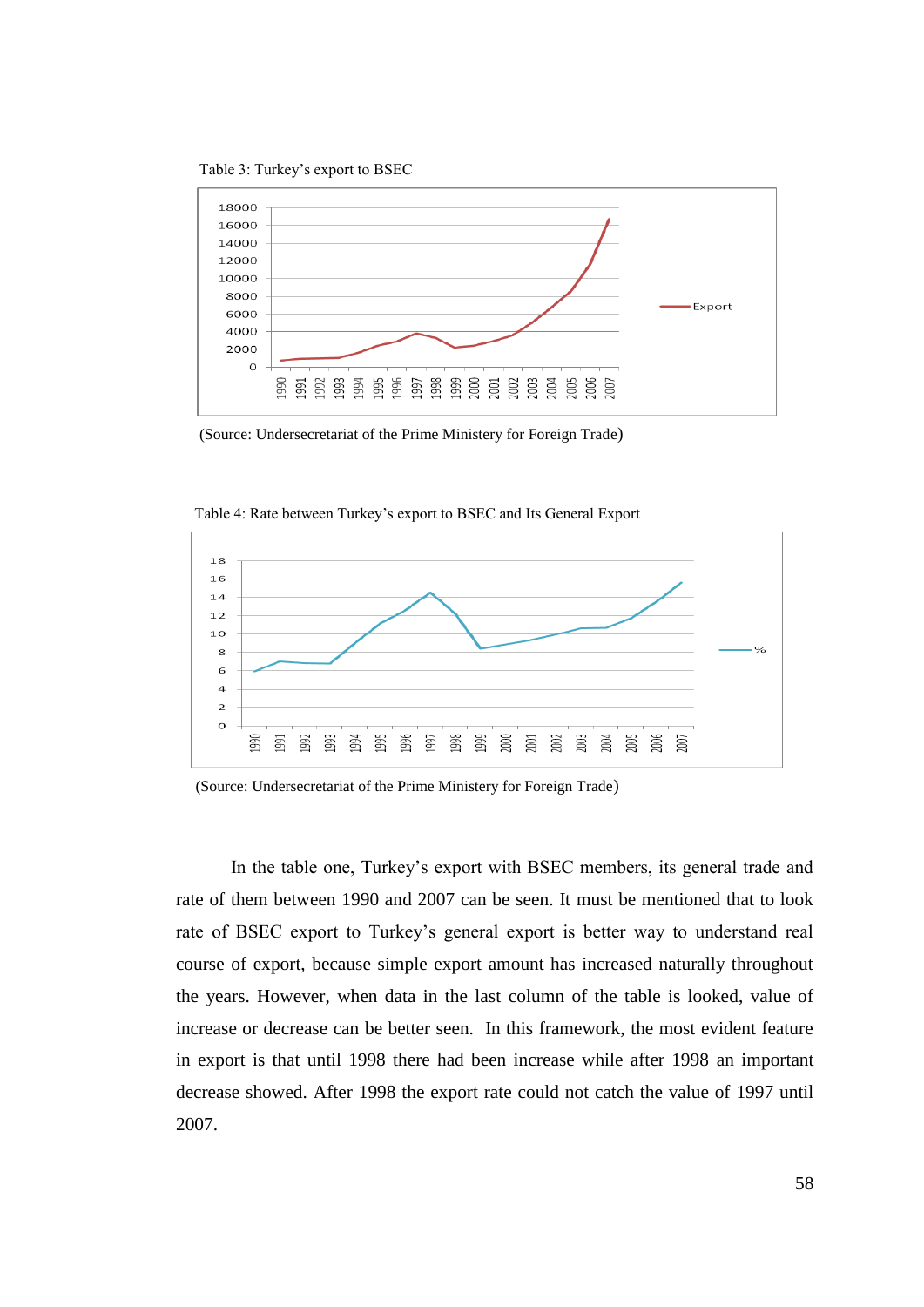Table 3: Turkey's export to BSEC

(Source: Undersecretariat of the Prime Ministery for Foreign Trade)

Table 4: Rate between Turkey's export to BSEC and Its General Export

(Source: Undersecretariat of the Prime Ministery for Foreign Trade)

In the table one, Turkey's export with BSEC members, its general trade and rate of them between 1990 and 2007 can be seen. It must be mentioned that to look rate of BSEC export to Turkey's general export is better way to understand real course of export, because simple export amount has increased naturally throughout the years. However, when data in the last column of the table is looked, value of increase or decrease can be better seen. In this framework, the most evident feature in export is that until 1998 there had been increase while after 1998 an important decrease showed. After 1998 the export rate could not catch the value of 1997 until 2007.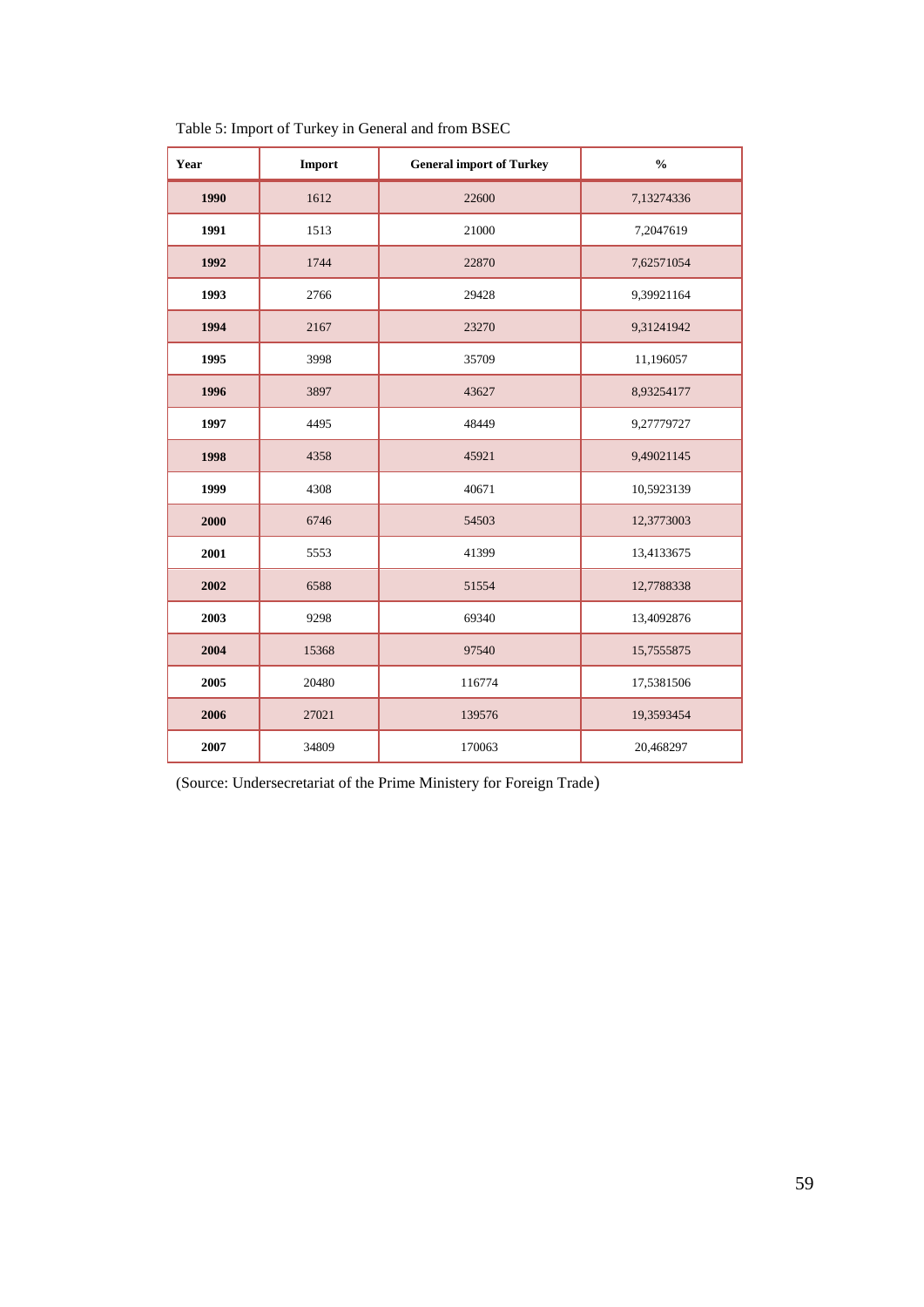Table 5: Import of Turkey in General and from BSEC

| Year | Import | General import of Turkey | % |
|---|---|---|---|
| **1990** | 1612 | 22600 | 7,13274336 |
| **1991** | 1513 | 21000 | 7,2047619 |
| **1992** | 1744 | 22870 | 7,62571054 |
| **1993** | 2766 | 29428 | 9,39921164 |
| **1994** | 2167 | 23270 | 9,31241942 |
| **1995** | 3998 | 35709 | 11,196057 |
| **1996** | 3897 | 43627 | 8,93254177 |
| **1997** | 4495 | 48449 | 9,27779727 |
| **1998** | 4358 | 45921 | 9,49021145 |
| **1999** | 4308 | 40671 | 10,5923139 |
| **2000** | 6746 | 54503 | 12,3773003 |
| **2001** | 5553 | 41399 | 13,4133675 |
| **2002** | 6588 | 51554 | 12,7788338 |
| **2003** | 9298 | 69340 | 13,4092876 |
| **2004** | 15368 | 97540 | 15,7555875 |
| **2005** | 20480 | 116774 | 17,5381506 |
| **2006** | 27021 | 139576 | 19,3593454 |
| **2007** | 34809 | 170063 | 20,468297 |

(Source: Undersecretariat of the Prime Ministery for Foreign Trade)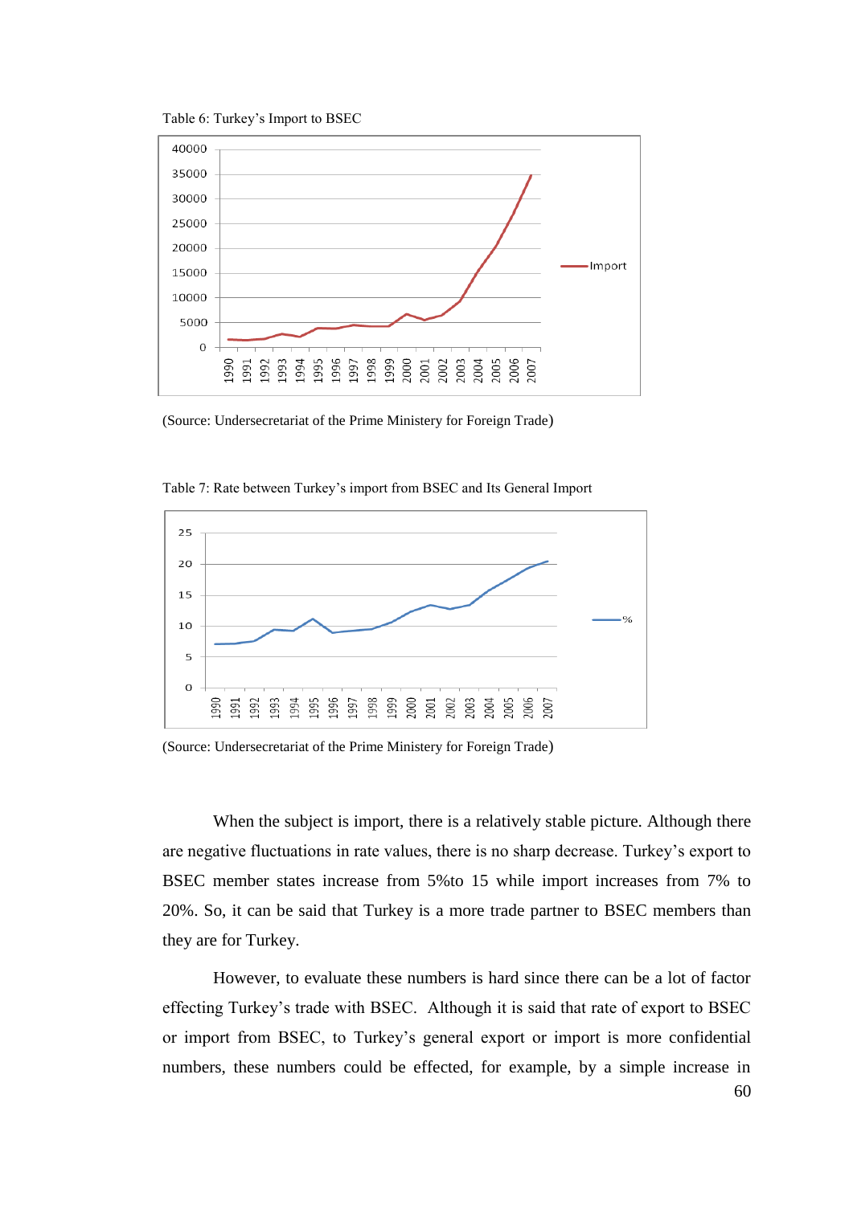Table 6: Turkey's Import to BSEC

(Source: Undersecretariat of the Prime Ministery for Foreign Trade)

Table 7: Rate between Turkey's import from BSEC and Its General Import

(Source: Undersecretariat of the Prime Ministery for Foreign Trade)

When the subject is import, there is a relatively stable picture. Although there are negative fluctuations in rate values, there is no sharp decrease. Turkey's export to BSEC member states increase from 5%to 15 while import increases from 7% to 20%. So, it can be said that Turkey is a more trade partner to BSEC members than they are for Turkey.

However, to evaluate these numbers is hard since there can be a lot of factor effecting Turkey's trade with BSEC. Although it is said that rate of export to BSEC or import from BSEC, to Turkey's general export or import is more confidential numbers, these numbers could be effected, for example, by a simple increase in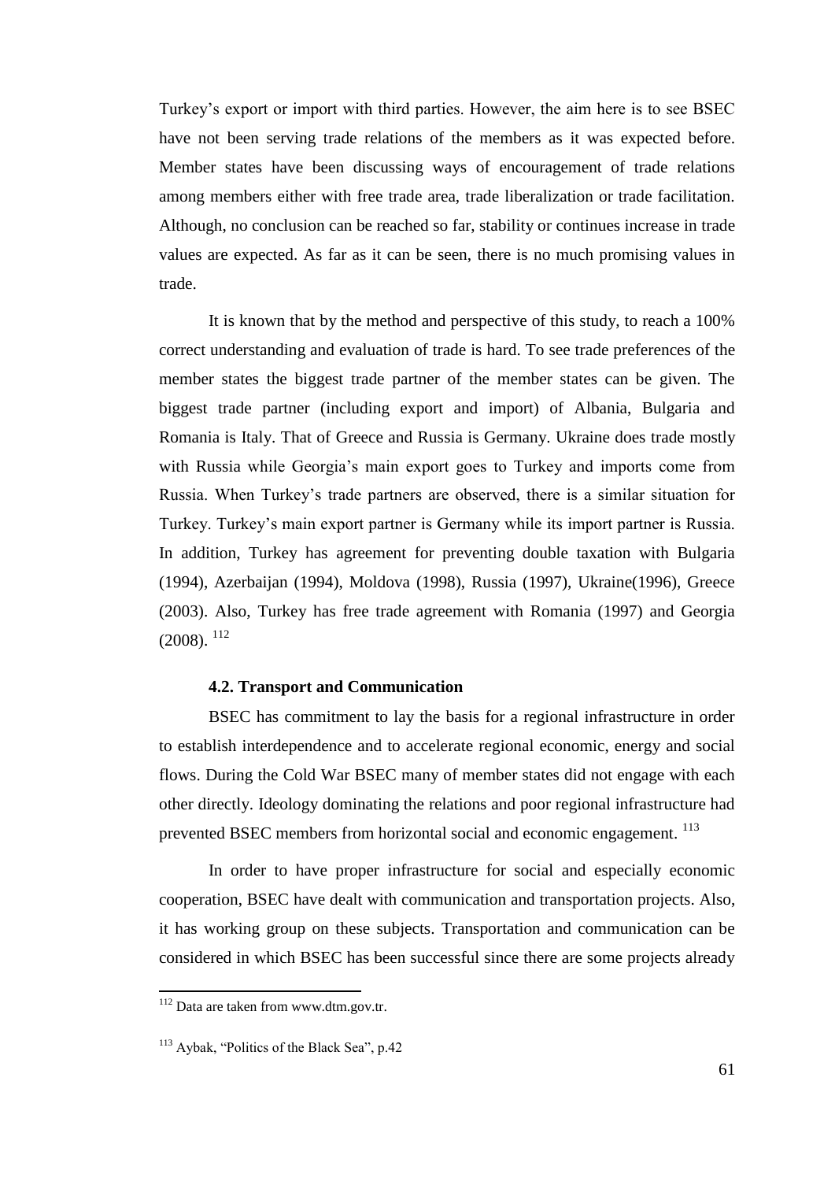Turkey's export or import with third parties. However, the aim here is to see BSEC have not been serving trade relations of the members as it was expected before. Member states have been discussing ways of encouragement of trade relations among members either with free trade area, trade liberalization or trade facilitation. Although, no conclusion can be reached so far, stability or continues increase in trade values are expected. As far as it can be seen, there is no much promising values in trade.

It is known that by the method and perspective of this study, to reach a 100% correct understanding and evaluation of trade is hard. To see trade preferences of the member states the biggest trade partner of the member states can be given. The biggest trade partner (including export and import) of Albania, Bulgaria and Romania is Italy. That of Greece and Russia is Germany. Ukraine does trade mostly with Russia while Georgia's main export goes to Turkey and imports come from Russia. When Turkey's trade partners are observed, there is a similar situation for Turkey. Turkey's main export partner is Germany while its import partner is Russia. In addition, Turkey has agreement for preventing double taxation with Bulgaria (1994), Azerbaijan (1994), Moldova (1998), Russia (1997), Ukraine(1996), Greece (2003). Also, Turkey has free trade agreement with Romania (1997) and Georgia (2008). [112]

### 4.2. Transport and Communication

BSEC has commitment to lay the basis for a regional infrastructure in order to establish interdependence and to accelerate regional economic, energy and social flows. During the Cold War BSEC many of member states did not engage with each other directly. Ideology dominating the relations and poor regional infrastructure had prevented BSEC members from horizontal social and economic engagement. [113]

In order to have proper infrastructure for social and especially economic cooperation, BSEC have dealt with communication and transportation projects. Also, it has working group on these subjects. Transportation and communication can be considered in which BSEC has been successful since there are some projects already

---

[112] Data are taken from www.dtm.gov.tr.

[113] Aybak, "Politics of the Black Sea", p.42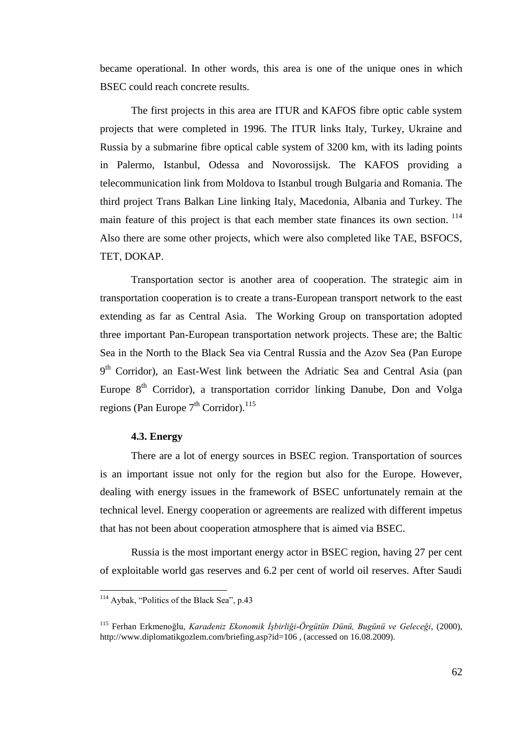became operational. In other words, this area is one of the unique ones in which BSEC could reach concrete results.

The first projects in this area are ITUR and KAFOS fibre optic cable system projects that were completed in 1996. The ITUR links Italy, Turkey, Ukraine and Russia by a submarine fibre optical cable system of 3200 km, with its lading points in Palermo, Istanbul, Odessa and Novorossijsk. The KAFOS providing a telecommunication link from Moldova to Istanbul trough Bulgaria and Romania. The third project Trans Balkan Line linking Italy, Macedonia, Albania and Turkey. The main feature of this project is that each member state finances its own section. [114] Also there are some other projects, which were also completed like TAE, BSFOCS, TET, DOKAP.

Transportation sector is another area of cooperation. The strategic aim in transportation cooperation is to create a trans-European transport network to the east extending as far as Central Asia. The Working Group on transportation adopted three important Pan-European transportation network projects. These are; the Baltic Sea in the North to the Black Sea via Central Russia and the Azov Sea (Pan Europe 9th Corridor), an East-West link between the Adriatic Sea and Central Asia (pan Europe 8th Corridor), a transportation corridor linking Danube, Don and Volga regions (Pan Europe 7th Corridor).[115]

### 4.3. Energy

There are a lot of energy sources in BSEC region. Transportation of sources is an important issue not only for the region but also for the Europe. However, dealing with energy issues in the framework of BSEC unfortunately remain at the technical level. Energy cooperation or agreements are realized with different impetus that has not been about cooperation atmosphere that is aimed via BSEC.

Russia is the most important energy actor in BSEC region, having 27 per cent of exploitable world gas reserves and 6.2 per cent of world oil reserves. After Saudi

---

[114] Aybak, "Politics of the Black Sea", p.43

[115] Ferhan Erkmenoğlu, *Karadeniz Ekonomik İşbirliği-Örgütün Dünü, Bugünü ve Geleceği*, (2000), http://www.diplomatikgozlem.com/briefing.asp?id=106 , (accessed on 16.08.2009).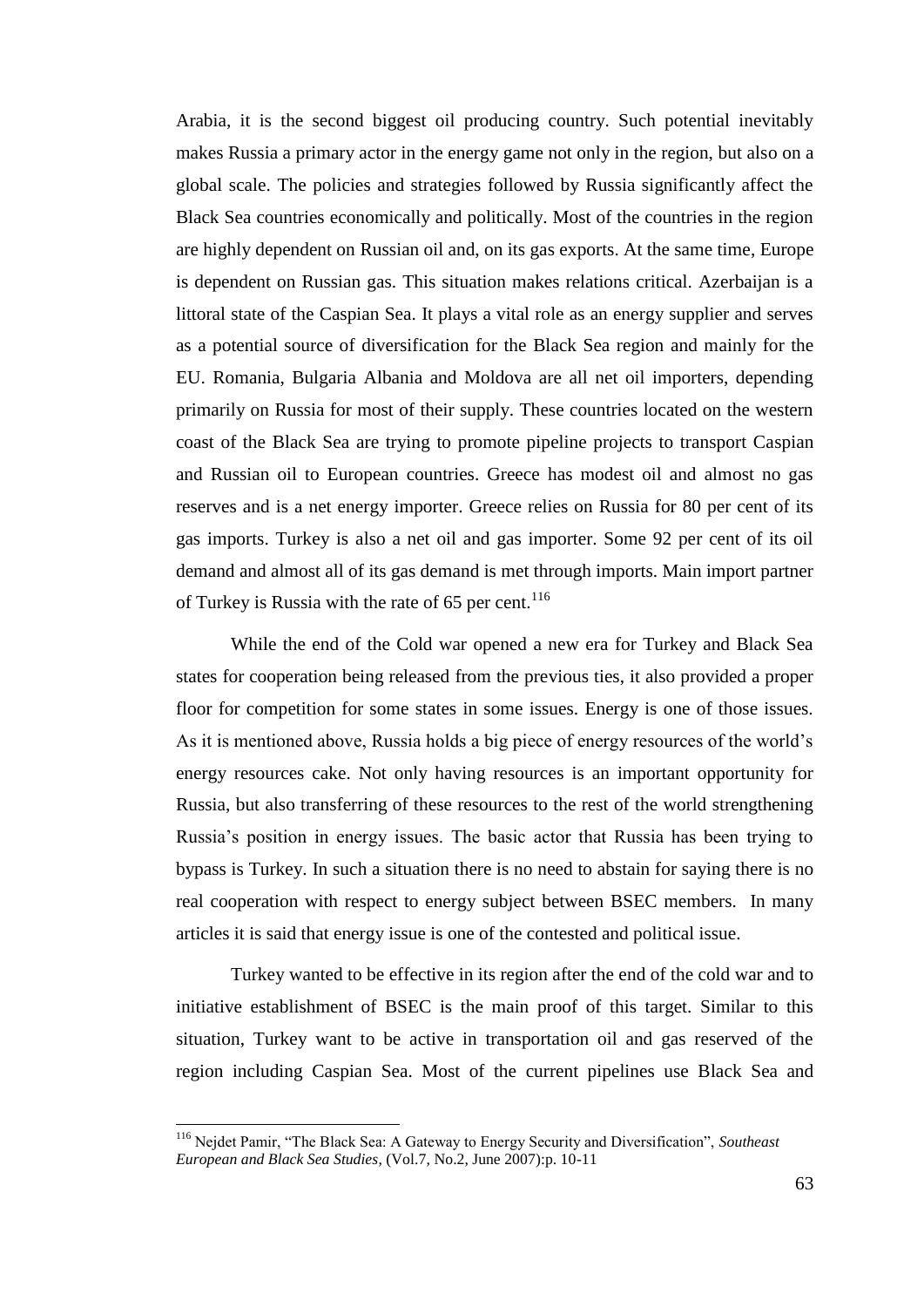Arabia, it is the second biggest oil producing country. Such potential inevitably makes Russia a primary actor in the energy game not only in the region, but also on a global scale. The policies and strategies followed by Russia significantly affect the Black Sea countries economically and politically. Most of the countries in the region are highly dependent on Russian oil and, on its gas exports. At the same time, Europe is dependent on Russian gas. This situation makes relations critical. Azerbaijan is a littoral state of the Caspian Sea. It plays a vital role as an energy supplier and serves as a potential source of diversification for the Black Sea region and mainly for the EU. Romania, Bulgaria Albania and Moldova are all net oil importers, depending primarily on Russia for most of their supply. These countries located on the western coast of the Black Sea are trying to promote pipeline projects to transport Caspian and Russian oil to European countries. Greece has modest oil and almost no gas reserves and is a net energy importer. Greece relies on Russia for 80 per cent of its gas imports. Turkey is also a net oil and gas importer. Some 92 per cent of its oil demand and almost all of its gas demand is met through imports. Main import partner of Turkey is Russia with the rate of 65 per cent.[116]

While the end of the Cold war opened a new era for Turkey and Black Sea states for cooperation being released from the previous ties, it also provided a proper floor for competition for some states in some issues. Energy is one of those issues. As it is mentioned above, Russia holds a big piece of energy resources of the world's energy resources cake. Not only having resources is an important opportunity for Russia, but also transferring of these resources to the rest of the world strengthening Russia's position in energy issues. The basic actor that Russia has been trying to bypass is Turkey. In such a situation there is no need to abstain for saying there is no real cooperation with respect to energy subject between BSEC members. In many articles it is said that energy issue is one of the contested and political issue.

Turkey wanted to be effective in its region after the end of the cold war and to initiative establishment of BSEC is the main proof of this target. Similar to this situation, Turkey want to be active in transportation oil and gas reserved of the region including Caspian Sea. Most of the current pipelines use Black Sea and

---

[116] Nejdet Pamir, "The Black Sea: A Gateway to Energy Security and Diversification", *Southeast European and Black Sea Studies*, (Vol.7, No.2, June 2007):p. 10-11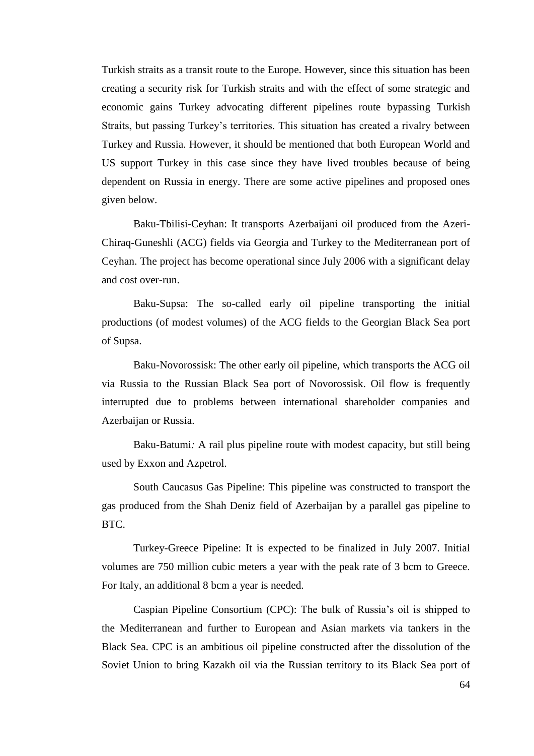Turkish straits as a transit route to the Europe. However, since this situation has been creating a security risk for Turkish straits and with the effect of some strategic and economic gains Turkey advocating different pipelines route bypassing Turkish Straits, but passing Turkey's territories. This situation has created a rivalry between Turkey and Russia. However, it should be mentioned that both European World and US support Turkey in this case since they have lived troubles because of being dependent on Russia in energy. There are some active pipelines and proposed ones given below.

Baku-Tbilisi-Ceyhan: It transports Azerbaijani oil produced from the Azeri-Chiraq-Guneshli (ACG) fields via Georgia and Turkey to the Mediterranean port of Ceyhan. The project has become operational since July 2006 with a significant delay and cost over-run.

Baku-Supsa: The so-called early oil pipeline transporting the initial productions (of modest volumes) of the ACG fields to the Georgian Black Sea port of Supsa.

Baku-Novorossisk: The other early oil pipeline, which transports the ACG oil via Russia to the Russian Black Sea port of Novorossisk. Oil flow is frequently interrupted due to problems between international shareholder companies and Azerbaijan or Russia.

Baku-Batumi*:* A rail plus pipeline route with modest capacity, but still being used by Exxon and Azpetrol.

South Caucasus Gas Pipeline: This pipeline was constructed to transport the gas produced from the Shah Deniz field of Azerbaijan by a parallel gas pipeline to BTC.

Turkey-Greece Pipeline: It is expected to be finalized in July 2007. Initial volumes are 750 million cubic meters a year with the peak rate of 3 bcm to Greece. For Italy, an additional 8 bcm a year is needed.

Caspian Pipeline Consortium (CPC): The bulk of Russia's oil is shipped to the Mediterranean and further to European and Asian markets via tankers in the Black Sea. CPC is an ambitious oil pipeline constructed after the dissolution of the Soviet Union to bring Kazakh oil via the Russian territory to its Black Sea port of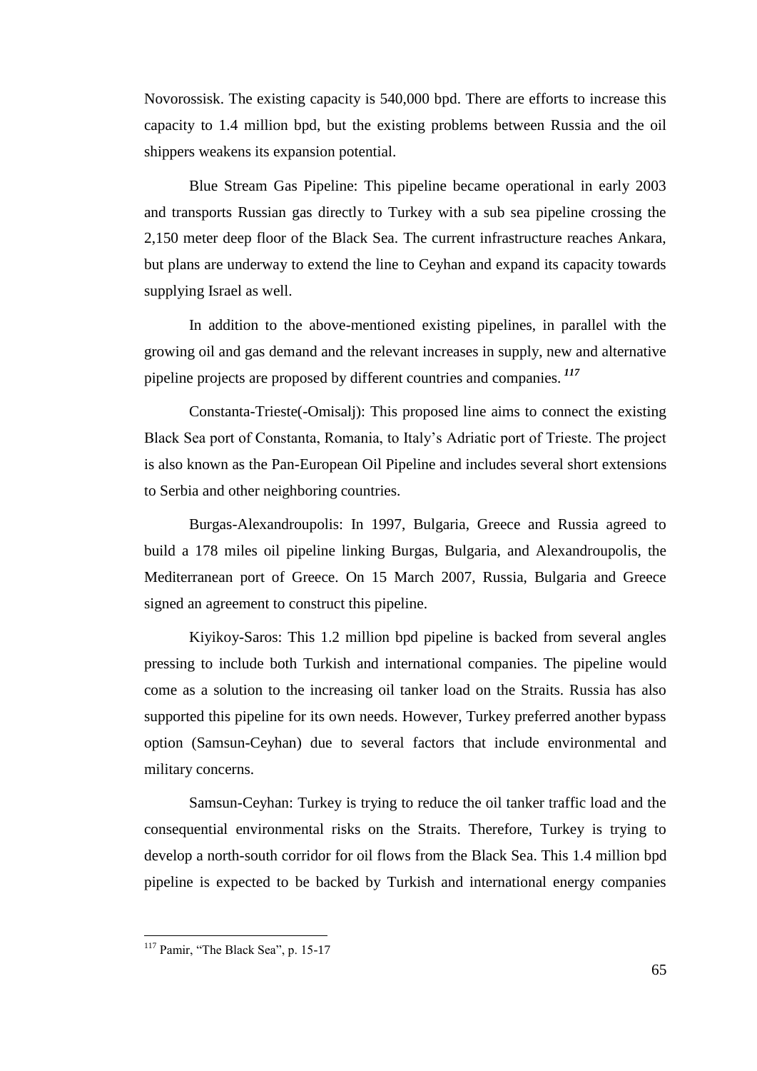Novorossisk. The existing capacity is 540,000 bpd. There are efforts to increase this capacity to 1.4 million bpd, but the existing problems between Russia and the oil shippers weakens its expansion potential.

Blue Stream Gas Pipeline: This pipeline became operational in early 2003 and transports Russian gas directly to Turkey with a sub sea pipeline crossing the 2,150 meter deep floor of the Black Sea. The current infrastructure reaches Ankara, but plans are underway to extend the line to Ceyhan and expand its capacity towards supplying Israel as well.

In addition to the above-mentioned existing pipelines, in parallel with the growing oil and gas demand and the relevant increases in supply, new and alternative pipeline projects are proposed by different countries and companies.[117]

Constanta-Trieste(-Omisalj): This proposed line aims to connect the existing Black Sea port of Constanta, Romania, to Italy's Adriatic port of Trieste. The project is also known as the Pan-European Oil Pipeline and includes several short extensions to Serbia and other neighboring countries.

Burgas-Alexandroupolis: In 1997, Bulgaria, Greece and Russia agreed to build a 178 miles oil pipeline linking Burgas, Bulgaria, and Alexandroupolis, the Mediterranean port of Greece. On 15 March 2007, Russia, Bulgaria and Greece signed an agreement to construct this pipeline.

Kiyikoy-Saros: This 1.2 million bpd pipeline is backed from several angles pressing to include both Turkish and international companies. The pipeline would come as a solution to the increasing oil tanker load on the Straits. Russia has also supported this pipeline for its own needs. However, Turkey preferred another bypass option (Samsun-Ceyhan) due to several factors that include environmental and military concerns.

Samsun-Ceyhan: Turkey is trying to reduce the oil tanker traffic load and the consequential environmental risks on the Straits. Therefore, Turkey is trying to develop a north-south corridor for oil flows from the Black Sea. This 1.4 million bpd pipeline is expected to be backed by Turkish and international energy companies

---

[117] Pamir, "The Black Sea", p. 15-17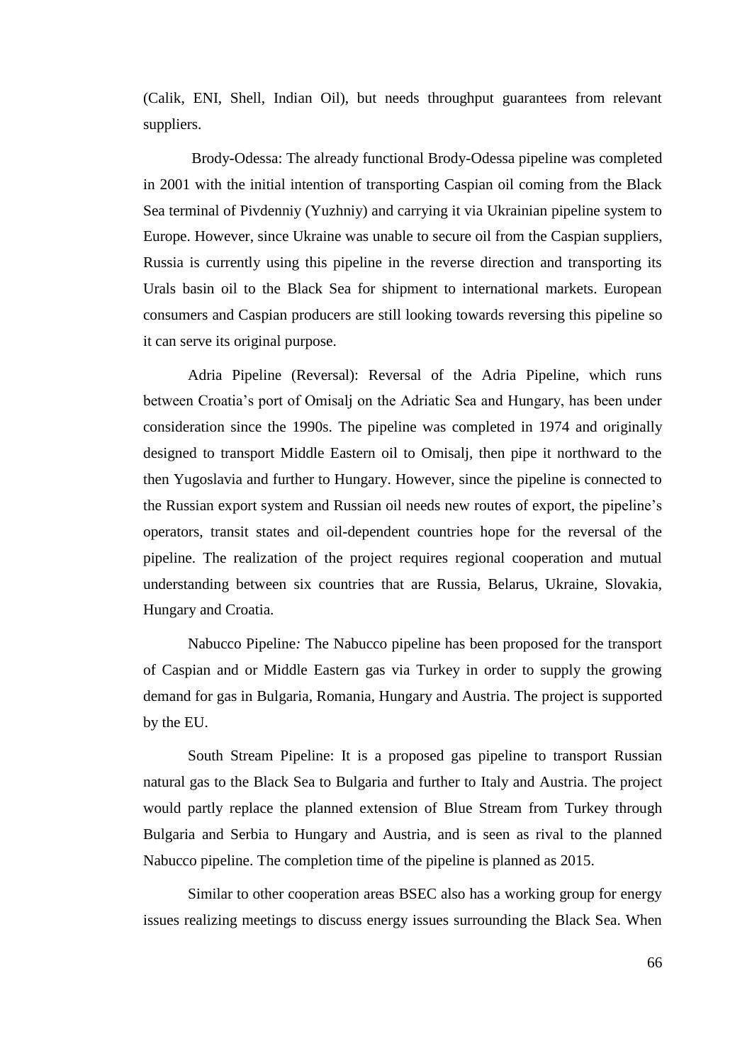(Calik, ENI, Shell, Indian Oil), but needs throughput guarantees from relevant suppliers.

Brody-Odessa: The already functional Brody-Odessa pipeline was completed in 2001 with the initial intention of transporting Caspian oil coming from the Black Sea terminal of Pivdenniy (Yuzhniy) and carrying it via Ukrainian pipeline system to Europe. However, since Ukraine was unable to secure oil from the Caspian suppliers, Russia is currently using this pipeline in the reverse direction and transporting its Urals basin oil to the Black Sea for shipment to international markets. European consumers and Caspian producers are still looking towards reversing this pipeline so it can serve its original purpose.

Adria Pipeline (Reversal): Reversal of the Adria Pipeline, which runs between Croatia's port of Omisalj on the Adriatic Sea and Hungary, has been under consideration since the 1990s. The pipeline was completed in 1974 and originally designed to transport Middle Eastern oil to Omisalj, then pipe it northward to the then Yugoslavia and further to Hungary. However, since the pipeline is connected to the Russian export system and Russian oil needs new routes of export, the pipeline's operators, transit states and oil-dependent countries hope for the reversal of the pipeline. The realization of the project requires regional cooperation and mutual understanding between six countries that are Russia, Belarus, Ukraine, Slovakia, Hungary and Croatia.

Nabucco Pipeline*:* The Nabucco pipeline has been proposed for the transport of Caspian and or Middle Eastern gas via Turkey in order to supply the growing demand for gas in Bulgaria, Romania, Hungary and Austria. The project is supported by the EU.

South Stream Pipeline: It is a proposed gas pipeline to transport Russian natural gas to the Black Sea to Bulgaria and further to Italy and Austria. The project would partly replace the planned extension of Blue Stream from Turkey through Bulgaria and Serbia to Hungary and Austria, and is seen as rival to the planned Nabucco pipeline. The completion time of the pipeline is planned as 2015.

Similar to other cooperation areas BSEC also has a working group for energy issues realizing meetings to discuss energy issues surrounding the Black Sea. When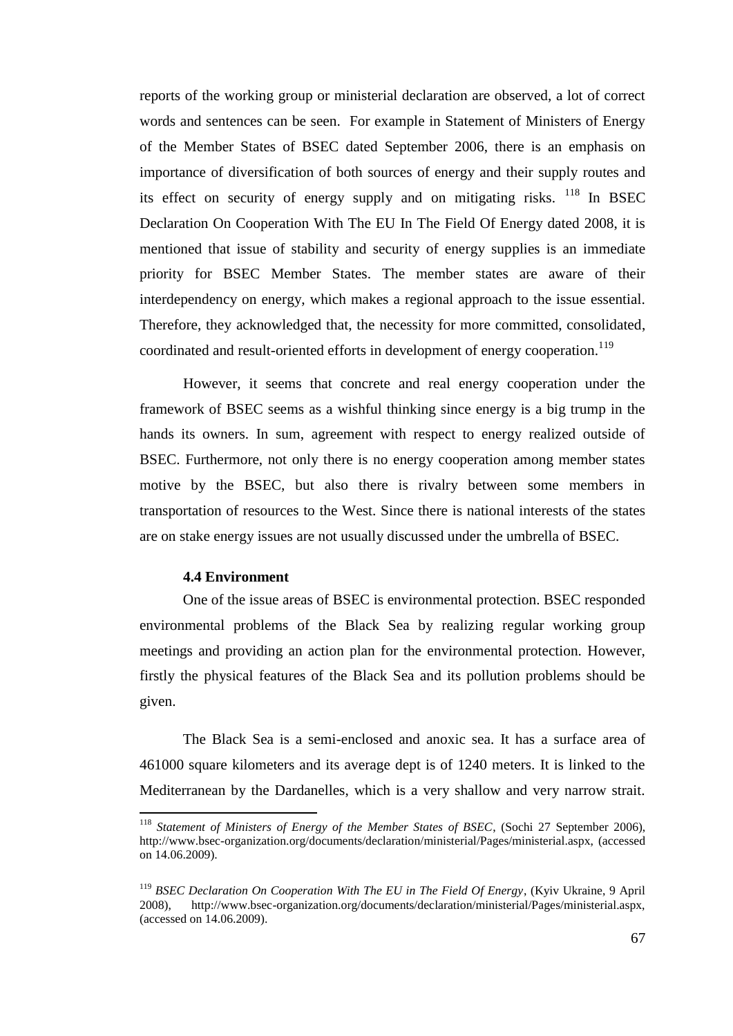reports of the working group or ministerial declaration are observed, a lot of correct words and sentences can be seen. For example in Statement of Ministers of Energy of the Member States of BSEC dated September 2006, there is an emphasis on importance of diversification of both sources of energy and their supply routes and its effect on security of energy supply and on mitigating risks. [118] In BSEC Declaration On Cooperation With The EU In The Field Of Energy dated 2008, it is mentioned that issue of stability and security of energy supplies is an immediate priority for BSEC Member States. The member states are aware of their interdependency on energy, which makes a regional approach to the issue essential. Therefore, they acknowledged that, the necessity for more committed, consolidated, coordinated and result-oriented efforts in development of energy cooperation.[119]

However, it seems that concrete and real energy cooperation under the framework of BSEC seems as a wishful thinking since energy is a big trump in the hands its owners. In sum, agreement with respect to energy realized outside of BSEC. Furthermore, not only there is no energy cooperation among member states motive by the BSEC, but also there is rivalry between some members in transportation of resources to the West. Since there is national interests of the states are on stake energy issues are not usually discussed under the umbrella of BSEC.

### 4.4 Environment

One of the issue areas of BSEC is environmental protection. BSEC responded environmental problems of the Black Sea by realizing regular working group meetings and providing an action plan for the environmental protection. However, firstly the physical features of the Black Sea and its pollution problems should be given.

The Black Sea is a semi-enclosed and anoxic sea. It has a surface area of 461000 square kilometers and its average dept is of 1240 meters. It is linked to the Mediterranean by the Dardanelles, which is a very shallow and very narrow strait.

---

[118] *Statement of Ministers of Energy of the Member States of BSEC*, (Sochi 27 September 2006), http://www.bsec-organization.org/documents/declaration/ministerial/Pages/ministerial.aspx, (accessed on 14.06.2009).

[119] *BSEC Declaration On Cooperation With The EU in The Field Of Energy*, (Kyiv Ukraine, 9 April 2008), http://www.bsec-organization.org/documents/declaration/ministerial/Pages/ministerial.aspx, (accessed on 14.06.2009).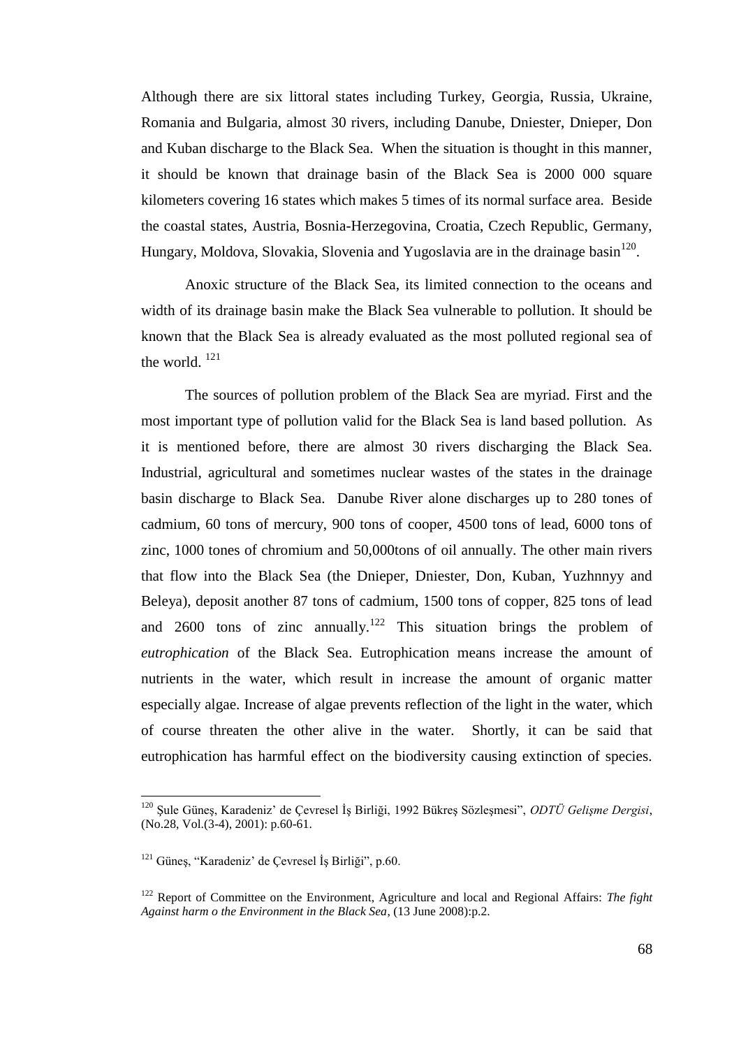Although there are six littoral states including Turkey, Georgia, Russia, Ukraine, Romania and Bulgaria, almost 30 rivers, including Danube, Dniester, Dnieper, Don and Kuban discharge to the Black Sea. When the situation is thought in this manner, it should be known that drainage basin of the Black Sea is 2000 000 square kilometers covering 16 states which makes 5 times of its normal surface area. Beside the coastal states, Austria, Bosnia-Herzegovina, Croatia, Czech Republic, Germany, Hungary, Moldova, Slovakia, Slovenia and Yugoslavia are in the drainage basin[120].

Anoxic structure of the Black Sea, its limited connection to the oceans and width of its drainage basin make the Black Sea vulnerable to pollution. It should be known that the Black Sea is already evaluated as the most polluted regional sea of the world. [121]

The sources of pollution problem of the Black Sea are myriad. First and the most important type of pollution valid for the Black Sea is land based pollution. As it is mentioned before, there are almost 30 rivers discharging the Black Sea. Industrial, agricultural and sometimes nuclear wastes of the states in the drainage basin discharge to Black Sea. Danube River alone discharges up to 280 tones of cadmium, 60 tons of mercury, 900 tons of cooper, 4500 tons of lead, 6000 tons of zinc, 1000 tones of chromium and 50,000tons of oil annually. The other main rivers that flow into the Black Sea (the Dnieper, Dniester, Don, Kuban, Yuzhnnyy and Beleya), deposit another 87 tons of cadmium, 1500 tons of copper, 825 tons of lead and 2600 tons of zinc annually.[122] This situation brings the problem of *eutrophication* of the Black Sea. Eutrophication means increase the amount of nutrients in the water, which result in increase the amount of organic matter especially algae. Increase of algae prevents reflection of the light in the water, which of course threaten the other alive in the water. Shortly, it can be said that eutrophication has harmful effect on the biodiversity causing extinction of species.

---

[120] Şule Güneş, Karadeniz' de Çevresel İş Birliği, 1992 Bükreş Sözleşmesi", *ODTÜ Gelişme Dergisi*, (No.28, Vol.(3-4), 2001): p.60-61.

[121] Güneş, "Karadeniz' de Çevresel İş Birliği", p.60.

[122] Report of Committee on the Environment, Agriculture and local and Regional Affairs: *The fight Against harm o the Environment in the Black Sea*, (13 June 2008):p.2.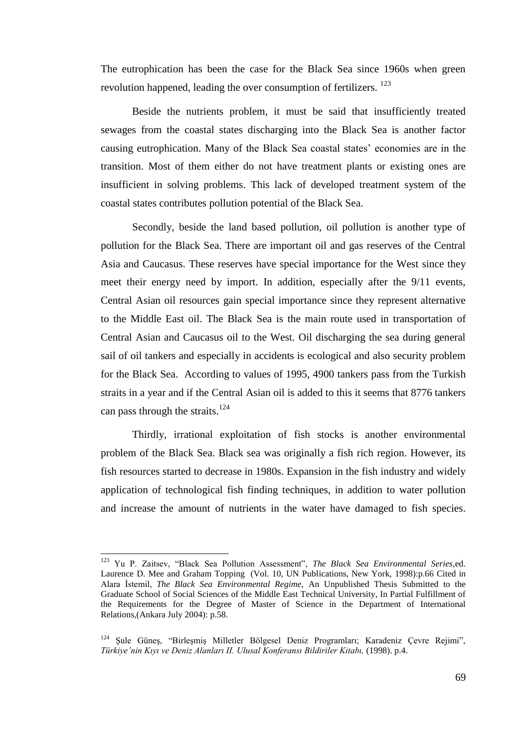The eutrophication has been the case for the Black Sea since 1960s when green revolution happened, leading the over consumption of fertilizers. [123]

Beside the nutrients problem, it must be said that insufficiently treated sewages from the coastal states discharging into the Black Sea is another factor causing eutrophication. Many of the Black Sea coastal states' economies are in the transition. Most of them either do not have treatment plants or existing ones are insufficient in solving problems. This lack of developed treatment system of the coastal states contributes pollution potential of the Black Sea.

Secondly, beside the land based pollution, oil pollution is another type of pollution for the Black Sea. There are important oil and gas reserves of the Central Asia and Caucasus. These reserves have special importance for the West since they meet their energy need by import. In addition, especially after the 9/11 events, Central Asian oil resources gain special importance since they represent alternative to the Middle East oil. The Black Sea is the main route used in transportation of Central Asian and Caucasus oil to the West. Oil discharging the sea during general sail of oil tankers and especially in accidents is ecological and also security problem for the Black Sea. According to values of 1995, 4900 tankers pass from the Turkish straits in a year and if the Central Asian oil is added to this it seems that 8776 tankers can pass through the straits.[124]

Thirdly, irrational exploitation of fish stocks is another environmental problem of the Black Sea. Black sea was originally a fish rich region. However, its fish resources started to decrease in 1980s. Expansion in the fish industry and widely application of technological fish finding techniques, in addition to water pollution and increase the amount of nutrients in the water have damaged to fish species.

---

[123] Yu P. Zaitsev, "Black Sea Pollution Assessment", *The Black Sea Environmental Series*,ed. Laurence D. Mee and Graham Topping (Vol. 10, UN Publications, New York, 1998):p.66 Cited in Alara İstemil, *The Black Sea Environmental Regime*, An Unpublished Thesis Submitted to the Graduate School of Social Sciences of the Middle East Technical University, In Partial Fulfillment of the Requirements for the Degree of Master of Science in the Department of International Relations,(Ankara July 2004): p.58.

[124] Şule Güneş, "Birleşmiş Milletler Bölgesel Deniz Programları; Karadeniz Çevre Rejimi", *Türkiye'nin Kıyı ve Deniz Alanları II. Ulusal Konferansı Bildiriler Kitabı,* (1998). p.4.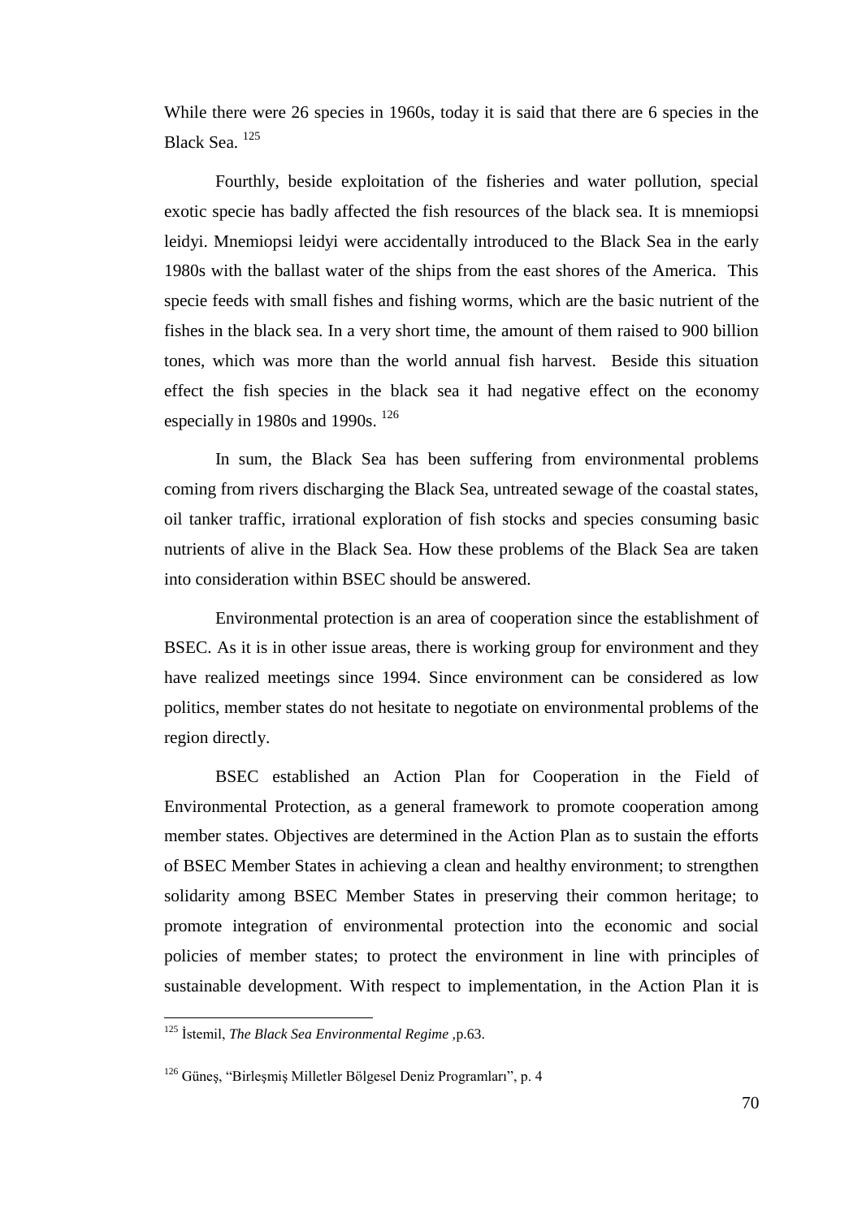While there were 26 species in 1960s, today it is said that there are 6 species in the Black Sea. [125]

Fourthly, beside exploitation of the fisheries and water pollution, special exotic specie has badly affected the fish resources of the black sea. It is mnemiopsi leidyi. Mnemiopsi leidyi were accidentally introduced to the Black Sea in the early 1980s with the ballast water of the ships from the east shores of the America. This specie feeds with small fishes and fishing worms, which are the basic nutrient of the fishes in the black sea. In a very short time, the amount of them raised to 900 billion tones, which was more than the world annual fish harvest. Beside this situation effect the fish species in the black sea it had negative effect on the economy especially in 1980s and 1990s. [126]

In sum, the Black Sea has been suffering from environmental problems coming from rivers discharging the Black Sea, untreated sewage of the coastal states, oil tanker traffic, irrational exploration of fish stocks and species consuming basic nutrients of alive in the Black Sea. How these problems of the Black Sea are taken into consideration within BSEC should be answered.

Environmental protection is an area of cooperation since the establishment of BSEC. As it is in other issue areas, there is working group for environment and they have realized meetings since 1994. Since environment can be considered as low politics, member states do not hesitate to negotiate on environmental problems of the region directly.

BSEC established an Action Plan for Cooperation in the Field of Environmental Protection, as a general framework to promote cooperation among member states. Objectives are determined in the Action Plan as to sustain the efforts of BSEC Member States in achieving a clean and healthy environment; to strengthen solidarity among BSEC Member States in preserving their common heritage; to promote integration of environmental protection into the economic and social policies of member states; to protect the environment in line with principles of sustainable development. With respect to implementation, in the Action Plan it is

---

[125] İstemil, *The Black Sea Environmental Regime* ,p.63.

[126] Güneş, "Birleşmiş Milletler Bölgesel Deniz Programları", p. 4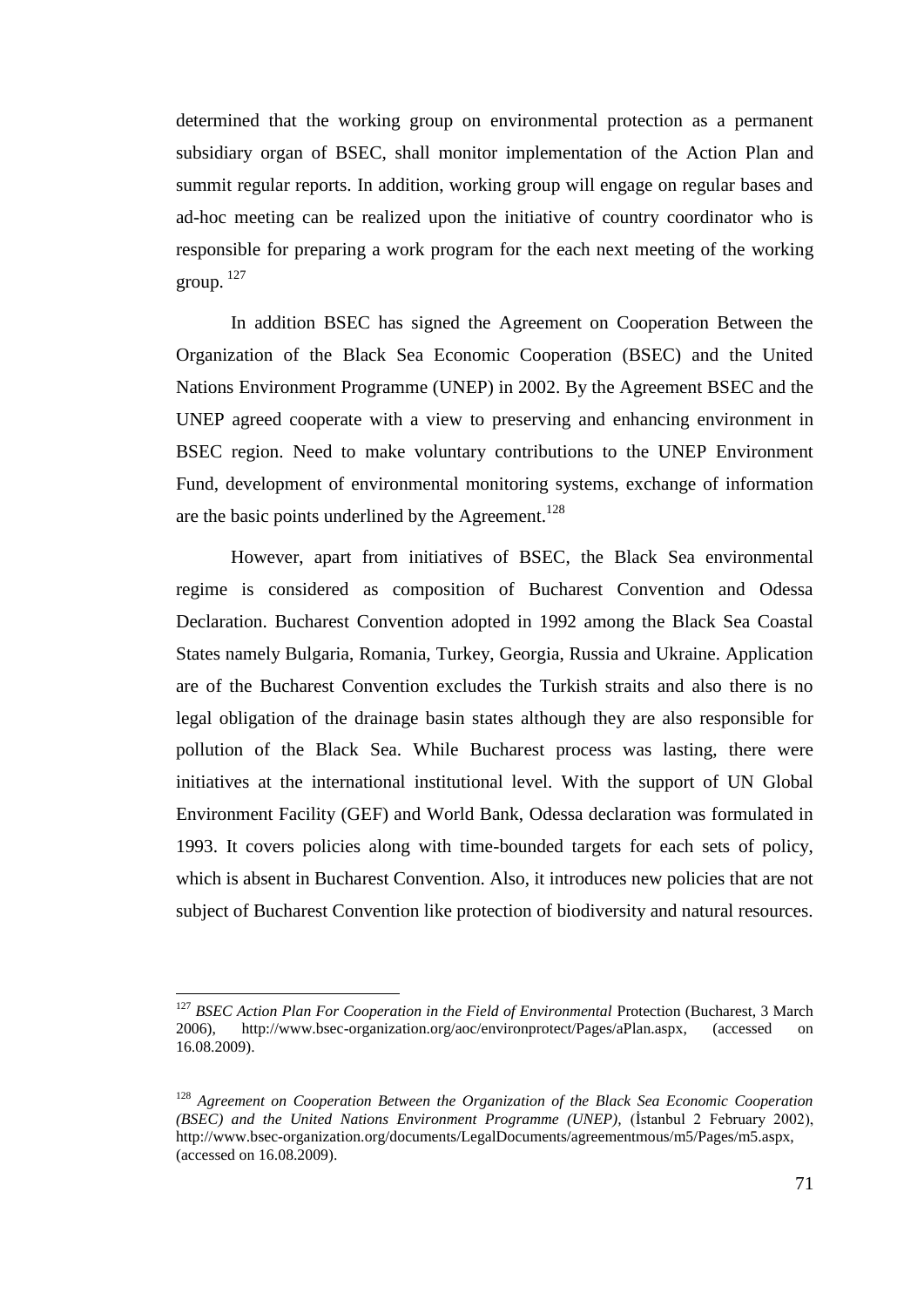determined that the working group on environmental protection as a permanent subsidiary organ of BSEC, shall monitor implementation of the Action Plan and summit regular reports. In addition, working group will engage on regular bases and ad-hoc meeting can be realized upon the initiative of country coordinator who is responsible for preparing a work program for the each next meeting of the working group. [127]

In addition BSEC has signed the Agreement on Cooperation Between the Organization of the Black Sea Economic Cooperation (BSEC) and the United Nations Environment Programme (UNEP) in 2002. By the Agreement BSEC and the UNEP agreed cooperate with a view to preserving and enhancing environment in BSEC region. Need to make voluntary contributions to the UNEP Environment Fund, development of environmental monitoring systems, exchange of information are the basic points underlined by the Agreement.[128]

However, apart from initiatives of BSEC, the Black Sea environmental regime is considered as composition of Bucharest Convention and Odessa Declaration. Bucharest Convention adopted in 1992 among the Black Sea Coastal States namely Bulgaria, Romania, Turkey, Georgia, Russia and Ukraine. Application are of the Bucharest Convention excludes the Turkish straits and also there is no legal obligation of the drainage basin states although they are also responsible for pollution of the Black Sea. While Bucharest process was lasting, there were initiatives at the international institutional level. With the support of UN Global Environment Facility (GEF) and World Bank, Odessa declaration was formulated in 1993. It covers policies along with time-bounded targets for each sets of policy, which is absent in Bucharest Convention. Also, it introduces new policies that are not subject of Bucharest Convention like protection of biodiversity and natural resources.

---

[127] *BSEC Action Plan For Cooperation in the Field of Environmental* Protection (Bucharest, 3 March 2006), http://www.bsec-organization.org/aoc/environprotect/Pages/aPlan.aspx, (accessed on 16.08.2009).

[128] *Agreement on Cooperation Between the Organization of the Black Sea Economic Cooperation (BSEC) and the United Nations Environment Programme (UNEP)*, (İstanbul 2 February 2002), http://www.bsec-organization.org/documents/LegalDocuments/agreementmous/m5/Pages/m5.aspx, (accessed on 16.08.2009).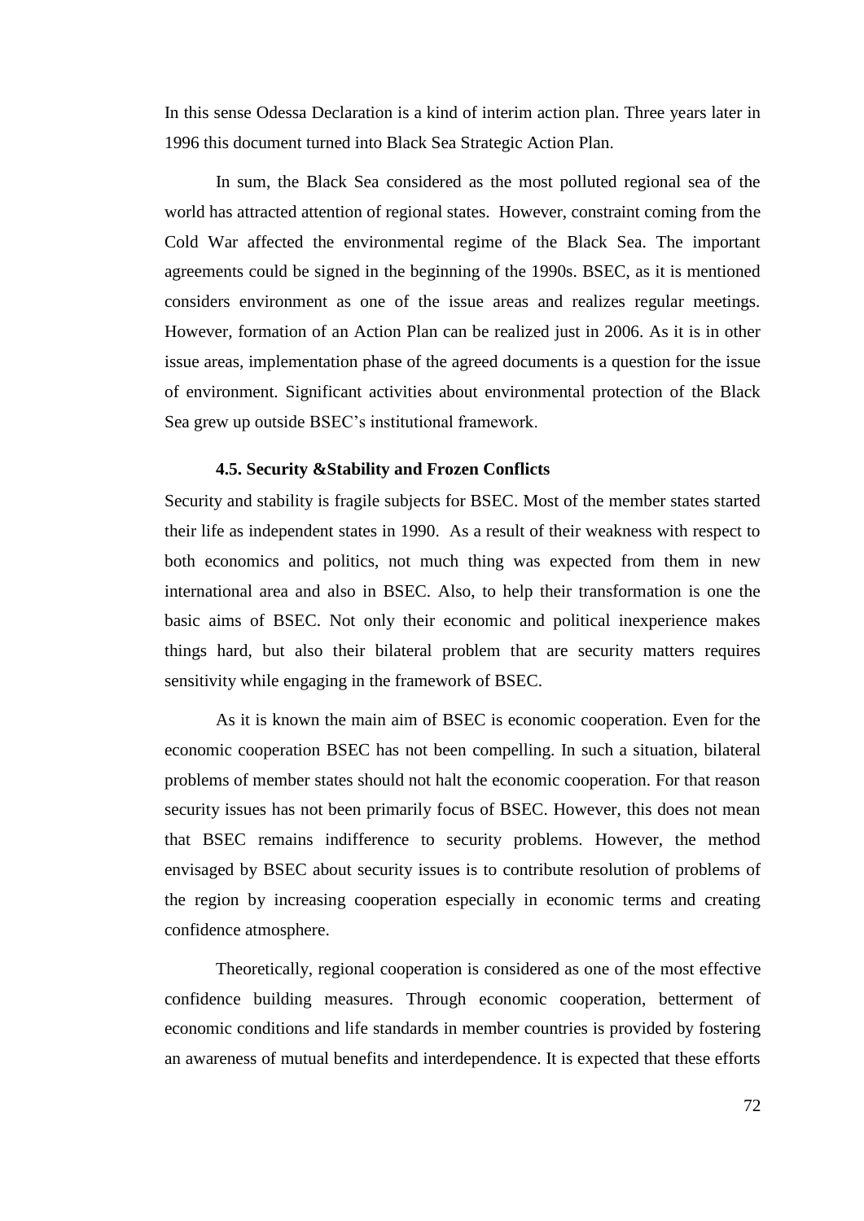In this sense Odessa Declaration is a kind of interim action plan. Three years later in 1996 this document turned into Black Sea Strategic Action Plan.

In sum, the Black Sea considered as the most polluted regional sea of the world has attracted attention of regional states. However, constraint coming from the Cold War affected the environmental regime of the Black Sea. The important agreements could be signed in the beginning of the 1990s. BSEC, as it is mentioned considers environment as one of the issue areas and realizes regular meetings. However, formation of an Action Plan can be realized just in 2006. As it is in other issue areas, implementation phase of the agreed documents is a question for the issue of environment. Significant activities about environmental protection of the Black Sea grew up outside BSEC's institutional framework.

### 4.5. Security &Stability and Frozen Conflicts

Security and stability is fragile subjects for BSEC. Most of the member states started their life as independent states in 1990. As a result of their weakness with respect to both economics and politics, not much thing was expected from them in new international area and also in BSEC. Also, to help their transformation is one the basic aims of BSEC. Not only their economic and political inexperience makes things hard, but also their bilateral problem that are security matters requires sensitivity while engaging in the framework of BSEC.

As it is known the main aim of BSEC is economic cooperation. Even for the economic cooperation BSEC has not been compelling. In such a situation, bilateral problems of member states should not halt the economic cooperation. For that reason security issues has not been primarily focus of BSEC. However, this does not mean that BSEC remains indifference to security problems. However, the method envisaged by BSEC about security issues is to contribute resolution of problems of the region by increasing cooperation especially in economic terms and creating confidence atmosphere.

Theoretically, regional cooperation is considered as one of the most effective confidence building measures. Through economic cooperation, betterment of economic conditions and life standards in member countries is provided by fostering an awareness of mutual benefits and interdependence. It is expected that these efforts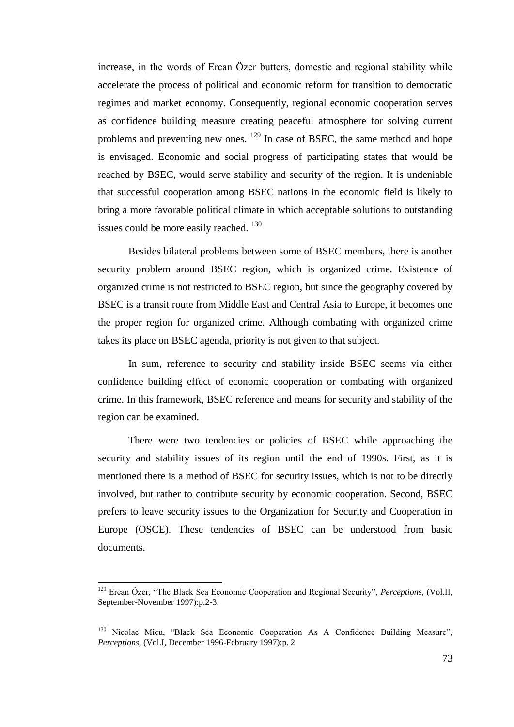increase, in the words of Ercan Özer butters, domestic and regional stability while accelerate the process of political and economic reform for transition to democratic regimes and market economy. Consequently, regional economic cooperation serves as confidence building measure creating peaceful atmosphere for solving current problems and preventing new ones. [129] In case of BSEC, the same method and hope is envisaged. Economic and social progress of participating states that would be reached by BSEC, would serve stability and security of the region. It is undeniable that successful cooperation among BSEC nations in the economic field is likely to bring a more favorable political climate in which acceptable solutions to outstanding issues could be more easily reached. [130]

Besides bilateral problems between some of BSEC members, there is another security problem around BSEC region, which is organized crime. Existence of organized crime is not restricted to BSEC region, but since the geography covered by BSEC is a transit route from Middle East and Central Asia to Europe, it becomes one the proper region for organized crime. Although combating with organized crime takes its place on BSEC agenda, priority is not given to that subject.

In sum, reference to security and stability inside BSEC seems via either confidence building effect of economic cooperation or combating with organized crime. In this framework, BSEC reference and means for security and stability of the region can be examined.

There were two tendencies or policies of BSEC while approaching the security and stability issues of its region until the end of 1990s. First, as it is mentioned there is a method of BSEC for security issues, which is not to be directly involved, but rather to contribute security by economic cooperation. Second, BSEC prefers to leave security issues to the Organization for Security and Cooperation in Europe (OSCE). These tendencies of BSEC can be understood from basic documents.

---

[129] Ercan Özer, "The Black Sea Economic Cooperation and Regional Security", *Perceptions,* (Vol.II, September-November 1997):p.2-3.

[130] Nicolae Micu, "Black Sea Economic Cooperation As A Confidence Building Measure", *Perceptions,* (Vol.I, December 1996-February 1997):p. 2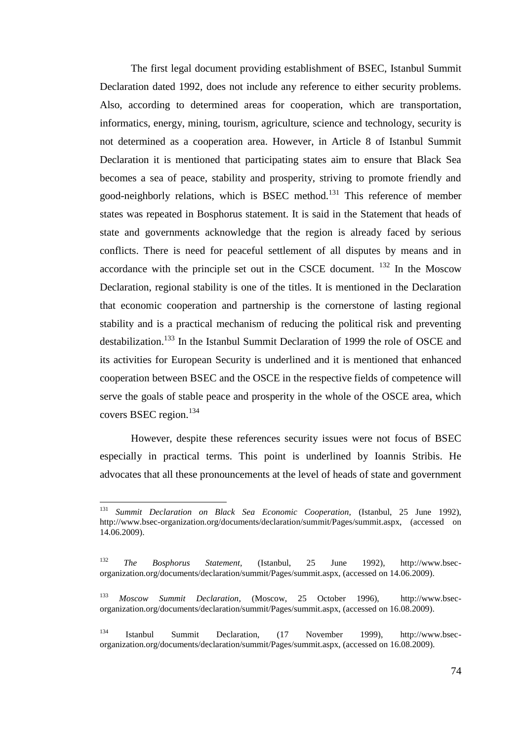The first legal document providing establishment of BSEC, Istanbul Summit Declaration dated 1992, does not include any reference to either security problems. Also, according to determined areas for cooperation, which are transportation, informatics, energy, mining, tourism, agriculture, science and technology, security is not determined as a cooperation area. However, in Article 8 of Istanbul Summit Declaration it is mentioned that participating states aim to ensure that Black Sea becomes a sea of peace, stability and prosperity, striving to promote friendly and good-neighborly relations, which is BSEC method.[131] This reference of member states was repeated in Bosphorus statement. It is said in the Statement that heads of state and governments acknowledge that the region is already faced by serious conflicts. There is need for peaceful settlement of all disputes by means and in accordance with the principle set out in the CSCE document. [132] In the Moscow Declaration, regional stability is one of the titles. It is mentioned in the Declaration that economic cooperation and partnership is the cornerstone of lasting regional stability and is a practical mechanism of reducing the political risk and preventing destabilization.[133] In the Istanbul Summit Declaration of 1999 the role of OSCE and its activities for European Security is underlined and it is mentioned that enhanced cooperation between BSEC and the OSCE in the respective fields of competence will serve the goals of stable peace and prosperity in the whole of the OSCE area, which covers BSEC region.[134]

However, despite these references security issues were not focus of BSEC especially in practical terms. This point is underlined by Ioannis Stribis. He advocates that all these pronouncements at the level of heads of state and government

---

[131] *Summit Declaration on Black Sea Economic Cooperation,* (Istanbul, 25 June 1992), http://www.bsec-organization.org/documents/declaration/summit/Pages/summit.aspx, (accessed on 14.06.2009).

[132] *The Bosphorus Statement*, (Istanbul, 25 June 1992), http://www.bsec-organization.org/documents/declaration/summit/Pages/summit.aspx, (accessed on 14.06.2009).

[133] *Moscow Summit Declaration*, (Moscow, 25 October 1996), http://www.bsec-organization.org/documents/declaration/summit/Pages/summit.aspx, (accessed on 16.08.2009).

[134] Istanbul Summit Declaration, (17 November 1999), http://www.bsec-organization.org/documents/declaration/summit/Pages/summit.aspx, (accessed on 16.08.2009).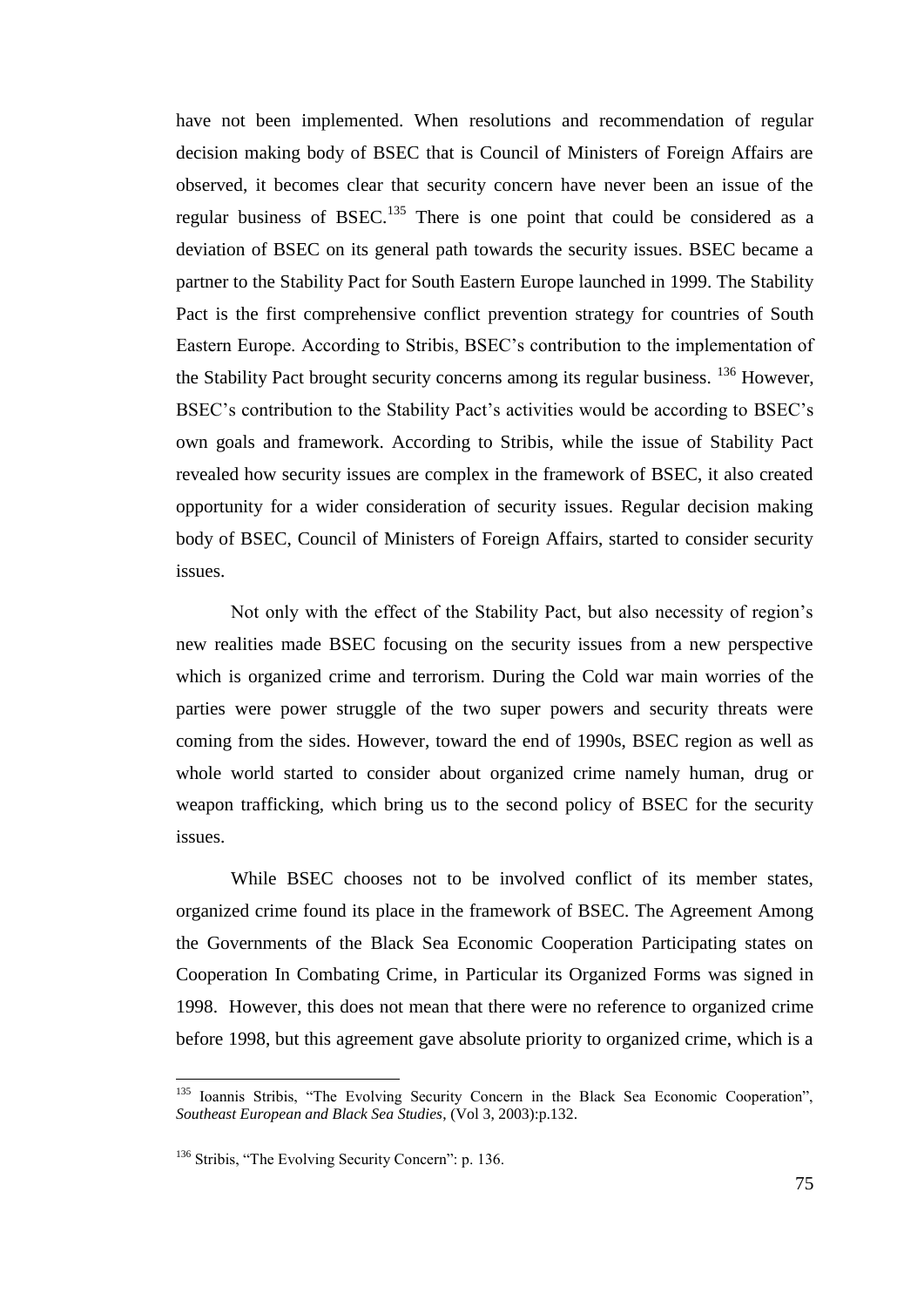have not been implemented. When resolutions and recommendation of regular decision making body of BSEC that is Council of Ministers of Foreign Affairs are observed, it becomes clear that security concern have never been an issue of the regular business of BSEC.[135] There is one point that could be considered as a deviation of BSEC on its general path towards the security issues. BSEC became a partner to the Stability Pact for South Eastern Europe launched in 1999. The Stability Pact is the first comprehensive conflict prevention strategy for countries of South Eastern Europe. According to Stribis, BSEC's contribution to the implementation of the Stability Pact brought security concerns among its regular business. [136] However, BSEC's contribution to the Stability Pact's activities would be according to BSEC's own goals and framework. According to Stribis, while the issue of Stability Pact revealed how security issues are complex in the framework of BSEC, it also created opportunity for a wider consideration of security issues. Regular decision making body of BSEC, Council of Ministers of Foreign Affairs, started to consider security issues.

Not only with the effect of the Stability Pact, but also necessity of region's new realities made BSEC focusing on the security issues from a new perspective which is organized crime and terrorism. During the Cold war main worries of the parties were power struggle of the two super powers and security threats were coming from the sides. However, toward the end of 1990s, BSEC region as well as whole world started to consider about organized crime namely human, drug or weapon trafficking, which bring us to the second policy of BSEC for the security issues.

While BSEC chooses not to be involved conflict of its member states, organized crime found its place in the framework of BSEC. The Agreement Among the Governments of the Black Sea Economic Cooperation Participating states on Cooperation In Combating Crime, in Particular its Organized Forms was signed in 1998. However, this does not mean that there were no reference to organized crime before 1998, but this agreement gave absolute priority to organized crime, which is a

---

[135] Ioannis Stribis, "The Evolving Security Concern in the Black Sea Economic Cooperation", *Southeast European and Black Sea Studies*, (Vol 3, 2003):p.132.

[136] Stribis, "The Evolving Security Concern": p. 136.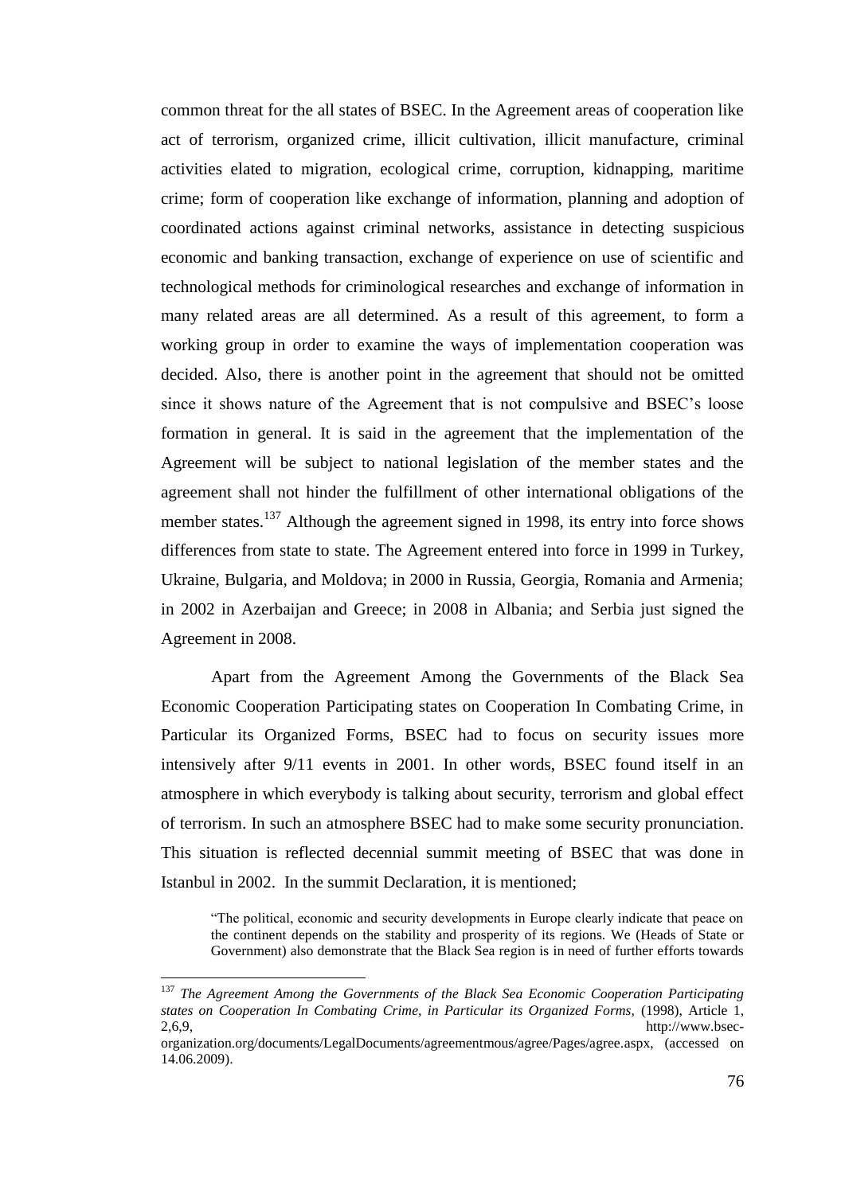common threat for the all states of BSEC. In the Agreement areas of cooperation like act of terrorism, organized crime, illicit cultivation, illicit manufacture, criminal activities elated to migration, ecological crime, corruption, kidnapping, maritime crime; form of cooperation like exchange of information, planning and adoption of coordinated actions against criminal networks, assistance in detecting suspicious economic and banking transaction, exchange of experience on use of scientific and technological methods for criminological researches and exchange of information in many related areas are all determined. As a result of this agreement, to form a working group in order to examine the ways of implementation cooperation was decided. Also, there is another point in the agreement that should not be omitted since it shows nature of the Agreement that is not compulsive and BSEC's loose formation in general. It is said in the agreement that the implementation of the Agreement will be subject to national legislation of the member states and the agreement shall not hinder the fulfillment of other international obligations of the member states.[137] Although the agreement signed in 1998, its entry into force shows differences from state to state. The Agreement entered into force in 1999 in Turkey, Ukraine, Bulgaria, and Moldova; in 2000 in Russia, Georgia, Romania and Armenia; in 2002 in Azerbaijan and Greece; in 2008 in Albania; and Serbia just signed the Agreement in 2008.

Apart from the Agreement Among the Governments of the Black Sea Economic Cooperation Participating states on Cooperation In Combating Crime, in Particular its Organized Forms, BSEC had to focus on security issues more intensively after 9/11 events in 2001. In other words, BSEC found itself in an atmosphere in which everybody is talking about security, terrorism and global effect of terrorism. In such an atmosphere BSEC had to make some security pronunciation. This situation is reflected decennial summit meeting of BSEC that was done in Istanbul in 2002. In the summit Declaration, it is mentioned;

> "The political, economic and security developments in Europe clearly indicate that peace on the continent depends on the stability and prosperity of its regions. We (Heads of State or Government) also demonstrate that the Black Sea region is in need of further efforts towards

---

[137] *The Agreement Among the Governments of the Black Sea Economic Cooperation Participating states on Cooperation In Combating Crime, in Particular its Organized Forms*, (1998), Article 1, 2,6,9, http://www.bsec-organization.org/documents/LegalDocuments/agreementmous/agree/Pages/agree.aspx, (accessed on 14.06.2009).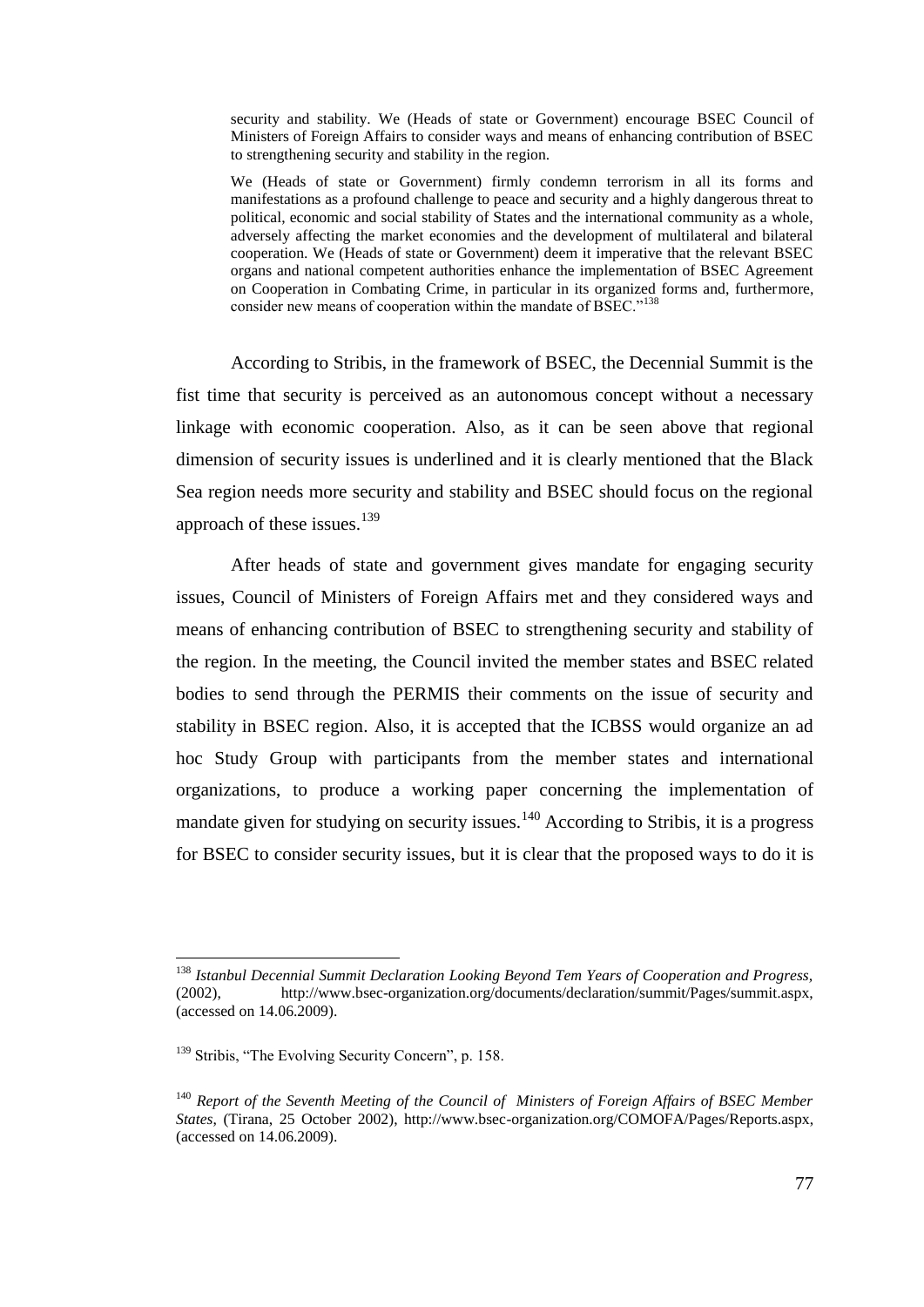> security and stability. We (Heads of state or Government) encourage BSEC Council of Ministers of Foreign Affairs to consider ways and means of enhancing contribution of BSEC to strengthening security and stability in the region.
>
> We (Heads of state or Government) firmly condemn terrorism in all its forms and manifestations as a profound challenge to peace and security and a highly dangerous threat to political, economic and social stability of States and the international community as a whole, adversely affecting the market economies and the development of multilateral and bilateral cooperation. We (Heads of state or Government) deem it imperative that the relevant BSEC organs and national competent authorities enhance the implementation of BSEC Agreement on Cooperation in Combating Crime, in particular in its organized forms and, furthermore, consider new means of cooperation within the mandate of BSEC."[138]

According to Stribis, in the framework of BSEC, the Decennial Summit is the fist time that security is perceived as an autonomous concept without a necessary linkage with economic cooperation. Also, as it can be seen above that regional dimension of security issues is underlined and it is clearly mentioned that the Black Sea region needs more security and stability and BSEC should focus on the regional approach of these issues.[139]

After heads of state and government gives mandate for engaging security issues, Council of Ministers of Foreign Affairs met and they considered ways and means of enhancing contribution of BSEC to strengthening security and stability of the region. In the meeting, the Council invited the member states and BSEC related bodies to send through the PERMIS their comments on the issue of security and stability in BSEC region. Also, it is accepted that the ICBSS would organize an ad hoc Study Group with participants from the member states and international organizations, to produce a working paper concerning the implementation of mandate given for studying on security issues.[140] According to Stribis, it is a progress for BSEC to consider security issues, but it is clear that the proposed ways to do it is

---

[138] *Istanbul Decennial Summit Declaration Looking Beyond Tem Years of Cooperation and Progress,* (2002), http://www.bsec-organization.org/documents/declaration/summit/Pages/summit.aspx, (accessed on 14.06.2009).

[139] Stribis, "The Evolving Security Concern", p. 158.

[140] *Report of the Seventh Meeting of the Council of Ministers of Foreign Affairs of BSEC Member States,* (Tirana, 25 October 2002), http://www.bsec-organization.org/COMOFA/Pages/Reports.aspx, (accessed on 14.06.2009).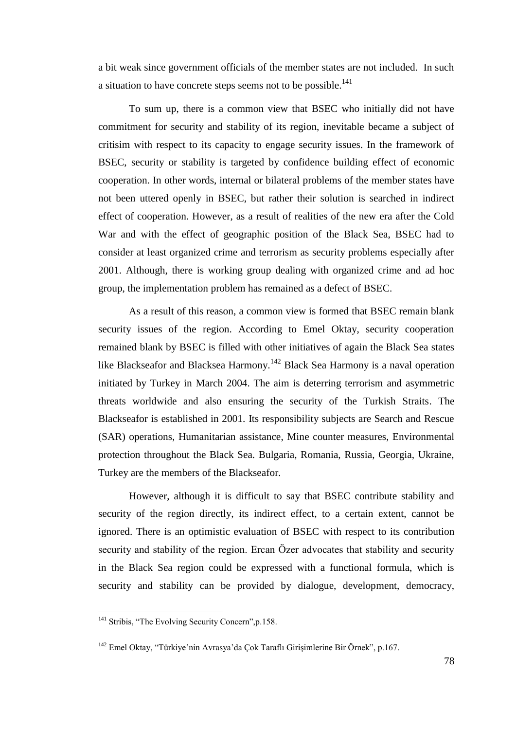a bit weak since government officials of the member states are not included. In such a situation to have concrete steps seems not to be possible.[141]

To sum up, there is a common view that BSEC who initially did not have commitment for security and stability of its region, inevitable became a subject of critisim with respect to its capacity to engage security issues. In the framework of BSEC, security or stability is targeted by confidence building effect of economic cooperation. In other words, internal or bilateral problems of the member states have not been uttered openly in BSEC, but rather their solution is searched in indirect effect of cooperation. However, as a result of realities of the new era after the Cold War and with the effect of geographic position of the Black Sea, BSEC had to consider at least organized crime and terrorism as security problems especially after 2001. Although, there is working group dealing with organized crime and ad hoc group, the implementation problem has remained as a defect of BSEC.

As a result of this reason, a common view is formed that BSEC remain blank security issues of the region. According to Emel Oktay, security cooperation remained blank by BSEC is filled with other initiatives of again the Black Sea states like Blackseafor and Blacksea Harmony.[142] Black Sea Harmony is a naval operation initiated by Turkey in March 2004. The aim is deterring terrorism and asymmetric threats worldwide and also ensuring the security of the Turkish Straits. The Blackseafor is established in 2001. Its responsibility subjects are Search and Rescue (SAR) operations, Humanitarian assistance, Mine counter measures, Environmental protection throughout the Black Sea. Bulgaria, Romania, Russia, Georgia, Ukraine, Turkey are the members of the Blackseafor.

However, although it is difficult to say that BSEC contribute stability and security of the region directly, its indirect effect, to a certain extent, cannot be ignored. There is an optimistic evaluation of BSEC with respect to its contribution security and stability of the region. Ercan Özer advocates that stability and security in the Black Sea region could be expressed with a functional formula, which is security and stability can be provided by dialogue, development, democracy,

---

[141] Stribis, "The Evolving Security Concern",p.158.

[142] Emel Oktay, "Türkiye'nin Avrasya'da Çok Taraflı Girişimlerine Bir Örnek", p.167.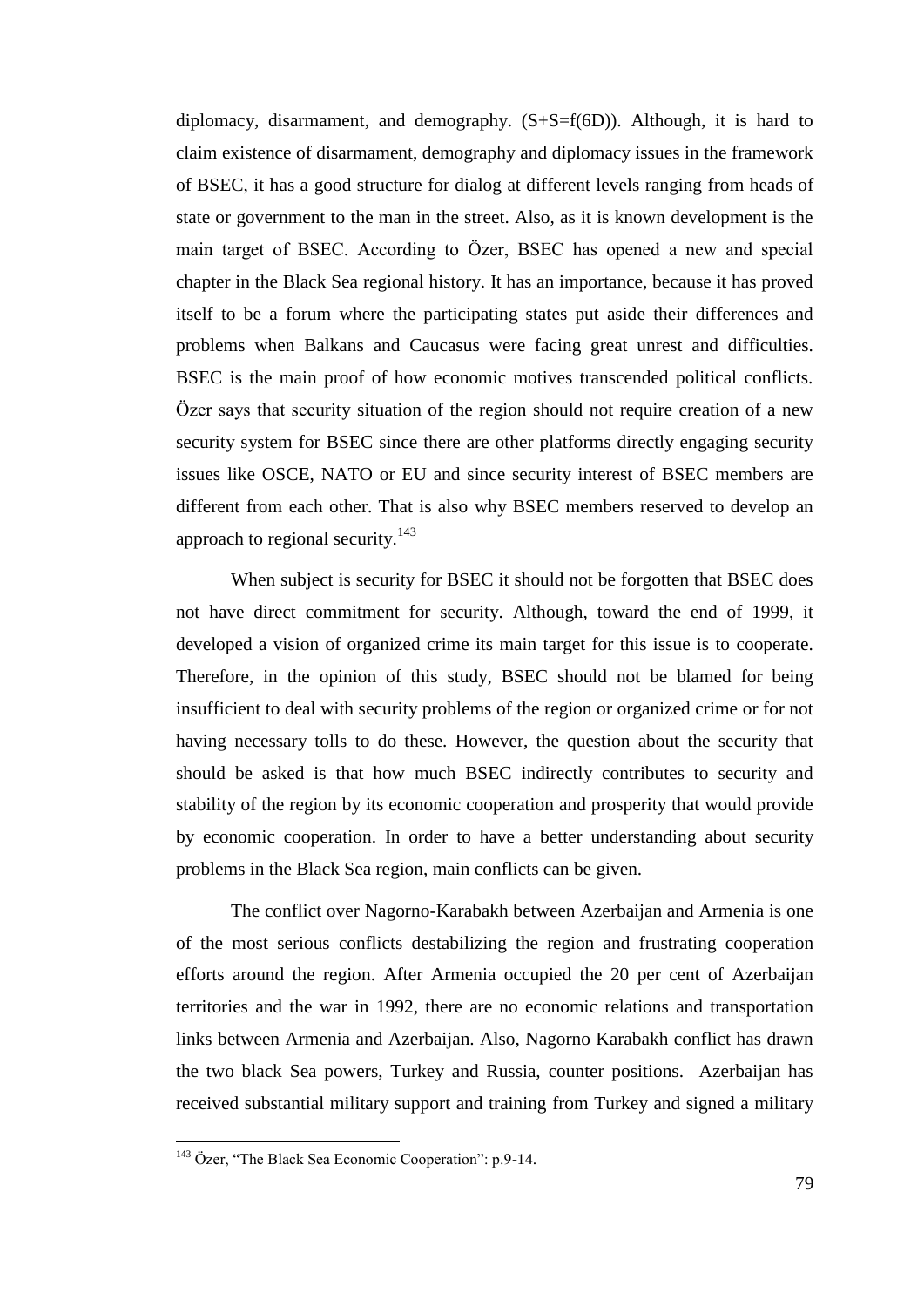diplomacy, disarmament, and demography. (S+S=f(6D)). Although, it is hard to claim existence of disarmament, demography and diplomacy issues in the framework of BSEC, it has a good structure for dialog at different levels ranging from heads of state or government to the man in the street. Also, as it is known development is the main target of BSEC. According to Özer, BSEC has opened a new and special chapter in the Black Sea regional history. It has an importance, because it has proved itself to be a forum where the participating states put aside their differences and problems when Balkans and Caucasus were facing great unrest and difficulties. BSEC is the main proof of how economic motives transcended political conflicts. Özer says that security situation of the region should not require creation of a new security system for BSEC since there are other platforms directly engaging security issues like OSCE, NATO or EU and since security interest of BSEC members are different from each other. That is also why BSEC members reserved to develop an approach to regional security.[143]

When subject is security for BSEC it should not be forgotten that BSEC does not have direct commitment for security. Although, toward the end of 1999, it developed a vision of organized crime its main target for this issue is to cooperate. Therefore, in the opinion of this study, BSEC should not be blamed for being insufficient to deal with security problems of the region or organized crime or for not having necessary tolls to do these. However, the question about the security that should be asked is that how much BSEC indirectly contributes to security and stability of the region by its economic cooperation and prosperity that would provide by economic cooperation. In order to have a better understanding about security problems in the Black Sea region, main conflicts can be given.

The conflict over Nagorno-Karabakh between Azerbaijan and Armenia is one of the most serious conflicts destabilizing the region and frustrating cooperation efforts around the region. After Armenia occupied the 20 per cent of Azerbaijan territories and the war in 1992, there are no economic relations and transportation links between Armenia and Azerbaijan. Also, Nagorno Karabakh conflict has drawn the two black Sea powers, Turkey and Russia, counter positions. Azerbaijan has received substantial military support and training from Turkey and signed a military

---

[143] Özer, "The Black Sea Economic Cooperation": p.9-14.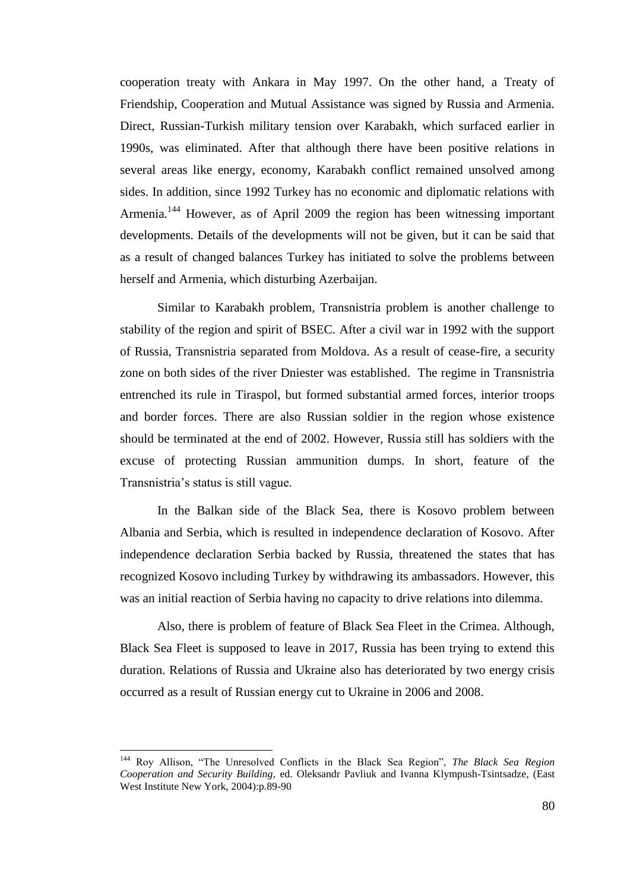cooperation treaty with Ankara in May 1997. On the other hand, a Treaty of Friendship, Cooperation and Mutual Assistance was signed by Russia and Armenia. Direct, Russian-Turkish military tension over Karabakh, which surfaced earlier in 1990s, was eliminated. After that although there have been positive relations in several areas like energy, economy, Karabakh conflict remained unsolved among sides. In addition, since 1992 Turkey has no economic and diplomatic relations with Armenia.[144] However, as of April 2009 the region has been witnessing important developments. Details of the developments will not be given, but it can be said that as a result of changed balances Turkey has initiated to solve the problems between herself and Armenia, which disturbing Azerbaijan.

Similar to Karabakh problem, Transnistria problem is another challenge to stability of the region and spirit of BSEC. After a civil war in 1992 with the support of Russia, Transnistria separated from Moldova. As a result of cease-fire, a security zone on both sides of the river Dniester was established. The regime in Transnistria entrenched its rule in Tiraspol, but formed substantial armed forces, interior troops and border forces. There are also Russian soldier in the region whose existence should be terminated at the end of 2002. However, Russia still has soldiers with the excuse of protecting Russian ammunition dumps. In short, feature of the Transnistria's status is still vague.

In the Balkan side of the Black Sea, there is Kosovo problem between Albania and Serbia, which is resulted in independence declaration of Kosovo. After independence declaration Serbia backed by Russia, threatened the states that has recognized Kosovo including Turkey by withdrawing its ambassadors. However, this was an initial reaction of Serbia having no capacity to drive relations into dilemma.

Also, there is problem of feature of Black Sea Fleet in the Crimea. Although, Black Sea Fleet is supposed to leave in 2017, Russia has been trying to extend this duration. Relations of Russia and Ukraine also has deteriorated by two energy crisis occurred as a result of Russian energy cut to Ukraine in 2006 and 2008.

---

[144] Roy Allison, "The Unresolved Conflicts in the Black Sea Region", *The Black Sea Region Cooperation and Security Building*, ed. Oleksandr Pavliuk and Ivanna Klympush-Tsintsadze, (East West Institute New York, 2004):p.89-90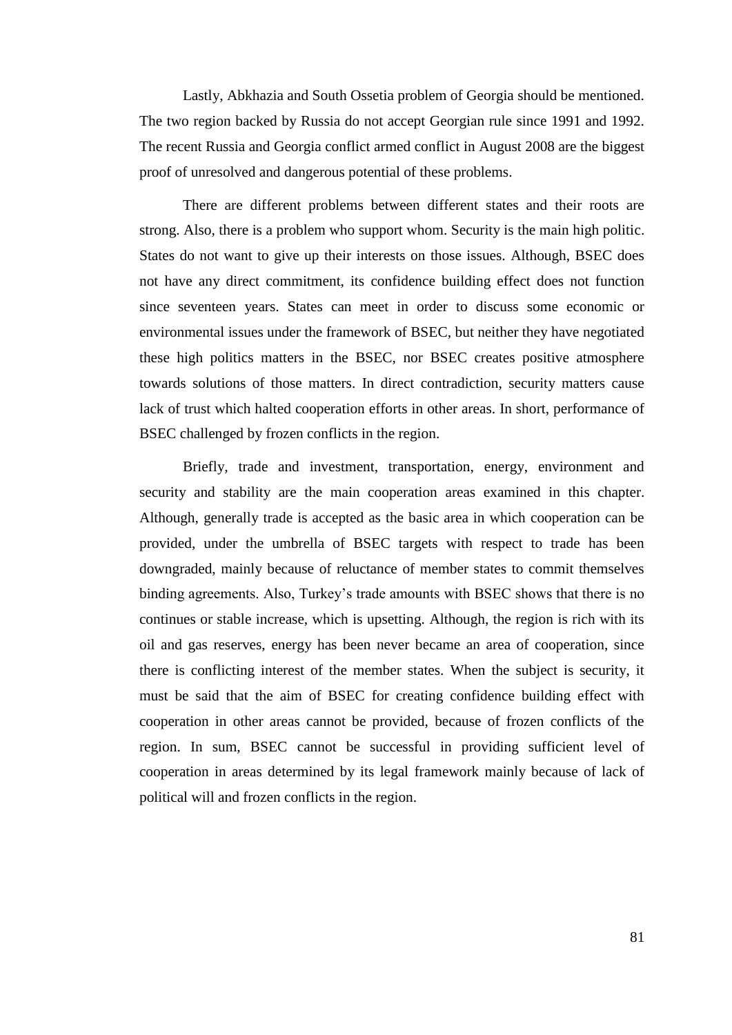Lastly, Abkhazia and South Ossetia problem of Georgia should be mentioned. The two region backed by Russia do not accept Georgian rule since 1991 and 1992. The recent Russia and Georgia conflict armed conflict in August 2008 are the biggest proof of unresolved and dangerous potential of these problems.

There are different problems between different states and their roots are strong. Also, there is a problem who support whom. Security is the main high politic. States do not want to give up their interests on those issues. Although, BSEC does not have any direct commitment, its confidence building effect does not function since seventeen years. States can meet in order to discuss some economic or environmental issues under the framework of BSEC, but neither they have negotiated these high politics matters in the BSEC, nor BSEC creates positive atmosphere towards solutions of those matters. In direct contradiction, security matters cause lack of trust which halted cooperation efforts in other areas. In short, performance of BSEC challenged by frozen conflicts in the region.

Briefly, trade and investment, transportation, energy, environment and security and stability are the main cooperation areas examined in this chapter. Although, generally trade is accepted as the basic area in which cooperation can be provided, under the umbrella of BSEC targets with respect to trade has been downgraded, mainly because of reluctance of member states to commit themselves binding agreements. Also, Turkey's trade amounts with BSEC shows that there is no continues or stable increase, which is upsetting. Although, the region is rich with its oil and gas reserves, energy has been never became an area of cooperation, since there is conflicting interest of the member states. When the subject is security, it must be said that the aim of BSEC for creating confidence building effect with cooperation in other areas cannot be provided, because of frozen conflicts of the region. In sum, BSEC cannot be successful in providing sufficient level of cooperation in areas determined by its legal framework mainly because of lack of political will and frozen conflicts in the region.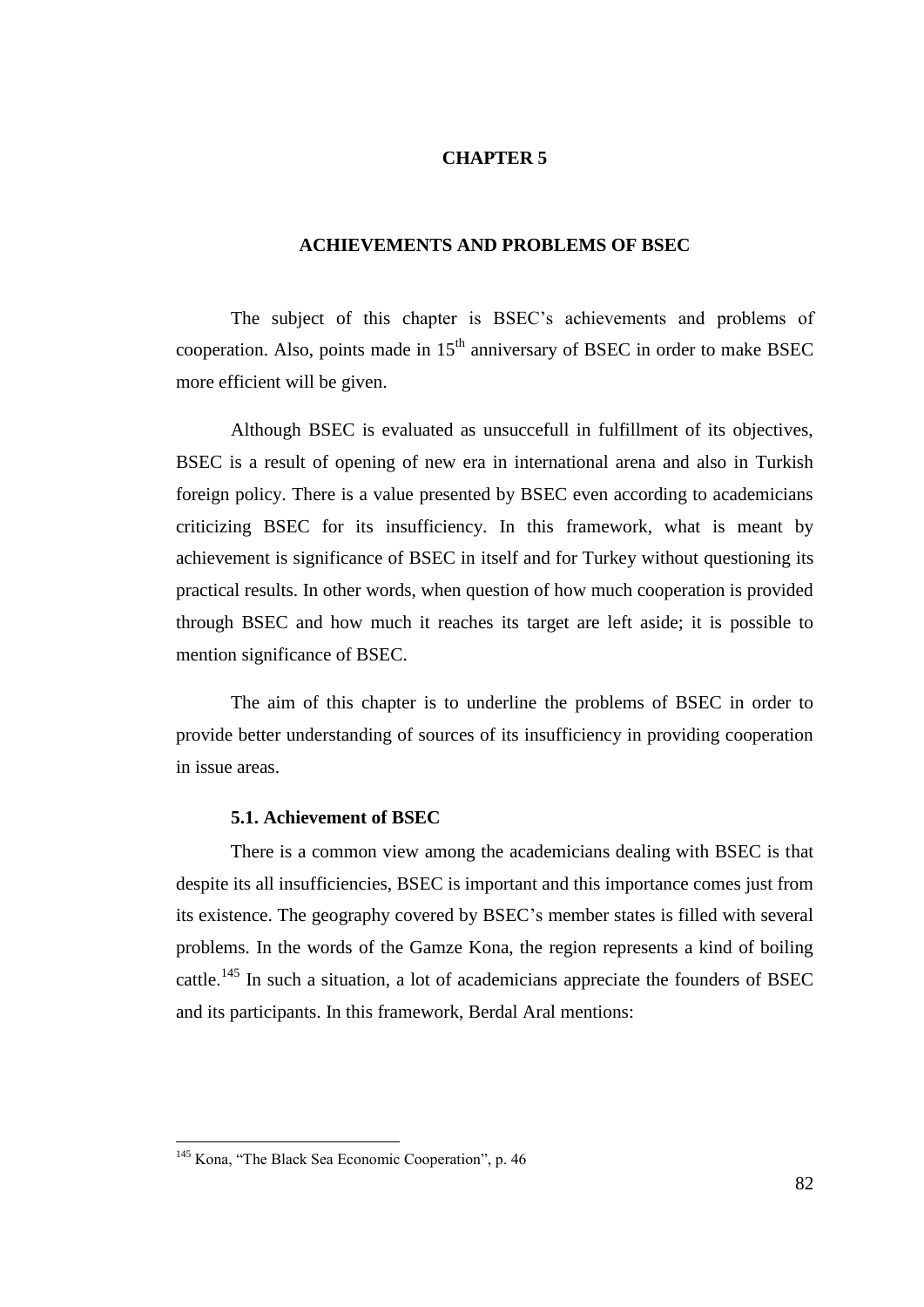# CHAPTER 5

## ACHIEVEMENTS AND PROBLEMS OF BSEC

The subject of this chapter is BSEC's achievements and problems of cooperation. Also, points made in $15^{th}$ anniversary of BSEC in order to make BSEC more efficient will be given.

Although BSEC is evaluated as unsuccefull in fulfillment of its objectives, BSEC is a result of opening of new era in international arena and also in Turkish foreign policy. There is a value presented by BSEC even according to academicians criticizing BSEC for its insufficiency. In this framework, what is meant by achievement is significance of BSEC in itself and for Turkey without questioning its practical results. In other words, when question of how much cooperation is provided through BSEC and how much it reaches its target are left aside; it is possible to mention significance of BSEC.

The aim of this chapter is to underline the problems of BSEC in order to provide better understanding of sources of its insufficiency in providing cooperation in issue areas.

### 5.1. Achievement of BSEC

There is a common view among the academicians dealing with BSEC is that despite its all insufficiencies, BSEC is important and this importance comes just from its existence. The geography covered by BSEC's member states is filled with several problems. In the words of the Gamze Kona, the region represents a kind of boiling cattle.[145] In such a situation, a lot of academicians appreciate the founders of BSEC and its participants. In this framework, Berdal Aral mentions:

[145] Kona, "The Black Sea Economic Cooperation", p. 46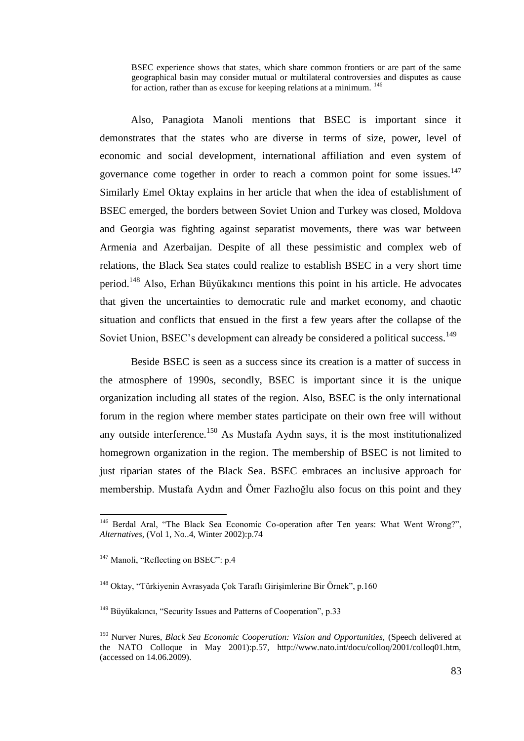> BSEC experience shows that states, which share common frontiers or are part of the same geographical basin may consider mutual or multilateral controversies and disputes as cause for action, rather than as excuse for keeping relations at a minimum. [146]

Also, Panagiota Manoli mentions that BSEC is important since it demonstrates that the states who are diverse in terms of size, power, level of economic and social development, international affiliation and even system of governance come together in order to reach a common point for some issues.[147] Similarly Emel Oktay explains in her article that when the idea of establishment of BSEC emerged, the borders between Soviet Union and Turkey was closed, Moldova and Georgia was fighting against separatist movements, there was war between Armenia and Azerbaijan. Despite of all these pessimistic and complex web of relations, the Black Sea states could realize to establish BSEC in a very short time period.[148] Also, Erhan Büyükakıncı mentions this point in his article. He advocates that given the uncertainties to democratic rule and market economy, and chaotic situation and conflicts that ensued in the first a few years after the collapse of the Soviet Union, BSEC's development can already be considered a political success.[149]

Beside BSEC is seen as a success since its creation is a matter of success in the atmosphere of 1990s, secondly, BSEC is important since it is the unique organization including all states of the region. Also, BSEC is the only international forum in the region where member states participate on their own free will without any outside interference.[150] As Mustafa Aydın says, it is the most institutionalized homegrown organization in the region. The membership of BSEC is not limited to just riparian states of the Black Sea. BSEC embraces an inclusive approach for membership. Mustafa Aydın and Ömer Fazlıoğlu also focus on this point and they

---

[146] Berdal Aral, "The Black Sea Economic Co-operation after Ten years: What Went Wrong?", *Alternatives,* (Vol 1, No..4, Winter 2002):p.74

[147] Manoli, "Reflecting on BSEC": p.4

[148] Oktay, "Türkiyenin Avrasyada Çok Taraflı Girişimlerine Bir Örnek", p.160

[149] Büyükakıncı, "Security Issues and Patterns of Cooperation", p.33

[150] Nurver Nures, *Black Sea Economic Cooperation: Vision and Opportunities,* (Speech delivered at the NATO Colloque in May 2001):p.57, http://www.nato.int/docu/colloq/2001/colloq01.htm, (accessed on 14.06.2009).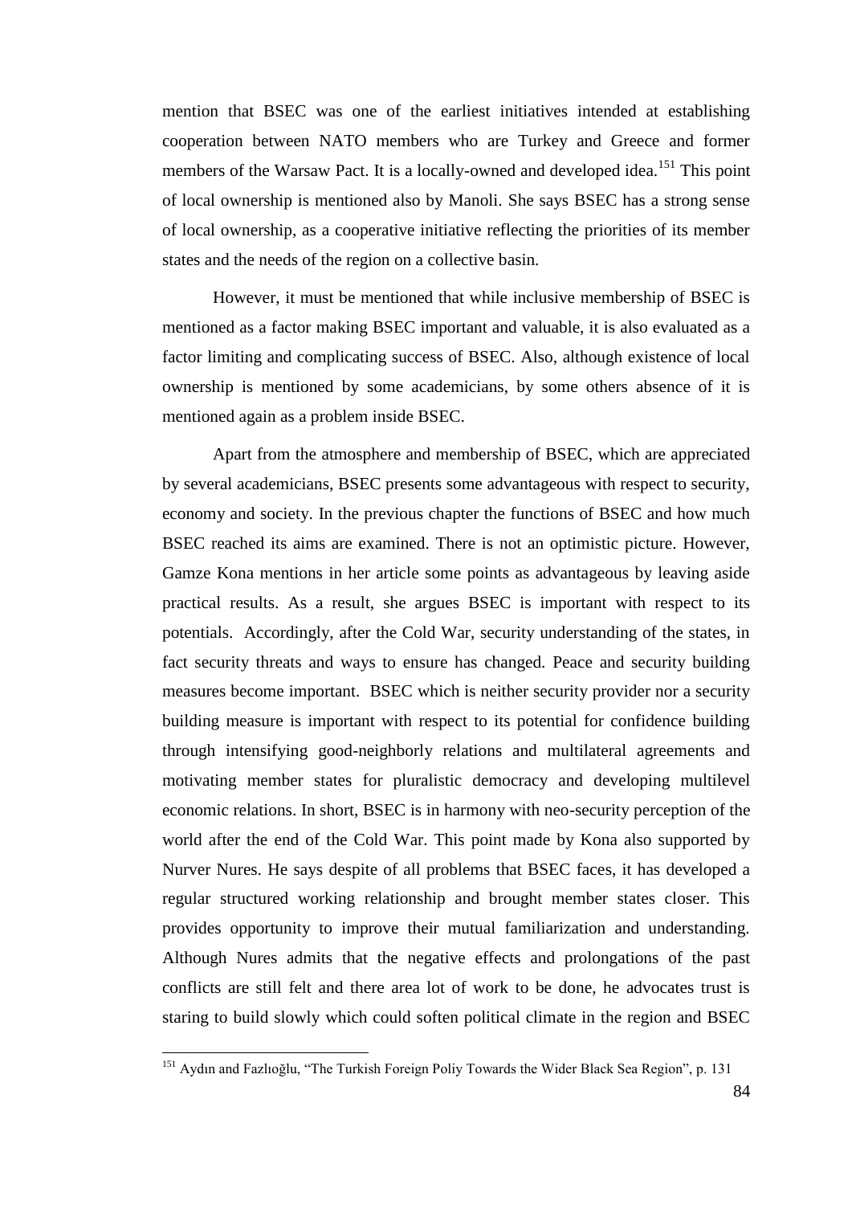mention that BSEC was one of the earliest initiatives intended at establishing cooperation between NATO members who are Turkey and Greece and former members of the Warsaw Pact. It is a locally-owned and developed idea.[151] This point of local ownership is mentioned also by Manoli. She says BSEC has a strong sense of local ownership, as a cooperative initiative reflecting the priorities of its member states and the needs of the region on a collective basin.

However, it must be mentioned that while inclusive membership of BSEC is mentioned as a factor making BSEC important and valuable, it is also evaluated as a factor limiting and complicating success of BSEC. Also, although existence of local ownership is mentioned by some academicians, by some others absence of it is mentioned again as a problem inside BSEC.

Apart from the atmosphere and membership of BSEC, which are appreciated by several academicians, BSEC presents some advantageous with respect to security, economy and society. In the previous chapter the functions of BSEC and how much BSEC reached its aims are examined. There is not an optimistic picture. However, Gamze Kona mentions in her article some points as advantageous by leaving aside practical results. As a result, she argues BSEC is important with respect to its potentials. Accordingly, after the Cold War, security understanding of the states, in fact security threats and ways to ensure has changed. Peace and security building measures become important. BSEC which is neither security provider nor a security building measure is important with respect to its potential for confidence building through intensifying good-neighborly relations and multilateral agreements and motivating member states for pluralistic democracy and developing multilevel economic relations. In short, BSEC is in harmony with neo-security perception of the world after the end of the Cold War. This point made by Kona also supported by Nurver Nures. He says despite of all problems that BSEC faces, it has developed a regular structured working relationship and brought member states closer. This provides opportunity to improve their mutual familiarization and understanding. Although Nures admits that the negative effects and prolongations of the past conflicts are still felt and there area lot of work to be done, he advocates trust is staring to build slowly which could soften political climate in the region and BSEC

[151] Aydın and Fazlıoğlu, "The Turkish Foreign Poliy Towards the Wider Black Sea Region", p. 131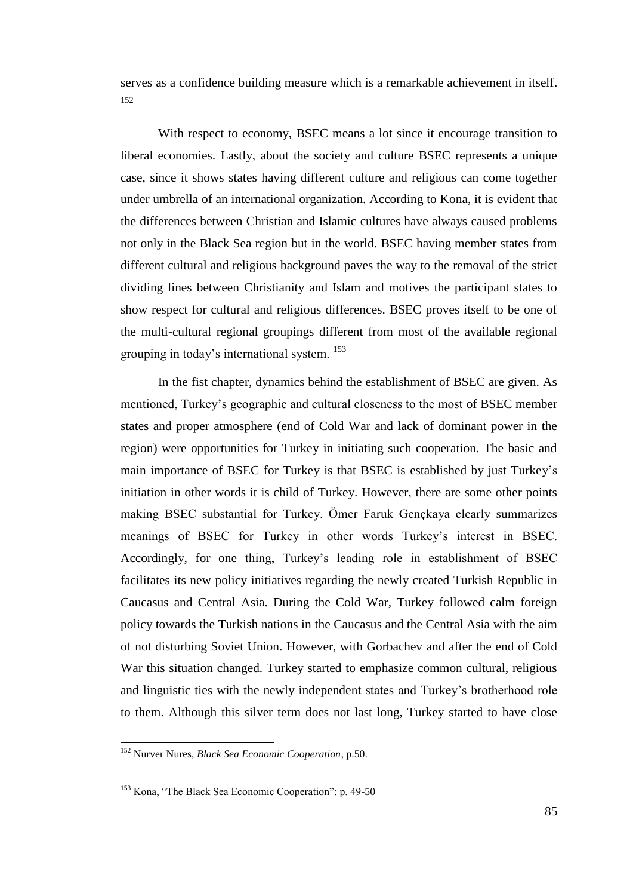serves as a confidence building measure which is a remarkable achievement in itself. [152]

With respect to economy, BSEC means a lot since it encourage transition to liberal economies. Lastly, about the society and culture BSEC represents a unique case, since it shows states having different culture and religious can come together under umbrella of an international organization. According to Kona, it is evident that the differences between Christian and Islamic cultures have always caused problems not only in the Black Sea region but in the world. BSEC having member states from different cultural and religious background paves the way to the removal of the strict dividing lines between Christianity and Islam and motives the participant states to show respect for cultural and religious differences. BSEC proves itself to be one of the multi-cultural regional groupings different from most of the available regional grouping in today's international system. [153]

In the fist chapter, dynamics behind the establishment of BSEC are given. As mentioned, Turkey's geographic and cultural closeness to the most of BSEC member states and proper atmosphere (end of Cold War and lack of dominant power in the region) were opportunities for Turkey in initiating such cooperation. The basic and main importance of BSEC for Turkey is that BSEC is established by just Turkey's initiation in other words it is child of Turkey. However, there are some other points making BSEC substantial for Turkey. Ömer Faruk Gençkaya clearly summarizes meanings of BSEC for Turkey in other words Turkey's interest in BSEC. Accordingly, for one thing, Turkey's leading role in establishment of BSEC facilitates its new policy initiatives regarding the newly created Turkish Republic in Caucasus and Central Asia. During the Cold War, Turkey followed calm foreign policy towards the Turkish nations in the Caucasus and the Central Asia with the aim of not disturbing Soviet Union. However, with Gorbachev and after the end of Cold War this situation changed. Turkey started to emphasize common cultural, religious and linguistic ties with the newly independent states and Turkey's brotherhood role to them. Although this silver term does not last long, Turkey started to have close

---

[152] Nurver Nures, *Black Sea Economic Cooperation*, p.50.

[153] Kona, "The Black Sea Economic Cooperation": p. 49-50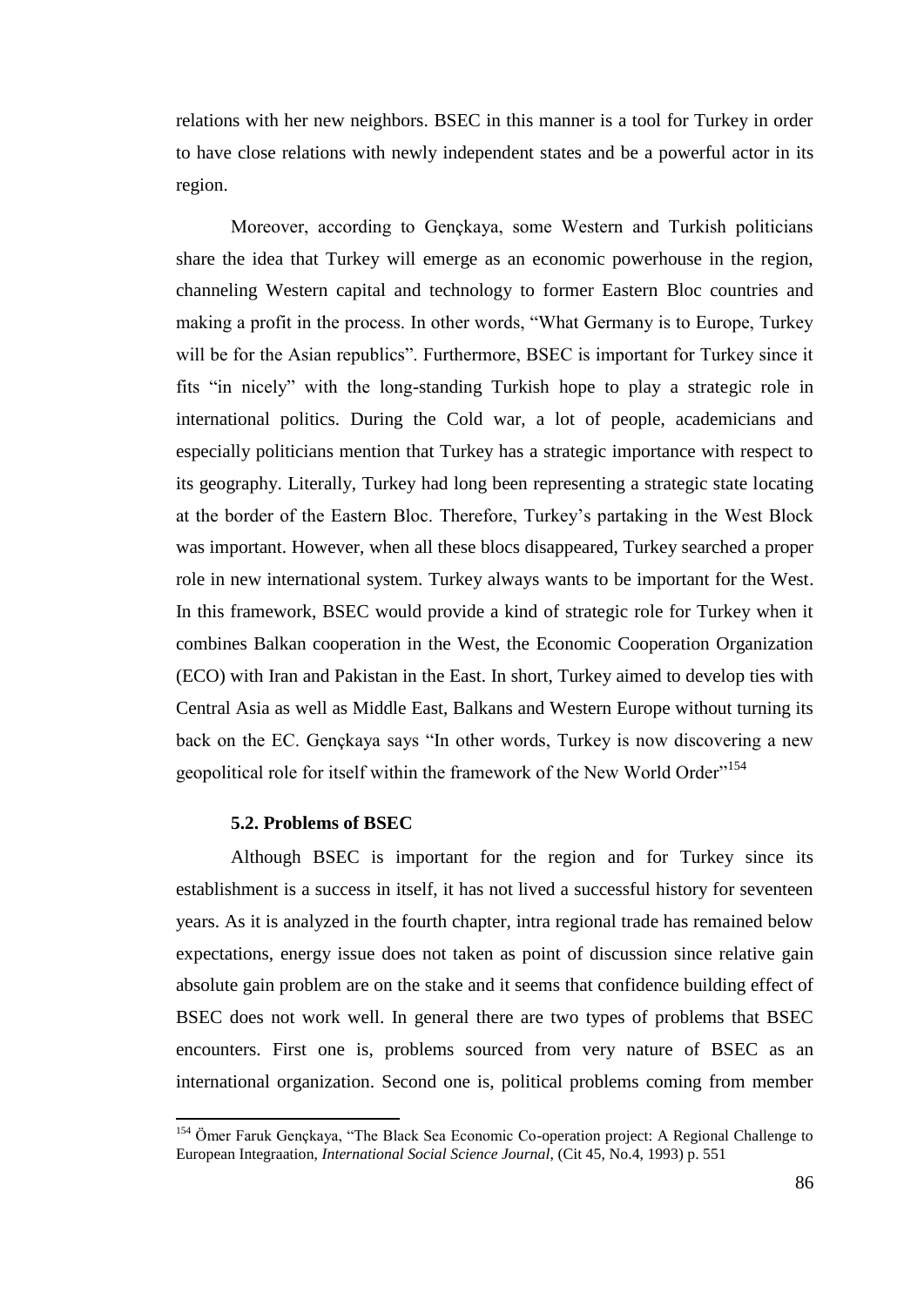relations with her new neighbors. BSEC in this manner is a tool for Turkey in order to have close relations with newly independent states and be a powerful actor in its region.

Moreover, according to Gençkaya, some Western and Turkish politicians share the idea that Turkey will emerge as an economic powerhouse in the region, channeling Western capital and technology to former Eastern Bloc countries and making a profit in the process. In other words, "What Germany is to Europe, Turkey will be for the Asian republics". Furthermore, BSEC is important for Turkey since it fits "in nicely" with the long-standing Turkish hope to play a strategic role in international politics. During the Cold war, a lot of people, academicians and especially politicians mention that Turkey has a strategic importance with respect to its geography. Literally, Turkey had long been representing a strategic state locating at the border of the Eastern Bloc. Therefore, Turkey's partaking in the West Block was important. However, when all these blocs disappeared, Turkey searched a proper role in new international system. Turkey always wants to be important for the West. In this framework, BSEC would provide a kind of strategic role for Turkey when it combines Balkan cooperation in the West, the Economic Cooperation Organization (ECO) with Iran and Pakistan in the East. In short, Turkey aimed to develop ties with Central Asia as well as Middle East, Balkans and Western Europe without turning its back on the EC. Gençkaya says "In other words, Turkey is now discovering a new geopolitical role for itself within the framework of the New World Order"[154]

### 5.2. Problems of BSEC

Although BSEC is important for the region and for Turkey since its establishment is a success in itself, it has not lived a successful history for seventeen years. As it is analyzed in the fourth chapter, intra regional trade has remained below expectations, energy issue does not taken as point of discussion since relative gain absolute gain problem are on the stake and it seems that confidence building effect of BSEC does not work well. In general there are two types of problems that BSEC encounters. First one is, problems sourced from very nature of BSEC as an international organization. Second one is, political problems coming from member

---

[154] Ömer Faruk Gençkaya, "The Black Sea Economic Co-operation project: A Regional Challenge to European Integraation, *International Social Science Journal*, (Cit 45, No.4, 1993) p. 551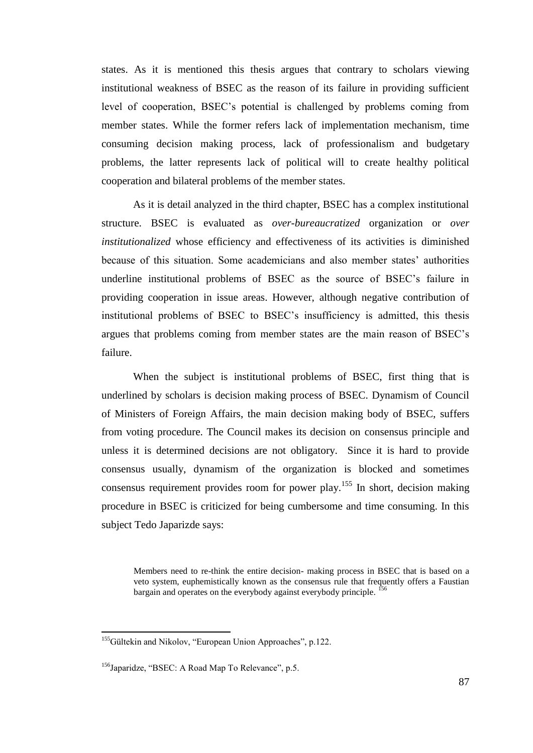states. As it is mentioned this thesis argues that contrary to scholars viewing institutional weakness of BSEC as the reason of its failure in providing sufficient level of cooperation, BSEC's potential is challenged by problems coming from member states. While the former refers lack of implementation mechanism, time consuming decision making process, lack of professionalism and budgetary problems, the latter represents lack of political will to create healthy political cooperation and bilateral problems of the member states.

As it is detail analyzed in the third chapter, BSEC has a complex institutional structure. BSEC is evaluated as *over-bureaucratized* organization or *over institutionalized* whose efficiency and effectiveness of its activities is diminished because of this situation. Some academicians and also member states' authorities underline institutional problems of BSEC as the source of BSEC's failure in providing cooperation in issue areas. However, although negative contribution of institutional problems of BSEC to BSEC's insufficiency is admitted, this thesis argues that problems coming from member states are the main reason of BSEC's failure.

When the subject is institutional problems of BSEC, first thing that is underlined by scholars is decision making process of BSEC. Dynamism of Council of Ministers of Foreign Affairs, the main decision making body of BSEC, suffers from voting procedure. The Council makes its decision on consensus principle and unless it is determined decisions are not obligatory. Since it is hard to provide consensus usually, dynamism of the organization is blocked and sometimes consensus requirement provides room for power play.[155] In short, decision making procedure in BSEC is criticized for being cumbersome and time consuming. In this subject Tedo Japarizde says:

> Members need to re-think the entire decision- making process in BSEC that is based on a veto system, euphemistically known as the consensus rule that frequently offers a Faustian bargain and operates on the everybody against everybody principle. [156]

---

[155] Gültekin and Nikolov, "European Union Approaches", p.122.

[156] Japaridze, "BSEC: A Road Map To Relevance", p.5.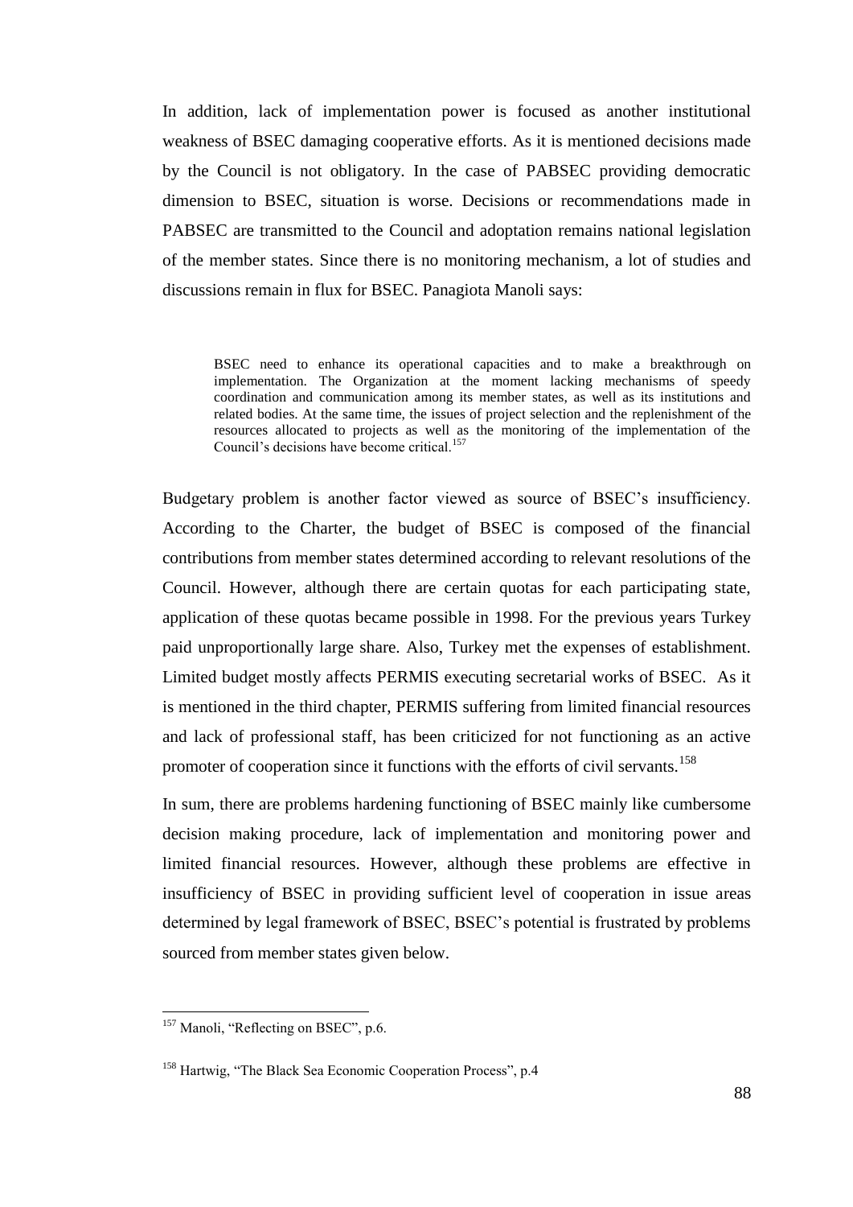In addition, lack of implementation power is focused as another institutional weakness of BSEC damaging cooperative efforts. As it is mentioned decisions made by the Council is not obligatory. In the case of PABSEC providing democratic dimension to BSEC, situation is worse. Decisions or recommendations made in PABSEC are transmitted to the Council and adoptation remains national legislation of the member states. Since there is no monitoring mechanism, a lot of studies and discussions remain in flux for BSEC. Panagiota Manoli says:

> BSEC need to enhance its operational capacities and to make a breakthrough on implementation. The Organization at the moment lacking mechanisms of speedy coordination and communication among its member states, as well as its institutions and related bodies. At the same time, the issues of project selection and the replenishment of the resources allocated to projects as well as the monitoring of the implementation of the Council's decisions have become critical.[157]

Budgetary problem is another factor viewed as source of BSEC's insufficiency. According to the Charter, the budget of BSEC is composed of the financial contributions from member states determined according to relevant resolutions of the Council. However, although there are certain quotas for each participating state, application of these quotas became possible in 1998. For the previous years Turkey paid unproportionally large share. Also, Turkey met the expenses of establishment. Limited budget mostly affects PERMIS executing secretarial works of BSEC. As it is mentioned in the third chapter, PERMIS suffering from limited financial resources and lack of professional staff, has been criticized for not functioning as an active promoter of cooperation since it functions with the efforts of civil servants.[158]

In sum, there are problems hardening functioning of BSEC mainly like cumbersome decision making procedure, lack of implementation and monitoring power and limited financial resources. However, although these problems are effective in insufficiency of BSEC in providing sufficient level of cooperation in issue areas determined by legal framework of BSEC, BSEC's potential is frustrated by problems sourced from member states given below.

---

[157] Manoli, "Reflecting on BSEC", p.6.

[158] Hartwig, "The Black Sea Economic Cooperation Process", p.4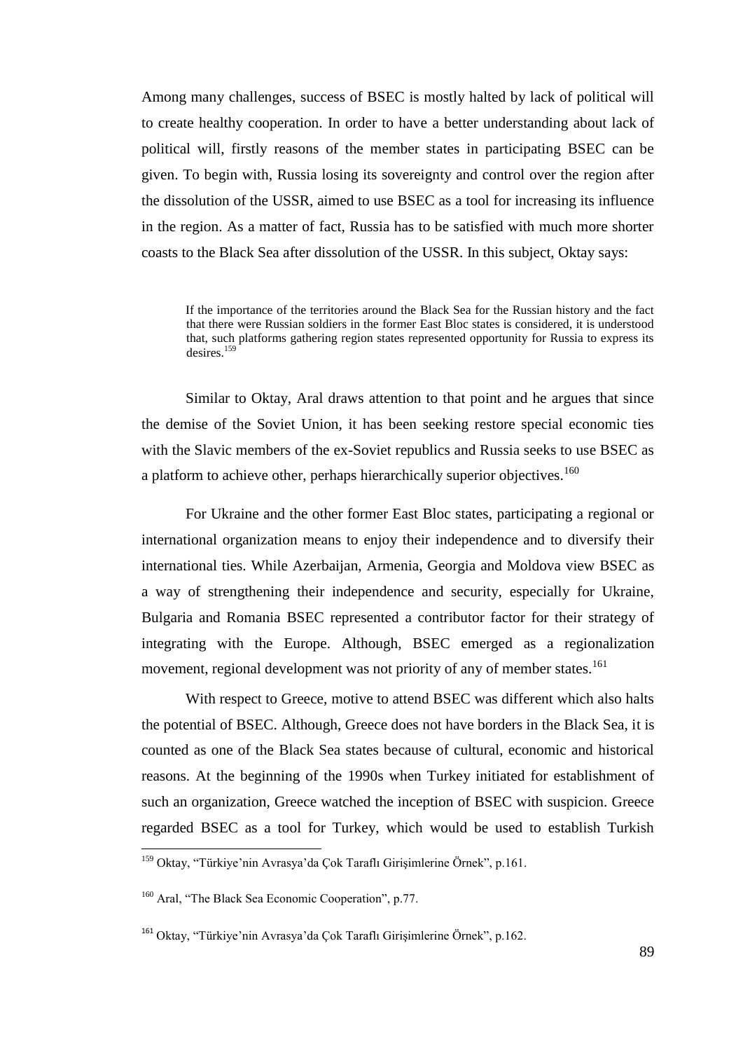Among many challenges, success of BSEC is mostly halted by lack of political will to create healthy cooperation. In order to have a better understanding about lack of political will, firstly reasons of the member states in participating BSEC can be given. To begin with, Russia losing its sovereignty and control over the region after the dissolution of the USSR, aimed to use BSEC as a tool for increasing its influence in the region. As a matter of fact, Russia has to be satisfied with much more shorter coasts to the Black Sea after dissolution of the USSR. In this subject, Oktay says:

> If the importance of the territories around the Black Sea for the Russian history and the fact that there were Russian soldiers in the former East Bloc states is considered, it is understood that, such platforms gathering region states represented opportunity for Russia to express its desires.[159]

Similar to Oktay, Aral draws attention to that point and he argues that since the demise of the Soviet Union, it has been seeking restore special economic ties with the Slavic members of the ex-Soviet republics and Russia seeks to use BSEC as a platform to achieve other, perhaps hierarchically superior objectives.[160]

For Ukraine and the other former East Bloc states, participating a regional or international organization means to enjoy their independence and to diversify their international ties. While Azerbaijan, Armenia, Georgia and Moldova view BSEC as a way of strengthening their independence and security, especially for Ukraine, Bulgaria and Romania BSEC represented a contributor factor for their strategy of integrating with the Europe. Although, BSEC emerged as a regionalization movement, regional development was not priority of any of member states.[161]

With respect to Greece, motive to attend BSEC was different which also halts the potential of BSEC. Although, Greece does not have borders in the Black Sea, it is counted as one of the Black Sea states because of cultural, economic and historical reasons. At the beginning of the 1990s when Turkey initiated for establishment of such an organization, Greece watched the inception of BSEC with suspicion. Greece regarded BSEC as a tool for Turkey, which would be used to establish Turkish

---

[159] Oktay, "Türkiye'nin Avrasya'da Çok Taraflı Girişimlerine Örnek", p.161.

[160] Aral, "The Black Sea Economic Cooperation", p.77.

[161] Oktay, "Türkiye'nin Avrasya'da Çok Taraflı Girişimlerine Örnek", p.162.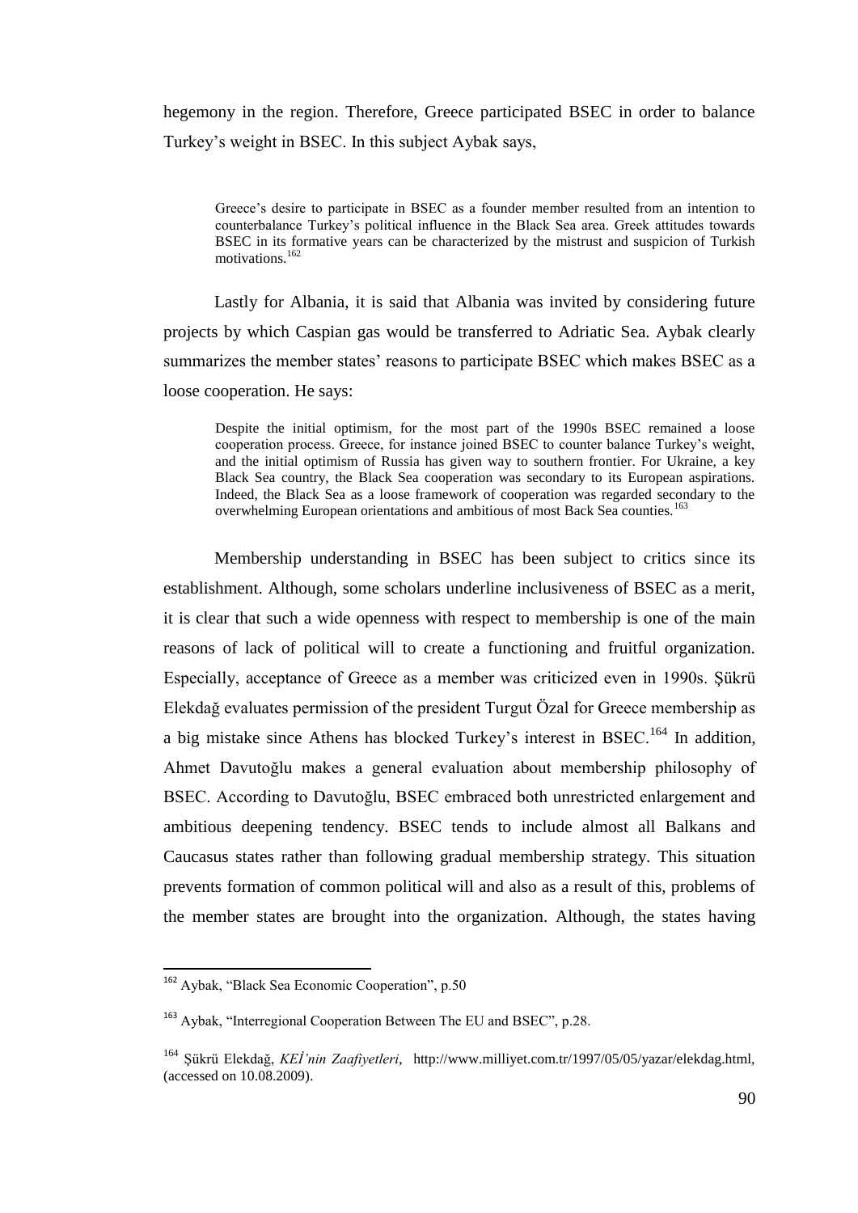hegemony in the region. Therefore, Greece participated BSEC in order to balance Turkey's weight in BSEC. In this subject Aybak says,

> Greece's desire to participate in BSEC as a founder member resulted from an intention to counterbalance Turkey's political influence in the Black Sea area. Greek attitudes towards BSEC in its formative years can be characterized by the mistrust and suspicion of Turkish motivations.[162]

Lastly for Albania, it is said that Albania was invited by considering future projects by which Caspian gas would be transferred to Adriatic Sea. Aybak clearly summarizes the member states' reasons to participate BSEC which makes BSEC as a loose cooperation. He says:

> Despite the initial optimism, for the most part of the 1990s BSEC remained a loose cooperation process. Greece, for instance joined BSEC to counter balance Turkey's weight, and the initial optimism of Russia has given way to southern frontier. For Ukraine, a key Black Sea country, the Black Sea cooperation was secondary to its European aspirations. Indeed, the Black Sea as a loose framework of cooperation was regarded secondary to the overwhelming European orientations and ambitious of most Back Sea counties.[163]

Membership understanding in BSEC has been subject to critics since its establishment. Although, some scholars underline inclusiveness of BSEC as a merit, it is clear that such a wide openness with respect to membership is one of the main reasons of lack of political will to create a functioning and fruitful organization. Especially, acceptance of Greece as a member was criticized even in 1990s. Şükrü Elekdağ evaluates permission of the president Turgut Özal for Greece membership as a big mistake since Athens has blocked Turkey's interest in BSEC.[164] In addition, Ahmet Davutoğlu makes a general evaluation about membership philosophy of BSEC. According to Davutoğlu, BSEC embraced both unrestricted enlargement and ambitious deepening tendency. BSEC tends to include almost all Balkans and Caucasus states rather than following gradual membership strategy. This situation prevents formation of common political will and also as a result of this, problems of the member states are brought into the organization. Although, the states having

---

[162] Aybak, "Black Sea Economic Cooperation", p.50

[163] Aybak, "Interregional Cooperation Between The EU and BSEC", p.28.

[164] Şükrü Elekdağ, *KEİ'nin Zaafiyetleri*, http://www.milliyet.com.tr/1997/05/05/yazar/elekdag.html, (accessed on 10.08.2009).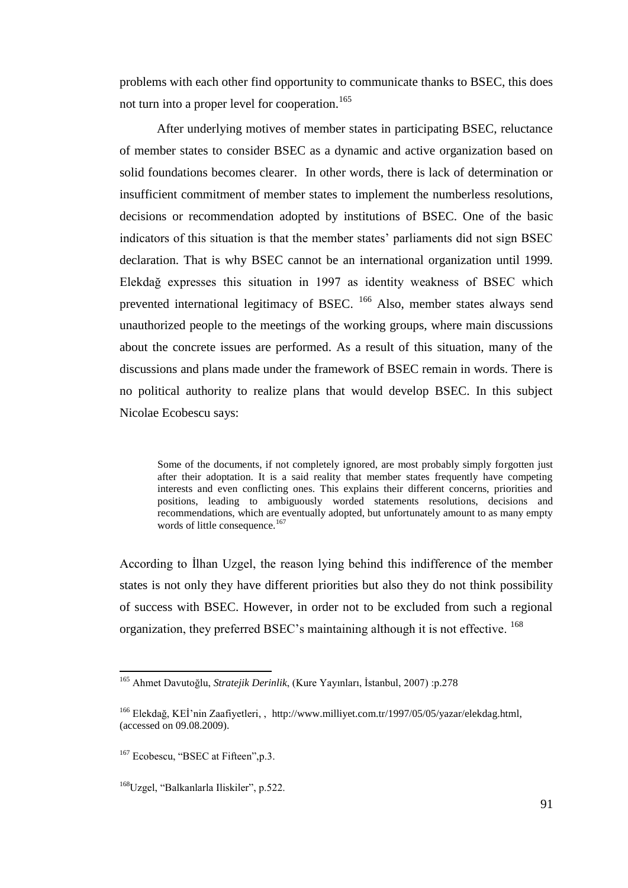problems with each other find opportunity to communicate thanks to BSEC, this does not turn into a proper level for cooperation.[165]

After underlying motives of member states in participating BSEC, reluctance of member states to consider BSEC as a dynamic and active organization based on solid foundations becomes clearer. In other words, there is lack of determination or insufficient commitment of member states to implement the numberless resolutions, decisions or recommendation adopted by institutions of BSEC. One of the basic indicators of this situation is that the member states' parliaments did not sign BSEC declaration. That is why BSEC cannot be an international organization until 1999. Elekdağ expresses this situation in 1997 as identity weakness of BSEC which prevented international legitimacy of BSEC.[166] Also, member states always send unauthorized people to the meetings of the working groups, where main discussions about the concrete issues are performed. As a result of this situation, many of the discussions and plans made under the framework of BSEC remain in words. There is no political authority to realize plans that would develop BSEC. In this subject Nicolae Ecobescu says:

> Some of the documents, if not completely ignored, are most probably simply forgotten just after their adoptation. It is a said reality that member states frequently have competing interests and even conflicting ones. This explains their different concerns, priorities and positions, leading to ambiguously worded statements resolutions, decisions and recommendations, which are eventually adopted, but unfortunately amount to as many empty words of little consequence.[167]

According to İlhan Uzgel, the reason lying behind this indifference of the member states is not only they have different priorities but also they do not think possibility of success with BSEC. However, in order not to be excluded from such a regional organization, they preferred BSEC's maintaining although it is not effective.[168]

---

[165] Ahmet Davutoğlu, *Stratejik Derinlik*, (Kure Yayınları, İstanbul, 2007) :p.278

[166] Elekdağ, KEİ'nin Zaafiyetleri, , http://www.milliyet.com.tr/1997/05/05/yazar/elekdag.html, (accessed on 09.08.2009).

[167] Ecobescu, "BSEC at Fifteen",p.3.

[168] Uzgel, "Balkanlarla Iliskiler", p.522.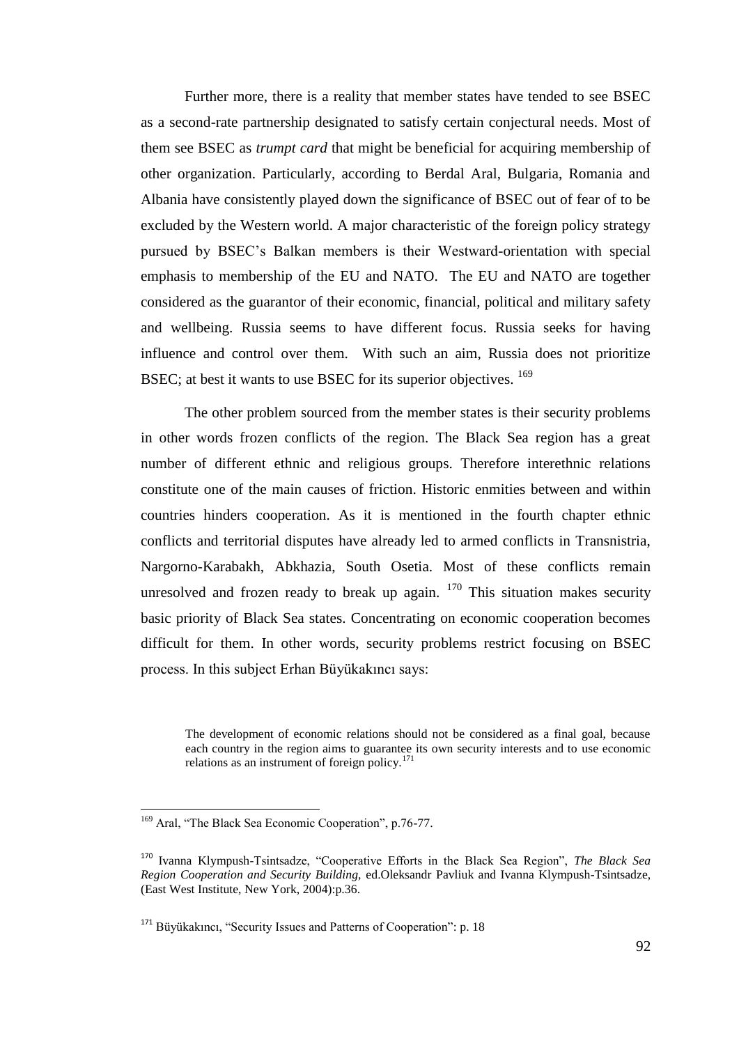Further more, there is a reality that member states have tended to see BSEC as a second-rate partnership designated to satisfy certain conjectural needs. Most of them see BSEC as *trumpt card* that might be beneficial for acquiring membership of other organization. Particularly, according to Berdal Aral, Bulgaria, Romania and Albania have consistently played down the significance of BSEC out of fear of to be excluded by the Western world. A major characteristic of the foreign policy strategy pursued by BSEC's Balkan members is their Westward-orientation with special emphasis to membership of the EU and NATO. The EU and NATO are together considered as the guarantor of their economic, financial, political and military safety and wellbeing. Russia seems to have different focus. Russia seeks for having influence and control over them. With such an aim, Russia does not prioritize BSEC; at best it wants to use BSEC for its superior objectives. [169]

The other problem sourced from the member states is their security problems in other words frozen conflicts of the region. The Black Sea region has a great number of different ethnic and religious groups. Therefore interethnic relations constitute one of the main causes of friction. Historic enmities between and within countries hinders cooperation. As it is mentioned in the fourth chapter ethnic conflicts and territorial disputes have already led to armed conflicts in Transnistria, Nargorno-Karabakh, Abkhazia, South Osetia. Most of these conflicts remain unresolved and frozen ready to break up again. [170] This situation makes security basic priority of Black Sea states. Concentrating on economic cooperation becomes difficult for them. In other words, security problems restrict focusing on BSEC process. In this subject Erhan Büyükakıncı says:

> The development of economic relations should not be considered as a final goal, because each country in the region aims to guarantee its own security interests and to use economic relations as an instrument of foreign policy.[171]

---

[169] Aral, "The Black Sea Economic Cooperation", p.76-77.

[170] Ivanna Klympush-Tsintsadze, "Cooperative Efforts in the Black Sea Region", *The Black Sea Region Cooperation and Security Building*, ed.Oleksandr Pavliuk and Ivanna Klympush-Tsintsadze, (East West Institute, New York, 2004):p.36.

[171] Büyükakıncı, "Security Issues and Patterns of Cooperation": p. 18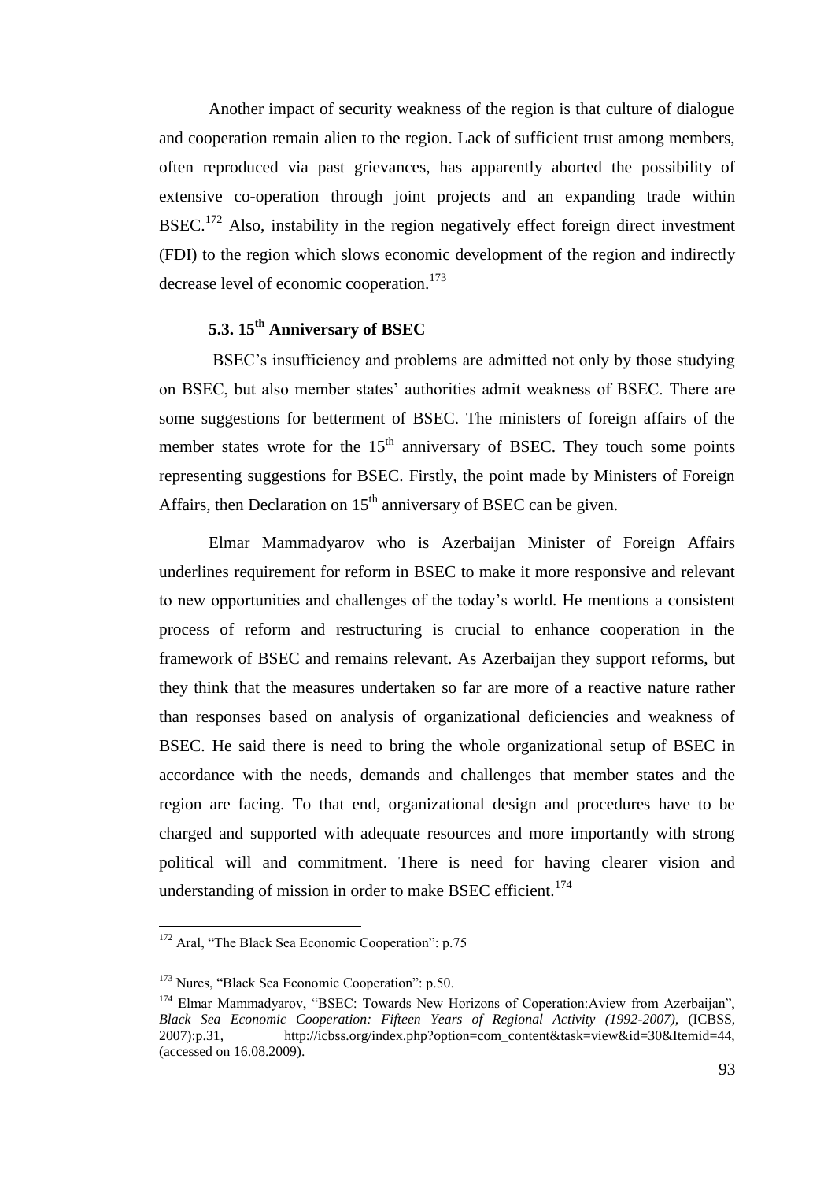Another impact of security weakness of the region is that culture of dialogue and cooperation remain alien to the region. Lack of sufficient trust among members, often reproduced via past grievances, has apparently aborted the possibility of extensive co-operation through joint projects and an expanding trade within BSEC.[172] Also, instability in the region negatively effect foreign direct investment (FDI) to the region which slows economic development of the region and indirectly decrease level of economic cooperation.[173]

### 5.3. 15th Anniversary of BSEC

BSEC's insufficiency and problems are admitted not only by those studying on BSEC, but also member states' authorities admit weakness of BSEC. There are some suggestions for betterment of BSEC. The ministers of foreign affairs of the member states wrote for the 15th anniversary of BSEC. They touch some points representing suggestions for BSEC. Firstly, the point made by Ministers of Foreign Affairs, then Declaration on 15th anniversary of BSEC can be given.

Elmar Mammadyarov who is Azerbaijan Minister of Foreign Affairs underlines requirement for reform in BSEC to make it more responsive and relevant to new opportunities and challenges of the today's world. He mentions a consistent process of reform and restructuring is crucial to enhance cooperation in the framework of BSEC and remains relevant. As Azerbaijan they support reforms, but they think that the measures undertaken so far are more of a reactive nature rather than responses based on analysis of organizational deficiencies and weakness of BSEC. He said there is need to bring the whole organizational setup of BSEC in accordance with the needs, demands and challenges that member states and the region are facing. To that end, organizational design and procedures have to be charged and supported with adequate resources and more importantly with strong political will and commitment. There is need for having clearer vision and understanding of mission in order to make BSEC efficient.[174]

---

[172] Aral, "The Black Sea Economic Cooperation": p.75

[173] Nures, "Black Sea Economic Cooperation": p.50.

[174] Elmar Mammadyarov, "BSEC: Towards New Horizons of Coperation:Aview from Azerbaijan", *Black Sea Economic Cooperation: Fifteen Years of Regional Activity (1992-2007),* (ICBSS, 2007):p.31, http://icbss.org/index.php?option=com_content&task=view&id=30&Itemid=44, (accessed on 16.08.2009).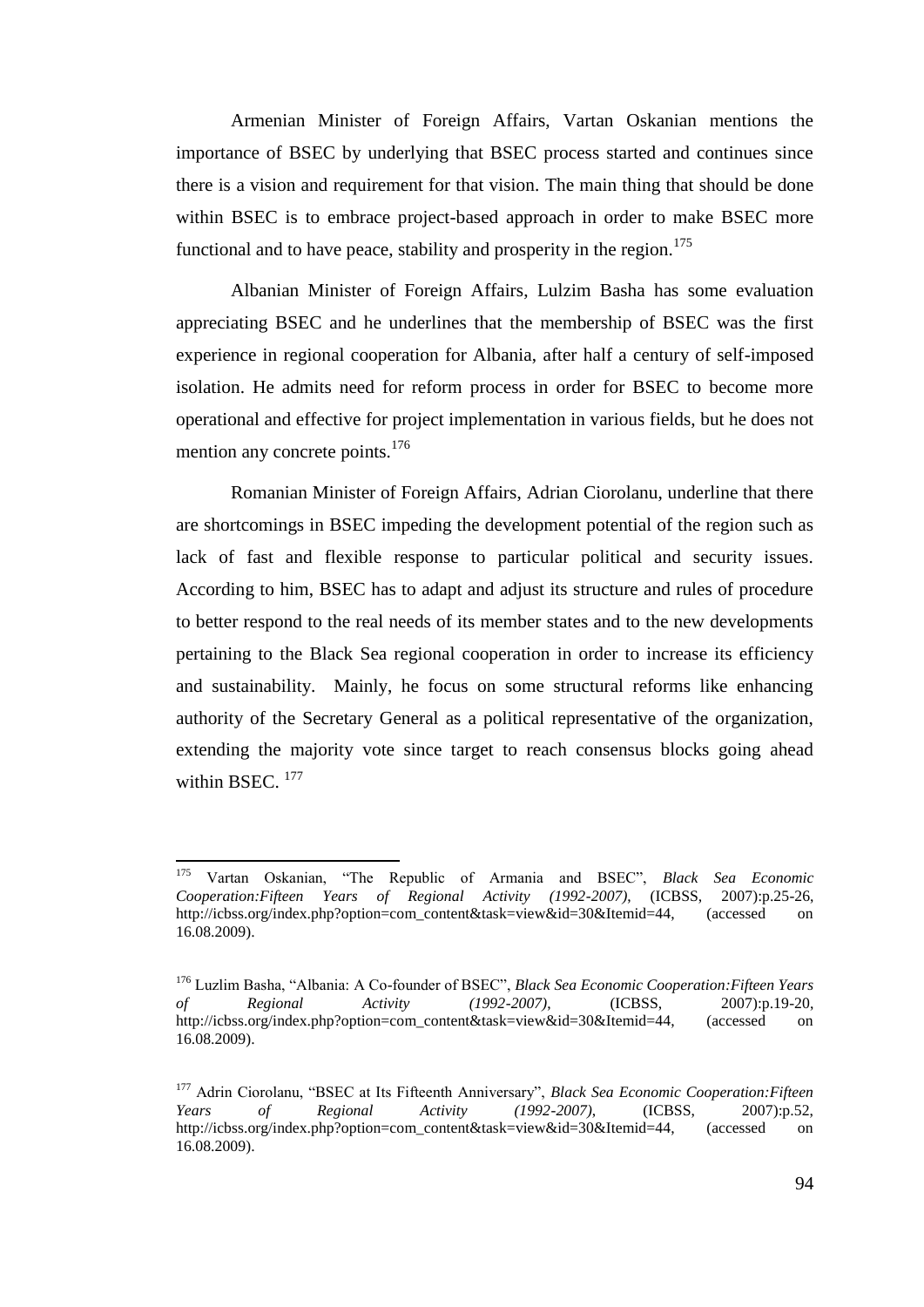Armenian Minister of Foreign Affairs, Vartan Oskanian mentions the importance of BSEC by underlying that BSEC process started and continues since there is a vision and requirement for that vision. The main thing that should be done within BSEC is to embrace project-based approach in order to make BSEC more functional and to have peace, stability and prosperity in the region.[175]

Albanian Minister of Foreign Affairs, Lulzim Basha has some evaluation appreciating BSEC and he underlines that the membership of BSEC was the first experience in regional cooperation for Albania, after half a century of self-imposed isolation. He admits need for reform process in order for BSEC to become more operational and effective for project implementation in various fields, but he does not mention any concrete points.[176]

Romanian Minister of Foreign Affairs, Adrian Ciorolanu, underline that there are shortcomings in BSEC impeding the development potential of the region such as lack of fast and flexible response to particular political and security issues. According to him, BSEC has to adapt and adjust its structure and rules of procedure to better respond to the real needs of its member states and to the new developments pertaining to the Black Sea regional cooperation in order to increase its efficiency and sustainability. Mainly, he focus on some structural reforms like enhancing authority of the Secretary General as a political representative of the organization, extending the majority vote since target to reach consensus blocks going ahead within BSEC. [177]

---

[175] Vartan Oskanian, "The Republic of Armania and BSEC", *Black Sea Economic Cooperation:Fifteen Years of Regional Activity (1992-2007)*, (ICBSS, 2007):p.25-26, http://icbss.org/index.php?option=com_content&task=view&id=30&Itemid=44, (accessed on 16.08.2009).

[176] Luzlim Basha, "Albania: A Co-founder of BSEC", *Black Sea Economic Cooperation:Fifteen Years of Regional Activity (1992-2007)*, (ICBSS, 2007):p.19-20, http://icbss.org/index.php?option=com_content&task=view&id=30&Itemid=44, (accessed on 16.08.2009).

[177] Adrin Ciorolanu, "BSEC at Its Fifteenth Anniversary", *Black Sea Economic Cooperation:Fifteen Years of Regional Activity (1992-2007)*, (ICBSS, 2007):p.52, http://icbss.org/index.php?option=com_content&task=view&id=30&Itemid=44, (accessed on 16.08.2009).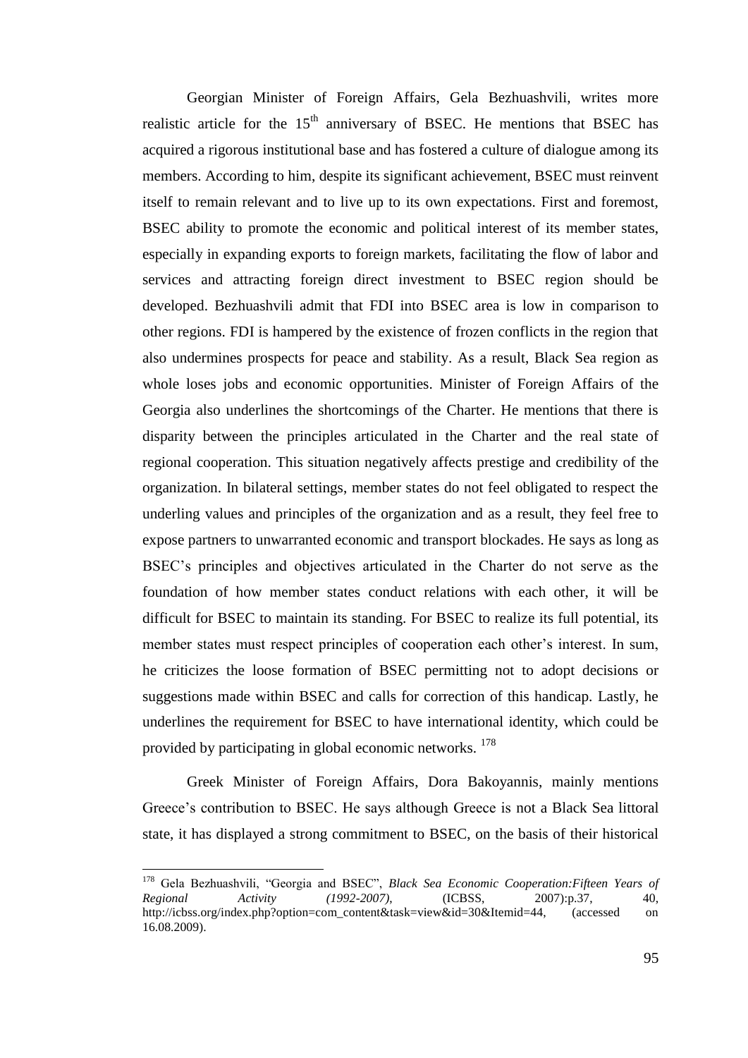Georgian Minister of Foreign Affairs, Gela Bezhuashvili, writes more realistic article for the 15th anniversary of BSEC. He mentions that BSEC has acquired a rigorous institutional base and has fostered a culture of dialogue among its members. According to him, despite its significant achievement, BSEC must reinvent itself to remain relevant and to live up to its own expectations. First and foremost, BSEC ability to promote the economic and political interest of its member states, especially in expanding exports to foreign markets, facilitating the flow of labor and services and attracting foreign direct investment to BSEC region should be developed. Bezhuashvili admit that FDI into BSEC area is low in comparison to other regions. FDI is hampered by the existence of frozen conflicts in the region that also undermines prospects for peace and stability. As a result, Black Sea region as whole loses jobs and economic opportunities. Minister of Foreign Affairs of the Georgia also underlines the shortcomings of the Charter. He mentions that there is disparity between the principles articulated in the Charter and the real state of regional cooperation. This situation negatively affects prestige and credibility of the organization. In bilateral settings, member states do not feel obligated to respect the underling values and principles of the organization and as a result, they feel free to expose partners to unwarranted economic and transport blockades. He says as long as BSEC's principles and objectives articulated in the Charter do not serve as the foundation of how member states conduct relations with each other, it will be difficult for BSEC to maintain its standing. For BSEC to realize its full potential, its member states must respect principles of cooperation each other's interest. In sum, he criticizes the loose formation of BSEC permitting not to adopt decisions or suggestions made within BSEC and calls for correction of this handicap. Lastly, he underlines the requirement for BSEC to have international identity, which could be provided by participating in global economic networks. [178]

Greek Minister of Foreign Affairs, Dora Bakoyannis, mainly mentions Greece's contribution to BSEC. He says although Greece is not a Black Sea littoral state, it has displayed a strong commitment to BSEC, on the basis of their historical

---

[178] Gela Bezhuashvili, "Georgia and BSEC", *Black Sea Economic Cooperation:Fifteen Years of Regional Activity (1992-2007)*, (ICBSS, 2007):p.37, 40, http://icbss.org/index.php?option=com_content&task=view&id=30&Itemid=44, (accessed on 16.08.2009).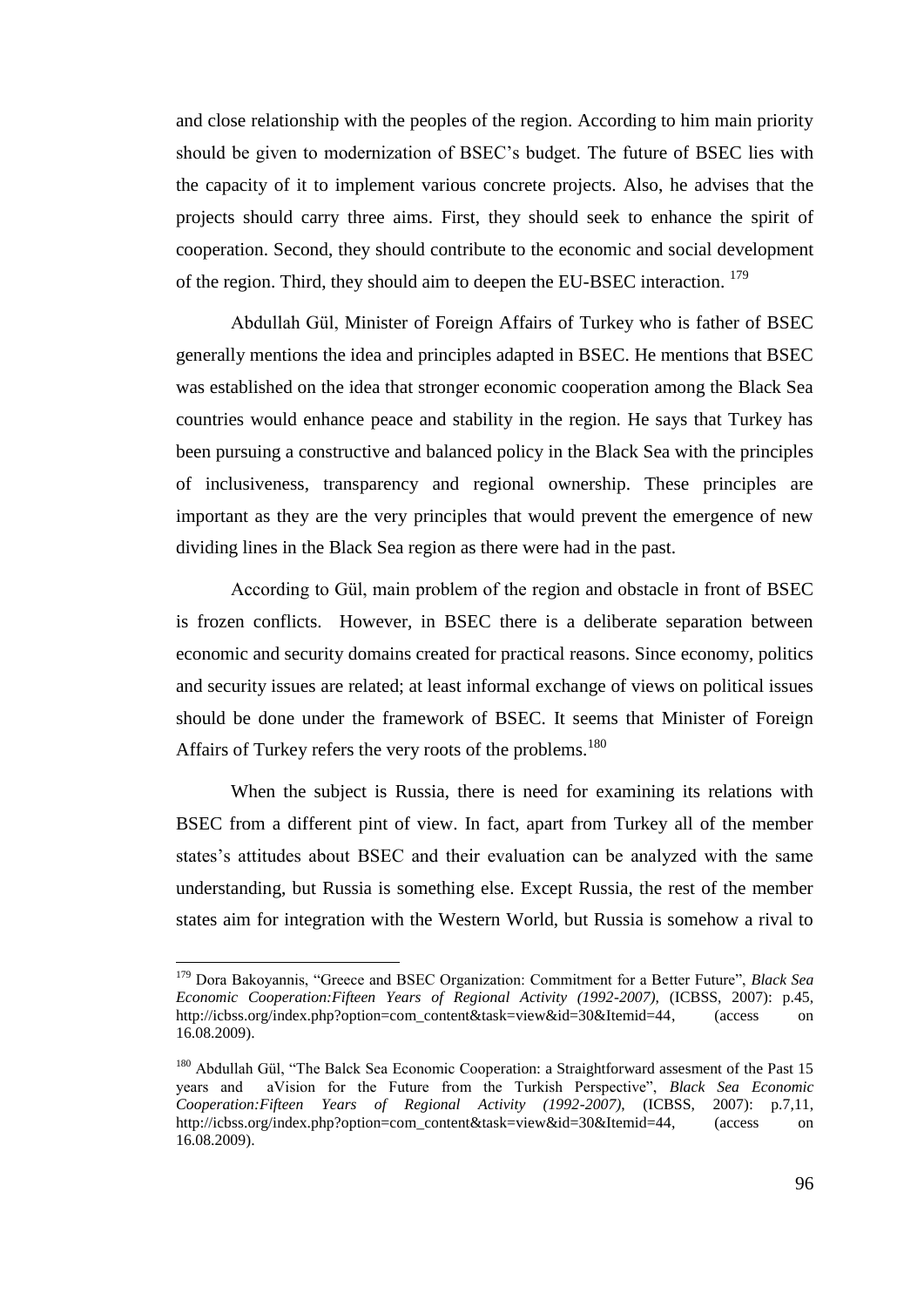and close relationship with the peoples of the region. According to him main priority should be given to modernization of BSEC's budget. The future of BSEC lies with the capacity of it to implement various concrete projects. Also, he advises that the projects should carry three aims. First, they should seek to enhance the spirit of cooperation. Second, they should contribute to the economic and social development of the region. Third, they should aim to deepen the EU-BSEC interaction. [179]

Abdullah Gül, Minister of Foreign Affairs of Turkey who is father of BSEC generally mentions the idea and principles adapted in BSEC. He mentions that BSEC was established on the idea that stronger economic cooperation among the Black Sea countries would enhance peace and stability in the region. He says that Turkey has been pursuing a constructive and balanced policy in the Black Sea with the principles of inclusiveness, transparency and regional ownership. These principles are important as they are the very principles that would prevent the emergence of new dividing lines in the Black Sea region as there were had in the past.

According to Gül, main problem of the region and obstacle in front of BSEC is frozen conflicts. However, in BSEC there is a deliberate separation between economic and security domains created for practical reasons. Since economy, politics and security issues are related; at least informal exchange of views on political issues should be done under the framework of BSEC. It seems that Minister of Foreign Affairs of Turkey refers the very roots of the problems.[180]

When the subject is Russia, there is need for examining its relations with BSEC from a different pint of view. In fact, apart from Turkey all of the member states's attitudes about BSEC and their evaluation can be analyzed with the same understanding, but Russia is something else. Except Russia, the rest of the member states aim for integration with the Western World, but Russia is somehow a rival to

---

[179] Dora Bakoyannis, "Greece and BSEC Organization: Commitment for a Better Future", *Black Sea Economic Cooperation:Fifteen Years of Regional Activity (1992-2007)*, (ICBSS, 2007): p.45, http://icbss.org/index.php?option=com_content&task=view&id=30&Itemid=44, (access on 16.08.2009).

[180] Abdullah Gül, "The Balck Sea Economic Cooperation: a Straightforward assesment of the Past 15 years and aVision for the Future from the Turkish Perspective", *Black Sea Economic Cooperation:Fifteen Years of Regional Activity (1992-2007)*, (ICBSS, 2007): p.7,11, http://icbss.org/index.php?option=com_content&task=view&id=30&Itemid=44, (access on 16.08.2009).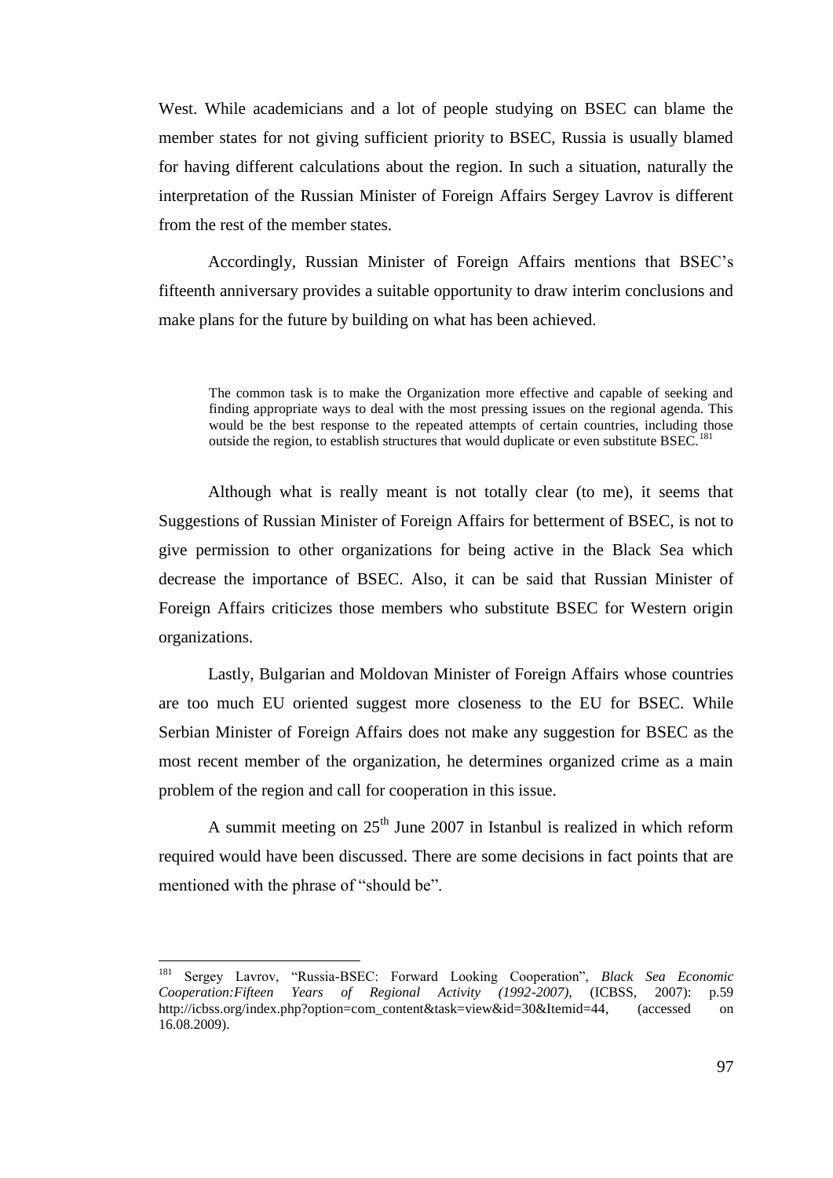West. While academicians and a lot of people studying on BSEC can blame the member states for not giving sufficient priority to BSEC, Russia is usually blamed for having different calculations about the region. In such a situation, naturally the interpretation of the Russian Minister of Foreign Affairs Sergey Lavrov is different from the rest of the member states.

Accordingly, Russian Minister of Foreign Affairs mentions that BSEC's fifteenth anniversary provides a suitable opportunity to draw interim conclusions and make plans for the future by building on what has been achieved.

> The common task is to make the Organization more effective and capable of seeking and finding appropriate ways to deal with the most pressing issues on the regional agenda. This would be the best response to the repeated attempts of certain countries, including those outside the region, to establish structures that would duplicate or even substitute BSEC.[181]

Although what is really meant is not totally clear (to me), it seems that Suggestions of Russian Minister of Foreign Affairs for betterment of BSEC, is not to give permission to other organizations for being active in the Black Sea which decrease the importance of BSEC. Also, it can be said that Russian Minister of Foreign Affairs criticizes those members who substitute BSEC for Western origin organizations.

Lastly, Bulgarian and Moldovan Minister of Foreign Affairs whose countries are too much EU oriented suggest more closeness to the EU for BSEC. While Serbian Minister of Foreign Affairs does not make any suggestion for BSEC as the most recent member of the organization, he determines organized crime as a main problem of the region and call for cooperation in this issue.

A summit meeting on 25th June 2007 in Istanbul is realized in which reform required would have been discussed. There are some decisions in fact points that are mentioned with the phrase of "should be".

---

[181] Sergey Lavrov, "Russia-BSEC: Forward Looking Cooperation", *Black Sea Economic Cooperation:Fifteen Years of Regional Activity (1992-2007)*, (ICBSS, 2007): p.59 http://icbss.org/index.php?option=com_content&task=view&id=30&Itemid=44, (accessed on 16.08.2009).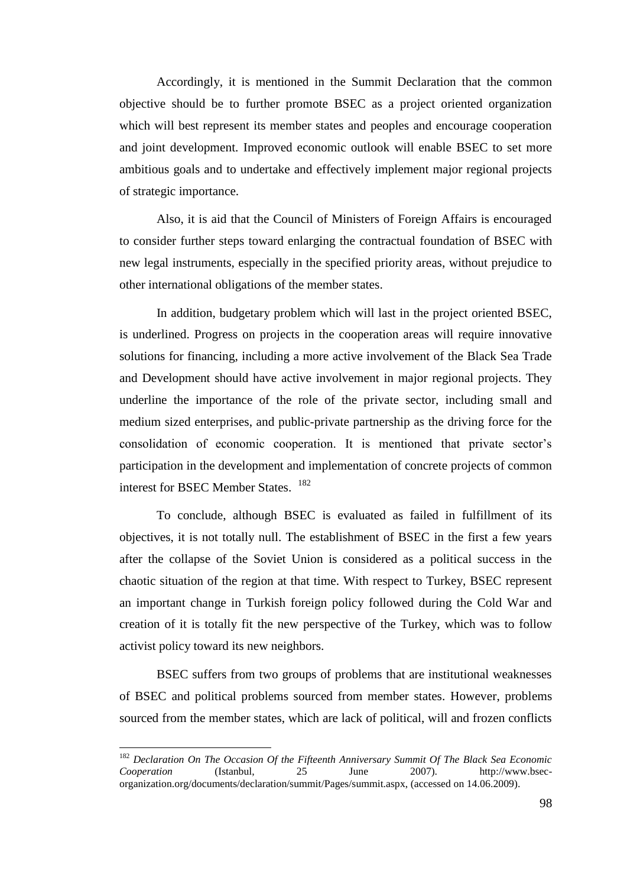Accordingly, it is mentioned in the Summit Declaration that the common objective should be to further promote BSEC as a project oriented organization which will best represent its member states and peoples and encourage cooperation and joint development. Improved economic outlook will enable BSEC to set more ambitious goals and to undertake and effectively implement major regional projects of strategic importance.

Also, it is aid that the Council of Ministers of Foreign Affairs is encouraged to consider further steps toward enlarging the contractual foundation of BSEC with new legal instruments, especially in the specified priority areas, without prejudice to other international obligations of the member states.

In addition, budgetary problem which will last in the project oriented BSEC, is underlined. Progress on projects in the cooperation areas will require innovative solutions for financing, including a more active involvement of the Black Sea Trade and Development should have active involvement in major regional projects. They underline the importance of the role of the private sector, including small and medium sized enterprises, and public-private partnership as the driving force for the consolidation of economic cooperation. It is mentioned that private sector's participation in the development and implementation of concrete projects of common interest for BSEC Member States. [182]

To conclude, although BSEC is evaluated as failed in fulfillment of its objectives, it is not totally null. The establishment of BSEC in the first a few years after the collapse of the Soviet Union is considered as a political success in the chaotic situation of the region at that time. With respect to Turkey, BSEC represent an important change in Turkish foreign policy followed during the Cold War and creation of it is totally fit the new perspective of the Turkey, which was to follow activist policy toward its new neighbors.

BSEC suffers from two groups of problems that are institutional weaknesses of BSEC and political problems sourced from member states. However, problems sourced from the member states, which are lack of political, will and frozen conflicts

---

[182] *Declaration On The Occasion Of the Fifteenth Anniversary Summit Of The Black Sea Economic Cooperation* (Istanbul, 25 June 2007). http://www.bsec-organization.org/documents/declaration/summit/Pages/summit.aspx, (accessed on 14.06.2009).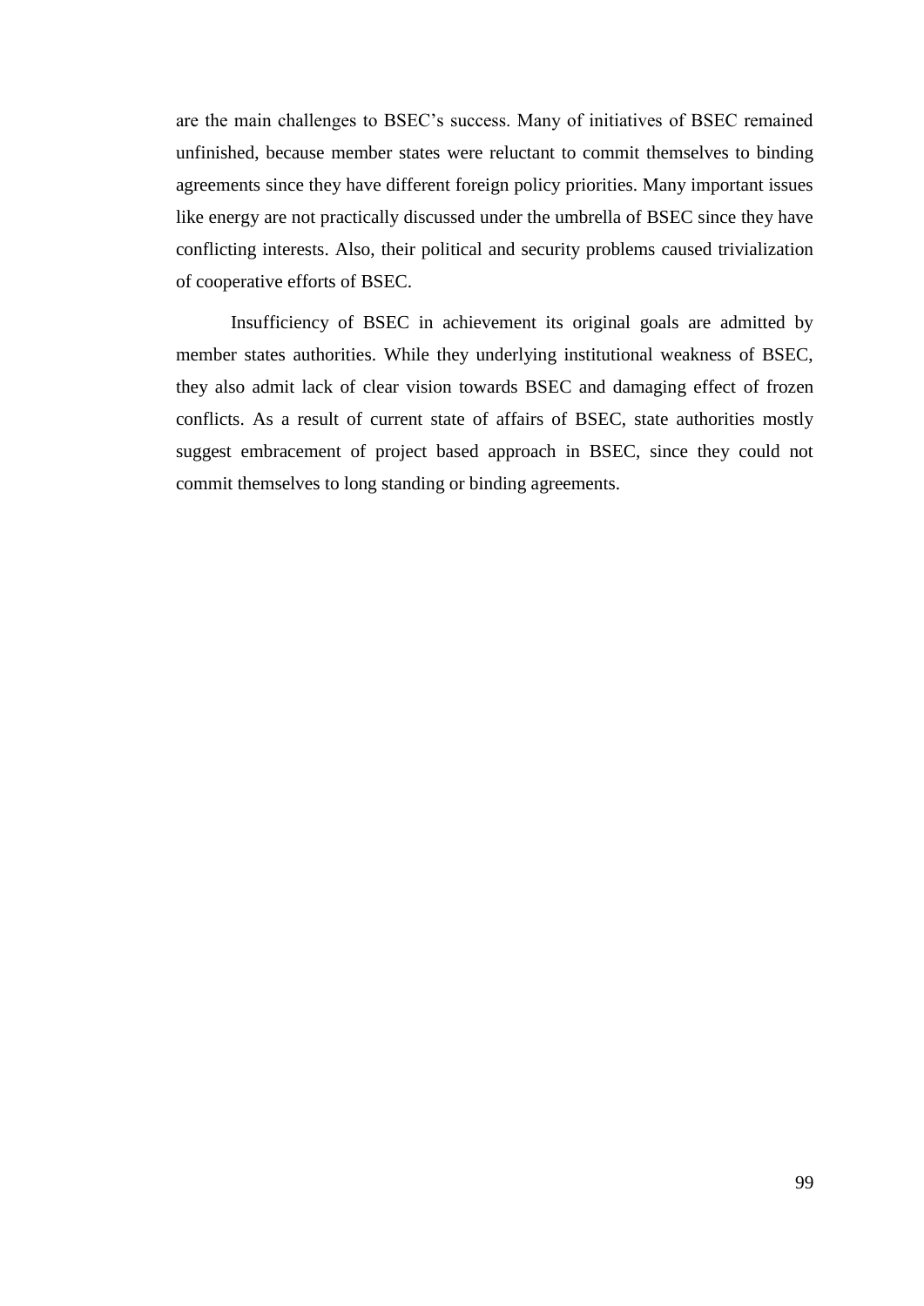are the main challenges to BSEC's success. Many of initiatives of BSEC remained unfinished, because member states were reluctant to commit themselves to binding agreements since they have different foreign policy priorities. Many important issues like energy are not practically discussed under the umbrella of BSEC since they have conflicting interests. Also, their political and security problems caused trivialization of cooperative efforts of BSEC.

Insufficiency of BSEC in achievement its original goals are admitted by member states authorities. While they underlying institutional weakness of BSEC, they also admit lack of clear vision towards BSEC and damaging effect of frozen conflicts. As a result of current state of affairs of BSEC, state authorities mostly suggest embracement of project based approach in BSEC, since they could not commit themselves to long standing or binding agreements.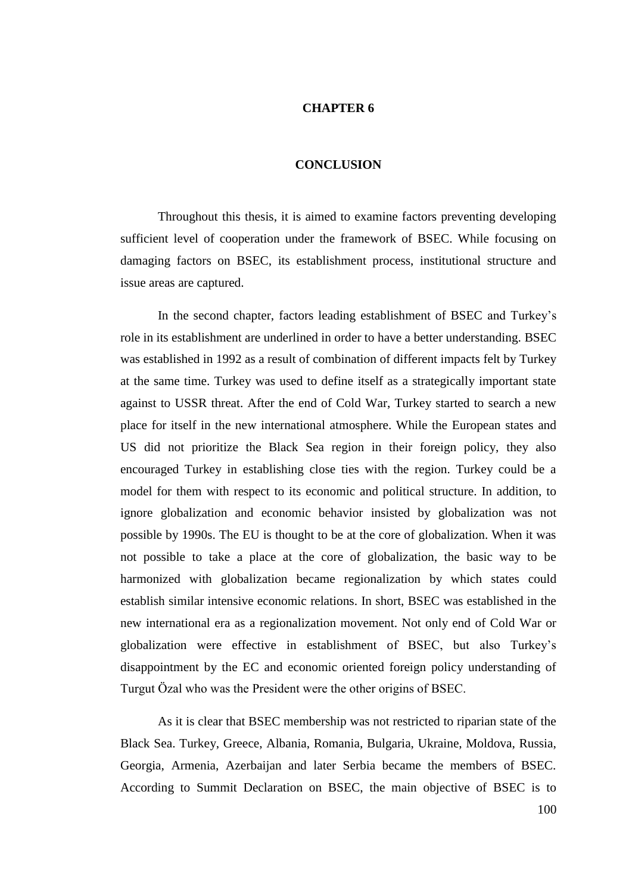# CHAPTER 6

# CONCLUSION

Throughout this thesis, it is aimed to examine factors preventing developing sufficient level of cooperation under the framework of BSEC. While focusing on damaging factors on BSEC, its establishment process, institutional structure and issue areas are captured.

In the second chapter, factors leading establishment of BSEC and Turkey's role in its establishment are underlined in order to have a better understanding. BSEC was established in 1992 as a result of combination of different impacts felt by Turkey at the same time. Turkey was used to define itself as a strategically important state against to USSR threat. After the end of Cold War, Turkey started to search a new place for itself in the new international atmosphere. While the European states and US did not prioritize the Black Sea region in their foreign policy, they also encouraged Turkey in establishing close ties with the region. Turkey could be a model for them with respect to its economic and political structure. In addition, to ignore globalization and economic behavior insisted by globalization was not possible by 1990s. The EU is thought to be at the core of globalization. When it was not possible to take a place at the core of globalization, the basic way to be harmonized with globalization became regionalization by which states could establish similar intensive economic relations. In short, BSEC was established in the new international era as a regionalization movement. Not only end of Cold War or globalization were effective in establishment of BSEC, but also Turkey's disappointment by the EC and economic oriented foreign policy understanding of Turgut Özal who was the President were the other origins of BSEC.

As it is clear that BSEC membership was not restricted to riparian state of the Black Sea. Turkey, Greece, Albania, Romania, Bulgaria, Ukraine, Moldova, Russia, Georgia, Armenia, Azerbaijan and later Serbia became the members of BSEC. According to Summit Declaration on BSEC, the main objective of BSEC is to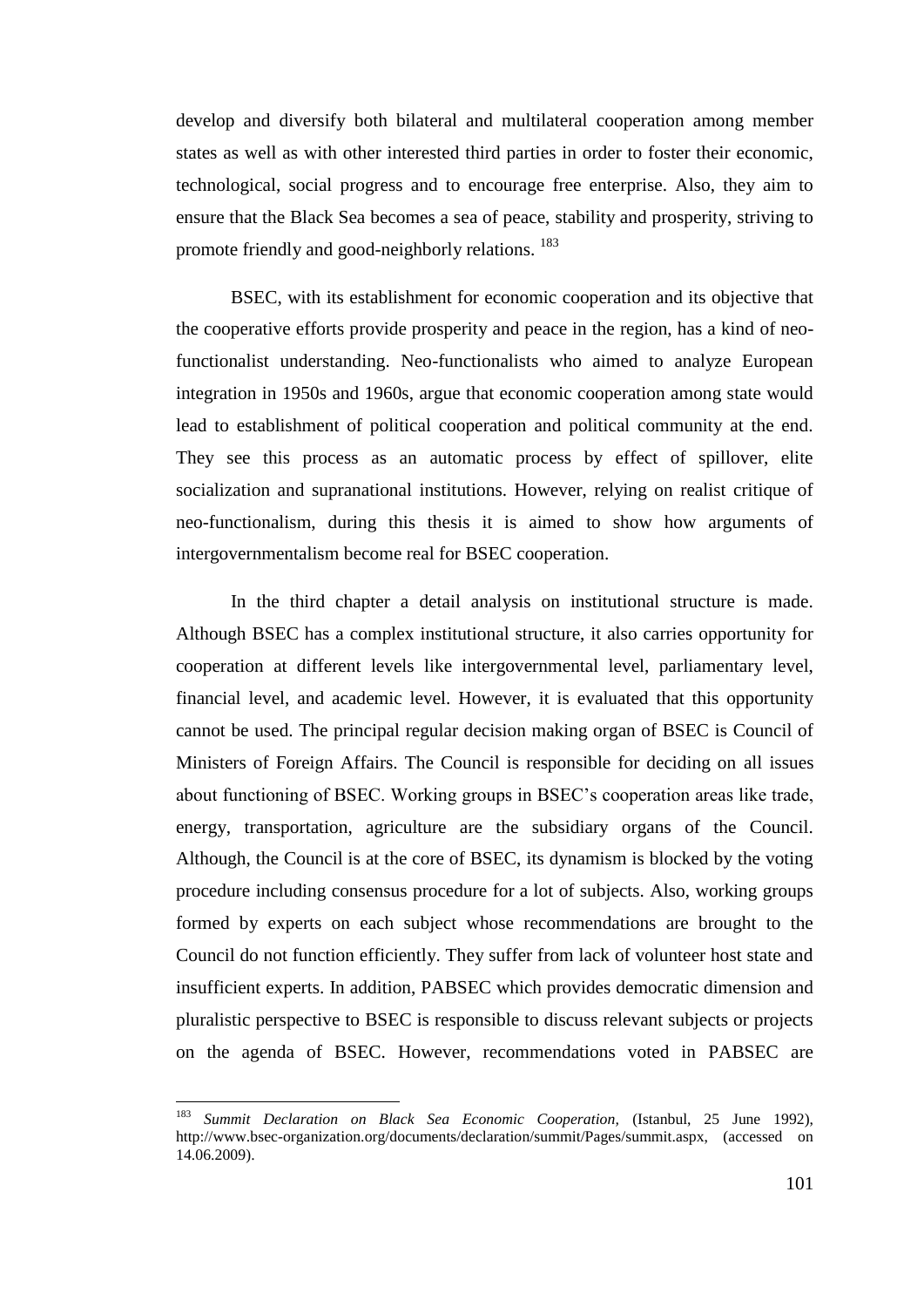develop and diversify both bilateral and multilateral cooperation among member states as well as with other interested third parties in order to foster their economic, technological, social progress and to encourage free enterprise. Also, they aim to ensure that the Black Sea becomes a sea of peace, stability and prosperity, striving to promote friendly and good-neighborly relations. [183]

BSEC, with its establishment for economic cooperation and its objective that the cooperative efforts provide prosperity and peace in the region, has a kind of neo-functionalist understanding. Neo-functionalists who aimed to analyze European integration in 1950s and 1960s, argue that economic cooperation among state would lead to establishment of political cooperation and political community at the end. They see this process as an automatic process by effect of spillover, elite socialization and supranational institutions. However, relying on realist critique of neo-functionalism, during this thesis it is aimed to show how arguments of intergovernmentalism become real for BSEC cooperation.

In the third chapter a detail analysis on institutional structure is made. Although BSEC has a complex institutional structure, it also carries opportunity for cooperation at different levels like intergovernmental level, parliamentary level, financial level, and academic level. However, it is evaluated that this opportunity cannot be used. The principal regular decision making organ of BSEC is Council of Ministers of Foreign Affairs. The Council is responsible for deciding on all issues about functioning of BSEC. Working groups in BSEC's cooperation areas like trade, energy, transportation, agriculture are the subsidiary organs of the Council. Although, the Council is at the core of BSEC, its dynamism is blocked by the voting procedure including consensus procedure for a lot of subjects. Also, working groups formed by experts on each subject whose recommendations are brought to the Council do not function efficiently. They suffer from lack of volunteer host state and insufficient experts. In addition, PABSEC which provides democratic dimension and pluralistic perspective to BSEC is responsible to discuss relevant subjects or projects on the agenda of BSEC. However, recommendations voted in PABSEC are

---

[183] *Summit Declaration on Black Sea Economic Cooperation*, (Istanbul, 25 June 1992), http://www.bsec-organization.org/documents/declaration/summit/Pages/summit.aspx, (accessed on 14.06.2009).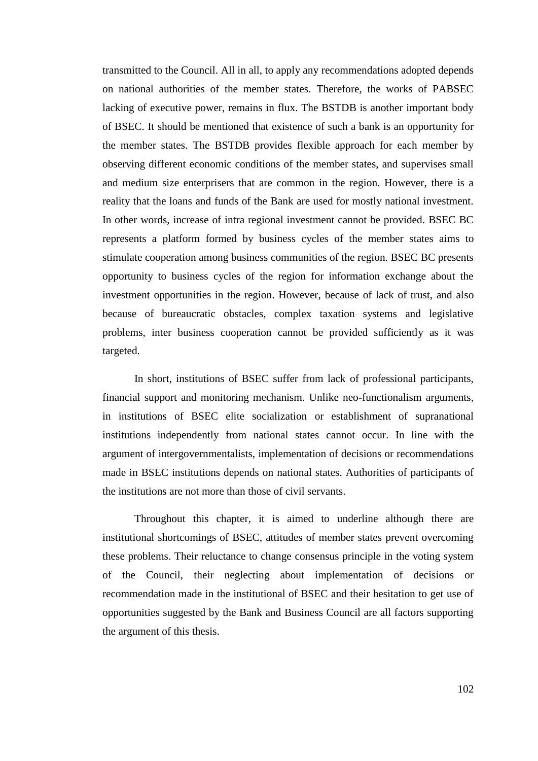transmitted to the Council. All in all, to apply any recommendations adopted depends on national authorities of the member states. Therefore, the works of PABSEC lacking of executive power, remains in flux. The BSTDB is another important body of BSEC. It should be mentioned that existence of such a bank is an opportunity for the member states. The BSTDB provides flexible approach for each member by observing different economic conditions of the member states, and supervises small and medium size enterprisers that are common in the region. However, there is a reality that the loans and funds of the Bank are used for mostly national investment. In other words, increase of intra regional investment cannot be provided. BSEC BC represents a platform formed by business cycles of the member states aims to stimulate cooperation among business communities of the region. BSEC BC presents opportunity to business cycles of the region for information exchange about the investment opportunities in the region. However, because of lack of trust, and also because of bureaucratic obstacles, complex taxation systems and legislative problems, inter business cooperation cannot be provided sufficiently as it was targeted.

In short, institutions of BSEC suffer from lack of professional participants, financial support and monitoring mechanism. Unlike neo-functionalism arguments, in institutions of BSEC elite socialization or establishment of supranational institutions independently from national states cannot occur. In line with the argument of intergovernmentalists, implementation of decisions or recommendations made in BSEC institutions depends on national states. Authorities of participants of the institutions are not more than those of civil servants.

Throughout this chapter, it is aimed to underline although there are institutional shortcomings of BSEC, attitudes of member states prevent overcoming these problems. Their reluctance to change consensus principle in the voting system of the Council, their neglecting about implementation of decisions or recommendation made in the institutional of BSEC and their hesitation to get use of opportunities suggested by the Bank and Business Council are all factors supporting the argument of this thesis.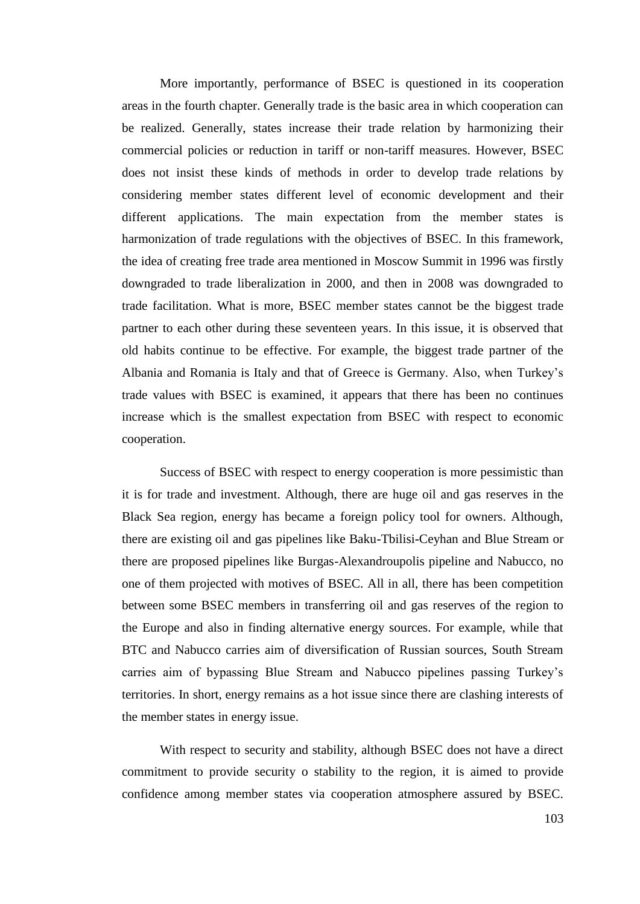More importantly, performance of BSEC is questioned in its cooperation areas in the fourth chapter. Generally trade is the basic area in which cooperation can be realized. Generally, states increase their trade relation by harmonizing their commercial policies or reduction in tariff or non-tariff measures. However, BSEC does not insist these kinds of methods in order to develop trade relations by considering member states different level of economic development and their different applications. The main expectation from the member states is harmonization of trade regulations with the objectives of BSEC. In this framework, the idea of creating free trade area mentioned in Moscow Summit in 1996 was firstly downgraded to trade liberalization in 2000, and then in 2008 was downgraded to trade facilitation. What is more, BSEC member states cannot be the biggest trade partner to each other during these seventeen years. In this issue, it is observed that old habits continue to be effective. For example, the biggest trade partner of the Albania and Romania is Italy and that of Greece is Germany. Also, when Turkey's trade values with BSEC is examined, it appears that there has been no continues increase which is the smallest expectation from BSEC with respect to economic cooperation.

Success of BSEC with respect to energy cooperation is more pessimistic than it is for trade and investment. Although, there are huge oil and gas reserves in the Black Sea region, energy has became a foreign policy tool for owners. Although, there are existing oil and gas pipelines like Baku-Tbilisi-Ceyhan and Blue Stream or there are proposed pipelines like Burgas-Alexandroupolis pipeline and Nabucco, no one of them projected with motives of BSEC. All in all, there has been competition between some BSEC members in transferring oil and gas reserves of the region to the Europe and also in finding alternative energy sources. For example, while that BTC and Nabucco carries aim of diversification of Russian sources, South Stream carries aim of bypassing Blue Stream and Nabucco pipelines passing Turkey's territories. In short, energy remains as a hot issue since there are clashing interests of the member states in energy issue.

With respect to security and stability, although BSEC does not have a direct commitment to provide security o stability to the region, it is aimed to provide confidence among member states via cooperation atmosphere assured by BSEC.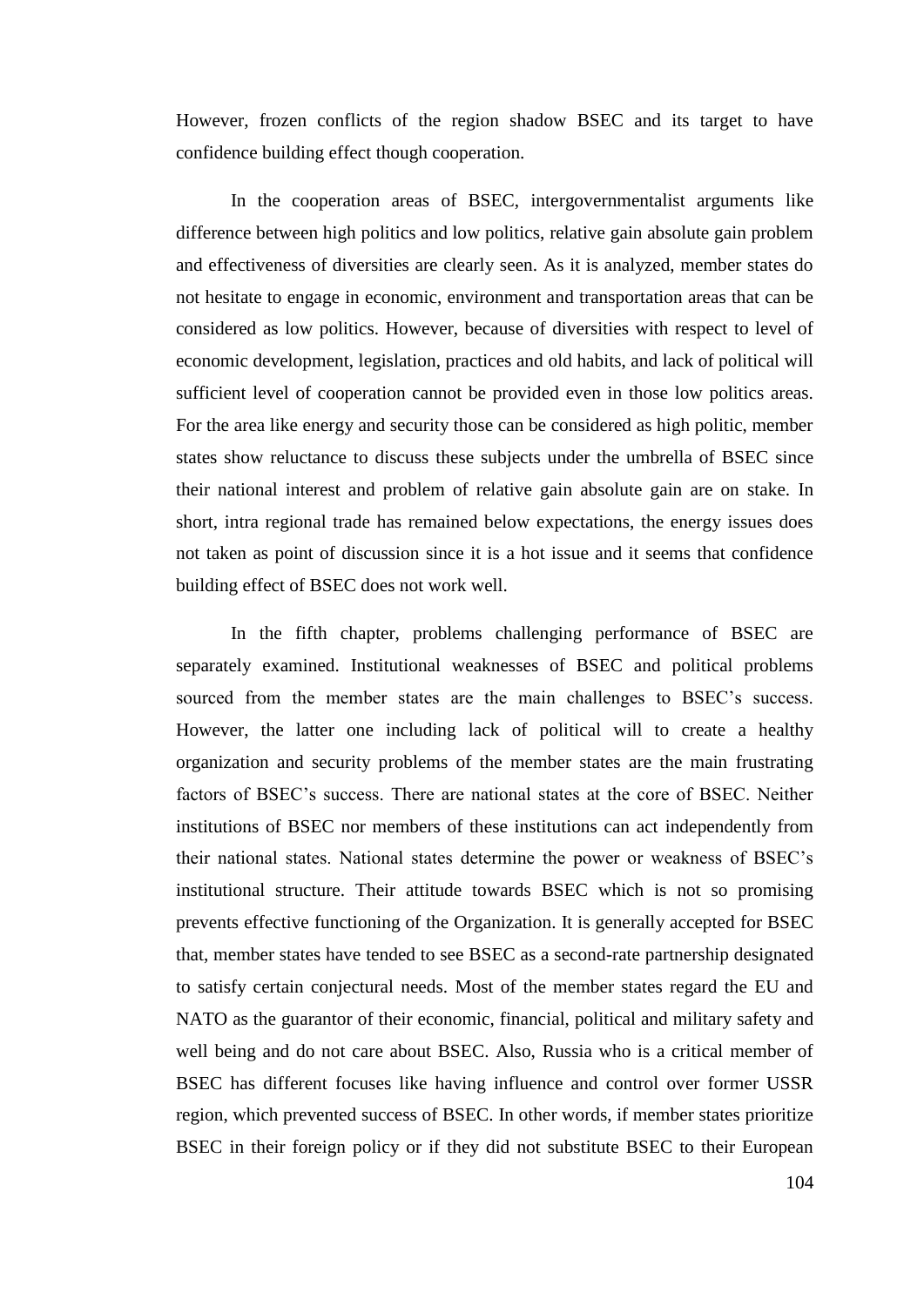However, frozen conflicts of the region shadow BSEC and its target to have confidence building effect though cooperation.

In the cooperation areas of BSEC, intergovernmentalist arguments like difference between high politics and low politics, relative gain absolute gain problem and effectiveness of diversities are clearly seen. As it is analyzed, member states do not hesitate to engage in economic, environment and transportation areas that can be considered as low politics. However, because of diversities with respect to level of economic development, legislation, practices and old habits, and lack of political will sufficient level of cooperation cannot be provided even in those low politics areas. For the area like energy and security those can be considered as high politic, member states show reluctance to discuss these subjects under the umbrella of BSEC since their national interest and problem of relative gain absolute gain are on stake. In short, intra regional trade has remained below expectations, the energy issues does not taken as point of discussion since it is a hot issue and it seems that confidence building effect of BSEC does not work well.

In the fifth chapter, problems challenging performance of BSEC are separately examined. Institutional weaknesses of BSEC and political problems sourced from the member states are the main challenges to BSEC's success. However, the latter one including lack of political will to create a healthy organization and security problems of the member states are the main frustrating factors of BSEC's success. There are national states at the core of BSEC. Neither institutions of BSEC nor members of these institutions can act independently from their national states. National states determine the power or weakness of BSEC's institutional structure. Their attitude towards BSEC which is not so promising prevents effective functioning of the Organization. It is generally accepted for BSEC that, member states have tended to see BSEC as a second-rate partnership designated to satisfy certain conjectural needs. Most of the member states regard the EU and NATO as the guarantor of their economic, financial, political and military safety and well being and do not care about BSEC. Also, Russia who is a critical member of BSEC has different focuses like having influence and control over former USSR region, which prevented success of BSEC. In other words, if member states prioritize BSEC in their foreign policy or if they did not substitute BSEC to their European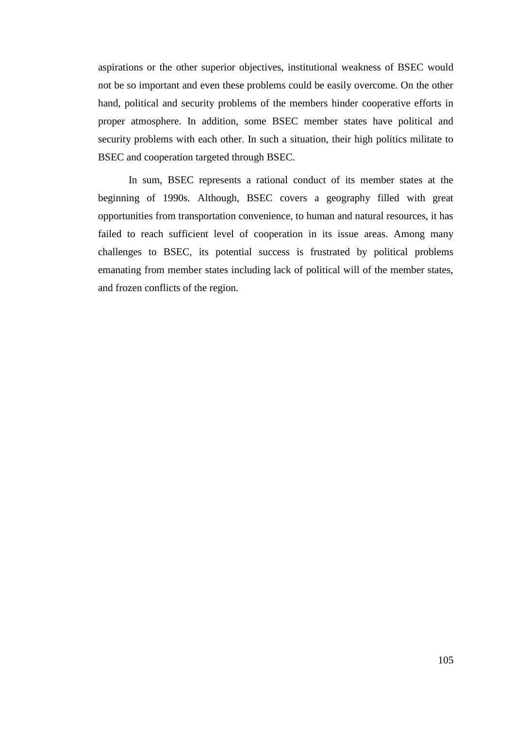aspirations or the other superior objectives, institutional weakness of BSEC would not be so important and even these problems could be easily overcome. On the other hand, political and security problems of the members hinder cooperative efforts in proper atmosphere. In addition, some BSEC member states have political and security problems with each other. In such a situation, their high politics militate to BSEC and cooperation targeted through BSEC.

In sum, BSEC represents a rational conduct of its member states at the beginning of 1990s. Although, BSEC covers a geography filled with great opportunities from transportation convenience, to human and natural resources, it has failed to reach sufficient level of cooperation in its issue areas. Among many challenges to BSEC, its potential success is frustrated by political problems emanating from member states including lack of political will of the member states, and frozen conflicts of the region.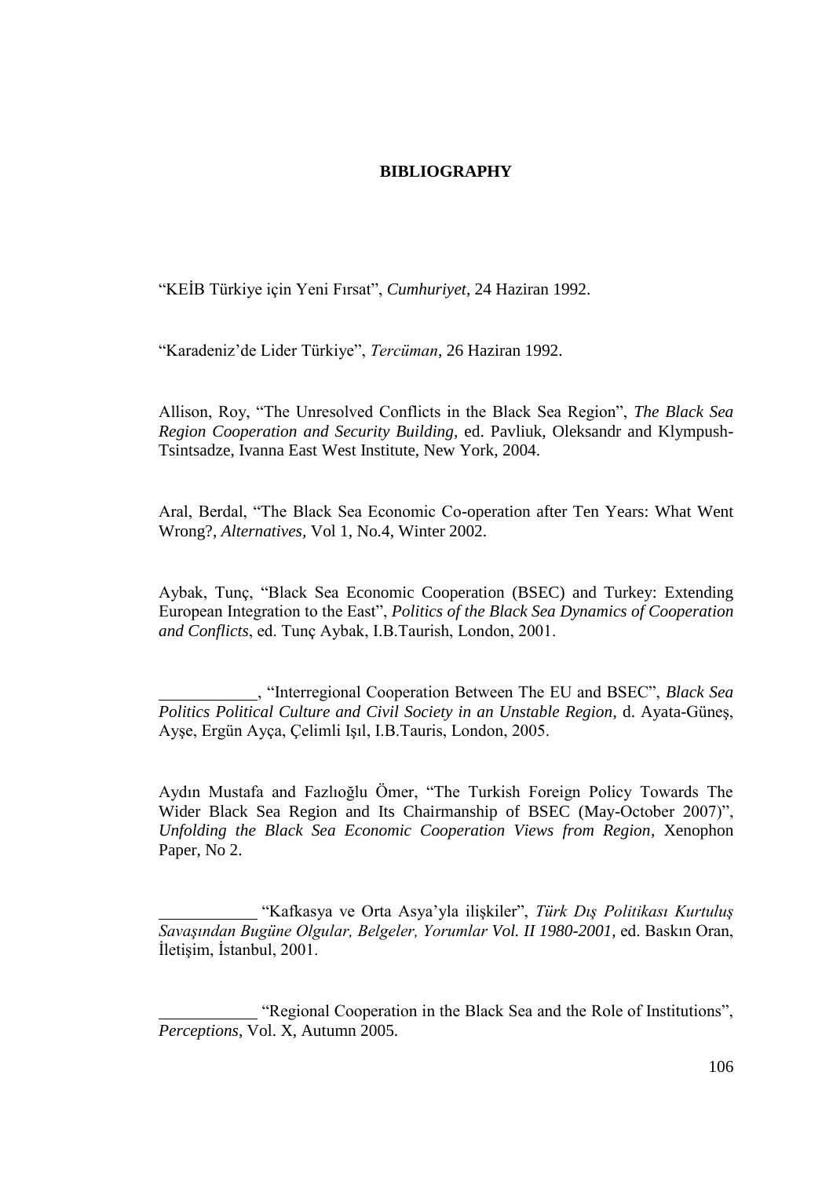**BIBLIOGRAPHY**

"KEİB Türkiye için Yeni Fırsat", *Cumhuriyet*, 24 Haziran 1992.

"Karadeniz'de Lider Türkiye", *Tercüman*, 26 Haziran 1992.

Allison, Roy, "The Unresolved Conflicts in the Black Sea Region", *The Black Sea Region Cooperation and Security Building,* ed. Pavliuk, Oleksandr and Klympush-Tsintsadze, Ivanna East West Institute, New York, 2004.

Aral, Berdal, "The Black Sea Economic Co-operation after Ten Years: What Went Wrong?, *Alternatives,* Vol 1, No.4, Winter 2002.

Aybak, Tunç, "Black Sea Economic Cooperation (BSEC) and Turkey: Extending European Integration to the East", *Politics of the Black Sea Dynamics of Cooperation and Conflicts*, ed. Tunç Aybak, I.B.Taurish, London, 2001.

____________, "Interregional Cooperation Between The EU and BSEC", *Black Sea Politics Political Culture and Civil Society in an Unstable Region*, d. Ayata-Güneş, Ayşe, Ergün Ayça, Çelimli Işıl, I.B.Tauris, London, 2005.

Aydın Mustafa and Fazlıoğlu Ömer, "The Turkish Foreign Policy Towards The Wider Black Sea Region and Its Chairmanship of BSEC (May-October 2007)", *Unfolding the Black Sea Economic Cooperation Views from Region*, Xenophon Paper, No 2.

____________ "Kafkasya ve Orta Asya'yla ilişkiler", *Türk Dış Politikası Kurtuluş Savaşından Bugüne Olgular, Belgeler, Yorumlar Vol. II 1980-2001,* ed. Baskın Oran, İletişim, İstanbul, 2001.

____________ "Regional Cooperation in the Black Sea and the Role of Institutions", *Perceptions*, Vol. X, Autumn 2005.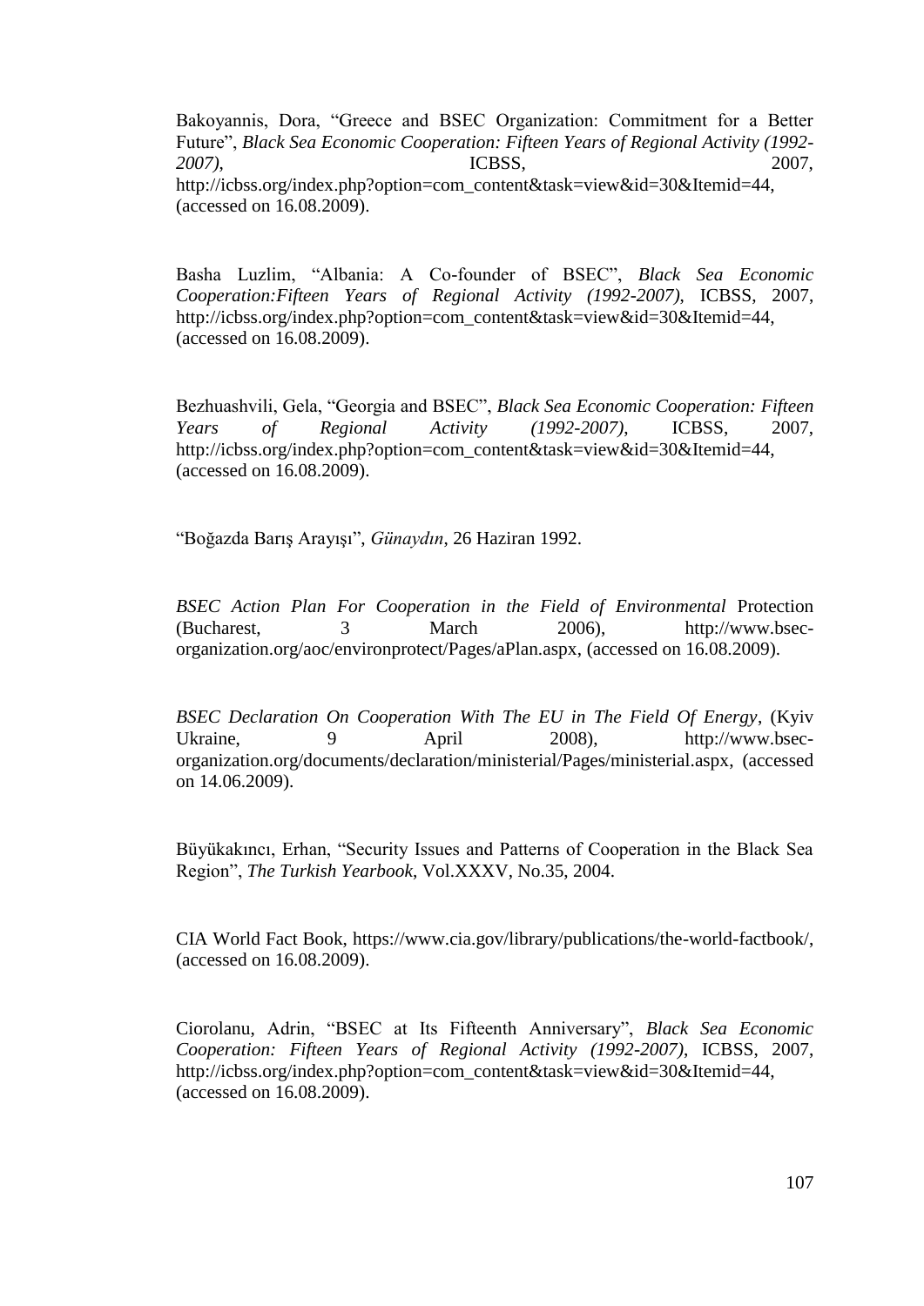Bakoyannis, Dora, "Greece and BSEC Organization: Commitment for a Better Future", *Black Sea Economic Cooperation: Fifteen Years of Regional Activity (1992-2007)*, ICBSS, 2007, http://icbss.org/index.php?option=com_content&task=view&id=30&Itemid=44, (accessed on 16.08.2009).

Basha Luzlim, "Albania: A Co-founder of BSEC", *Black Sea Economic Cooperation:Fifteen Years of Regional Activity (1992-2007)*, ICBSS, 2007, http://icbss.org/index.php?option=com_content&task=view&id=30&Itemid=44, (accessed on 16.08.2009).

Bezhuashvili, Gela, "Georgia and BSEC", *Black Sea Economic Cooperation: Fifteen Years of Regional Activity (1992-2007)*, ICBSS, 2007, http://icbss.org/index.php?option=com_content&task=view&id=30&Itemid=44, (accessed on 16.08.2009).

"Boğazda Barış Arayışı", *Günaydın*, 26 Haziran 1992.

*BSEC Action Plan For Cooperation in the Field of Environmental* Protection (Bucharest, 3 March 2006), http://www.bsec-organization.org/aoc/environprotect/Pages/aPlan.aspx, (accessed on 16.08.2009).

*BSEC Declaration On Cooperation With The EU in The Field Of Energy*, (Kyiv Ukraine, 9 April 2008), http://www.bsec-organization.org/documents/declaration/ministerial/Pages/ministerial.aspx, (accessed on 14.06.2009).

Büyükakıncı, Erhan, "Security Issues and Patterns of Cooperation in the Black Sea Region", *The Turkish Yearbook*, Vol.XXXV, No.35, 2004.

CIA World Fact Book, https://www.cia.gov/library/publications/the-world-factbook/, (accessed on 16.08.2009).

Ciorolanu, Adrin, "BSEC at Its Fifteenth Anniversary", *Black Sea Economic Cooperation: Fifteen Years of Regional Activity (1992-2007)*, ICBSS, 2007, http://icbss.org/index.php?option=com_content&task=view&id=30&Itemid=44, (accessed on 16.08.2009).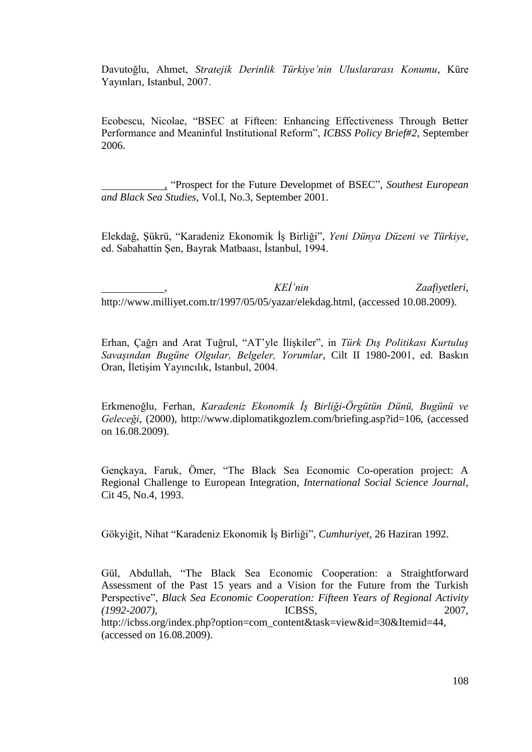Davutoğlu, Ahmet, *Stratejik Derinlik Türkiye'nin Uluslararası Konumu*, Küre Yayınları, Istanbul, 2007.

Ecobescu, Nicolae, "BSEC at Fifteen: Enhancing Effectiveness Through Better Performance and Meaninful Institutional Reform", *ICBSS Policy Brief#2*, September 2006.

\_\_\_\_\_\_\_\_\_\_\_, "Prospect for the Future Developmet of BSEC", *Southest European and Black Sea Studies*, Vol.I, No.3, September 2001.

Elekdağ, Şükrü, "Karadeniz Ekonomik İş Birliği", *Yeni Dünya Düzeni ve Türkiye*, ed. Sabahattin Şen, Bayrak Matbaası, İstanbul, 1994.

\_\_\_\_\_\_\_\_\_\_\_, *KEİ'nin Zaafiyetleri*, http://www.milliyet.com.tr/1997/05/05/yazar/elekdag.html, (accessed 10.08.2009).

Erhan, Çağrı and Arat Tuğrul, "AT'yle İlişkiler", in *Türk Dış Politikası Kurtuluş Savaşından Bugüne Olgular, Belgeler, Yorumlar*, Cilt II 1980-2001, ed. Baskın Oran, İletişim Yayıncılık, Istanbul, 2004.

Erkmenoğlu, Ferhan, *Karadeniz Ekonomik İş Birliği-Örgütün Dünü, Bugünü ve Geleceği*, (2000), http://www.diplomatikgozlem.com/briefing.asp?id=106, (accessed on 16.08.2009).

Gençkaya, Faruk, Ömer, "The Black Sea Economic Co-operation project: A Regional Challenge to European Integration, *International Social Science Journal*, Cit 45, No.4, 1993.

Gökyiğit, Nihat "Karadeniz Ekonomik İş Birliği", *Cumhuriyet*, 26 Haziran 1992.

Gül, Abdullah, "The Black Sea Economic Cooperation: a Straightforward Assessment of the Past 15 years and a Vision for the Future from the Turkish Perspective", *Black Sea Economic Cooperation: Fifteen Years of Regional Activity (1992-2007)*, ICBSS, 2007, http://icbss.org/index.php?option=com_content&task=view&id=30&Itemid=44, (accessed on 16.08.2009).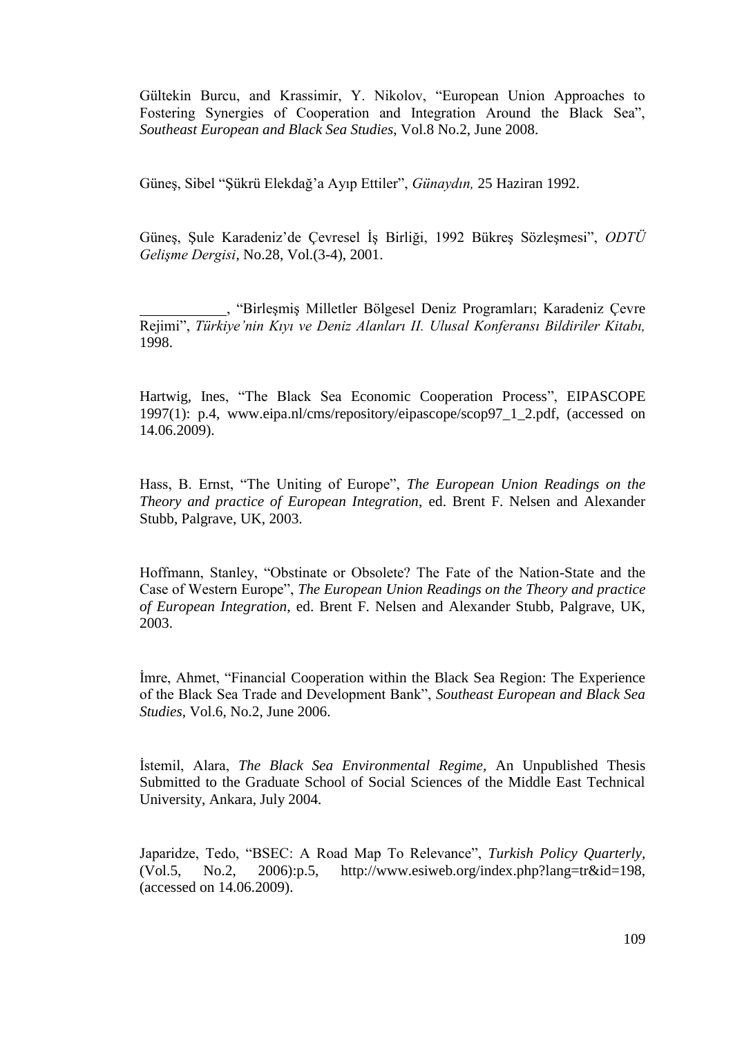Gültekin Burcu, and Krassimir, Y. Nikolov, "European Union Approaches to Fostering Synergies of Cooperation and Integration Around the Black Sea", *Southeast European and Black Sea Studies*, Vol.8 No.2, June 2008.

Güneş, Sibel "Şükrü Elekdağ'a Ayıp Ettiler", *Günaydın,* 25 Haziran 1992.

Güneş, Şule Karadeniz'de Çevresel İş Birliği, 1992 Bükreş Sözleşmesi", *ODTÜ Gelişme Dergisi*, No.28, Vol.(3-4), 2001.

\_\_\_\_\_\_\_\_\_\_\_\_, "Birleşmiş Milletler Bölgesel Deniz Programları; Karadeniz Çevre Rejimi", *Türkiye'nin Kıyı ve Deniz Alanları II. Ulusal Konferansı Bildiriler Kitabı,* 1998.

Hartwig, Ines, "The Black Sea Economic Cooperation Process", EIPASCOPE 1997(1): p.4, www.eipa.nl/cms/repository/eipascope/scop97_1_2.pdf, (accessed on 14.06.2009).

Hass, B. Ernst, "The Uniting of Europe", *The European Union Readings on the Theory and practice of European Integration*, ed. Brent F. Nelsen and Alexander Stubb, Palgrave, UK, 2003.

Hoffmann, Stanley, "Obstinate or Obsolete? The Fate of the Nation-State and the Case of Western Europe", *The European Union Readings on the Theory and practice of European Integration*, ed. Brent F. Nelsen and Alexander Stubb, Palgrave, UK, 2003.

İmre, Ahmet, "Financial Cooperation within the Black Sea Region: The Experience of the Black Sea Trade and Development Bank", *Southeast European and Black Sea Studies*, Vol.6, No.2, June 2006.

İstemil, Alara, *The Black Sea Environmental Regime,* An Unpublished Thesis Submitted to the Graduate School of Social Sciences of the Middle East Technical University, Ankara, July 2004.

Japaridze, Tedo, "BSEC: A Road Map To Relevance", *Turkish Policy Quarterly,* (Vol.5, No.2, 2006):p.5, http://www.esiweb.org/index.php?lang=tr&id=198, (accessed on 14.06.2009).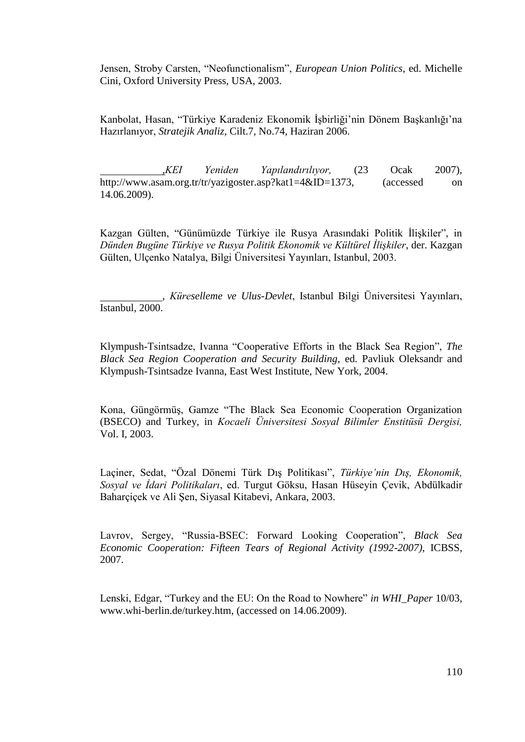Jensen, Stroby Carsten, "Neofunctionalism", *European Union Politics*, ed. Michelle Cini, Oxford University Press, USA, 2003.

Kanbolat, Hasan, "Türkiye Karadeniz Ekonomik İşbirliği'nin Dönem Başkanlığı'na Hazırlanıyor, *Stratejik Analiz*, Cilt.7, No.74, Haziran 2006.

\_\_\_\_\_\_\_\_\_\_\_\_,*KEI Yeniden Yapılandırılıyor,* (23 Ocak 2007), http://www.asam.org.tr/tr/yazigoster.asp?kat1=4&ID=1373, (accessed on 14.06.2009).

Kazgan Gülten, "Günümüzde Türkiye ile Rusya Arasındaki Politik İlişkiler", in *Dünden Bugüne Türkiye ve Rusya Politik Ekonomik ve Kültürel İlişkiler*, der. Kazgan Gülten, Ulçenko Natalya, Bilgi Üniversitesi Yayınları, Istanbul, 2003.

\_\_\_\_\_\_\_\_\_\_\_\_, *Küreselleme ve Ulus-Devlet*, Istanbul Bilgi Üniversitesi Yayınları, Istanbul, 2000.

Klympush-Tsintsadze, Ivanna "Cooperative Efforts in the Black Sea Region", *The Black Sea Region Cooperation and Security Building,* ed. Pavliuk Oleksandr and Klympush-Tsintsadze Ivanna, East West Institute, New York, 2004.

Kona, Güngörmüş, Gamze "The Black Sea Economic Cooperation Organization (BSECO) and Turkey, in *Kocaeli Üniversitesi Sosyal Bilimler Enstitüsü Dergisi,* Vol. I, 2003.

Laçiner, Sedat, "Özal Dönemi Türk Dış Politikası", *Türkiye'nin Dış, Ekonomik, Sosyal ve İdari Politikaları*, ed. Turgut Göksu, Hasan Hüseyin Çevik, Abdülkadir Baharçiçek ve Ali Şen, Siyasal Kitabevi, Ankara, 2003.

Lavrov, Sergey, "Russia-BSEC: Forward Looking Cooperation", *Black Sea Economic Cooperation: Fifteen Tears of Regional Activity (1992-2007),* ICBSS, 2007.

Lenski, Edgar, "Turkey and the EU: On the Road to Nowhere" *in WHI_Paper* 10/03, www.whi-berlin.de/turkey.htm, (accessed on 14.06.2009).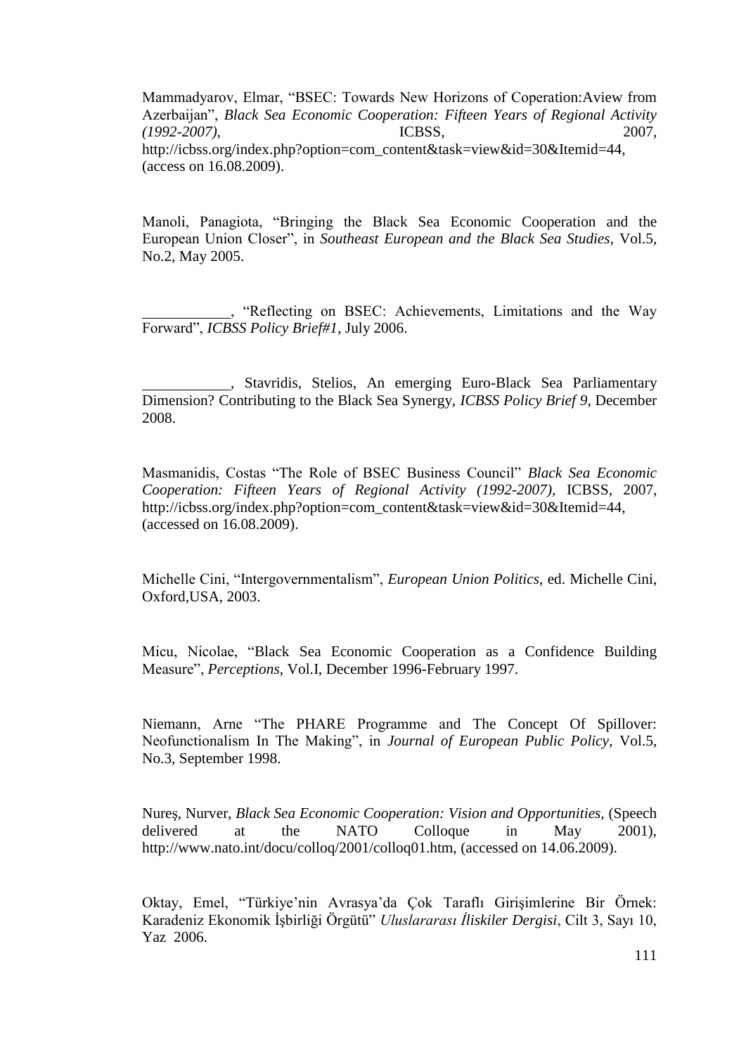Mammadyarov, Elmar, "BSEC: Towards New Horizons of Coperation:Aview from Azerbaijan", *Black Sea Economic Cooperation: Fifteen Years of Regional Activity (1992-2007)*, ICBSS, 2007, http://icbss.org/index.php?option=com_content&task=view&id=30&Itemid=44, (access on 16.08.2009).

Manoli, Panagiota, "Bringing the Black Sea Economic Cooperation and the European Union Closer", in *Southeast European and the Black Sea Studies*, Vol.5, No.2, May 2005.

\_\_\_\_\_\_\_\_\_\_\_\_, "Reflecting on BSEC: Achievements, Limitations and the Way Forward", *ICBSS Policy Brief#1*, July 2006.

\_\_\_\_\_\_\_\_\_\_\_\_, Stavridis, Stelios, An emerging Euro-Black Sea Parliamentary Dimension? Contributing to the Black Sea Synergy, *ICBSS Policy Brief 9*, December 2008.

Masmanidis, Costas "The Role of BSEC Business Council" *Black Sea Economic Cooperation: Fifteen Years of Regional Activity (1992-2007)*, ICBSS, 2007, http://icbss.org/index.php?option=com_content&task=view&id=30&Itemid=44, (accessed on 16.08.2009).

Michelle Cini, "Intergovernmentalism", *European Union Politics*, ed. Michelle Cini, Oxford,USA, 2003.

Micu, Nicolae, "Black Sea Economic Cooperation as a Confidence Building Measure", *Perceptions*, Vol.I, December 1996-February 1997.

Niemann, Arne "The PHARE Programme and The Concept Of Spillover: Neofunctionalism In The Making", in *Journal of European Public Policy*, Vol.5, No.3, September 1998.

Nureş, Nurver, *Black Sea Economic Cooperation: Vision and Opportunities*, (Speech delivered at the NATO Colloque in May 2001), http://www.nato.int/docu/colloq/2001/colloq01.htm, (accessed on 14.06.2009).

Oktay, Emel, "Türkiye'nin Avrasya'da Çok Taraflı Girişimlerine Bir Örnek: Karadeniz Ekonomik İşbirliği Örgütü" *Uluslararası İliskiler Dergisi*, Cilt 3, Sayı 10, Yaz 2006.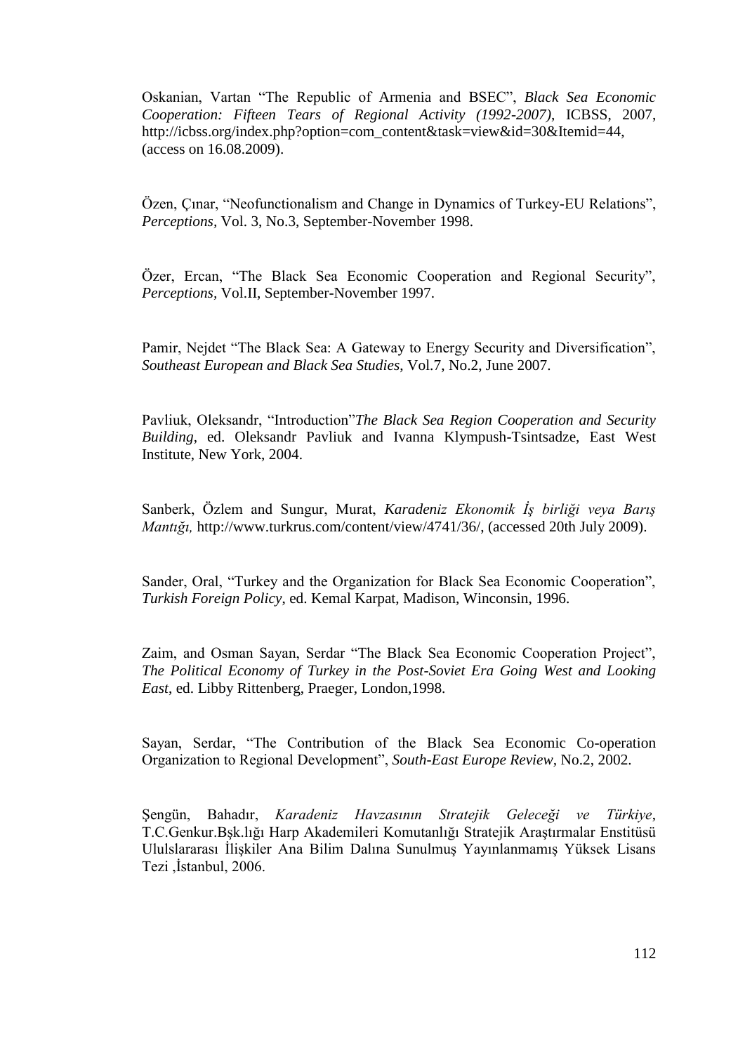Oskanian, Vartan "The Republic of Armenia and BSEC", *Black Sea Economic Cooperation: Fifteen Tears of Regional Activity (1992-2007)*, ICBSS, 2007, http://icbss.org/index.php?option=com_content&task=view&id=30&Itemid=44, (access on 16.08.2009).

Özen, Çınar, "Neofunctionalism and Change in Dynamics of Turkey-EU Relations", *Perceptions*, Vol. 3, No.3, September-November 1998.

Özer, Ercan, "The Black Sea Economic Cooperation and Regional Security", *Perceptions*, Vol.II, September-November 1997.

Pamir, Nejdet "The Black Sea: A Gateway to Energy Security and Diversification", *Southeast European and Black Sea Studies*, Vol.7, No.2, June 2007.

Pavliuk, Oleksandr, "Introduction"*The Black Sea Region Cooperation and Security Building*, ed. Oleksandr Pavliuk and Ivanna Klympush-Tsintsadze, East West Institute, New York, 2004.

Sanberk, Özlem and Sungur, Murat, *Karadeniz Ekonomik İş birliği veya Barış Mantığı,* http://www.turkrus.com/content/view/4741/36/, (accessed 20th July 2009).

Sander, Oral, "Turkey and the Organization for Black Sea Economic Cooperation", *Turkish Foreign Policy*, ed. Kemal Karpat, Madison, Winconsin, 1996.

Zaim, and Osman Sayan, Serdar "The Black Sea Economic Cooperation Project", *The Political Economy of Turkey in the Post-Soviet Era Going West and Looking East*, ed. Libby Rittenberg, Praeger, London,1998.

Sayan, Serdar, "The Contribution of the Black Sea Economic Co-operation Organization to Regional Development", *South-East Europe Review*, No.2, 2002.

Şengün, Bahadır, *Karadeniz Havzasının Stratejik Geleceği ve Türkiye*, T.C.Genkur.Bşk.lığı Harp Akademileri Komutanlığı Stratejik Araştırmalar Enstitüsü Ululslararası İlişkiler Ana Bilim Dalına Sunulmuş Yayınlanmamış Yüksek Lisans Tezi ,İstanbul, 2006.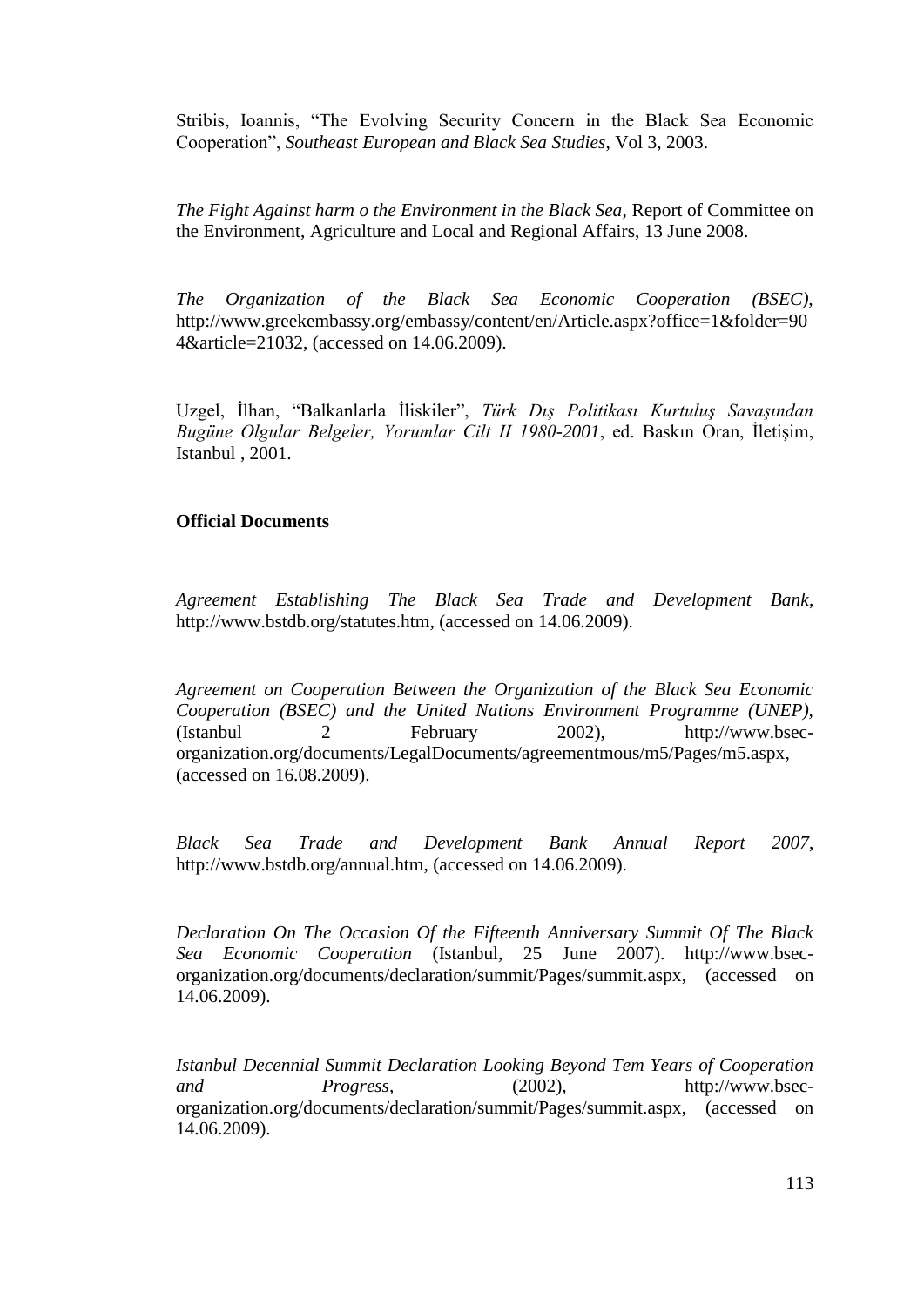Stribis, Ioannis, "The Evolving Security Concern in the Black Sea Economic Cooperation", *Southeast European and Black Sea Studies*, Vol 3, 2003.

*The Fight Against harm o the Environment in the Black Sea*, Report of Committee on the Environment, Agriculture and Local and Regional Affairs, 13 June 2008.

*The Organization of the Black Sea Economic Cooperation (BSEC)*, http://www.greekembassy.org/embassy/content/en/Article.aspx?office=1&folder=904&article=21032, (accessed on 14.06.2009).

Uzgel, İlhan, "Balkanlarla İliskiler", *Türk Dış Politikası Kurtuluş Savaşından Bugüne Olgular Belgeler, Yorumlar Cilt II 1980-2001*, ed. Baskın Oran, İletişim, Istanbul , 2001.

**Official Documents**

*Agreement Establishing The Black Sea Trade and Development Bank*, http://www.bstdb.org/statutes.htm, (accessed on 14.06.2009).

*Agreement on Cooperation Between the Organization of the Black Sea Economic Cooperation (BSEC) and the United Nations Environment Programme (UNEP),* (Istanbul 2 February 2002), http://www.bsec-organization.org/documents/LegalDocuments/agreementmous/m5/Pages/m5.aspx, (accessed on 16.08.2009).

*Black Sea Trade and Development Bank Annual Report 2007*, http://www.bstdb.org/annual.htm, (accessed on 14.06.2009).

*Declaration On The Occasion Of the Fifteenth Anniversary Summit Of The Black Sea Economic Cooperation* (Istanbul, 25 June 2007). http://www.bsec-organization.org/documents/declaration/summit/Pages/summit.aspx, (accessed on 14.06.2009).

*Istanbul Decennial Summit Declaration Looking Beyond Tem Years of Cooperation and Progress,* (2002), http://www.bsec-organization.org/documents/declaration/summit/Pages/summit.aspx, (accessed on 14.06.2009).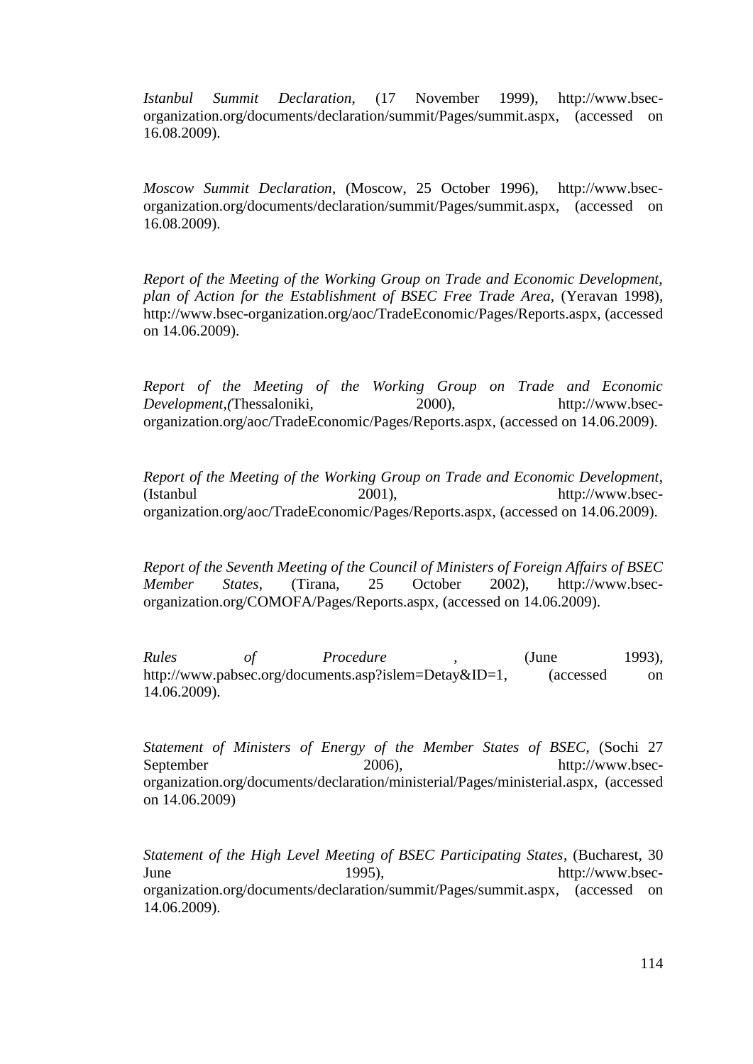*Istanbul Summit Declaration*, (17 November 1999), http://www.bsec-organization.org/documents/declaration/summit/Pages/summit.aspx, (accessed on 16.08.2009).

*Moscow Summit Declaration*, (Moscow, 25 October 1996), http://www.bsec-organization.org/documents/declaration/summit/Pages/summit.aspx, (accessed on 16.08.2009).

*Report of the Meeting of the Working Group on Trade and Economic Development, plan of Action for the Establishment of BSEC Free Trade Area*, (Yeravan 1998), http://www.bsec-organization.org/aoc/TradeEconomic/Pages/Reports.aspx, (accessed on 14.06.2009).

*Report of the Meeting of the Working Group on Trade and Economic Development,(*Thessaloniki, 2000), http://www.bsec-organization.org/aoc/TradeEconomic/Pages/Reports.aspx, (accessed on 14.06.2009).

*Report of the Meeting of the Working Group on Trade and Economic Development*, (Istanbul 2001), http://www.bsec-organization.org/aoc/TradeEconomic/Pages/Reports.aspx, (accessed on 14.06.2009).

*Report of the Seventh Meeting of the Council of Ministers of Foreign Affairs of BSEC Member States*, (Tirana, 25 October 2002), http://www.bsec-organization.org/COMOFA/Pages/Reports.aspx, (accessed on 14.06.2009).

*Rules of Procedure* , (June 1993), http://www.pabsec.org/documents.asp?islem=Detay&ID=1, (accessed on 14.06.2009).

*Statement of Ministers of Energy of the Member States of BSEC*, (Sochi 27 September 2006), http://www.bsec-organization.org/documents/declaration/ministerial/Pages/ministerial.aspx, (accessed on 14.06.2009)

*Statement of the High Level Meeting of BSEC Participating States*, (Bucharest, 30 June 1995), http://www.bsec-organization.org/documents/declaration/summit/Pages/summit.aspx, (accessed on 14.06.2009).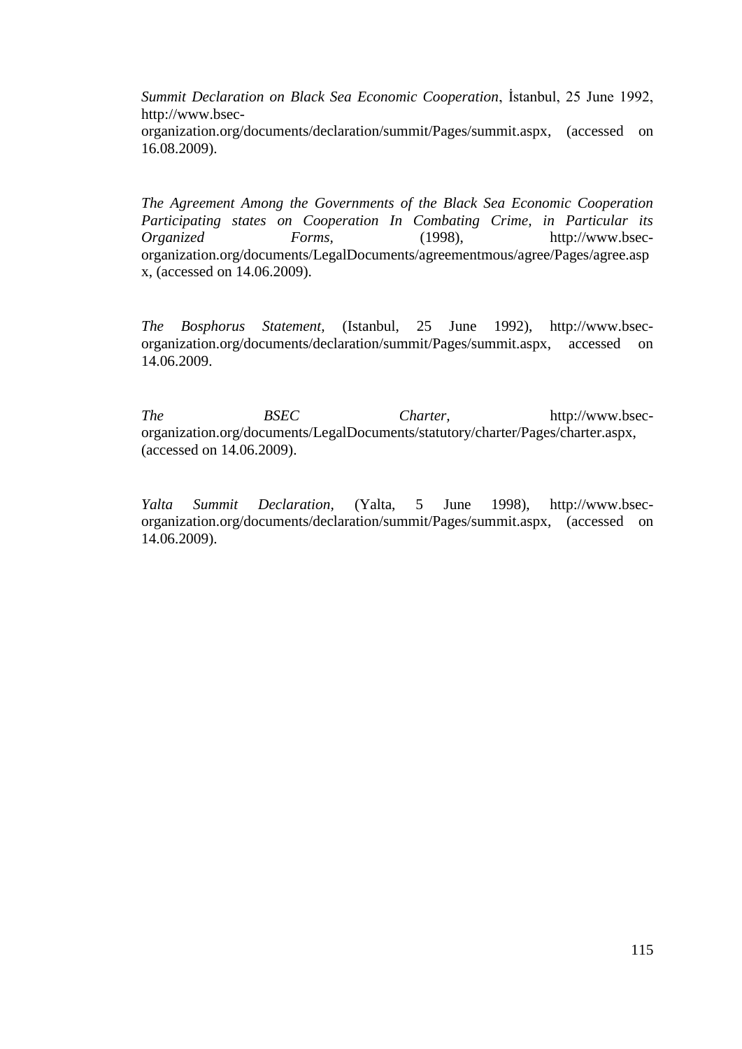*Summit Declaration on Black Sea Economic Cooperation*, İstanbul, 25 June 1992, http://www.bsec-organization.org/documents/declaration/summit/Pages/summit.aspx, (accessed on 16.08.2009).

*The Agreement Among the Governments of the Black Sea Economic Cooperation Participating states on Cooperation In Combating Crime, in Particular its Organized Forms*, (1998), http://www.bsec-organization.org/documents/LegalDocuments/agreementmous/agree/Pages/agree.aspx, (accessed on 14.06.2009).

*The Bosphorus Statement*, (Istanbul, 25 June 1992), http://www.bsec-organization.org/documents/declaration/summit/Pages/summit.aspx, accessed on 14.06.2009.

*The BSEC Charter*, http://www.bsec-organization.org/documents/LegalDocuments/statutory/charter/Pages/charter.aspx, (accessed on 14.06.2009).

*Yalta Summit Declaration*, (Yalta, 5 June 1998), http://www.bsec-organization.org/documents/declaration/summit/Pages/summit.aspx, (accessed on 14.06.2009).